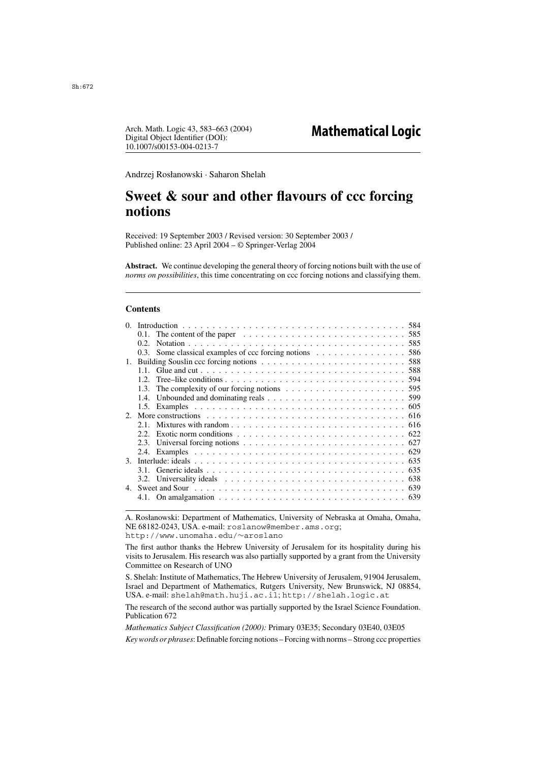Andrzej Rosłanowski · Saharon Shelah

# Sweet & sour and other flavours of ccc forcing notions

Received: 19 September 2003 / Revised version: 30 September 2003 /
Published online: 23 April 2004 – © Springer-Verlag 2004

**Abstract.** We continue developing the general theory of forcing notions built with the use of *norms on possibilities*, this time concentrating on ccc forcing notions and classifying them.

## Contents

0. Introduction . . . 584
   - 0.1. The content of the paper . . . 585
   - 0.2. Notation . . . 585
   - 0.3. Some classical examples of ccc forcing notions . . . 586
1. Building Souslin ccc forcing notions . . . 588
   - 1.1. Glue and cut . . . 588
   - 1.2. Tree–like conditions . . . 594
   - 1.3. The complexity of our forcing notions . . . 595
   - 1.4. Unbounded and dominating reals . . . 599
   - 1.5. Examples . . . 605
2. More constructions . . . 616
   - 2.1. Mixtures with random . . . 616
   - 2.2. Exotic norm conditions . . . 622
   - 2.3. Universal forcing notions . . . 627
   - 2.4. Examples . . . 629
3. Interlude: ideals . . . 635
   - 3.1. Generic ideals . . . 635
   - 3.2. Universality ideals . . . 638
4. Sweet and Sour . . . 639
   - 4.1. On amalgamation . . . 639

---

A. Rosłanowski: Department of Mathematics, University of Nebraska at Omaha, Omaha, NE 68182-0243, USA. e-mail: roslanow@member.ams.org; http://www.unomaha.edu/~aroslano

The first author thanks the Hebrew University of Jerusalem for its hospitality during his visits to Jerusalem. His research was also partially supported by a grant from the University Committee on Research of UNO

S. Shelah: Institute of Mathematics, The Hebrew University of Jerusalem, 91904 Jerusalem, Israel and Department of Mathematics, Rutgers University, New Brunswick, NJ 08854, USA. e-mail: shelah@math.huji.ac.il; http://shelah.logic.at

The research of the second author was partially supported by the Israel Science Foundation. Publication 672

*Mathematics Subject Classification (2000):* Primary 03E35; Secondary 03E40, 03E05

*Key words or phrases*: Definable forcing notions – Forcing with norms – Strong ccc properties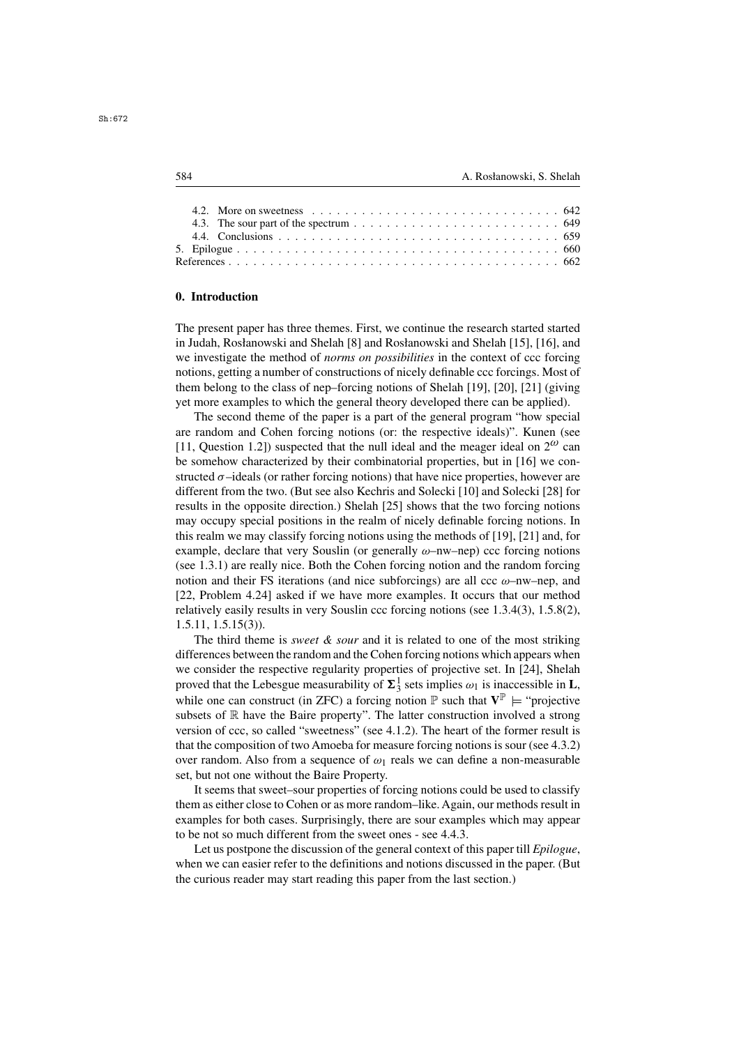4.2. More on sweetness . . . . . . . . . . . . . . . . . . . . . . . . . . . . . . 642
4.3. The sour part of the spectrum . . . . . . . . . . . . . . . . . . . . . . . . . 649
4.4. Conclusions . . . . . . . . . . . . . . . . . . . . . . . . . . . . . . . . . . 659
5. Epilogue . . . . . . . . . . . . . . . . . . . . . . . . . . . . . . . . . . . . . 660
References . . . . . . . . . . . . . . . . . . . . . . . . . . . . . . . . . . . . . 662

## 0. Introduction

The present paper has three themes. First, we continue the research started started in Judah, Rosłanowski and Shelah [8] and Rosłanowski and Shelah [15], [16], and we investigate the method of *norms on possibilities* in the context of ccc forcing notions, getting a number of constructions of nicely definable ccc forcings. Most of them belong to the class of nep–forcing notions of Shelah [19], [20], [21] (giving yet more examples to which the general theory developed there can be applied).

The second theme of the paper is a part of the general program "how special are random and Cohen forcing notions (or: the respective ideals)". Kunen (see [11, Question 1.2]) suspected that the null ideal and the meager ideal on $2^{\omega}$ can be somehow characterized by their combinatorial properties, but in [16] we constructed $\sigma$–ideals (or rather forcing notions) that have nice properties, however are different from the two. (But see also Kechris and Solecki [10] and Solecki [28] for results in the opposite direction.) Shelah [25] shows that the two forcing notions may occupy special positions in the realm of nicely definable forcing notions. In this realm we may classify forcing notions using the methods of [19], [21] and, for example, declare that very Souslin (or generally $\omega$–nw–nep) ccc forcing notions (see 1.3.1) are really nice. Both the Cohen forcing notion and the random forcing notion and their FS iterations (and nice subforcings) are all ccc $\omega$–nw–nep, and [22, Problem 4.24] asked if we have more examples. It occurs that our method relatively easily results in very Souslin ccc forcing notions (see 1.3.4(3), 1.5.8(2), 1.5.11, 1.5.15(3)).

The third theme is *sweet & sour* and it is related to one of the most striking differences between the random and the Cohen forcing notions which appears when we consider the respective regularity properties of projective set. In [24], Shelah proved that the Lebesgue measurability of $\mathbf{\Sigma}^1_3$ sets implies $\omega_1$ is inaccessible in $\mathbf{L}$, while one can construct (in ZFC) a forcing notion $\mathbb{P}$ such that $\mathbf{V}^{\mathbb{P}} \models$ "projective subsets of $\mathbb{R}$ have the Baire property". The latter construction involved a strong version of ccc, so called "sweetness" (see 4.1.2). The heart of the former result is that the composition of two Amoeba for measure forcing notions is sour (see 4.3.2) over random. Also from a sequence of $\omega_1$ reals we can define a non-measurable set, but not one without the Baire Property.

It seems that sweet–sour properties of forcing notions could be used to classify them as either close to Cohen or as more random–like. Again, our methods result in examples for both cases. Surprisingly, there are sour examples which may appear to be not so much different from the sweet ones - see 4.4.3.

Let us postpone the discussion of the general context of this paper till *Epilogue*, when we can easier refer to the definitions and notions discussed in the paper. (But the curious reader may start reading this paper from the last section.)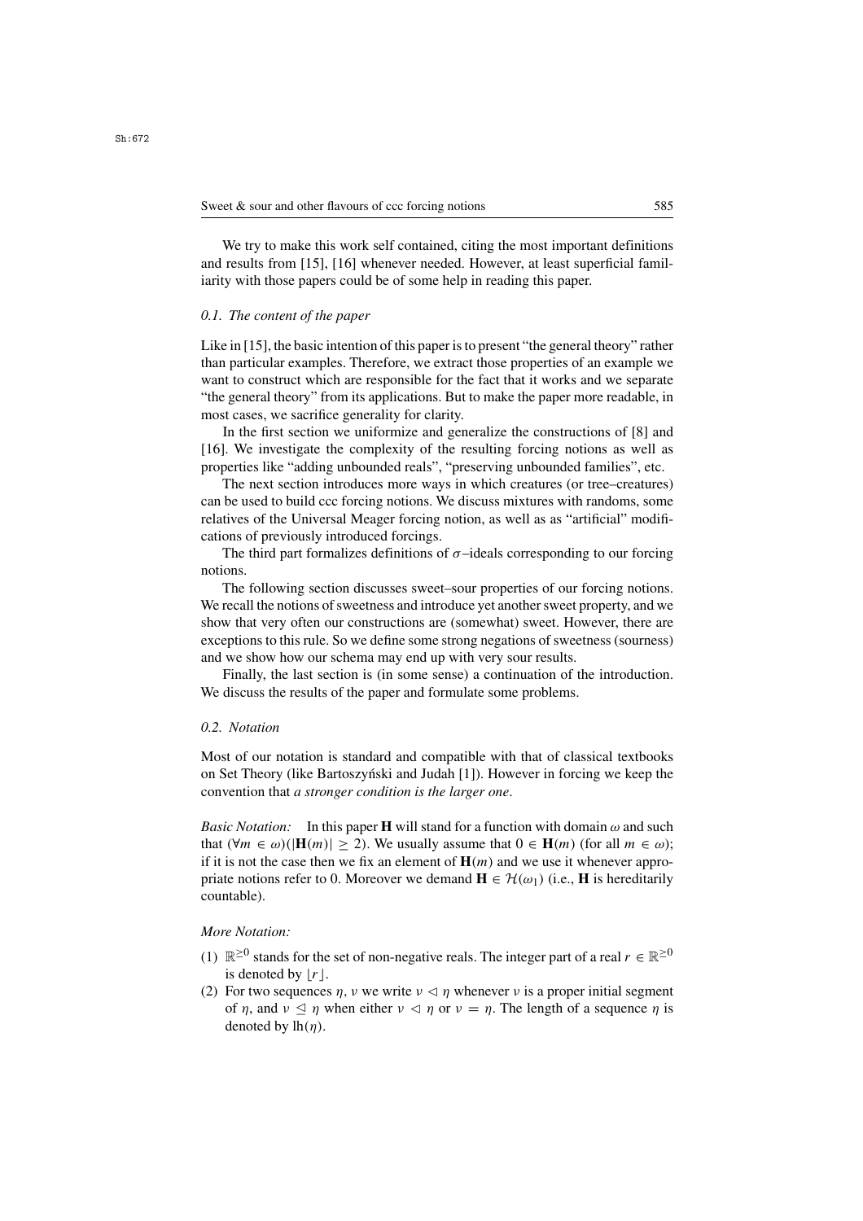We try to make this work self contained, citing the most important definitions and results from [15], [16] whenever needed. However, at least superficial familiarity with those papers could be of some help in reading this paper.

### *0.1. The content of the paper*

Like in [15], the basic intention of this paper is to present "the general theory" rather than particular examples. Therefore, we extract those properties of an example we want to construct which are responsible for the fact that it works and we separate "the general theory" from its applications. But to make the paper more readable, in most cases, we sacrifice generality for clarity.

In the first section we uniformize and generalize the constructions of [8] and [16]. We investigate the complexity of the resulting forcing notions as well as properties like "adding unbounded reals", "preserving unbounded families", etc.

The next section introduces more ways in which creatures (or tree–creatures) can be used to build ccc forcing notions. We discuss mixtures with randoms, some relatives of the Universal Meager forcing notion, as well as as "artificial" modifications of previously introduced forcings.

The third part formalizes definitions of $\sigma$–ideals corresponding to our forcing notions.

The following section discusses sweet–sour properties of our forcing notions. We recall the notions of sweetness and introduce yet another sweet property, and we show that very often our constructions are (somewhat) sweet. However, there are exceptions to this rule. So we define some strong negations of sweetness (sourness) and we show how our schema may end up with very sour results.

Finally, the last section is (in some sense) a continuation of the introduction. We discuss the results of the paper and formulate some problems.

### *0.2. Notation*

Most of our notation is standard and compatible with that of classical textbooks on Set Theory (like Bartoszyński and Judah [1]). However in forcing we keep the convention that *a stronger condition is the larger one*.

*Basic Notation:* In this paper $\mathbf{H}$ will stand for a function with domain $\omega$ and such that $(\forall m \in \omega)(|\mathbf{H}(m)| \geq 2)$. We usually assume that $0 \in \mathbf{H}(m)$ (for all $m \in \omega$); if it is not the case then we fix an element of $\mathbf{H}(m)$ and we use it whenever appropriate notions refer to 0. Moreover we demand $\mathbf{H} \in \mathcal{H}(\omega_1)$ (i.e., $\mathbf{H}$ is hereditarily countable).

*More Notation:*

(1) $\mathbb{R}^{\geq 0}$ stands for the set of non-negative reals. The integer part of a real $r \in \mathbb{R}^{\geq 0}$ is denoted by $\lfloor r \rfloor$.
(2) For two sequences $\eta, \nu$ we write $\nu \vartriangleleft \eta$ whenever $\nu$ is a proper initial segment of $\eta$, and $\nu \trianglelefteq \eta$ when either $\nu \vartriangleleft \eta$ or $\nu = \eta$. The length of a sequence $\eta$ is denoted by $\mathrm{lh}(\eta)$.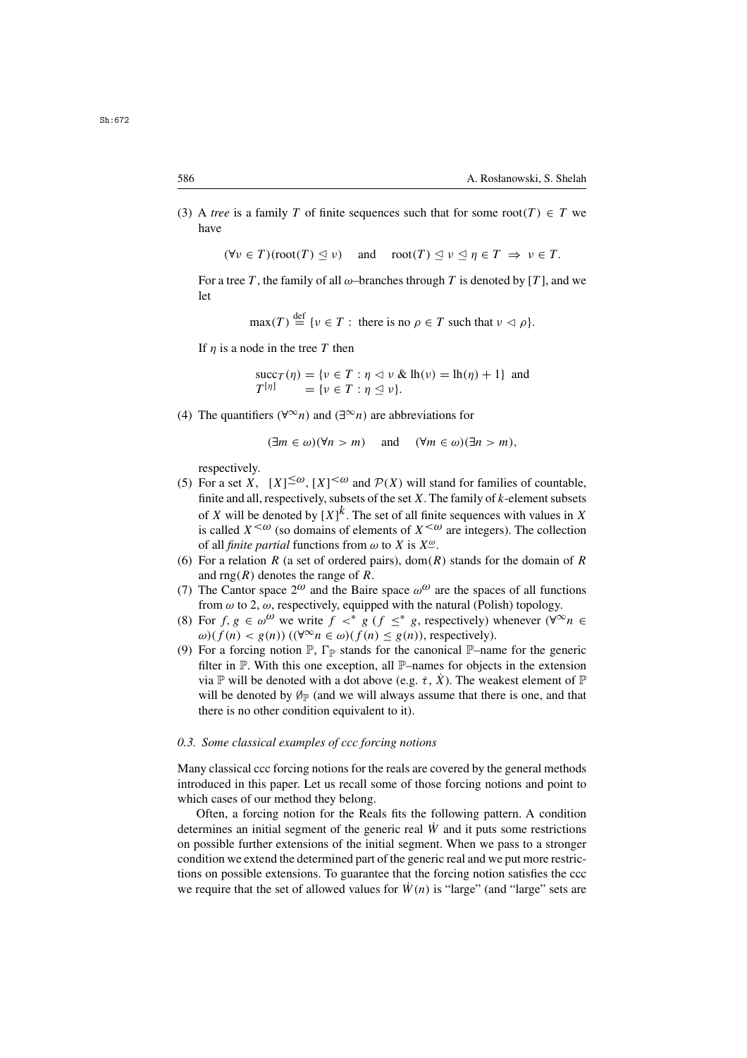(3) A *tree* is a family $T$ of finite sequences such that for some $\mathrm{root}(T) \in T$ we have

$$(\forall \nu \in T)(\mathrm{root}(T) \trianglelefteq \nu) \quad \text{and} \quad \mathrm{root}(T) \trianglelefteq \nu \trianglelefteq \eta \in T \ \Rightarrow\ \nu \in T.$$

For a tree $T$, the family of all $\omega$–branches through $T$ is denoted by $[T]$, and we let

$$\max(T) \stackrel{\rm def}{=} \{\nu \in T : \text{ there is no } \rho \in T \text{ such that } \nu \vartriangleleft \rho\}.$$

If $\eta$ is a node in the tree $T$ then

$$\begin{array}{ll}\mathrm{succ}_T(\eta) &= \{\nu \in T : \eta \vartriangleleft \nu \ \&\ \mathrm{lh}(\nu) = \mathrm{lh}(\eta) + 1\} \ \text{ and} \\ T^{[\eta]} &= \{\nu \in T : \eta \trianglelefteq \nu\}.\end{array}$$

(4) The quantifiers $(\forall^\infty n)$ and $(\exists^\infty n)$ are abbreviations for

$$(\exists m \in \omega)(\forall n > m) \quad \text{and} \quad (\forall m \in \omega)(\exists n > m),$$

respectively.

(5) For a set $X$, $[X]^{\leq\omega}$, $[X]^{<\omega}$ and $\mathcal{P}(X)$ will stand for families of countable, finite and all, respectively, subsets of the set $X$. The family of $k$-element subsets of $X$ will be denoted by $[X]^k$. The set of all finite sequences with values in $X$ is called $X^{<\omega}$ (so domains of elements of $X^{<\omega}$ are integers). The collection of all *finite partial* functions from $\omega$ to $X$ is $X^{\underline{\omega}}$.

(6) For a relation $R$ (a set of ordered pairs), $\mathrm{dom}(R)$ stands for the domain of $R$ and $\mathrm{rng}(R)$ denotes the range of $R$.

(7) The Cantor space $2^\omega$ and the Baire space $\omega^\omega$ are the spaces of all functions from $\omega$ to $2$, $\omega$, respectively, equipped with the natural (Polish) topology.

(8) For $f, g \in \omega^\omega$ we write $f <^* g$ ($f \leq^* g$, respectively) whenever $(\forall^\infty n \in \omega)(f(n) < g(n))$ ($(\forall^\infty n \in \omega)(f(n) \leq g(n))$, respectively).

(9) For a forcing notion $\mathbb{P}$, $\Gamma_{\mathbb{P}}$ stands for the canonical $\mathbb{P}$–name for the generic filter in $\mathbb{P}$. With this one exception, all $\mathbb{P}$–names for objects in the extension via $\mathbb{P}$ will be denoted with a dot above (e.g. $\dot{\tau}$, $\dot{X}$). The weakest element of $\mathbb{P}$ will be denoted by $\emptyset_{\mathbb{P}}$ (and we will always assume that there is one, and that there is no other condition equivalent to it).

### *0.3. Some classical examples of ccc forcing notions*

Many classical ccc forcing notions for the reals are covered by the general methods introduced in this paper. Let us recall some of those forcing notions and point to which cases of our method they belong.

Often, a forcing notion for the Reals fits the following pattern. A condition determines an initial segment of the generic real $\dot{W}$ and it puts some restrictions on possible further extensions of the initial segment. When we pass to a stronger condition we extend the determined part of the generic real and we put more restrictions on possible extensions. To guarantee that the forcing notion satisfies the ccc we require that the set of allowed values for $\dot{W}(n)$ is "large" (and "large" sets are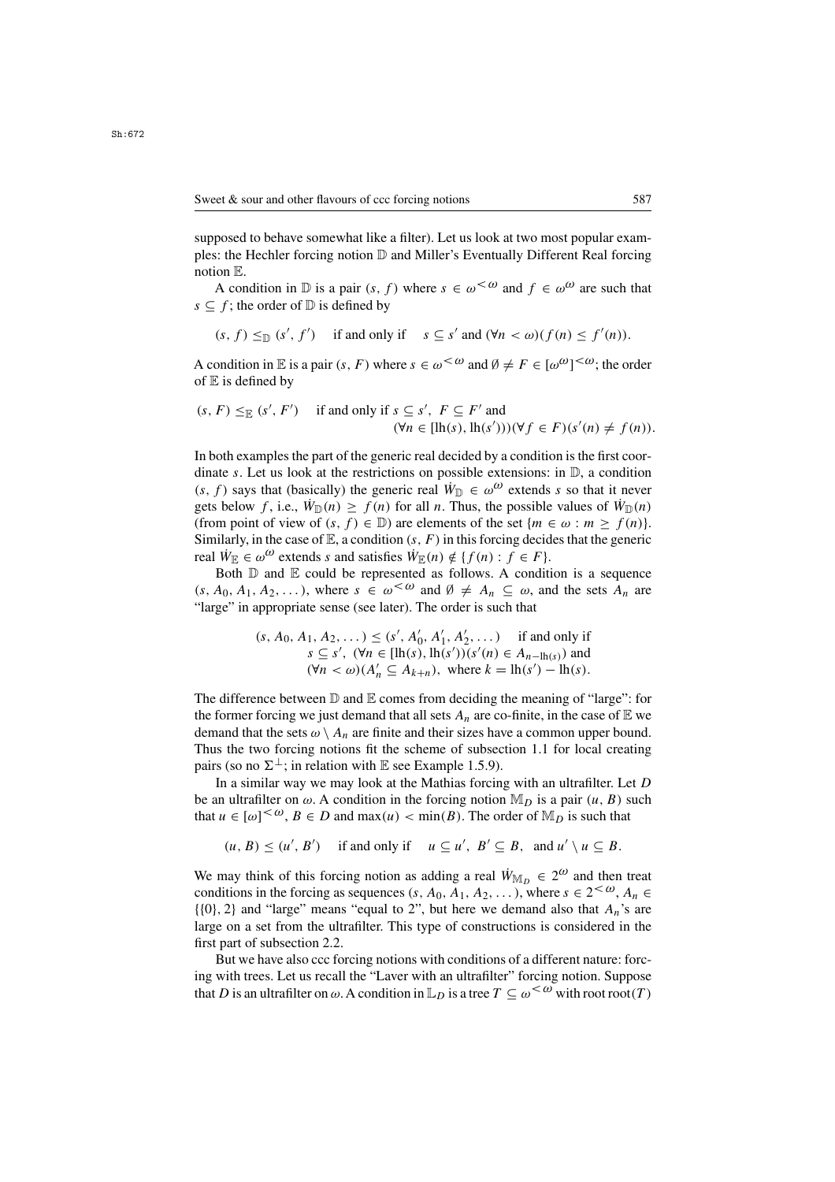supposed to behave somewhat like a filter). Let us look at two most popular examples: the Hechler forcing notion $\mathbb{D}$ and Miller's Eventually Different Real forcing notion $\mathbb{E}$.

A condition in $\mathbb{D}$ is a pair $(s, f)$ where $s \in \omega^{<\omega}$ and $f \in \omega^{\omega}$ are such that $s \subseteq f$; the order of $\mathbb{D}$ is defined by

$$(s, f) \leq_{\mathbb{D}} (s', f') \quad \text{if and only if} \quad s \subseteq s' \text{ and } (\forall n < \omega)(f(n) \leq f'(n)).$$

A condition in $\mathbb{E}$ is a pair $(s, F)$ where $s \in \omega^{<\omega}$ and $\emptyset \neq F \in [\omega^{\omega}]^{<\omega}$; the order of $\mathbb{E}$ is defined by

$$(s, F) \leq_{\mathbb{E}} (s', F') \quad \text{if and only if } s \subseteq s',\ F \subseteq F' \text{ and } (\forall n \in [\mathrm{lh}(s), \mathrm{lh}(s')))(\forall f \in F)(s'(n) \neq f(n)).$$

In both examples the part of the generic real decided by a condition is the first coordinate $s$. Let us look at the restrictions on possible extensions: in $\mathbb{D}$, a condition $(s, f)$ says that (basically) the generic real $\dot{W}_{\mathbb{D}} \in \omega^{\omega}$ extends $s$ so that it never gets below $f$, i.e., $\dot{W}_{\mathbb{D}}(n) \geq f(n)$ for all $n$. Thus, the possible values of $\dot{W}_{\mathbb{D}}(n)$ (from point of view of $(s, f) \in \mathbb{D}$) are elements of the set $\{m \in \omega : m \geq f(n)\}$. Similarly, in the case of $\mathbb{E}$, a condition $(s, F)$ in this forcing decides that the generic real $\dot{W}_{\mathbb{E}} \in \omega^{\omega}$ extends $s$ and satisfies $\dot{W}_{\mathbb{E}}(n) \notin \{f(n) : f \in F\}$.

Both $\mathbb{D}$ and $\mathbb{E}$ could be represented as follows. A condition is a sequence $(s, A_0, A_1, A_2, \dots)$, where $s \in \omega^{<\omega}$ and $\emptyset \neq A_n \subseteq \omega$, and the sets $A_n$ are "large" in appropriate sense (see later). The order is such that

$$\begin{aligned}(s, A_0, A_1, A_2, \dots) \leq (s', A_0', A_1', A_2', \dots) \quad &\text{if and only if}\\ s \subseteq s',\ (\forall n \in [\mathrm{lh}(s), \mathrm{lh}(s'))(s'(n) \in A_{n-\mathrm{lh}(s)}) &\text{ and}\\ (\forall n < \omega)(A_n' \subseteq A_{k+n}),\ \text{ where } k = \mathrm{lh}(s') - \mathrm{lh}(s)&.\end{aligned}$$

The difference between $\mathbb{D}$ and $\mathbb{E}$ comes from deciding the meaning of "large": for the former forcing we just demand that all sets $A_n$ are co-finite, in the case of $\mathbb{E}$ we demand that the sets $\omega \setminus A_n$ are finite and their sizes have a common upper bound. Thus the two forcing notions fit the scheme of subsection 1.1 for local creating pairs (so no $\Sigma^{\perp}$; in relation with $\mathbb{E}$ see Example 1.5.9).

In a similar way we may look at the Mathias forcing with an ultrafilter. Let $D$ be an ultrafilter on $\omega$. A condition in the forcing notion $\mathbb{M}_D$ is a pair $(u, B)$ such that $u \in [\omega]^{<\omega}$, $B \in D$ and $\max(u) < \min(B)$. The order of $\mathbb{M}_D$ is such that

$$(u, B) \leq (u', B') \quad \text{if and only if} \quad u \subseteq u',\ B' \subseteq B, \ \text{ and } u' \setminus u \subseteq B.$$

We may think of this forcing notion as adding a real $\dot{W}_{\mathbb{M}_D} \in 2^{\omega}$ and then treat conditions in the forcing as sequences $(s, A_0, A_1, A_2, \dots)$, where $s \in 2^{<\omega}$, $A_n \in \{\{0\}, 2\}$ and "large" means "equal to 2", but here we demand also that $A_n$'s are large on a set from the ultrafilter. This type of constructions is considered in the first part of subsection 2.2.

But we have also ccc forcing notions with conditions of a different nature: forcing with trees. Let us recall the "Laver with an ultrafilter" forcing notion. Suppose that $D$ is an ultrafilter on $\omega$. A condition in $\mathbb{L}_D$ is a tree $T \subseteq \omega^{<\omega}$ with root $\mathrm{root}(T)$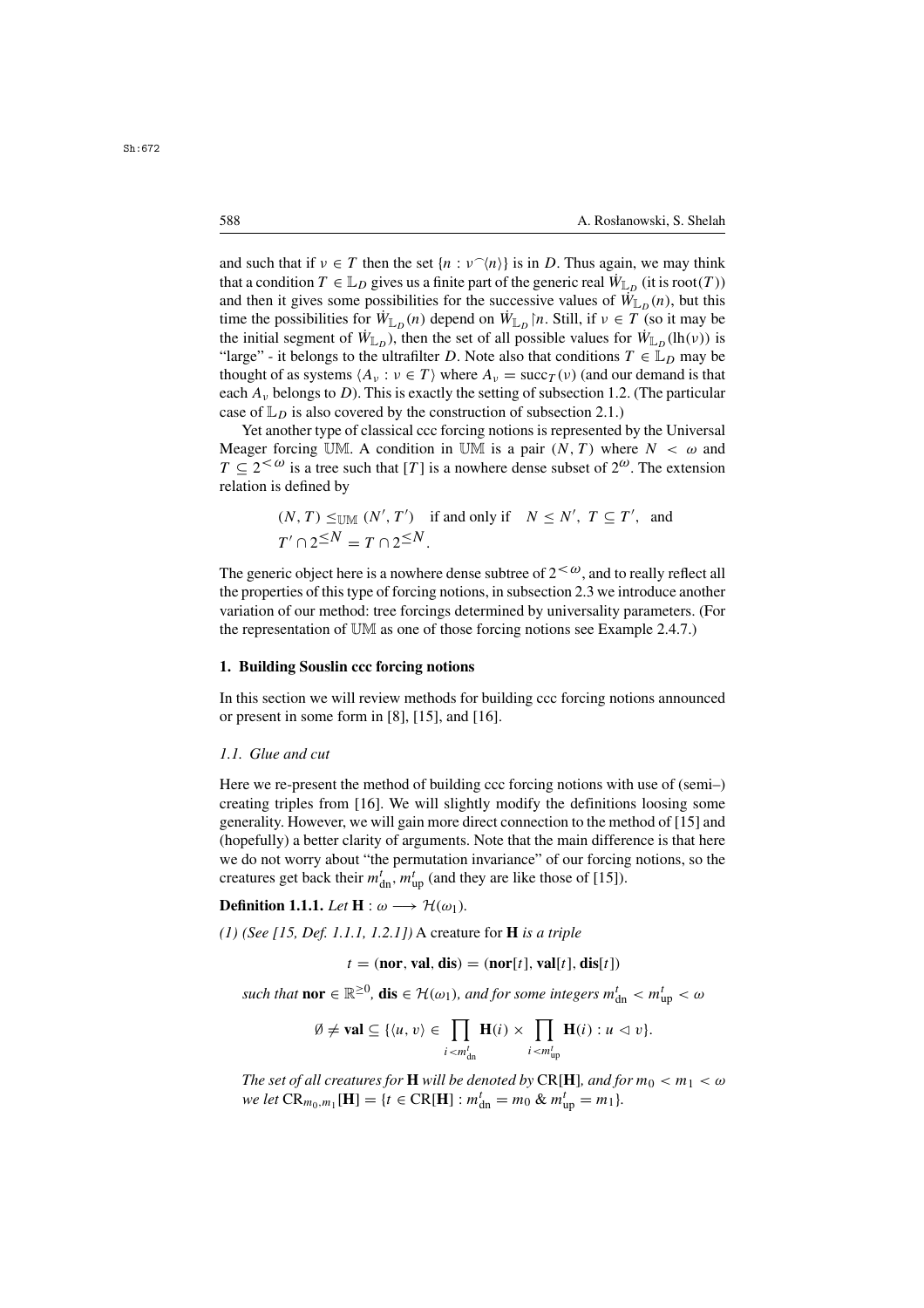and such that if $\nu \in T$ then the set $\{n : \nu^\frown\langle n\rangle\}$ is in $D$. Thus again, we may think that a condition $T \in \mathbb{L}_D$ gives us a finite part of the generic real $\dot{W}_{\mathbb{L}_D}$ (it is $\mathrm{root}(T)$) and then it gives some possibilities for the successive values of $\dot{W}_{\mathbb{L}_D}(n)$, but this time the possibilities for $\dot{W}_{\mathbb{L}_D}(n)$ depend on $\dot{W}_{\mathbb{L}_D}{\restriction}n$. Still, if $\nu \in T$ (so it may be the initial segment of $\dot{W}_{\mathbb{L}_D}$), then the set of all possible values for $\dot{W}_{\mathbb{L}_D}(\mathrm{lh}(\nu))$ is "large" - it belongs to the ultrafilter $D$. Note also that conditions $T \in \mathbb{L}_D$ may be thought of as systems $\langle A_\nu : \nu \in T\rangle$ where $A_\nu = \mathrm{succ}_T(\nu)$ (and our demand is that each $A_\nu$ belongs to $D$). This is exactly the setting of subsection 1.2. (The particular case of $\mathbb{L}_D$ is also covered by the construction of subsection 2.1.)

Yet another type of classical ccc forcing notions is represented by the Universal Meager forcing $\mathbb{UM}$. A condition in $\mathbb{UM}$ is a pair $(N, T)$ where $N < \omega$ and $T \subseteq 2^{<\omega}$ is a tree such that $[T]$ is a nowhere dense subset of $2^\omega$. The extension relation is defined by

$$(N,T) \leq_{\mathbb{UM}} (N',T') \quad \text{if and only if} \quad N \leq N',\ T \subseteq T', \ \text{ and } \\ T' \cap 2^{\leq N} = T \cap 2^{\leq N}.$$

The generic object here is a nowhere dense subtree of $2^{<\omega}$, and to really reflect all the properties of this type of forcing notions, in subsection 2.3 we introduce another variation of our method: tree forcings determined by universality parameters. (For the representation of $\mathbb{UM}$ as one of those forcing notions see Example 2.4.7.)

## 1. Building Souslin ccc forcing notions

In this section we will review methods for building ccc forcing notions announced or present in some form in [8], [15], and [16].

### 1.1. Glue and cut

Here we re-present the method of building ccc forcing notions with use of (semi–) creating triples from [16]. We will slightly modify the definitions loosing some generality. However, we will gain more direct connection to the method of [15] and (hopefully) a better clarity of arguments. Note that the main difference is that here we do not worry about "the permutation invariance" of our forcing notions, so the creatures get back their $m^t_{\mathrm{dn}}, m^t_{\mathrm{up}}$ (and they are like those of [15]).

**Definition 1.1.1.** *Let* $\mathbf{H} : \omega \longrightarrow \mathcal{H}(\omega_1)$.

*(1) (See [15, Def. 1.1.1, 1.2.1])* A creature for $\mathbf{H}$ *is a triple*

$$t = (\mathbf{nor}, \mathbf{val}, \mathbf{dis}) = (\mathbf{nor}[t], \mathbf{val}[t], \mathbf{dis}[t])$$

*such that* $\mathbf{nor} \in \mathbb{R}^{\geq 0}$, $\mathbf{dis} \in \mathcal{H}(\omega_1)$, *and for some integers* $m^t_{\mathrm{dn}} < m^t_{\mathrm{up}} < \omega$

$$\emptyset \neq \mathbf{val} \subseteq \{\langle u, v\rangle \in \prod_{i<m^t_{\mathrm{dn}}} \mathbf{H}(i) \times \prod_{i<m^t_{\mathrm{up}}} \mathbf{H}(i) : u \vartriangleleft v\}.$$

*The set of all creatures for* $\mathbf{H}$ *will be denoted by* $\mathrm{CR}[\mathbf{H}]$*, and for* $m_0 < m_1 < \omega$ *we let* $\mathrm{CR}_{m_0,m_1}[\mathbf{H}] = \{t \in \mathrm{CR}[\mathbf{H}] : m^t_{\mathrm{dn}} = m_0 \ \&\ m^t_{\mathrm{up}} = m_1\}$.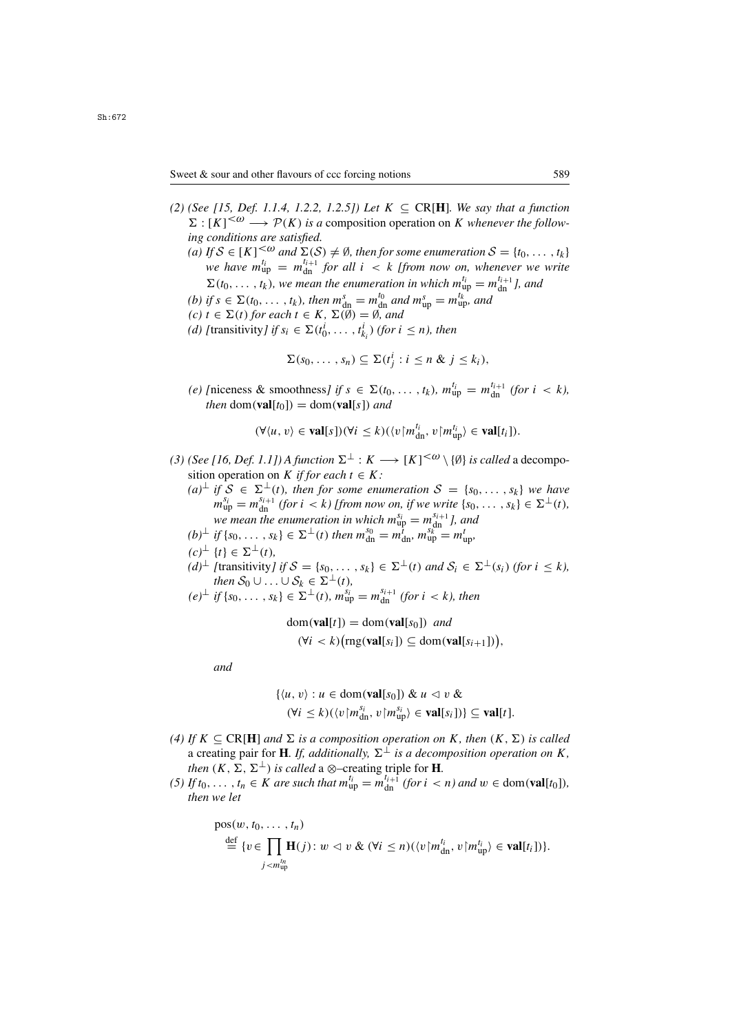(2) *(See [15, Def. 1.1.4, 1.2.2, 1.2.5]) Let $K \subseteq \mathrm{CR}[\mathbf{H}]$. We say that a function $\Sigma : [K]^{<\omega} \longrightarrow \mathcal{P}(K)$ is a* composition operation on $K$ *whenever the following conditions are satisfied.*

   (a) *If $\mathcal{S} \in [K]^{<\omega}$ and $\Sigma(\mathcal{S}) \neq \emptyset$, then for some enumeration $\mathcal{S} = \{t_0, \ldots, t_k\}$ we have $m^{t_i}_{\mathrm{up}} = m^{t_{i+1}}_{\mathrm{dn}}$ for all $i < k$ [from now on, whenever we write $\Sigma(t_0, \ldots, t_k)$, we mean the enumeration in which $m^{t_i}_{\mathrm{up}} = m^{t_{i+1}}_{\mathrm{dn}}$], and*

   (b) *if $s \in \Sigma(t_0, \ldots, t_k)$, then $m^s_{\mathrm{dn}} = m^{t_0}_{\mathrm{dn}}$ and $m^s_{\mathrm{up}} = m^{t_k}_{\mathrm{up}}$, and*

   (c) *$t \in \Sigma(t)$ for each $t \in K$, $\Sigma(\emptyset) = \emptyset$, and*

   (d) *[*transitivity*] if $s_i \in \Sigma(t^i_0, \ldots, t^i_{k_i})$ (for $i \leq n$), then*

   $$\Sigma(s_0, \ldots, s_n) \subseteq \Sigma(t^i_j : i \leq n \ \&\ j \leq k_i),$$

   (e) *[*niceness & smoothness*] if $s \in \Sigma(t_0, \ldots, t_k)$, $m^{t_i}_{\mathrm{up}} = m^{t_{i+1}}_{\mathrm{dn}}$ (for $i < k$), then $\mathrm{dom}(\mathbf{val}[t_0]) = \mathrm{dom}(\mathbf{val}[s])$ and*

   $$(\forall \langle u, v\rangle \in \mathbf{val}[s])(\forall i \leq k)(\langle v{\restriction} m^{t_i}_{\mathrm{dn}}, v{\restriction} m^{t_i}_{\mathrm{up}}\rangle \in \mathbf{val}[t_i]).$$

(3) *(See [16, Def. 1.1]) A function $\Sigma^{\perp} : K \longrightarrow [K]^{<\omega} \setminus \{\emptyset\}$ is called* a decomposition operation on $K$ *if for each $t \in K$:*

   $(a)^{\perp}$ *if $\mathcal{S} \in \Sigma^{\perp}(t)$, then for some enumeration $\mathcal{S} = \{s_0, \ldots, s_k\}$ we have $m^{s_i}_{\mathrm{up}} = m^{s_{i+1}}_{\mathrm{dn}}$ (for $i < k$) [from now on, if we write $\{s_0, \ldots, s_k\} \in \Sigma^{\perp}(t)$, we mean the enumeration in which $m^{s_i}_{\mathrm{up}} = m^{s_{i+1}}_{\mathrm{dn}}$], and*

   $(b)^{\perp}$ *if $\{s_0, \ldots, s_k\} \in \Sigma^{\perp}(t)$ then $m^{s_0}_{\mathrm{dn}} = m^t_{\mathrm{dn}}$, $m^{s_k}_{\mathrm{up}} = m^t_{\mathrm{up}}$,*

   $(c)^{\perp}$ *$\{t\} \in \Sigma^{\perp}(t)$,*

   $(d)^{\perp}$ *[*transitivity*] if $\mathcal{S} = \{s_0, \ldots, s_k\} \in \Sigma^{\perp}(t)$ and $\mathcal{S}_i \in \Sigma^{\perp}(s_i)$ (for $i \leq k$), then $\mathcal{S}_0 \cup \ldots \cup \mathcal{S}_k \in \Sigma^{\perp}(t)$,*

   $(e)^{\perp}$ *if $\{s_0, \ldots, s_k\} \in \Sigma^{\perp}(t)$, $m^{s_i}_{\mathrm{up}} = m^{s_{i+1}}_{\mathrm{dn}}$ (for $i < k$), then*

   $$\mathrm{dom}(\mathbf{val}[t]) = \mathrm{dom}(\mathbf{val}[s_0]) \ \textit{and} \ (\forall i < k)\big(\mathrm{rng}(\mathbf{val}[s_i]) \subseteq \mathrm{dom}(\mathbf{val}[s_{i+1}])\big),$$

   *and*

   $$\{\langle u, v\rangle : u \in \mathrm{dom}(\mathbf{val}[s_0]) \ \&\ u \lhd v \ \&\ (\forall i \leq k)(\langle v{\restriction} m^{s_i}_{\mathrm{dn}}, v{\restriction} m^{s_i}_{\mathrm{up}}\rangle \in \mathbf{val}[s_i])\} \subseteq \mathbf{val}[t].$$

(4) *If $K \subseteq \mathrm{CR}[\mathbf{H}]$ and $\Sigma$ is a composition operation on $K$, then $(K, \Sigma)$ is called* a creating pair for $\mathbf{H}$. *If, additionally, $\Sigma^{\perp}$ is a decomposition operation on $K$, then $(K, \Sigma, \Sigma^{\perp})$ is called* a $\otimes$–creating triple for $\mathbf{H}$.

(5) *If $t_0, \ldots, t_n \in K$ are such that $m^{t_i}_{\mathrm{up}} = m^{t_{i+1}}_{\mathrm{dn}}$ (for $i < n$) and $w \in \mathrm{dom}(\mathbf{val}[t_0])$, then we let*

$$\mathrm{pos}(w, t_0, \ldots, t_n) \stackrel{\mathrm{def}}{=} \{v \in \prod_{j < m^{t_n}_{\mathrm{up}}} \mathbf{H}(j) : w \lhd v \ \&\ (\forall i \leq n)(\langle v{\restriction} m^{t_i}_{\mathrm{dn}}, v{\restriction} m^{t_i}_{\mathrm{up}}\rangle \in \mathbf{val}[t_i])\}.$$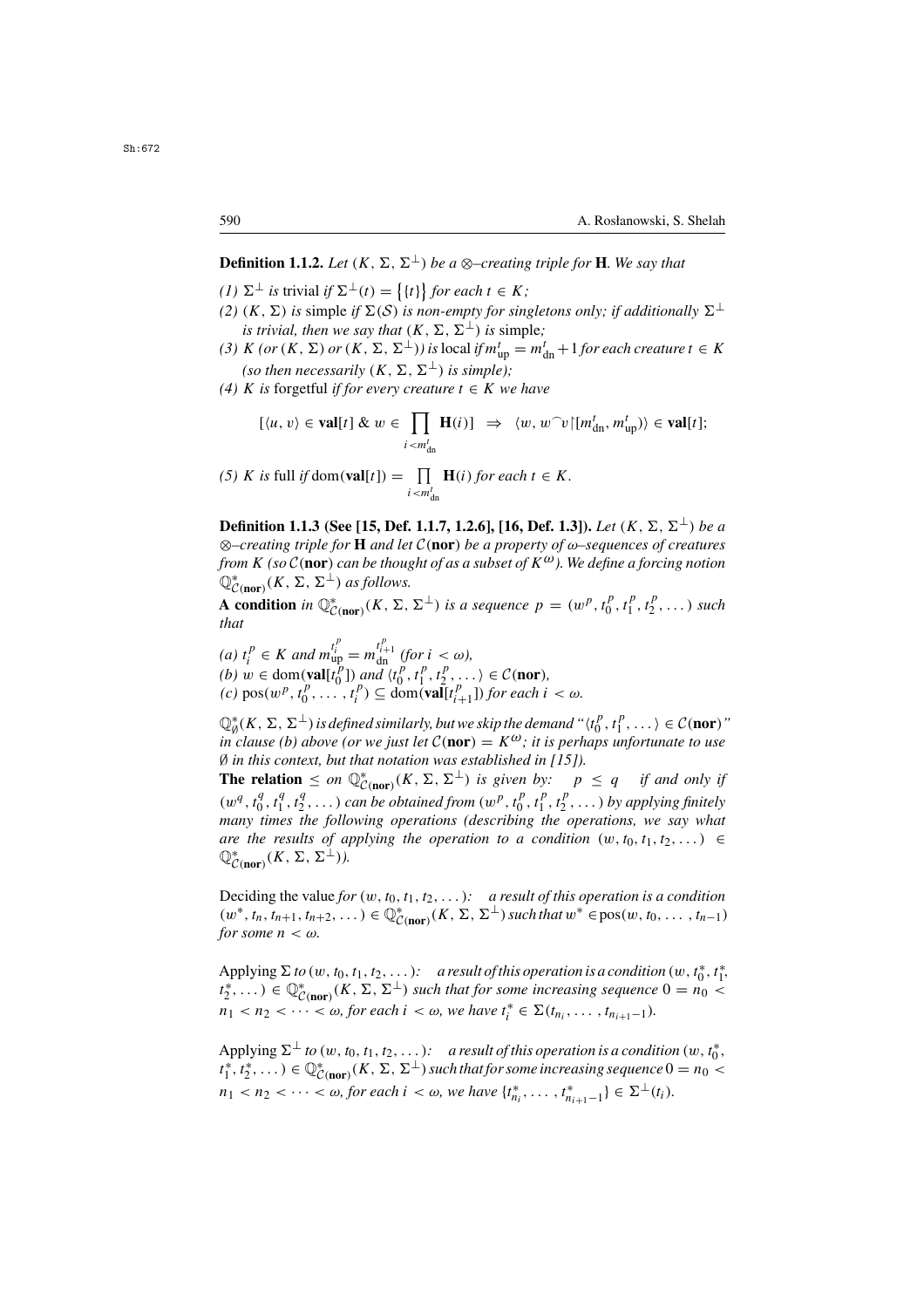**Definition 1.1.2.** *Let $(K, \Sigma, \Sigma^\perp)$ be a $\otimes$–creating triple for $\mathbf{H}$. We say that*

*(1)* $\Sigma^\perp$ *is* trivial *if $\Sigma^\perp(t) = \big\{\{t\}\big\}$ for each $t \in K$;*
*(2)* $(K, \Sigma)$ *is* simple *if $\Sigma(\mathcal{S})$ is non-empty for singletons only; if additionally $\Sigma^\perp$ is trivial, then we say that $(K, \Sigma, \Sigma^\perp)$ is* simple*;*
*(3)* $K$ *(or $(K, \Sigma)$ or $(K, \Sigma, \Sigma^\perp)$) is* local *if $m^t_{\rm up} = m^t_{\rm dn} + 1$ for each creature $t \in K$ (so then necessarily $(K, \Sigma, \Sigma^\perp)$ is simple);*
*(4)* $K$ *is* forgetful *if for every creature $t \in K$ we have*

$$[\langle u, v\rangle \in \mathbf{val}[t] \;\&\; w \in \prod_{i<m^t_{\rm dn}} \mathbf{H}(i)] \;\Rightarrow\; \langle w, w^\frown v{\restriction}[m^t_{\rm dn}, m^t_{\rm up})\rangle \in \mathbf{val}[t];$$

*(5)* $K$ *is* full *if $\mathrm{dom}(\mathbf{val}[t]) = \prod\limits_{i<m^t_{\rm dn}} \mathbf{H}(i)$ for each $t \in K$.*

**Definition 1.1.3 (See [15, Def. 1.1.7, 1.2.6], [16, Def. 1.3]).** *Let $(K, \Sigma, \Sigma^\perp)$ be a $\otimes$–creating triple for $\mathbf{H}$ and let $\mathcal{C}(\mathbf{nor})$ be a property of $\omega$–sequences of creatures from $K$ (so $\mathcal{C}(\mathbf{nor})$ can be thought of as a subset of $K^\omega$). We define a forcing notion $\mathbb{Q}^*_{\mathcal{C}(\mathbf{nor})}(K, \Sigma, \Sigma^\perp)$ as follows.*

**A condition** *in $\mathbb{Q}^*_{\mathcal{C}(\mathbf{nor})}(K, \Sigma, \Sigma^\perp)$ is a sequence $p = (w^p, t^p_0, t^p_1, t^p_2, \dots)$ such that*

*(a) $t^p_i \in K$ and $m^{t^p_i}_{\rm up} = m^{t^p_{i+1}}_{\rm dn}$ (for $i < \omega$),*
*(b) $w \in \mathrm{dom}(\mathbf{val}[t^p_0])$ and $\langle t^p_0, t^p_1, t^p_2, \dots\rangle \in \mathcal{C}(\mathbf{nor})$,*
*(c) $\mathrm{pos}(w^p, t^p_0, \dots, t^p_i) \subseteq \mathrm{dom}(\mathbf{val}[t^p_{i+1}])$ for each $i < \omega$.*

*$\mathbb{Q}^*_\emptyset(K, \Sigma, \Sigma^\perp)$ is defined similarly, but we skip the demand "$\langle t^p_0, t^p_1, \dots\rangle \in \mathcal{C}(\mathbf{nor})$" in clause (b) above (or we just let $\mathcal{C}(\mathbf{nor}) = K^\omega$; it is perhaps unfortunate to use $\emptyset$ in this context, but that notation was established in [15]).*

**The relation** $\le$ *on $\mathbb{Q}^*_{\mathcal{C}(\mathbf{nor})}(K, \Sigma, \Sigma^\perp)$ is given by: $\quad p \le q \quad$ if and only if $(w^q, t^q_0, t^q_1, t^q_2, \dots)$ can be obtained from $(w^p, t^p_0, t^p_1, t^p_2, \dots)$ by applying finitely many times the following operations (describing the operations, we say what are the results of applying the operation to a condition $(w, t_0, t_1, t_2, \dots) \in \mathbb{Q}^*_{\mathcal{C}(\mathbf{nor})}(K, \Sigma, \Sigma^\perp)$).*

Deciding the value *for $(w, t_0, t_1, t_2, \dots)$: $\quad$ a result of this operation is a condition $(w^*, t_n, t_{n+1}, t_{n+2}, \dots) \in \mathbb{Q}^*_{\mathcal{C}(\mathbf{nor})}(K, \Sigma, \Sigma^\perp)$ such that $w^* \in \mathrm{pos}(w, t_0, \dots, t_{n-1})$ for some $n < \omega$.*

Applying $\Sigma$ *to $(w, t_0, t_1, t_2, \dots)$: $\quad$ a result of this operation is a condition $(w, t^*_0, t^*_1, t^*_2, \dots) \in \mathbb{Q}^*_{\mathcal{C}(\mathbf{nor})}(K, \Sigma, \Sigma^\perp)$ such that for some increasing sequence $0 = n_0 < n_1 < n_2 < \dots < \omega$, for each $i < \omega$, we have $t^*_i \in \Sigma(t_{n_i}, \dots, t_{n_{i+1}-1})$.*

Applying $\Sigma^\perp$ *to $(w, t_0, t_1, t_2, \dots)$: $\quad$ a result of this operation is a condition $(w, t^*_0, t^*_1, t^*_2, \dots) \in \mathbb{Q}^*_{\mathcal{C}(\mathbf{nor})}(K, \Sigma, \Sigma^\perp)$ such that for some increasing sequence $0 = n_0 < n_1 < n_2 < \dots < \omega$, for each $i < \omega$, we have $\{t^*_{n_i}, \dots, t^*_{n_{i+1}-1}\} \in \Sigma^\perp(t_i)$.*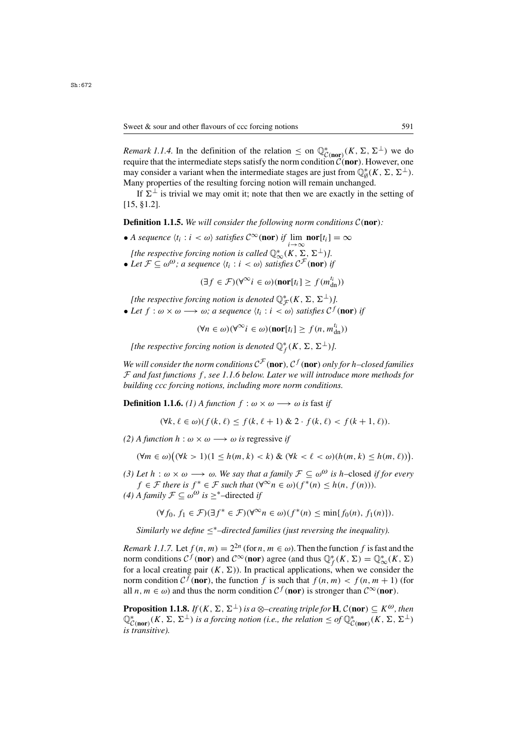*Remark 1.1.4.* In the definition of the relation $\leq$ on $\mathbb{Q}^*_{\mathcal{C}(\mathbf{nor})}(K, \Sigma, \Sigma^\perp)$ we do require that the intermediate steps satisfy the norm condition $\mathcal{C}(\mathbf{nor})$. However, one may consider a variant when the intermediate stages are just from $\mathbb{Q}^*_\emptyset(K, \Sigma, \Sigma^\perp)$. Many properties of the resulting forcing notion will remain unchanged.

If $\Sigma^\perp$ is trivial we may omit it; note that then we are exactly in the setting of [15, §1.2].

**Definition 1.1.5.** *We will consider the following norm conditions $\mathcal{C}(\mathbf{nor})$:*

- *A sequence $\langle t_i : i < \omega\rangle$ satisfies $\mathcal{C}^\infty(\mathbf{nor})$ if $\lim\limits_{i\to\infty} \mathbf{nor}[t_i] = \infty$*

  *[the respective forcing notion is called $\mathbb{Q}^*_\infty(K, \Sigma, \Sigma^\perp)$].*
- *Let $\mathcal{F} \subseteq \omega^\omega$; a sequence $\langle t_i : i < \omega\rangle$ satisfies $\mathcal{C}^{\mathcal{F}}(\mathbf{nor})$ if*

$$(\exists f \in \mathcal{F})(\forall^\infty i \in \omega)(\mathbf{nor}[t_i] \geq f(m^{t_i}_{\mathrm{dn}}))$$

  *[the respective forcing notion is denoted $\mathbb{Q}^*_{\mathcal{F}}(K, \Sigma, \Sigma^\perp)$].*
- *Let $f : \omega \times \omega \longrightarrow \omega$; a sequence $\langle t_i : i < \omega\rangle$ satisfies $\mathcal{C}^f(\mathbf{nor})$ if*

$$(\forall n \in \omega)(\forall^\infty i \in \omega)(\mathbf{nor}[t_i] \geq f(n, m^{t_i}_{\mathrm{dn}}))$$

  *[the respective forcing notion is denoted $\mathbb{Q}^*_f(K, \Sigma, \Sigma^\perp)$].*

*We will consider the norm conditions $\mathcal{C}^{\mathcal{F}}(\mathbf{nor})$, $\mathcal{C}^f(\mathbf{nor})$ only for $h$–closed families $\mathcal{F}$ and fast functions $f$, see 1.1.6 below. Later we will introduce more methods for building ccc forcing notions, including more norm conditions.*

**Definition 1.1.6.** *(1) A function $f : \omega \times \omega \longrightarrow \omega$ is* fast *if*

$$(\forall k, \ell \in \omega)(f(k, \ell) \leq f(k, \ell + 1)\ \&\ 2 \cdot f(k, \ell) < f(k + 1, \ell)).$$

*(2) A function $h : \omega \times \omega \longrightarrow \omega$ is* regressive *if*

$$(\forall m \in \omega)\big((\forall k > 1)(1 \leq h(m, k) < k)\ \&\ (\forall k < \ell < \omega)(h(m, k) \leq h(m, \ell))\big).$$

*(3) Let $h : \omega \times \omega \longrightarrow \omega$. We say that a family $\mathcal{F} \subseteq \omega^\omega$ is $h$–*closed *if for every $f \in \mathcal{F}$ there is $f^* \in \mathcal{F}$ such that $(\forall^\infty n \in \omega)(f^*(n) \leq h(n, f(n)))$.*

*(4) A family $\mathcal{F} \subseteq \omega^\omega$ is $\geq^*$–*directed *if*

$$(\forall f_0, f_1 \in \mathcal{F})(\exists f^* \in \mathcal{F})(\forall^\infty n \in \omega)(f^*(n) \leq \min\{f_0(n), f_1(n)\}).$$

*Similarly we define $\leq^*$–directed families (just reversing the inequality).*

*Remark 1.1.7.* Let $f(n, m) = 2^{2n}$ (for $n, m \in \omega$). Then the function $f$ is fast and the norm conditions $\mathcal{C}^f(\mathbf{nor})$ and $\mathcal{C}^\infty(\mathbf{nor})$ agree (and thus $\mathbb{Q}^*_f(K, \Sigma) = \mathbb{Q}^*_\infty(K, \Sigma)$ for a local creating pair $(K, \Sigma)$). In practical applications, when we consider the norm condition $\mathcal{C}^f(\mathbf{nor})$, the function $f$ is such that $f(n, m) < f(n, m + 1)$ (for all $n, m \in \omega$) and thus the norm condition $\mathcal{C}^f(\mathbf{nor})$ is stronger than $\mathcal{C}^\infty(\mathbf{nor})$.

**Proposition 1.1.8.** *If $(K, \Sigma, \Sigma^\perp)$ is a $\otimes$–creating triple for $\mathbf{H}$, $\mathcal{C}(\mathbf{nor}) \subseteq K^\omega$, then $\mathbb{Q}^*_{\mathcal{C}(\mathbf{nor})}(K, \Sigma, \Sigma^\perp)$ is a forcing notion (i.e., the relation $\leq$ of $\mathbb{Q}^*_{\mathcal{C}(\mathbf{nor})}(K, \Sigma, \Sigma^\perp)$ is transitive).*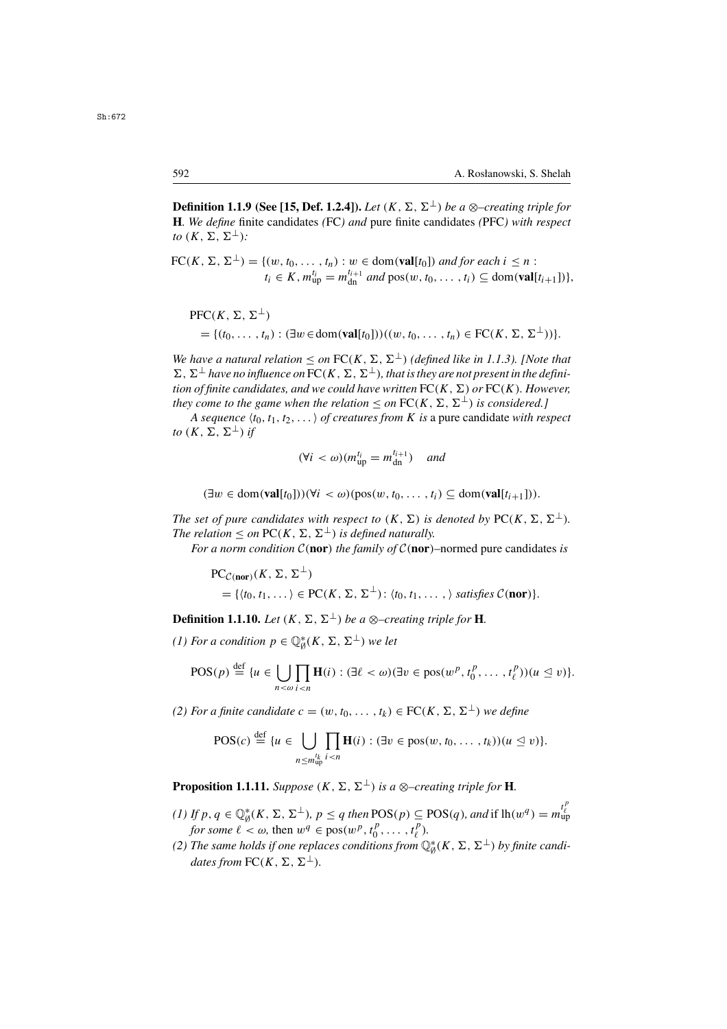**Definition 1.1.9 (See [15, Def. 1.2.4]).** *Let $(K, \Sigma, \Sigma^\perp)$ be a $\otimes$–creating triple for* $\mathbf{H}$*. We define* finite candidates *(FC) and* pure finite candidates *(PFC) with respect to $(K, \Sigma, \Sigma^\perp)$:*

$$\mathrm{FC}(K, \Sigma, \Sigma^\perp) = \{(w, t_0, \ldots, t_n) : w \in \mathrm{dom}(\mathbf{val}[t_0]) \text{ and for each } i \leq n : t_i \in K, m^{t_i}_{\mathrm{up}} = m^{t_{i+1}}_{\mathrm{dn}} \text{ and } \mathrm{pos}(w, t_0, \ldots, t_i) \subseteq \mathrm{dom}(\mathbf{val}[t_{i+1}])\},$$

$$\mathrm{PFC}(K, \Sigma, \Sigma^\perp) = \{(t_0, \ldots, t_n) : (\exists w \in \mathrm{dom}(\mathbf{val}[t_0]))((w, t_0, \ldots, t_n) \in \mathrm{FC}(K, \Sigma, \Sigma^\perp))\}.$$

*We have a natural relation $\leq$ on $\mathrm{FC}(K, \Sigma, \Sigma^\perp)$ (defined like in 1.1.3). [Note that $\Sigma, \Sigma^\perp$ have no influence on $\mathrm{FC}(K, \Sigma, \Sigma^\perp)$, that is they are not present in the definition of finite candidates, and we could have written $\mathrm{FC}(K, \Sigma)$ or $\mathrm{FC}(K)$. However, they come to the game when the relation $\leq$ on $\mathrm{FC}(K, \Sigma, \Sigma^\perp)$ is considered.]*

*A sequence $\langle t_0, t_1, t_2, \ldots \rangle$ of creatures from $K$ is* a pure candidate *with respect to $(K, \Sigma, \Sigma^\perp)$ if*

$$(\forall i < \omega)(m^{t_i}_{\mathrm{up}} = m^{t_{i+1}}_{\mathrm{dn}}) \quad \text{and}$$

$$(\exists w \in \mathrm{dom}(\mathbf{val}[t_0]))(\forall i < \omega)(\mathrm{pos}(w, t_0, \ldots, t_i) \subseteq \mathrm{dom}(\mathbf{val}[t_{i+1}])).$$

*The set of pure candidates with respect to $(K, \Sigma)$ is denoted by $\mathrm{PC}(K, \Sigma, \Sigma^\perp)$. The relation $\leq$ on $\mathrm{PC}(K, \Sigma, \Sigma^\perp)$ is defined naturally.*

*For a norm condition $\mathcal{C}(\mathbf{nor})$ the family of $\mathcal{C}(\mathbf{nor})$–normed pure candidates is*

$$\mathrm{PC}_{\mathcal{C}(\mathbf{nor})}(K, \Sigma, \Sigma^\perp) = \{\langle t_0, t_1, \ldots \rangle \in \mathrm{PC}(K, \Sigma, \Sigma^\perp) : \langle t_0, t_1, \ldots, \rangle \text{ satisfies } \mathcal{C}(\mathbf{nor})\}.$$

**Definition 1.1.10.** *Let $(K, \Sigma, \Sigma^\perp)$ be a $\otimes$–creating triple for* $\mathbf{H}$*.*

*(1) For a condition $p \in \mathbb{Q}^*_\emptyset(K, \Sigma, \Sigma^\perp)$ we let*

$$\mathrm{POS}(p) \stackrel{\mathrm{def}}{=} \{u \in \bigcup_{n<\omega} \prod_{i<n} \mathbf{H}(i) : (\exists \ell < \omega)(\exists v \in \mathrm{pos}(w^p, t^p_0, \ldots, t^p_\ell))(u \trianglelefteq v)\}.$$

*(2) For a finite candidate $c = (w, t_0, \ldots, t_k) \in \mathrm{FC}(K, \Sigma, \Sigma^\perp)$ we define*

$$\mathrm{POS}(c) \stackrel{\mathrm{def}}{=} \{u \in \bigcup_{n \leq m^{t_k}_{\mathrm{up}}} \prod_{i<n} \mathbf{H}(i) : (\exists v \in \mathrm{pos}(w, t_0, \ldots, t_k))(u \trianglelefteq v)\}.$$

**Proposition 1.1.11.** *Suppose $(K, \Sigma, \Sigma^\perp)$ is a $\otimes$–creating triple for* $\mathbf{H}$*.*

*(1) If $p, q \in \mathbb{Q}^*_\emptyset(K, \Sigma, \Sigma^\perp)$, $p \leq q$ then $\mathrm{POS}(p) \subseteq \mathrm{POS}(q)$, and* if $\mathrm{lh}(w^q) = m^{t^p_\ell}_{\mathrm{up}}$ *for some $\ell < \omega$,* then $w^q \in \mathrm{pos}(w^p, t^p_0, \ldots, t^p_\ell)$.

*(2) The same holds if one replaces conditions from $\mathbb{Q}^*_\emptyset(K, \Sigma, \Sigma^\perp)$ by finite candidates from $\mathrm{FC}(K, \Sigma, \Sigma^\perp)$.*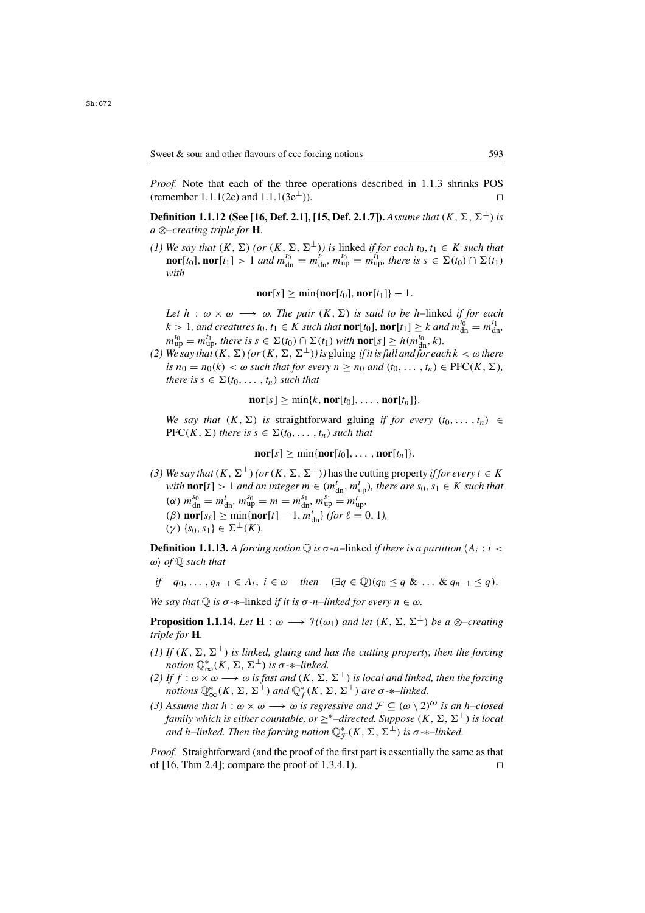*Proof.* Note that each of the three operations described in 1.1.3 shrinks POS (remember 1.1.1(2e) and 1.1.1(3e$^\perp$)). ◻

**Definition 1.1.12 (See [16, Def. 2.1], [15, Def. 2.1.7]).** *Assume that $(K, \Sigma, \Sigma^\perp)$ is a $\otimes$–creating triple for* $\mathbf{H}$.

*(1) We say that $(K, \Sigma)$ (or $(K, \Sigma, \Sigma^\perp)$) is* linked *if for each $t_0, t_1 \in K$ such that $\mathbf{nor}[t_0], \mathbf{nor}[t_1] > 1$ and $m^{t_0}_{\rm dn} = m^{t_1}_{\rm dn}$, $m^{t_0}_{\rm up} = m^{t_1}_{\rm up}$, there is $s \in \Sigma(t_0) \cap \Sigma(t_1)$ with*

$$\mathbf{nor}[s] \geq \min\{\mathbf{nor}[t_0], \mathbf{nor}[t_1]\} - 1.$$

*Let $h : \omega \times \omega \longrightarrow \omega$. The pair $(K, \Sigma)$ is said to be $h$–*linked *if for each $k > 1$, and creatures $t_0, t_1 \in K$ such that $\mathbf{nor}[t_0], \mathbf{nor}[t_1] \geq k$ and $m^{t_0}_{\rm dn} = m^{t_1}_{\rm dn}$, $m^{t_0}_{\rm up} = m^{t_1}_{\rm up}$, there is $s \in \Sigma(t_0) \cap \Sigma(t_1)$ with $\mathbf{nor}[s] \geq h(m^{t_0}_{\rm dn}, k)$.*

*(2) We say that $(K, \Sigma)$ (or $(K, \Sigma, \Sigma^\perp)$) is* gluing *if it is full and for each $k < \omega$ there is $n_0 = n_0(k) < \omega$ such that for every $n \geq n_0$ and $(t_0, \ldots, t_n) \in {\rm PFC}(K, \Sigma)$, there is $s \in \Sigma(t_0, \ldots, t_n)$ such that*

$$\mathbf{nor}[s] \geq \min\{k, \mathbf{nor}[t_0], \ldots, \mathbf{nor}[t_n]\}.$$

*We say that $(K, \Sigma)$ is* straightforward gluing *if for every $(t_0, \ldots, t_n) \in {\rm PFC}(K, \Sigma)$ there is $s \in \Sigma(t_0, \ldots, t_n)$ such that*

$$\mathbf{nor}[s] \geq \min\{\mathbf{nor}[t_0], \ldots, \mathbf{nor}[t_n]\}.$$

*(3) We say that $(K, \Sigma^\perp)$ (or $(K, \Sigma, \Sigma^\perp)$) has the* cutting property *if for every $t \in K$ with $\mathbf{nor}[t] > 1$ and an integer $m \in (m^t_{\rm dn}, m^t_{\rm up})$, there are $s_0, s_1 \in K$ such that*
*($\alpha$) $m^{s_0}_{\rm dn} = m^t_{\rm dn}$, $m^{s_0}_{\rm up} = m = m^{s_1}_{\rm dn}$, $m^{s_1}_{\rm up} = m^t_{\rm up}$,*
*($\beta$) $\mathbf{nor}[s_\ell] \geq \min\{\mathbf{nor}[t] - 1, m^t_{\rm dn}\}$ (for $\ell = 0, 1$),*
*($\gamma$) $\{s_0, s_1\} \in \Sigma^\perp(K)$.*

**Definition 1.1.13.** *A forcing notion $\mathbb{Q}$ is $\sigma$-$n$–*linked *if there is a partition $\langle A_i : i < \omega\rangle$ of $\mathbb{Q}$ such that*

$$\textit{if} \quad q_0, \ldots, q_{n-1} \in A_i,\ i \in \omega \quad \textit{then} \quad (\exists q \in \mathbb{Q})(q_0 \leq q \ \& \ \ldots \ \& \ q_{n-1} \leq q).$$

*We say that $\mathbb{Q}$ is $\sigma$-$*$–*linked *if it is $\sigma$-$n$–linked for every $n \in \omega$.*

**Proposition 1.1.14.** *Let $\mathbf{H} : \omega \longrightarrow \mathcal{H}(\omega_1)$ and let $(K, \Sigma, \Sigma^\perp)$ be a $\otimes$–creating triple for* $\mathbf{H}$.

*(1) If $(K, \Sigma, \Sigma^\perp)$ is linked, gluing and has the cutting property, then the forcing notion $\mathbb{Q}^*_\infty(K, \Sigma, \Sigma^\perp)$ is $\sigma$-$*$–linked.*
*(2) If $f : \omega \times \omega \longrightarrow \omega$ is fast and $(K, \Sigma, \Sigma^\perp)$ is local and linked, then the forcing notions $\mathbb{Q}^*_\infty(K, \Sigma, \Sigma^\perp)$ and $\mathbb{Q}^*_f(K, \Sigma, \Sigma^\perp)$ are $\sigma$-$*$–linked.*
*(3) Assume that $h : \omega \times \omega \longrightarrow \omega$ is regressive and $\mathcal{F} \subseteq (\omega \setminus 2)^\omega$ is an $h$–closed family which is either countable, or $\geq^*$–directed. Suppose $(K, \Sigma, \Sigma^\perp)$ is local and $h$–linked. Then the forcing notion $\mathbb{Q}^*_{\mathcal{F}}(K, \Sigma, \Sigma^\perp)$ is $\sigma$-$*$–linked.*

*Proof.* Straightforward (and the proof of the first part is essentially the same as that of [16, Thm 2.4]; compare the proof of 1.3.4.1). ◻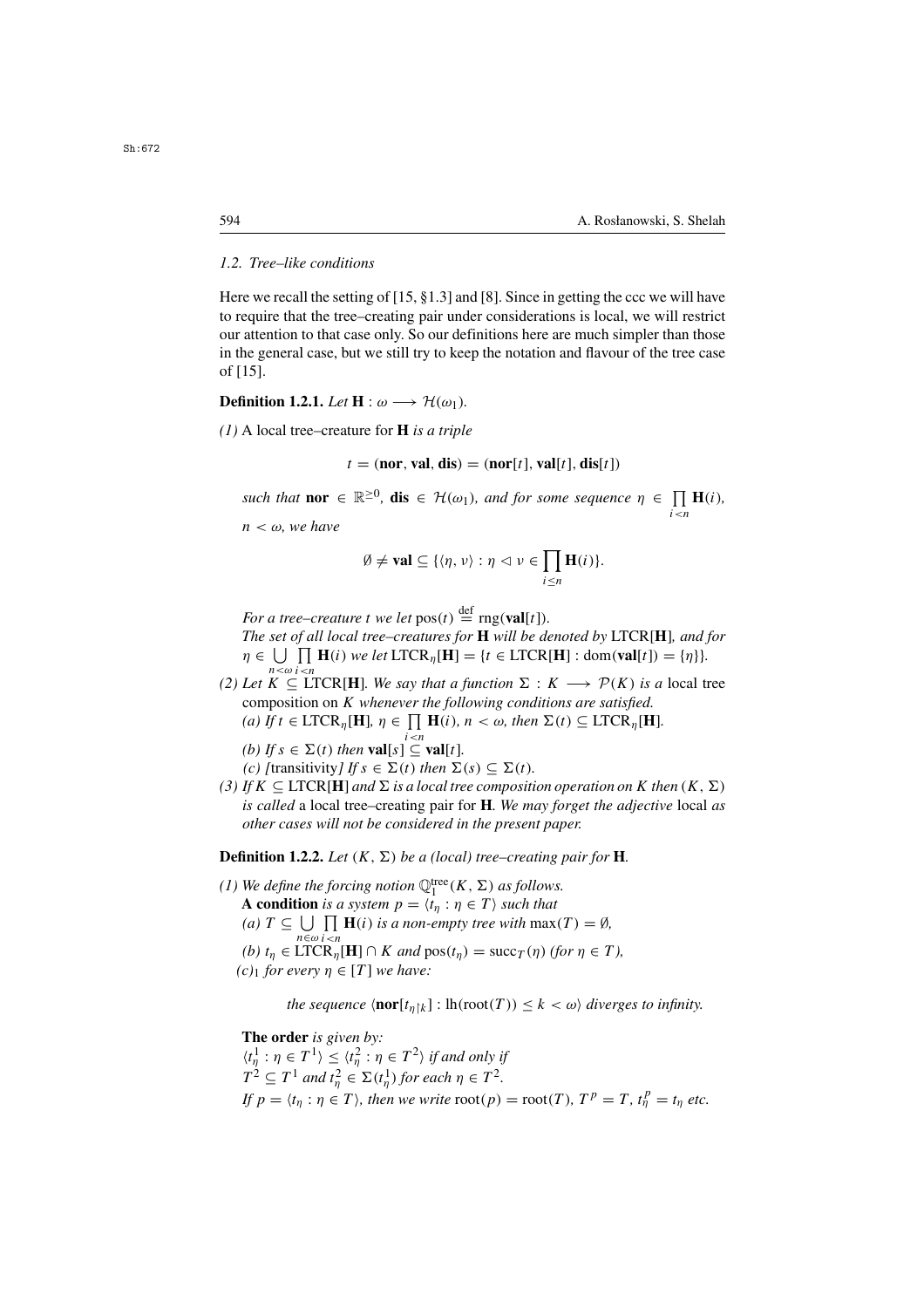### 1.2. Tree–like conditions

Here we recall the setting of [15, §1.3] and [8]. Since in getting the ccc we will have to require that the tree–creating pair under considerations is local, we will restrict our attention to that case only. So our definitions here are much simpler than those in the general case, but we still try to keep the notation and flavour of the tree case of [15].

**Definition 1.2.1.** *Let* $\mathbf{H} : \omega \longrightarrow \mathcal{H}(\omega_1)$.

*(1)* A local tree–creature for $\mathbf{H}$ *is a triple*

$$t = (\mathbf{nor}, \mathbf{val}, \mathbf{dis}) = (\mathbf{nor}[t], \mathbf{val}[t], \mathbf{dis}[t])$$

*such that* $\mathbf{nor} \in \mathbb{R}^{\geq 0}$*,* $\mathbf{dis} \in \mathcal{H}(\omega_1)$*, and for some sequence* $\eta \in \prod\limits_{i<n} \mathbf{H}(i)$*,* $n < \omega$*, we have*

$$\emptyset \neq \mathbf{val} \subseteq \{\langle \eta, \nu\rangle : \eta \vartriangleleft \nu \in \prod_{i \leq n} \mathbf{H}(i)\}.$$

*For a tree–creature* $t$ *we let* $\mathrm{pos}(t) \stackrel{\mathrm{def}}{=} \mathrm{rng}(\mathbf{val}[t])$.
*The set of all local tree–creatures for* $\mathbf{H}$ *will be denoted by* $\mathrm{LTCR}[\mathbf{H}]$*, and for* $\eta \in \bigcup\limits_{n<\omega} \prod\limits_{i<n} \mathbf{H}(i)$ *we let* $\mathrm{LTCR}_\eta[\mathbf{H}] = \{t \in \mathrm{LTCR}[\mathbf{H}] : \mathrm{dom}(\mathbf{val}[t]) = \{\eta\}\}$.

*(2) Let* $K \subseteq \mathrm{LTCR}[\mathbf{H}]$*. We say that a function* $\Sigma : K \longrightarrow \mathcal{P}(K)$ *is a* local tree composition on $K$ *whenever the following conditions are satisfied.*
*(a) If* $t \in \mathrm{LTCR}_\eta[\mathbf{H}]$*,* $\eta \in \prod\limits_{i<n} \mathbf{H}(i)$*,* $n < \omega$*, then* $\Sigma(t) \subseteq \mathrm{LTCR}_\eta[\mathbf{H}]$.
*(b) If* $s \in \Sigma(t)$ *then* $\mathbf{val}[s] \subseteq \mathbf{val}[t]$.
*(c) [*transitivity*] If* $s \in \Sigma(t)$ *then* $\Sigma(s) \subseteq \Sigma(t)$.

*(3) If* $K \subseteq \mathrm{LTCR}[\mathbf{H}]$ *and* $\Sigma$ *is a local tree composition operation on* $K$ *then* $(K, \Sigma)$ *is called* a local tree–creating pair for $\mathbf{H}$*. We may forget the adjective* local *as other cases will not be considered in the present paper.*

**Definition 1.2.2.** *Let* $(K, \Sigma)$ *be a (local) tree–creating pair for* $\mathbf{H}$.

*(1) We define the forcing notion* $\mathbb{Q}^{\mathrm{tree}}_1(K, \Sigma)$ *as follows.*
**A condition** *is a system* $p = \langle t_\eta : \eta \in T\rangle$ *such that*
*(a)* $T \subseteq \bigcup\limits_{n\in\omega} \prod\limits_{i<n} \mathbf{H}(i)$ *is a non-empty tree with* $\max(T) = \emptyset$*,*
*(b)* $t_\eta \in \mathrm{LTCR}_\eta[\mathbf{H}] \cap K$ *and* $\mathrm{pos}(t_\eta) = \mathrm{succ}_T(\eta)$ *(for* $\eta \in T$*),*
*(c)*$_1$ *for every* $\eta \in [T]$ *we have:*

*the sequence* $\langle \mathbf{nor}[t_{\eta\restriction k}] : \mathrm{lh}(\mathrm{root}(T)) \leq k < \omega\rangle$ *diverges to infinity.*

**The order** *is given by:*
$\langle t^1_\eta : \eta \in T^1\rangle \leq \langle t^2_\eta : \eta \in T^2\rangle$ *if and only if*
$T^2 \subseteq T^1$ *and* $t^2_\eta \in \Sigma(t^1_\eta)$ *for each* $\eta \in T^2$.
*If* $p = \langle t_\eta : \eta \in T\rangle$*, then we write* $\mathrm{root}(p) = \mathrm{root}(T)$*,* $T^p = T$*,* $t^p_\eta = t_\eta$ *etc.*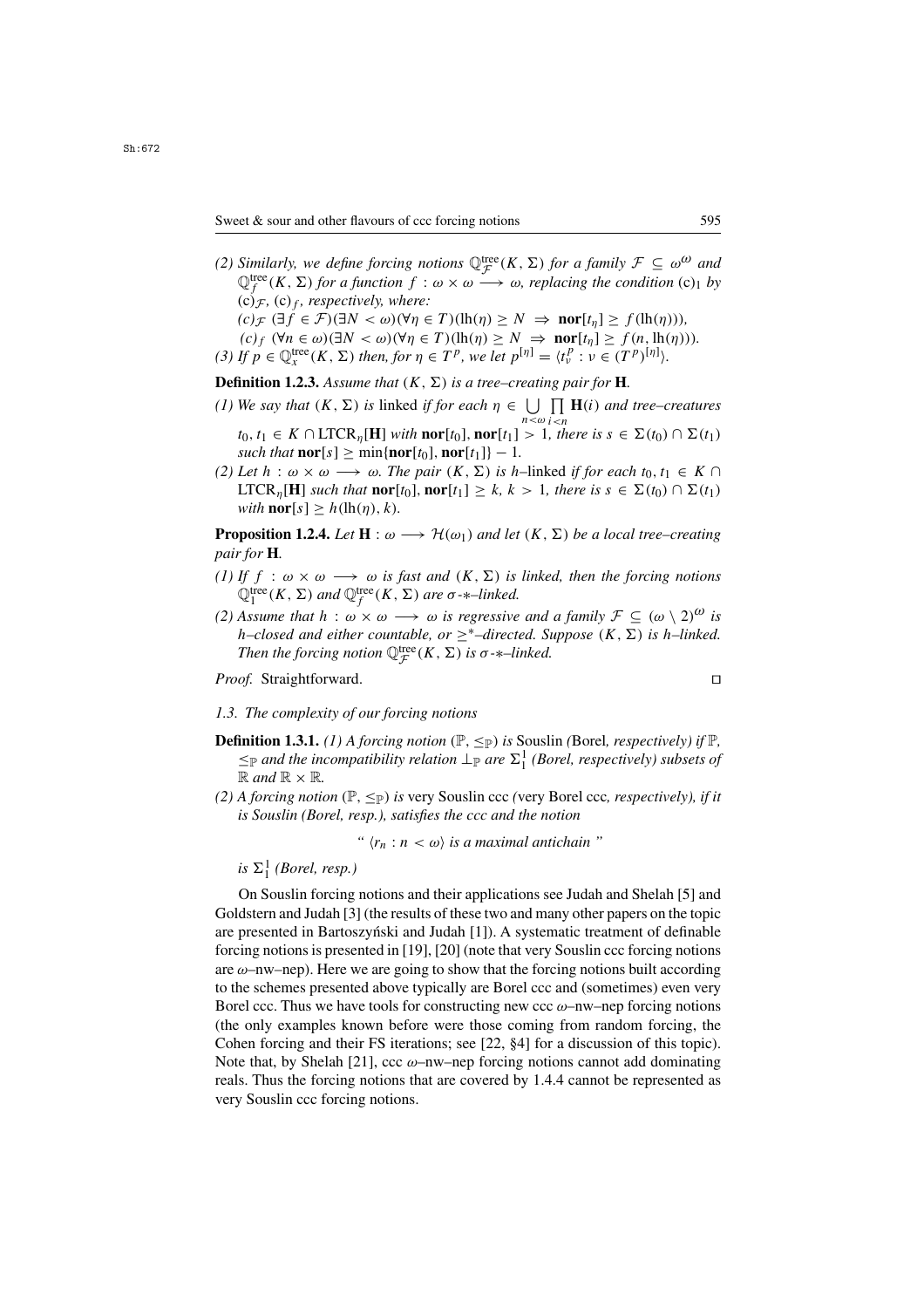(2) Similarly, we define forcing notions $\mathbb{Q}^{\rm tree}_{\mathcal{F}}(K,\Sigma)$ for a family $\mathcal{F}\subseteq\omega^{\omega}$ and $\mathbb{Q}^{\rm tree}_{f}(K,\Sigma)$ for a function $f:\omega\times\omega\longrightarrow\omega$, replacing the condition $(\mathrm{c})_1$ by $(\mathrm{c})_{\mathcal{F}}$, $(\mathrm{c})_f$, respectively, where:

$(c)_{\mathcal{F}}$ $(\exists f\in\mathcal{F})(\exists N<\omega)(\forall\eta\in T)(\mathrm{lh}(\eta)\geq N\ \Rightarrow\ \mathbf{nor}[t_\eta]\geq f(\mathrm{lh}(\eta)))$,

$(c)_f$ $(\forall n\in\omega)(\exists N<\omega)(\forall\eta\in T)(\mathrm{lh}(\eta)\geq N\ \Rightarrow\ \mathbf{nor}[t_\eta]\geq f(n,\mathrm{lh}(\eta)))$.

(3) If $p\in\mathbb{Q}^{\rm tree}_{x}(K,\Sigma)$ then, for $\eta\in T^p$, we let $p^{[\eta]}=\langle t^p_\nu:\nu\in(T^p)^{[\eta]}\rangle$.

**Definition 1.2.3.** *Assume that $(K,\Sigma)$ is a tree–creating pair for $\mathbf{H}$.*

*(1) We say that $(K,\Sigma)$ is* linked *if for each $\eta\in\bigcup\limits_{n<\omega}\prod\limits_{i<n}\mathbf{H}(i)$ and tree–creatures $t_0,t_1\in K\cap\mathrm{LTCR}_\eta[\mathbf{H}]$ with $\mathbf{nor}[t_0],\mathbf{nor}[t_1]>1$, there is $s\in\Sigma(t_0)\cap\Sigma(t_1)$ such that $\mathbf{nor}[s]\geq\min\{\mathbf{nor}[t_0],\mathbf{nor}[t_1]\}-1$.*

*(2) Let $h:\omega\times\omega\longrightarrow\omega$. The pair $(K,\Sigma)$ is $h$–linked if for each $t_0,t_1\in K\cap\mathrm{LTCR}_\eta[\mathbf{H}]$ such that $\mathbf{nor}[t_0],\mathbf{nor}[t_1]\geq k$, $k>1$, there is $s\in\Sigma(t_0)\cap\Sigma(t_1)$ with $\mathbf{nor}[s]\geq h(\mathrm{lh}(\eta),k)$.*

**Proposition 1.2.4.** *Let $\mathbf{H}:\omega\longrightarrow\mathcal{H}(\omega_1)$ and let $(K,\Sigma)$ be a local tree–creating pair for $\mathbf{H}$.*

*(1) If $f:\omega\times\omega\longrightarrow\omega$ is fast and $(K,\Sigma)$ is linked, then the forcing notions $\mathbb{Q}^{\rm tree}_{1}(K,\Sigma)$ and $\mathbb{Q}^{\rm tree}_{f}(K,\Sigma)$ are $\sigma$-$*$–linked.*

*(2) Assume that $h:\omega\times\omega\longrightarrow\omega$ is regressive and a family $\mathcal{F}\subseteq(\omega\setminus 2)^{\omega}$ is $h$–closed and either countable, or $\geq^*$–directed. Suppose $(K,\Sigma)$ is $h$–linked. Then the forcing notion $\mathbb{Q}^{\rm tree}_{\mathcal{F}}(K,\Sigma)$ is $\sigma$-$*$–linked.*

*Proof.* Straightforward. □

*1.3. The complexity of our forcing notions*

**Definition 1.3.1.** *(1) A forcing notion $(\mathbb{P},\leq_{\mathbb{P}})$ is* Souslin *(*Borel*, respectively) if $\mathbb{P}$, $\leq_{\mathbb{P}}$ and the incompatibility relation $\perp_{\mathbb{P}}$ are $\Sigma^1_1$ (Borel, respectively) subsets of $\mathbb{R}$ and $\mathbb{R}\times\mathbb{R}$.*

*(2) A forcing notion $(\mathbb{P},\leq_{\mathbb{P}})$ is* very Souslin ccc *(*very Borel ccc*, respectively), if it is Souslin (Borel, resp.), satisfies the ccc and the notion*

$$\text{“ }\langle r_n:n<\omega\rangle\text{ is a maximal antichain ”}$$

*is $\Sigma^1_1$ (Borel, resp.)*

On Souslin forcing notions and their applications see Judah and Shelah [5] and Goldstern and Judah [3] (the results of these two and many other papers on the topic are presented in Bartoszyński and Judah [1]). A systematic treatment of definable forcing notions is presented in [19], [20] (note that very Souslin ccc forcing notions are $\omega$–nw–nep). Here we are going to show that the forcing notions built according to the schemes presented above typically are Borel ccc and (sometimes) even very Borel ccc. Thus we have tools for constructing new ccc $\omega$–nw–nep forcing notions (the only examples known before were those coming from random forcing, the Cohen forcing and their FS iterations; see [22, §4] for a discussion of this topic). Note that, by Shelah [21], ccc $\omega$–nw–nep forcing notions cannot add dominating reals. Thus the forcing notions that are covered by 1.4.4 cannot be represented as very Souslin ccc forcing notions.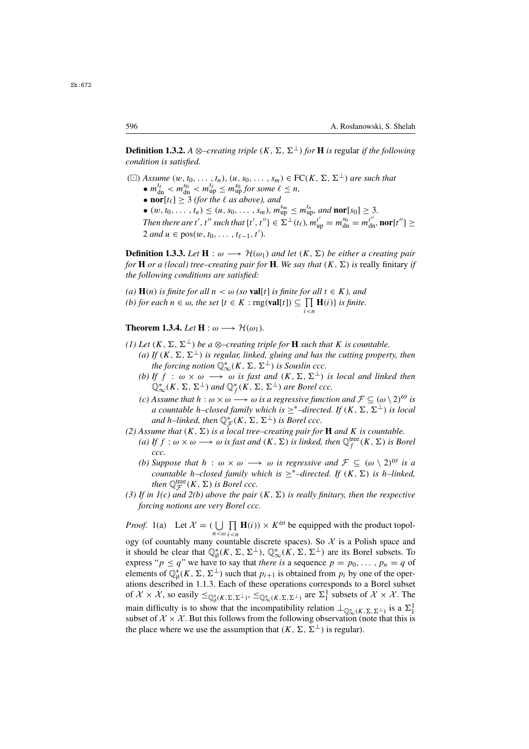**Definition 1.3.2.** *A $\otimes$–creating triple $(K, \Sigma, \Sigma^{\perp})$ for $\mathbf{H}$ is* regular *if the following condition is satisfied.*

($\boxdot$) *Assume $(w, t_0, \dots, t_n), (u, s_0, \dots, s_m) \in \mathrm{FC}(K, \Sigma, \Sigma^{\perp})$ are such that*

- $m^{t_\ell}_{\mathrm{dn}} < m^{s_0}_{\mathrm{dn}} < m^{t_\ell}_{\mathrm{up}} \le m^{s_0}_{\mathrm{up}}$ *for some* $\ell \le n$,
- $\mathbf{nor}[t_\ell] \ge 3$ *(for the $\ell$ as above), and*
- $(w, t_0, \dots, t_n) \le (u, s_0, \dots, s_m)$, $m^{s_m}_{\mathrm{up}} \le m^{t_n}_{\mathrm{up}}$, *and* $\mathbf{nor}[s_0] \ge 3$.

*Then there are $t', t''$ such that $\{t', t''\} \in \Sigma^{\perp}(t_\ell)$, $m^{t'}_{\mathrm{up}} = m^{s_0}_{\mathrm{dn}} = m^{t''}_{\mathrm{dn}}$, $\mathbf{nor}[t''] \ge 2$ and $u \in \mathrm{pos}(w, t_0, \dots, t_{\ell-1}, t')$.*

**Definition 1.3.3.** *Let $\mathbf{H} : \omega \longrightarrow \mathcal{H}(\omega_1)$ and let $(K, \Sigma)$ be either a creating pair for $\mathbf{H}$ or a (local) tree–creating pair for $\mathbf{H}$. We say that $(K, \Sigma)$ is* really finitary *if the following conditions are satisfied:*

*(a) $\mathbf{H}(n)$ is finite for all $n < \omega$ (so $\mathbf{val}[t]$ is finite for all $t \in K$), and*
*(b) for each $n \in \omega$, the set $\{t \in K : \mathrm{rng}(\mathbf{val}[t]) \subseteq \prod\limits_{i<n} \mathbf{H}(i)\}$ is finite.*

**Theorem 1.3.4.** *Let $\mathbf{H} : \omega \longrightarrow \mathcal{H}(\omega_1)$.*

*(1) Let $(K, \Sigma, \Sigma^{\perp})$ be a $\otimes$–creating triple for $\mathbf{H}$ such that $K$ is countable.*
  *(a) If $(K, \Sigma, \Sigma^{\perp})$ is regular, linked, gluing and has the cutting property, then the forcing notion $\mathbb{Q}^*_\infty(K, \Sigma, \Sigma^{\perp})$ is Souslin ccc.*
  *(b) If $f : \omega \times \omega \longrightarrow \omega$ is fast and $(K, \Sigma, \Sigma^{\perp})$ is local and linked then $\mathbb{Q}^*_\infty(K, \Sigma, \Sigma^{\perp})$ and $\mathbb{Q}^*_f(K, \Sigma, \Sigma^{\perp})$ are Borel ccc.*
  *(c) Assume that $h : \omega \times \omega \longrightarrow \omega$ is a regressive function and $\mathcal{F} \subseteq (\omega \setminus 2)^{\omega}$ is a countable $h$–closed family which is $\ge^*$–directed. If $(K, \Sigma, \Sigma^{\perp})$ is local and $h$–linked, then $\mathbb{Q}^*_{\mathcal{F}}(K, \Sigma, \Sigma^{\perp})$ is Borel ccc.*

*(2) Assume that $(K, \Sigma)$ is a local tree–creating pair for $\mathbf{H}$ and $K$ is countable.*
  *(a) If $f : \omega \times \omega \longrightarrow \omega$ is fast and $(K, \Sigma)$ is linked, then $\mathbb{Q}^{\mathrm{tree}}_f(K, \Sigma)$ is Borel ccc.*
  *(b) Suppose that $h : \omega \times \omega \longrightarrow \omega$ is regressive and $\mathcal{F} \subseteq (\omega \setminus 2)^{\omega}$ is a countable $h$–closed family which is $\ge^*$–directed. If $(K, \Sigma)$ is $h$–linked, then $\mathbb{Q}^{\mathrm{tree}}_{\mathcal{F}}(K, \Sigma)$ is Borel ccc.*

*(3) If in 1(c) and 2(b) above the pair $(K, \Sigma)$ is really finitary, then the respective forcing notions are very Borel ccc.*

*Proof.* 1(a) Let $\mathcal{X} = (\bigcup\limits_{n<\omega} \prod\limits_{i<n} \mathbf{H}(i)) \times K^{\omega}$ be equipped with the product topology (of countably many countable discrete spaces). So $\mathcal{X}$ is a Polish space and it should be clear that $\mathbb{Q}^*_\emptyset(K, \Sigma, \Sigma^{\perp})$, $\mathbb{Q}^*_\infty(K, \Sigma, \Sigma^{\perp})$ are its Borel subsets. To express "$p \le q$" we have to say that *there is* a sequence $p = p_0, \dots, p_n = q$ of elements of $\mathbb{Q}^*_\emptyset(K, \Sigma, \Sigma^{\perp})$ such that $p_{i+1}$ is obtained from $p_i$ by one of the operations described in 1.1.3. Each of these operations corresponds to a Borel subset of $\mathcal{X} \times \mathcal{X}$, so easily $\le_{\mathbb{Q}^*_\emptyset(K,\Sigma,\Sigma^{\perp})}$, $\le_{\mathbb{Q}^*_\infty(K,\Sigma,\Sigma^{\perp})}$ are $\Sigma^1_1$ subsets of $\mathcal{X} \times \mathcal{X}$. The main difficulty is to show that the incompatibility relation $\perp_{\mathbb{Q}^*_\infty(K,\Sigma,\Sigma^{\perp})}$ is a $\Sigma^1_1$ subset of $\mathcal{X} \times \mathcal{X}$. But this follows from the following observation (note that this is the place where we use the assumption that $(K, \Sigma, \Sigma^{\perp})$ is regular).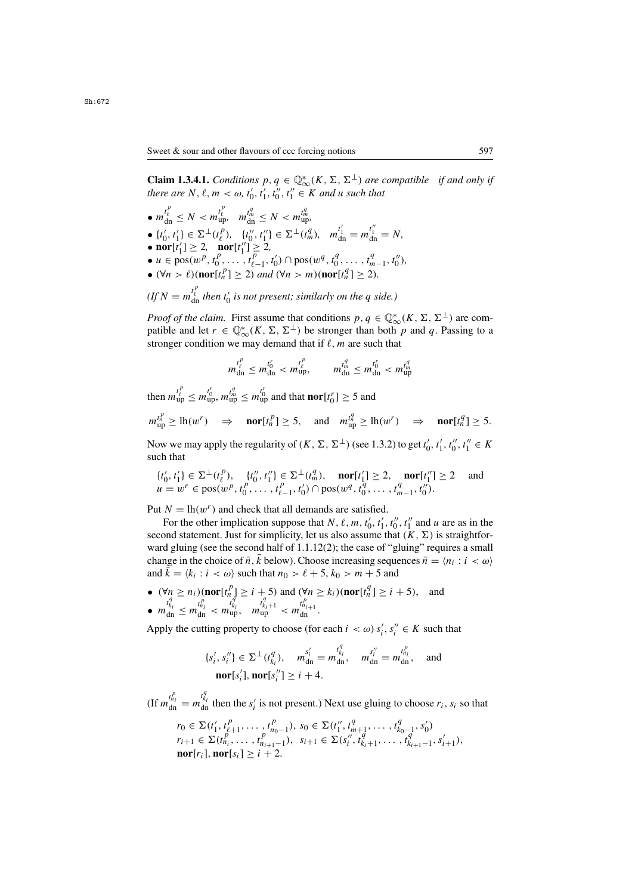**Claim 1.3.4.1.** *Conditions $p, q \in \mathbb{Q}^*_\infty(K, \Sigma, \Sigma^\perp)$ are compatible if and only if there are $N, \ell, m < \omega$, $t'_0, t'_1, t''_0, t''_1 \in K$ and $u$ such that*

- $m^{t^p_\ell}_{\rm dn} \le N < m^{t^p_\ell}_{\rm up}$, $\quad m^{t^q_m}_{\rm dn} \le N < m^{t^q_m}_{\rm up}$,
- $\{t'_0, t'_1\} \in \Sigma^\perp(t^p_\ell)$, $\quad \{t''_0, t''_1\} \in \Sigma^\perp(t^q_m)$, $\quad m^{t'_1}_{\rm dn} = m^{t''_1}_{\rm dn} = N$,
- $\mathbf{nor}[t'_1] \ge 2$, $\quad \mathbf{nor}[t''_1] \ge 2$,
- $u \in \mathrm{pos}(w^p, t^p_0, \dots, t^p_{\ell-1}, t'_0) \cap \mathrm{pos}(w^q, t^q_0, \dots, t^q_{m-1}, t''_0)$,
- $(\forall n > \ell)(\mathbf{nor}[t^p_n] \ge 2)$ *and* $(\forall n > m)(\mathbf{nor}[t^q_n] \ge 2)$.

*(If $N = m^{t^p_\ell}_{\rm dn}$ then $t'_0$ is not present; similarly on the $q$ side.)*

*Proof of the claim.* First assume that conditions $p, q \in \mathbb{Q}^*_\infty(K, \Sigma, \Sigma^\perp)$ are compatible and let $r \in \mathbb{Q}^*_\infty(K, \Sigma, \Sigma^\perp)$ be stronger than both $p$ and $q$. Passing to a stronger condition we may demand that if $\ell, m$ are such that

$$m^{t^p_\ell}_{\rm dn} \le m^{t^r_0}_{\rm dn} < m^{t^p_\ell}_{\rm up}, \qquad m^{t^q_m}_{\rm dn} \le m^{t^r_0}_{\rm dn} < m^{t^q_m}_{\rm up}$$

then $m^{t^p_\ell}_{\rm up} \le m^{t^r_0}_{\rm up}$, $m^{t^q_m}_{\rm up} \le m^{t^r_0}_{\rm up}$ and that $\mathbf{nor}[t^r_0] \ge 5$ and

$$m^{t^p_n}_{\rm up} \ge \mathrm{lh}(w^r) \quad \Rightarrow \quad \mathbf{nor}[t^p_n] \ge 5, \quad \text{and} \quad m^{t^q_n}_{\rm up} \ge \mathrm{lh}(w^r) \quad \Rightarrow \quad \mathbf{nor}[t^q_n] \ge 5.$$

Now we may apply the regularity of $(K, \Sigma, \Sigma^\perp)$ (see 1.3.2) to get $t'_0, t'_1, t''_0, t''_1 \in K$ such that

$\{t'_0, t'_1\} \in \Sigma^\perp(t^p_\ell)$, $\quad \{t''_0, t''_1\} \in \Sigma^\perp(t^q_m)$, $\quad \mathbf{nor}[t'_1] \ge 2$, $\quad \mathbf{nor}[t''_1] \ge 2 \quad$ and
$u = w^r \in \mathrm{pos}(w^p, t^p_0, \dots, t^p_{\ell-1}, t'_0) \cap \mathrm{pos}(w^q, t^q_0, \dots, t^q_{m-1}, t''_0)$.

Put $N = \mathrm{lh}(w^r)$ and check that all demands are satisfied.

For the other implication suppose that $N, \ell, m, t'_0, t'_1, t''_0, t''_1$ and $u$ are as in the second statement. Just for simplicity, let us also assume that $(K, \Sigma)$ is straightforward gluing (see the second half of 1.1.12(2); the case of "gluing" requires a small change in the choice of $\bar{n}, \bar{k}$ below). Choose increasing sequences $\bar{n} = \langle n_i : i < \omega \rangle$ and $\bar{k} = \langle k_i : i < \omega \rangle$ such that $n_0 > \ell + 5$, $k_0 > m + 5$ and

- $(\forall n \ge n_i)(\mathbf{nor}[t^p_n] \ge i + 5)$ and $(\forall n \ge k_i)(\mathbf{nor}[t^q_n] \ge i + 5)$, $\quad$ and
- $m^{t^q_{k_i}}_{\rm dn} \le m^{t^p_{n_i}}_{\rm dn} < m^{t^q_{k_i}}_{\rm up}$, $\quad m^{t^q_{k_i+1}}_{\rm up} < m^{t^p_{n_{i+1}}}_{\rm dn}$.

Apply the cutting property to choose (for each $i < \omega$) $s'_i, s''_i \in K$ such that

$$\{s'_i, s''_i\} \in \Sigma^\perp(t^q_{k_i}), \quad m^{s'_i}_{\rm dn} = m^{t^q_{k_i}}_{\rm dn}, \quad m^{s''_i}_{\rm dn} = m^{t^p_{n_i}}_{\rm dn}, \quad \text{and}$$
$$\mathbf{nor}[s'_i], \mathbf{nor}[s''_i] \ge i + 4.$$

(If $m^{t^p_{n_i}}_{\rm dn} = m^{t^q_{k_i}}_{\rm dn}$ then the $s'_i$ is not present.) Next use gluing to choose $r_i, s_i$ so that

$r_0 \in \Sigma(t'_1, t^p_{\ell+1}, \dots, t^p_{n_0-1})$, $s_0 \in \Sigma(t''_1, t^q_{m+1}, \dots, t^q_{k_0-1}, s'_0)$
$r_{i+1} \in \Sigma(t^p_{n_i}, \dots, t^p_{n_{i+1}-1})$, $\quad s_{i+1} \in \Sigma(s''_i, t^q_{k_i+1}, \dots, t^q_{k_{i+1}-1}, s'_{i+1})$,
$\mathbf{nor}[r_i], \mathbf{nor}[s_i] \ge i + 2$.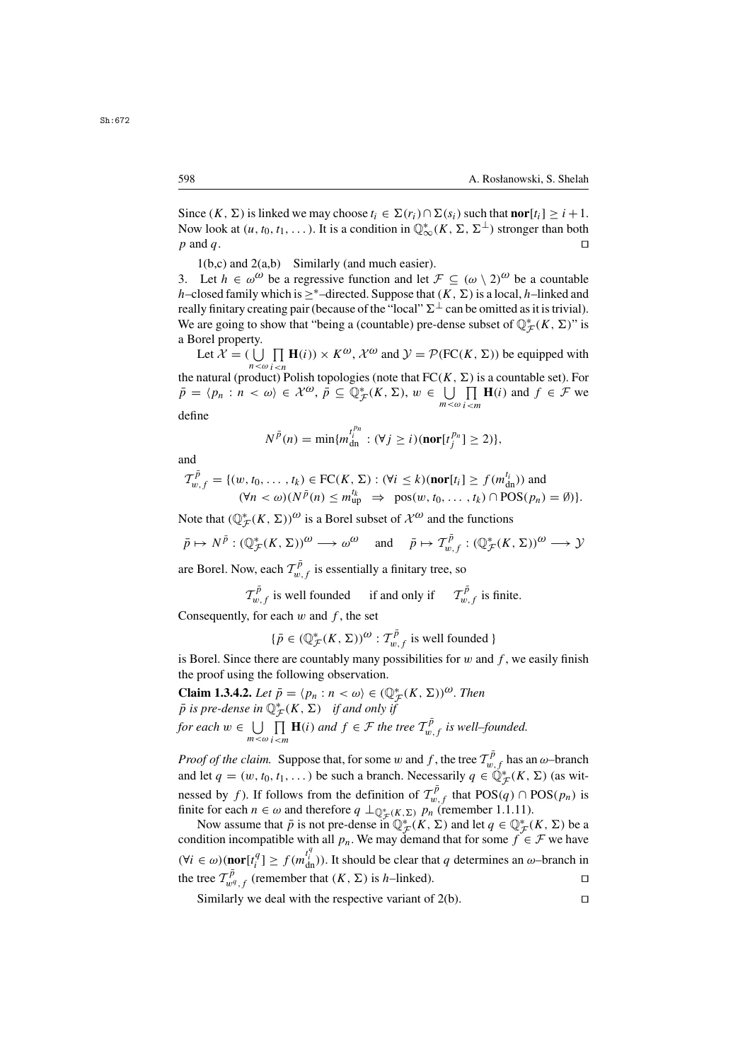Since $(K, \Sigma)$ is linked we may choose $t_i \in \Sigma(r_i) \cap \Sigma(s_i)$ such that $\mathbf{nor}[t_i] \geq i+1$. Now look at $(u, t_0, t_1, \dots)$. It is a condition in $\mathbb{Q}^*_\infty(K, \Sigma, \Sigma^\perp)$ stronger than both $p$ and $q$. $\square$

1(b,c) and 2(a,b) Similarly (and much easier).

3. Let $h \in \omega^\omega$ be a regressive function and let $\mathcal{F} \subseteq (\omega \setminus 2)^\omega$ be a countable $h$–closed family which is $\geq^*$–directed. Suppose that $(K, \Sigma)$ is a local, $h$–linked and really finitary creating pair (because of the "local" $\Sigma^\perp$ can be omitted as it is trivial). We are going to show that "being a (countable) pre-dense subset of $\mathbb{Q}^*_\mathcal{F}(K, \Sigma)$" is a Borel property.

Let $\mathcal{X} = (\bigcup\limits_{n<\omega} \prod\limits_{i<n} \mathbf{H}(i)) \times K^\omega$, $\mathcal{X}^\omega$ and $\mathcal{Y} = \mathcal{P}(\mathrm{FC}(K, \Sigma))$ be equipped with the natural (product) Polish topologies (note that $\mathrm{FC}(K, \Sigma)$ is a countable set). For $\bar{p} = \langle p_n : n < \omega \rangle \in \mathcal{X}^\omega$, $\bar{p} \subseteq \mathbb{Q}^*_\mathcal{F}(K, \Sigma)$, $w \in \bigcup\limits_{m<\omega} \prod\limits_{i<m} \mathbf{H}(i)$ and $f \in \mathcal{F}$ we define

$$N^{\bar{p}}(n) = \min\{m^{t_i^{p_n}}_{\mathrm{dn}} : (\forall j \geq i)(\mathbf{nor}[t_j^{p_n}] \geq 2)\},$$

and

$$\begin{aligned} \mathcal{T}^{\bar{p}}_{w,f} = \{(w, t_0, \dots, t_k) \in \mathrm{FC}(K, \Sigma) : (\forall i \leq k)(\mathbf{nor}[t_i] \geq f(m^{t_i}_{\mathrm{dn}})) \text{ and} \\ (\forall n < \omega)(N^{\bar{p}}(n) \leq m^{t_k}_{\mathrm{up}} \Rightarrow \mathrm{pos}(w, t_0, \dots, t_k) \cap \mathrm{POS}(p_n) = \emptyset)\}. \end{aligned}$$

Note that $(\mathbb{Q}^*_\mathcal{F}(K, \Sigma))^\omega$ is a Borel subset of $\mathcal{X}^\omega$ and the functions

$$\bar{p} \mapsto N^{\bar{p}} : (\mathbb{Q}^*_\mathcal{F}(K, \Sigma))^\omega \longrightarrow \omega^\omega \quad \text{and} \quad \bar{p} \mapsto \mathcal{T}^{\bar{p}}_{w,f} : (\mathbb{Q}^*_\mathcal{F}(K, \Sigma))^\omega \longrightarrow \mathcal{Y}$$

are Borel. Now, each $\mathcal{T}^{\bar{p}}_{w,f}$ is essentially a finitary tree, so

$$\mathcal{T}^{\bar{p}}_{w,f} \text{ is well founded} \quad \text{ if and only if } \quad \mathcal{T}^{\bar{p}}_{w,f} \text{ is finite.}$$

Consequently, for each $w$ and $f$, the set

$$\{\bar{p} \in (\mathbb{Q}^*_\mathcal{F}(K, \Sigma))^\omega : \mathcal{T}^{\bar{p}}_{w,f} \text{ is well founded }\}$$

is Borel. Since there are countably many possibilities for $w$ and $f$, we easily finish the proof using the following observation.

**Claim 1.3.4.2.** *Let $\bar{p} = \langle p_n : n < \omega \rangle \in (\mathbb{Q}^*_\mathcal{F}(K, \Sigma))^\omega$. Then $\bar{p}$ is pre-dense in $\mathbb{Q}^*_\mathcal{F}(K, \Sigma)$ if and only if for each $w \in \bigcup\limits_{m<\omega} \prod\limits_{i<m} \mathbf{H}(i)$ and $f \in \mathcal{F}$ the tree $\mathcal{T}^{\bar{p}}_{w,f}$ is well–founded.*

*Proof of the claim.* Suppose that, for some $w$ and $f$, the tree $\mathcal{T}^{\bar{p}}_{w,f}$ has an $\omega$–branch and let $q = (w, t_0, t_1, \dots)$ be such a branch. Necessarily $q \in \mathbb{Q}^*_\mathcal{F}(K, \Sigma)$ (as witnessed by $f$). If follows from the definition of $\mathcal{T}^{\bar{p}}_{w,f}$ that $\mathrm{POS}(q) \cap \mathrm{POS}(p_n)$ is finite for each $n \in \omega$ and therefore $q \perp_{\mathbb{Q}^*_\mathcal{F}(K,\Sigma)} p_n$ (remember 1.1.11).

Now assume that $\bar{p}$ is not pre-dense in $\mathbb{Q}^*_\mathcal{F}(K, \Sigma)$ and let $q \in \mathbb{Q}^*_\mathcal{F}(K, \Sigma)$ be a condition incompatible with all $p_n$. We may demand that for some $f \in \mathcal{F}$ we have $(\forall i \in \omega)(\mathbf{nor}[t_i^q] \geq f(m^{t_i^q}_{\mathrm{dn}}))$. It should be clear that $q$ determines an $\omega$–branch in the tree $\mathcal{T}^{\bar{p}}_{w^q,f}$ (remember that $(K, \Sigma)$ is $h$–linked). $\square$

Similarly we deal with the respective variant of 2(b). $\square$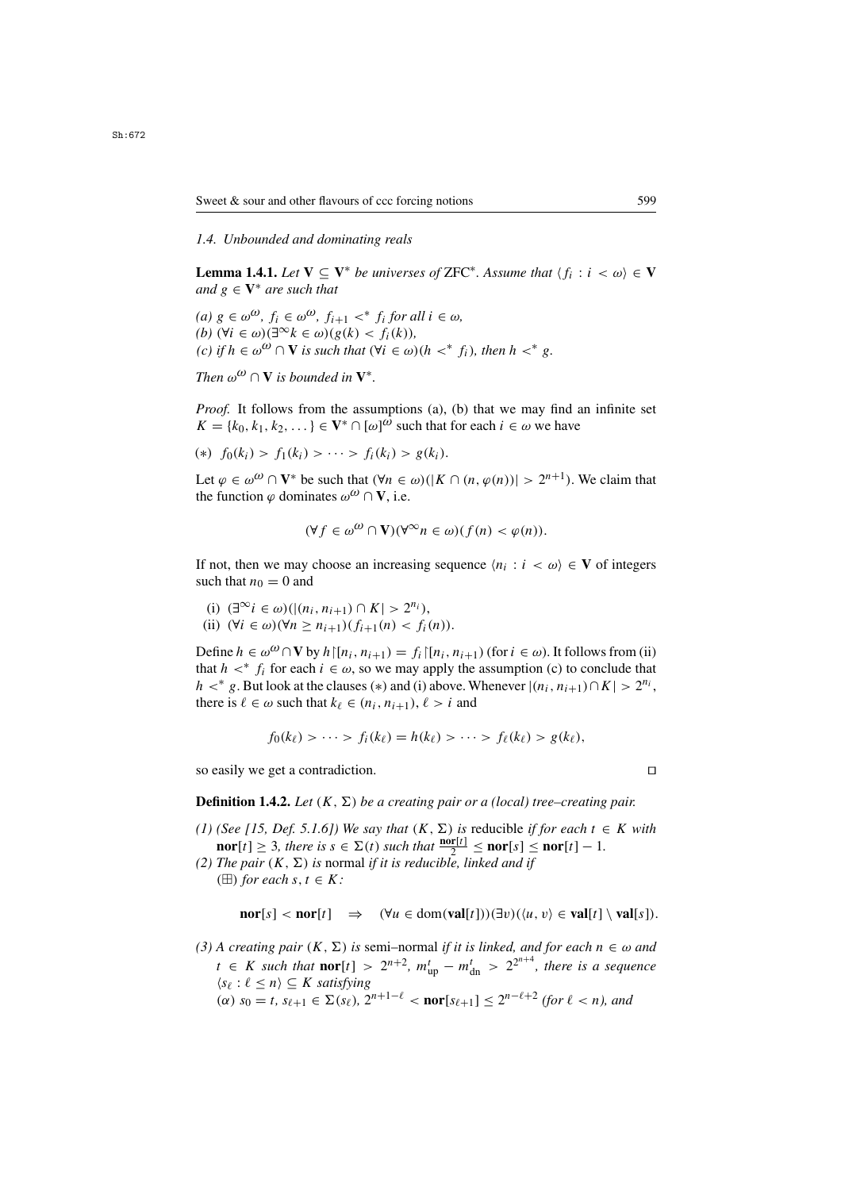### 1.4. Unbounded and dominating reals

**Lemma 1.4.1.** *Let $\mathbf{V} \subseteq \mathbf{V}^*$ be universes of* ZFC$^*$. *Assume that $\langle f_i : i < \omega \rangle \in \mathbf{V}$ and $g \in \mathbf{V}^*$ are such that*

*(a) $g \in \omega^\omega$, $f_i \in \omega^\omega$, $f_{i+1} <^* f_i$ for all $i \in \omega$,*
*(b) $(\forall i \in \omega)(\exists^\infty k \in \omega)(g(k) < f_i(k))$,*
*(c) if $h \in \omega^\omega \cap \mathbf{V}$ is such that $(\forall i \in \omega)(h <^* f_i)$, then $h <^* g$.*

*Then $\omega^\omega \cap \mathbf{V}$ is bounded in $\mathbf{V}^*$.*

*Proof.* It follows from the assumptions (a), (b) that we may find an infinite set $K = \{k_0, k_1, k_2, \dots\} \in \mathbf{V}^* \cap [\omega]^\omega$ such that for each $i \in \omega$ we have

$(*)$ $f_0(k_i) > f_1(k_i) > \dots > f_i(k_i) > g(k_i)$.

Let $\varphi \in \omega^\omega \cap \mathbf{V}^*$ be such that $(\forall n \in \omega)(|K \cap (n, \varphi(n))| > 2^{n+1})$. We claim that the function $\varphi$ dominates $\omega^\omega \cap \mathbf{V}$, i.e.

$$(\forall f \in \omega^\omega \cap \mathbf{V})(\forall^\infty n \in \omega)(f(n) < \varphi(n)).$$

If not, then we may choose an increasing sequence $\langle n_i : i < \omega \rangle \in \mathbf{V}$ of integers such that $n_0 = 0$ and

(i) $(\exists^\infty i \in \omega)(|(n_i, n_{i+1}) \cap K| > 2^{n_i})$,
(ii) $(\forall i \in \omega)(\forall n \geq n_{i+1})(f_{i+1}(n) < f_i(n))$.

Define $h \in \omega^\omega \cap \mathbf{V}$ by $h{\restriction}[n_i, n_{i+1}) = f_i{\restriction}[n_i, n_{i+1})$ (for $i \in \omega$). It follows from (ii) that $h <^* f_i$ for each $i \in \omega$, so we may apply the assumption (c) to conclude that $h <^* g$. But look at the clauses $(*)$ and (i) above. Whenever $|(n_i, n_{i+1}) \cap K| > 2^{n_i}$, there is $\ell \in \omega$ such that $k_\ell \in (n_i, n_{i+1})$, $\ell > i$ and

$$f_0(k_\ell) > \dots > f_i(k_\ell) = h(k_\ell) > \dots > f_\ell(k_\ell) > g(k_\ell),$$

so easily we get a contradiction. $\square$

**Definition 1.4.2.** *Let $(K, \Sigma)$ be a creating pair or a (local) tree–creating pair.*

*(1) (See [15, Def. 5.1.6]) We say that $(K, \Sigma)$ is* reducible *if for each $t \in K$ with $\mathbf{nor}[t] \geq 3$, there is $s \in \Sigma(t)$ such that $\frac{\mathbf{nor}[t]}{2} \leq \mathbf{nor}[s] \leq \mathbf{nor}[t] - 1$.*
*(2) The pair $(K, \Sigma)$ is* normal *if it is reducible, linked and if*
$(\boxplus)$ *for each $s, t \in K$:*

$$\mathbf{nor}[s] < \mathbf{nor}[t] \quad \Rightarrow \quad (\forall u \in \mathrm{dom}(\mathbf{val}[t]))(\exists v)(\langle u, v \rangle \in \mathbf{val}[t] \setminus \mathbf{val}[s]).$$

*(3) A creating pair $(K, \Sigma)$ is* semi–normal *if it is linked, and for each $n \in \omega$ and $t \in K$ such that $\mathbf{nor}[t] > 2^{n+2}$, $m^t_{\mathrm{up}} - m^t_{\mathrm{dn}} > 2^{2^{n+4}}$, there is a sequence $\langle s_\ell : \ell \leq n \rangle \subseteq K$ satisfying*
$(\alpha)$ *$s_0 = t$, $s_{\ell+1} \in \Sigma(s_\ell)$, $2^{n+1-\ell} < \mathbf{nor}[s_{\ell+1}] \leq 2^{n-\ell+2}$ (for $\ell < n$), and*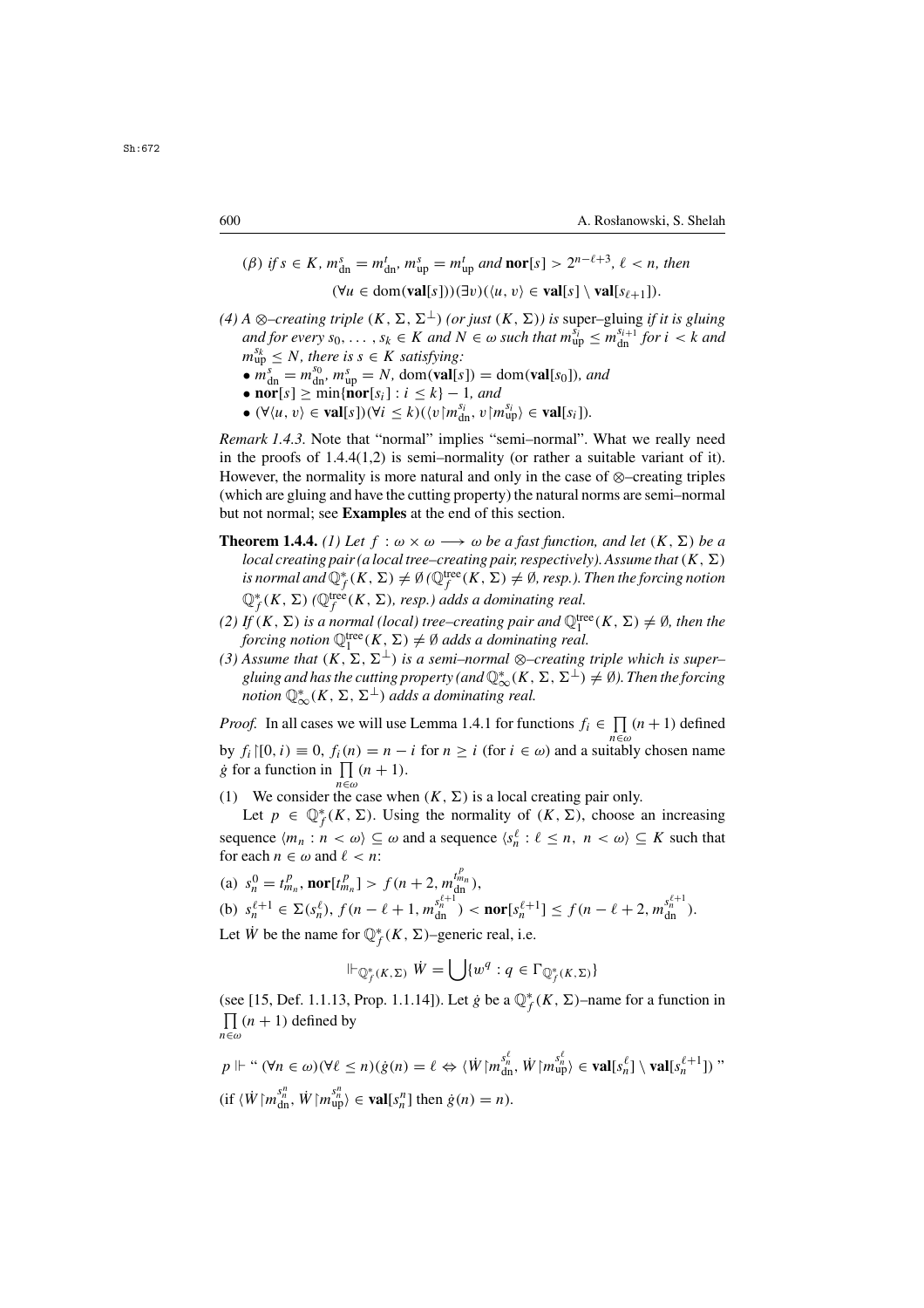($\beta$) *if* $s \in K$, $m^s_{\rm dn} = m^t_{\rm dn}$, $m^s_{\rm up} = m^t_{\rm up}$ *and* $\mathbf{nor}[s] > 2^{n-\ell+3}$, $\ell < n$, *then*

$$(\forall u \in \mathrm{dom}(\mathbf{val}[s]))(\exists v)(\langle u, v\rangle \in \mathbf{val}[s] \setminus \mathbf{val}[s_{\ell+1}]).$$

*(4) A $\otimes$–creating triple $(K, \Sigma, \Sigma^\perp)$ (or just $(K, \Sigma)$) is* super–gluing *if it is gluing and for every $s_0, \ldots, s_k \in K$ and $N \in \omega$ such that $m^{s_i}_{\rm up} \leq m^{s_{i+1}}_{\rm dn}$ for $i < k$ and $m^{s_k}_{\rm up} \leq N$, there is $s \in K$ satisfying:*

- $m^s_{\rm dn} = m^{s_0}_{\rm dn}$, $m^s_{\rm up} = N$, $\mathrm{dom}(\mathbf{val}[s]) = \mathrm{dom}(\mathbf{val}[s_0])$*, and*
- $\mathbf{nor}[s] \geq \min\{\mathbf{nor}[s_i] : i \leq k\} - 1$*, and*
- $(\forall \langle u, v\rangle \in \mathbf{val}[s])(\forall i \leq k)(\langle v\restriction m^{s_i}_{\rm dn}, v\restriction m^{s_i}_{\rm up}\rangle \in \mathbf{val}[s_i])$.

*Remark 1.4.3.* Note that "normal" implies "semi–normal". What we really need in the proofs of 1.4.4(1,2) is semi–normality (or rather a suitable variant of it). However, the normality is more natural and only in the case of $\otimes$–creating triples (which are gluing and have the cutting property) the natural norms are semi–normal but not normal; see **Examples** at the end of this section.

**Theorem 1.4.4.** *(1) Let $f : \omega \times \omega \longrightarrow \omega$ be a fast function, and let $(K, \Sigma)$ be a local creating pair (a local tree–creating pair, respectively). Assume that $(K, \Sigma)$ is normal and $\mathbb{Q}^*_f(K, \Sigma) \neq \emptyset$ ($\mathbb{Q}^{\rm tree}_f(K, \Sigma) \neq \emptyset$, resp.). Then the forcing notion $\mathbb{Q}^*_f(K, \Sigma)$ ($\mathbb{Q}^{\rm tree}_f(K, \Sigma)$, resp.) adds a dominating real.*

*(2) If $(K, \Sigma)$ is a normal (local) tree–creating pair and $\mathbb{Q}^{\rm tree}_1(K, \Sigma) \neq \emptyset$, then the forcing notion $\mathbb{Q}^{\rm tree}_1(K, \Sigma) \neq \emptyset$ adds a dominating real.*

*(3) Assume that $(K, \Sigma, \Sigma^\perp)$ is a semi–normal $\otimes$–creating triple which is super–gluing and has the cutting property (and $\mathbb{Q}^*_\infty(K, \Sigma, \Sigma^\perp) \neq \emptyset$). Then the forcing notion $\mathbb{Q}^*_\infty(K, \Sigma, \Sigma^\perp)$ adds a dominating real.*

*Proof.* In all cases we will use Lemma 1.4.1 for functions $f_i \in \prod\limits_{n\in\omega}(n+1)$ defined by $f_i\restriction[0, i) \equiv 0$, $f_i(n) = n - i$ for $n \geq i$ (for $i \in \omega$) and a suitably chosen name $\dot g$ for a function in $\prod\limits_{n\in\omega}(n+1)$.

(1) We consider the case when $(K, \Sigma)$ is a local creating pair only.

Let $p \in \mathbb{Q}^*_f(K, \Sigma)$. Using the normality of $(K, \Sigma)$, choose an increasing sequence $\langle m_n : n < \omega\rangle \subseteq \omega$ and a sequence $\langle s^\ell_n : \ell \leq n,\ n < \omega\rangle \subseteq K$ such that for each $n \in \omega$ and $\ell < n$:

(a) $s^0_n = t^p_{m_n}$, $\mathbf{nor}[t^p_{m_n}] > f(n+2, m^{t^p_{m_n}}_{\rm dn})$,

(b) $s^{\ell+1}_n \in \Sigma(s^\ell_n)$, $f(n-\ell+1, m^{s^{\ell+1}_n}_{\rm dn}) < \mathbf{nor}[s^{\ell+1}_n] \leq f(n-\ell+2, m^{s^{\ell+1}_n}_{\rm dn})$.

Let $\dot W$ be the name for $\mathbb{Q}^*_f(K, \Sigma)$–generic real, i.e.

$$\Vdash_{\mathbb{Q}^*_f(K,\Sigma)} \dot W = \bigcup\{w^q : q \in \Gamma_{\mathbb{Q}^*_f(K,\Sigma)}\}$$

(see [15, Def. 1.1.13, Prop. 1.1.14]). Let $\dot g$ be a $\mathbb{Q}^*_f(K, \Sigma)$–name for a function in $\prod\limits_{n\in\omega}(n+1)$ defined by

$$p \Vdash \text{“ } (\forall n \in \omega)(\forall \ell \leq n)(\dot g(n) = \ell \Leftrightarrow \langle \dot W\restriction m^{s^\ell_n}_{\rm dn}, \dot W\restriction m^{s^\ell_n}_{\rm up}\rangle \in \mathbf{val}[s^\ell_n] \setminus \mathbf{val}[s^{\ell+1}_n]) \text{ ”}$$

(if $\langle \dot W\restriction m^{s^n_n}_{\rm dn}, \dot W\restriction m^{s^n_n}_{\rm up}\rangle \in \mathbf{val}[s^n_n]$ then $\dot g(n) = n$).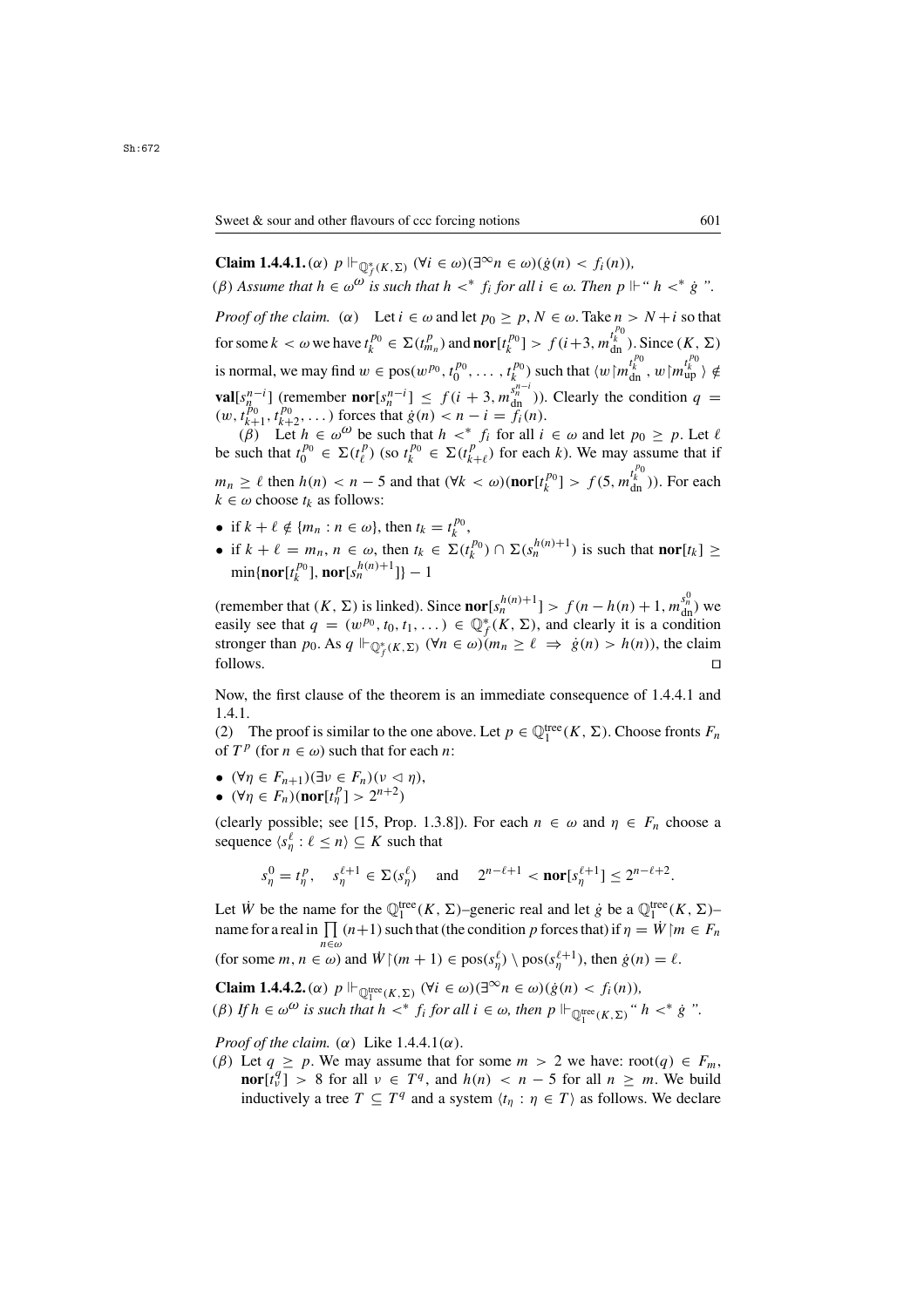**Claim 1.4.4.1.** ($\alpha$) $p \Vdash_{\mathbb{Q}^*_f(K,\Sigma)} (\forall i \in \omega)(\exists^\infty n \in \omega)(\dot{g}(n) < f_i(n))$,

($\beta$) *Assume that $h \in \omega^\omega$ is such that $h <^* f_i$ for all $i \in \omega$. Then $p \Vdash$ " $h <^* \dot{g}$ ".*

*Proof of the claim.* ($\alpha$) Let $i \in \omega$ and let $p_0 \geq p$, $N \in \omega$. Take $n > N + i$ so that for some $k < \omega$ we have $t^{p_0}_k \in \Sigma(t^p_{m_n})$ and $\mathbf{nor}[t^{p_0}_k] > f(i+3, m^{t^{p_0}_k}_{\rm dn})$. Since $(K, \Sigma)$ is normal, we may find $w \in \mathrm{pos}(w^{p_0}, t^{p_0}_0, \dots, t^{p_0}_k)$ such that $\langle w{\restriction}m^{t^{p_0}_k}_{\rm dn}, w{\restriction}m^{t^{p_0}_k}_{\rm up}\rangle \notin \mathbf{val}[s^{n-i}_n]$ (remember $\mathbf{nor}[s^{n-i}_n] \leq f(i+3, m^{s^{n-i}_n}_{\rm dn})$). Clearly the condition $q = (w, t^{p_0}_{k+1}, t^{p_0}_{k+2}, \dots)$ forces that $\dot{g}(n) < n - i = f_i(n)$.

($\beta$) Let $h \in \omega^\omega$ be such that $h <^* f_i$ for all $i \in \omega$ and let $p_0 \geq p$. Let $\ell$ be such that $t^{p_0}_0 \in \Sigma(t^p_\ell)$ (so $t^{p_0}_k \in \Sigma(t^p_{k+\ell})$ for each $k$). We may assume that if $m_n \geq \ell$ then $h(n) < n - 5$ and that $(\forall k < \omega)(\mathbf{nor}[t^{p_0}_k] > f(5, m^{t^{p_0}_k}_{\rm dn}))$. For each $k \in \omega$ choose $t_k$ as follows:

- if $k + \ell \notin \{m_n : n \in \omega\}$, then $t_k = t^{p_0}_k$,
- if $k + \ell = m_n$, $n \in \omega$, then $t_k \in \Sigma(t^{p_0}_k) \cap \Sigma(s^{h(n)+1}_n)$ is such that $\mathbf{nor}[t_k] \geq \min\{\mathbf{nor}[t^{p_0}_k], \mathbf{nor}[s^{h(n)+1}_n]\} - 1$

(remember that $(K, \Sigma)$ is linked). Since $\mathbf{nor}[s^{h(n)+1}_n] > f(n - h(n) + 1, m^{s^0_n}_{\rm dn})$ we easily see that $q = (w^{p_0}, t_0, t_1, \dots) \in \mathbb{Q}^*_f(K, \Sigma)$, and clearly it is a condition stronger than $p_0$. As $q \Vdash_{\mathbb{Q}^*_f(K,\Sigma)} (\forall n \in \omega)(m_n \geq \ell \Rightarrow \dot{g}(n) > h(n))$, the claim follows. $\square$

Now, the first clause of the theorem is an immediate consequence of 1.4.4.1 and 1.4.1.

(2) The proof is similar to the one above. Let $p \in \mathbb{Q}^{\rm tree}_1(K, \Sigma)$. Choose fronts $F_n$ of $T^p$ (for $n \in \omega$) such that for each $n$:

- $(\forall \eta \in F_{n+1})(\exists \nu \in F_n)(\nu \lhd \eta)$,
- $(\forall \eta \in F_n)(\mathbf{nor}[t^p_\eta] > 2^{n+2})$

(clearly possible; see [15, Prop. 1.3.8]). For each $n \in \omega$ and $\eta \in F_n$ choose a sequence $\langle s^\ell_\eta : \ell \leq n\rangle \subseteq K$ such that

$$s^0_\eta = t^p_\eta, \quad s^{\ell+1}_\eta \in \Sigma(s^\ell_\eta) \quad \text{and} \quad 2^{n-\ell+1} < \mathbf{nor}[s^{\ell+1}_\eta] \leq 2^{n-\ell+2}.$$

Let $\dot{W}$ be the name for the $\mathbb{Q}^{\rm tree}_1(K, \Sigma)$–generic real and let $\dot{g}$ be a $\mathbb{Q}^{\rm tree}_1(K, \Sigma)$–name for a real in $\prod_{n\in\omega}(n+1)$ such that (the condition $p$ forces that) if $\eta = \dot{W}{\restriction}m \in F_n$ (for some $m, n \in \omega$) and $\dot{W}{\restriction}(m+1) \in \mathrm{pos}(s^\ell_\eta) \setminus \mathrm{pos}(s^{\ell+1}_\eta)$, then $\dot{g}(n) = \ell$.

**Claim 1.4.4.2.** ($\alpha$) $p \Vdash_{\mathbb{Q}^{\rm tree}_1(K,\Sigma)} (\forall i \in \omega)(\exists^\infty n \in \omega)(\dot{g}(n) < f_i(n))$,

($\beta$) *If $h \in \omega^\omega$ is such that $h <^* f_i$ for all $i \in \omega$, then $p \Vdash_{\mathbb{Q}^{\rm tree}_1(K,\Sigma)}$ " $h <^* \dot{g}$ ".*

*Proof of the claim.* ($\alpha$) Like 1.4.4.1($\alpha$).

($\beta$) Let $q \geq p$. We may assume that for some $m > 2$ we have: $\mathrm{root}(q) \in F_m$, $\mathbf{nor}[t^q_\nu] > 8$ for all $\nu \in T^q$, and $h(n) < n - 5$ for all $n \geq m$. We build inductively a tree $T \subseteq T^q$ and a system $\langle t_\eta : \eta \in T\rangle$ as follows. We declare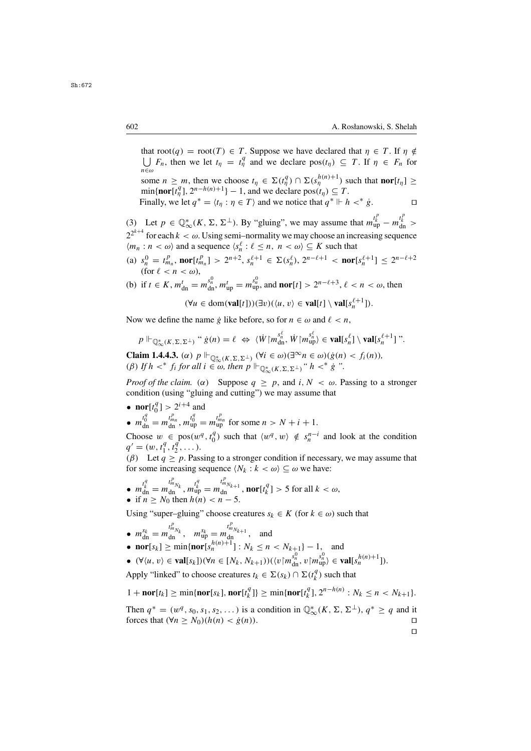that $\mathrm{root}(q) = \mathrm{root}(T) \in T$. Suppose we have declared that $\eta \in T$. If $\eta \notin \bigcup_{n\in\omega} F_n$, then we let $t_\eta = t^q_\eta$ and we declare $\mathrm{pos}(t_\eta) \subseteq T$. If $\eta \in F_n$ for some $n \geq m$, then we choose $t_\eta \in \Sigma(t^q_\eta) \cap \Sigma(s^{h(n)+1}_\eta)$ such that $\mathbf{nor}[t_\eta] \geq \min\{\mathbf{nor}[t^q_\eta], 2^{n-h(n)+1}\} - 1$, and we declare $\mathrm{pos}(t_\eta) \subseteq T$.

Finally, we let $q^* = \langle t_\eta : \eta \in T\rangle$ and we notice that $q^* \Vdash h <^* \dot{g}$. $\square$

(3) Let $p \in \mathbb{Q}^*_\infty(K, \Sigma, \Sigma^\perp)$. By "gluing", we may assume that $m^{t^p_k}_{\mathrm{up}} - m^{t^p_k}_{\mathrm{dn}} > 2^{2^{k+4}}$ for each $k < \omega$. Using semi–normality we may choose an increasing sequence $\langle m_n : n < \omega\rangle$ and a sequence $\langle s^\ell_n : \ell \leq n,\ n < \omega\rangle \subseteq K$ such that

(a) $s^0_n = t^p_{m_n}$, $\mathbf{nor}[t^p_{m_n}] > 2^{n+2}$, $s^{\ell+1}_n \in \Sigma(s^\ell_n)$, $2^{n-\ell+1} < \mathbf{nor}[s^{\ell+1}_n] \leq 2^{n-\ell+2}$ (for $\ell < n < \omega$),

(b) if $t \in K$, $m^t_{\mathrm{dn}} = m^{s^0_n}_{\mathrm{dn}}$, $m^t_{\mathrm{up}} = m^{s^0_n}_{\mathrm{up}}$, and $\mathbf{nor}[t] > 2^{n-\ell+3}$, $\ell < n < \omega$, then

$$(\forall u \in \mathrm{dom}(\mathbf{val}[t]))(\exists v)(\langle u, v\rangle \in \mathbf{val}[t] \setminus \mathbf{val}[s^{\ell+1}_n]).$$

Now we define the name $\dot{g}$ like before, so for $n \in \omega$ and $\ell < n$,

$$p \Vdash_{\mathbb{Q}^*_\infty(K,\Sigma,\Sigma^\perp)} \text{“ } \dot{g}(n) = \ell \;\Leftrightarrow\; \langle \dot{W}{\restriction} m^{s^\ell_n}_{\mathrm{dn}}, \dot{W}{\restriction} m^{s^\ell_n}_{\mathrm{up}}\rangle \in \mathbf{val}[s^\ell_n] \setminus \mathbf{val}[s^{\ell+1}_n] \text{ ”}.$$

**Claim 1.4.4.3.** ($\alpha$) $p \Vdash_{\mathbb{Q}^*_\infty(K,\Sigma,\Sigma^\perp)} (\forall i \in \omega)(\exists^\infty n \in \omega)(\dot{g}(n) < f_i(n))$,
($\beta$) *If $h <^* f_i$ for all $i \in \omega$, then* $p \Vdash_{\mathbb{Q}^*_\infty(K,\Sigma,\Sigma^\perp)}$ “ $h <^* \dot{g}$ ”.

*Proof of the claim.* ($\alpha$) Suppose $q \geq p$, and $i, N < \omega$. Passing to a stronger condition (using "gluing and cutting") we may assume that

- $\mathbf{nor}[t^q_0] > 2^{i+4}$ and
- $m^{t^q_0}_{\mathrm{dn}} = m^{t^p_{m_n}}_{\mathrm{dn}}$, $m^{t^q_0}_{\mathrm{up}} = m^{t^p_{m_n}}_{\mathrm{up}}$ for some $n > N + i + 1$.

Choose $w \in \mathrm{pos}(w^q, t^q_0)$ such that $\langle w^q, w\rangle \notin s^{n-i}_n$ and look at the condition $q' = (w, t^q_1, t^q_2, \dots)$.

($\beta$) Let $q \geq p$. Passing to a stronger condition if necessary, we may assume that for some increasing sequence $\langle N_k : k < \omega\rangle \subseteq \omega$ we have:

- $m^{t^q_k}_{\mathrm{dn}} = m^{t^p_{m_{N_k}}}_{\mathrm{dn}}$, $m^{t^q_k}_{\mathrm{up}} = m^{t^p_{m_{N_{k+1}}}}_{\mathrm{dn}}$, $\mathbf{nor}[t^q_k] > 5$ for all $k < \omega$,
- if $n \geq N_0$ then $h(n) < n - 5$.

Using "super–gluing" choose creatures $s_k \in K$ (for $k \in \omega$) such that

- $m^{s_k}_{\mathrm{dn}} = m^{t^p_{m_{N_k}}}_{\mathrm{dn}}$, $m^{s_k}_{\mathrm{up}} = m^{t^p_{m_{N_{k+1}}}}_{\mathrm{dn}}$, and
- $\mathbf{nor}[s_k] \geq \min\{\mathbf{nor}[s^{h(n)+1}_n] : N_k \leq n < N_{k+1}\} - 1$, and
- $(\forall \langle u, v\rangle \in \mathbf{val}[s_k])(\forall n \in [N_k, N_{k+1}))(\langle v{\restriction} m^{s^0_n}_{\mathrm{dn}}, v{\restriction} m^{s^0_n}_{\mathrm{up}}\rangle \in \mathbf{val}[s^{h(n)+1}_n])$.

Apply "linked" to choose creatures $t_k \in \Sigma(s_k) \cap \Sigma(t^q_k)$ such that

$$1 + \mathbf{nor}[t_k] \geq \min\{\mathbf{nor}[s_k], \mathbf{nor}[t^q_k]\} \geq \min\{\mathbf{nor}[t^q_k], 2^{n-h(n)} : N_k \leq n < N_{k+1}\}.$$

Then $q^* = (w^q, s_0, s_1, s_2, \dots)$ is a condition in $\mathbb{Q}^*_\infty(K, \Sigma, \Sigma^\perp)$, $q^* \geq q$ and it forces that $(\forall n \geq N_0)(h(n) < \dot{g}(n))$. $\square$

$\square$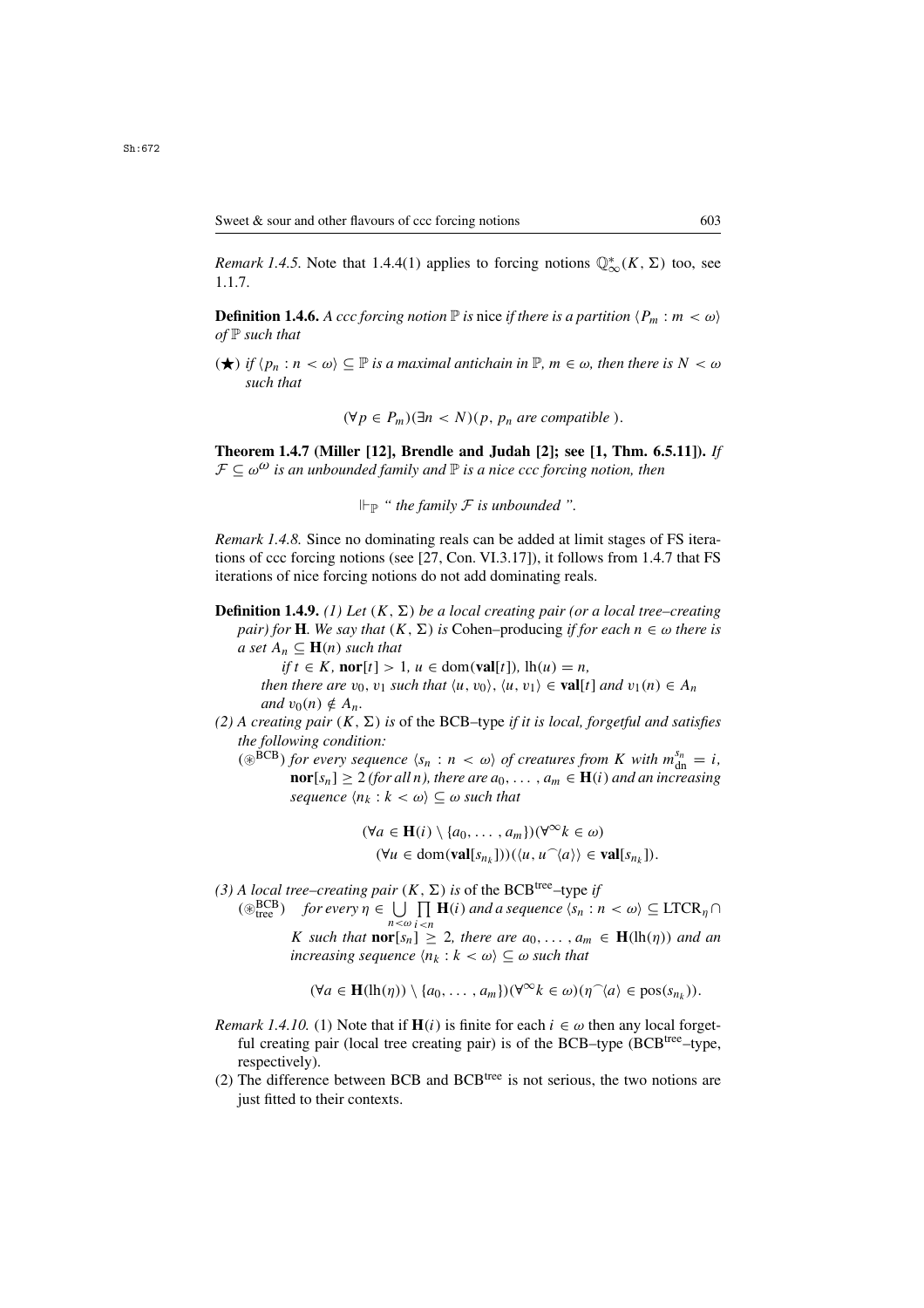*Remark 1.4.5.* Note that 1.4.4(1) applies to forcing notions $\mathbb{Q}^*_\infty(K,\Sigma)$ too, see 1.1.7.

**Definition 1.4.6.** *A ccc forcing notion $\mathbb{P}$ is* nice *if there is a partition $\langle P_m : m<\omega\rangle$ of $\mathbb{P}$ such that*

($\bigstar$) *if $\langle p_n : n<\omega\rangle \subseteq \mathbb{P}$ is a maximal antichain in $\mathbb{P}$, $m\in\omega$, then there is $N<\omega$ such that*

$$(\forall p\in P_m)(\exists n<N)(p,\, p_n \text{ are compatible }).$$

**Theorem 1.4.7 (Miller [12], Brendle and Judah [2]; see [1, Thm. 6.5.11]).** *If $\mathcal{F}\subseteq\omega^\omega$ is an unbounded family and $\mathbb{P}$ is a nice ccc forcing notion, then*

$$\Vdash_{\mathbb{P}} \text{" the family } \mathcal{F} \text{ is unbounded ".}$$

*Remark 1.4.8.* Since no dominating reals can be added at limit stages of FS iterations of ccc forcing notions (see [27, Con. VI.3.17]), it follows from 1.4.7 that FS iterations of nice forcing notions do not add dominating reals.

**Definition 1.4.9.** *(1) Let $(K,\Sigma)$ be a local creating pair (or a local tree–creating pair) for $\mathbf{H}$. We say that $(K,\Sigma)$ is* Cohen–producing *if for each $n\in\omega$ there is a set $A_n\subseteq\mathbf{H}(n)$ such that*

*if $t\in K$, $\mathbf{nor}[t]>1$, $u\in\mathrm{dom}(\mathbf{val}[t])$, $\mathrm{lh}(u)=n$,*
*then there are $v_0, v_1$ such that $\langle u,v_0\rangle,\langle u,v_1\rangle\in\mathbf{val}[t]$ and $v_1(n)\in A_n$ and $v_0(n)\notin A_n$.*

*(2) A creating pair $(K,\Sigma)$ is* of the BCB–type *if it is local, forgetful and satisfies the following condition:*

($\circledast^{\mathrm{BCB}}$) *for every sequence $\langle s_n : n<\omega\rangle$ of creatures from $K$ with $m^{s_n}_{\mathrm{dn}}=i$, $\mathbf{nor}[s_n]\geq 2$ (for all $n$), there are $a_0,\ldots,a_m\in\mathbf{H}(i)$ and an increasing sequence $\langle n_k : k<\omega\rangle\subseteq\omega$ such that*

$$(\forall a\in\mathbf{H}(i)\setminus\{a_0,\ldots,a_m\})(\forall^\infty k\in\omega)$$
$$(\forall u\in\mathrm{dom}(\mathbf{val}[s_{n_k}]))(\langle u, u^\frown\langle a\rangle\rangle\in\mathbf{val}[s_{n_k}]).$$

*(3) A local tree–creating pair $(K,\Sigma)$ is* of the $\mathrm{BCB}^{\mathrm{tree}}$–type *if*

($\circledast^{\mathrm{BCB}}_{\mathrm{tree}}$) *for every $\eta\in\bigcup\limits_{n<\omega}\prod\limits_{i<n}\mathbf{H}(i)$ and a sequence $\langle s_n : n<\omega\rangle\subseteq\mathrm{LTCR}_\eta\cap K$ such that $\mathbf{nor}[s_n]\geq 2$, there are $a_0,\ldots,a_m\in\mathbf{H}(\mathrm{lh}(\eta))$ and an increasing sequence $\langle n_k : k<\omega\rangle\subseteq\omega$ such that*

$$(\forall a\in\mathbf{H}(\mathrm{lh}(\eta))\setminus\{a_0,\ldots,a_m\})(\forall^\infty k\in\omega)(\eta^\frown\langle a\rangle\in\mathrm{pos}(s_{n_k})).$$

*Remark 1.4.10.* (1) Note that if $\mathbf{H}(i)$ is finite for each $i\in\omega$ then any local forgetful creating pair (local tree creating pair) is of the BCB–type ($\mathrm{BCB}^{\mathrm{tree}}$–type, respectively).

(2) The difference between BCB and $\mathrm{BCB}^{\mathrm{tree}}$ is not serious, the two notions are just fitted to their contexts.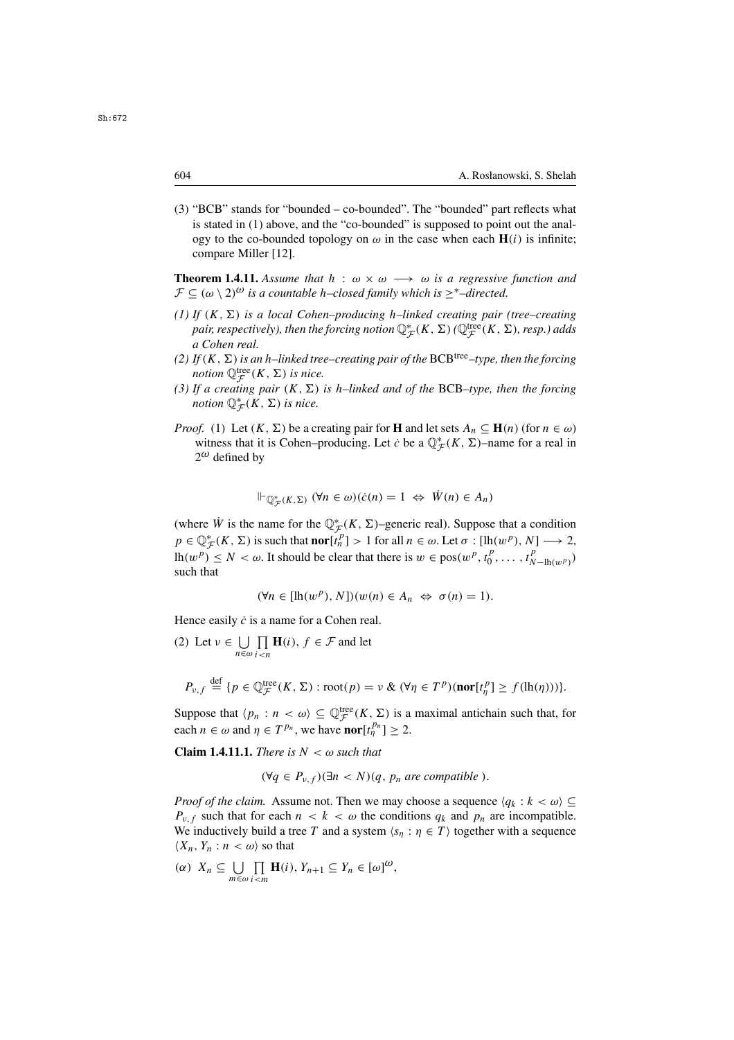(3) "BCB" stands for "bounded – co-bounded". The "bounded" part reflects what is stated in (1) above, and the "co-bounded" is supposed to point out the analogy to the co-bounded topology on $\omega$ in the case when each $\mathbf{H}(i)$ is infinite; compare Miller [12].

**Theorem 1.4.11.** *Assume that $h : \omega \times \omega \longrightarrow \omega$ is a regressive function and $\mathcal{F} \subseteq (\omega \setminus 2)^\omega$ is a countable $h$–closed family which is $\geq^*$–directed.*

*(1) If $(K, \Sigma)$ is a local Cohen–producing $h$–linked creating pair (tree–creating pair, respectively), then the forcing notion $\mathbb{Q}^*_{\mathcal{F}}(K, \Sigma)$ ($\mathbb{Q}^{\rm tree}_{\mathcal{F}}(K, \Sigma)$, resp.) adds a Cohen real.*

*(2) If $(K, \Sigma)$ is an $h$–linked tree–creating pair of the $\mathrm{BCB}^{\rm tree}$–type, then the forcing notion $\mathbb{Q}^{\rm tree}_{\mathcal{F}}(K, \Sigma)$ is nice.*

*(3) If a creating pair $(K, \Sigma)$ is $h$–linked and of the BCB–type, then the forcing notion $\mathbb{Q}^*_{\mathcal{F}}(K, \Sigma)$ is nice.*

*Proof.* (1) Let $(K, \Sigma)$ be a creating pair for $\mathbf{H}$ and let sets $A_n \subseteq \mathbf{H}(n)$ (for $n \in \omega$) witness that it is Cohen–producing. Let $\dot{c}$ be a $\mathbb{Q}^*_{\mathcal{F}}(K, \Sigma)$–name for a real in $2^\omega$ defined by

$$\Vdash_{\mathbb{Q}^*_{\mathcal{F}}(K,\Sigma)} (\forall n \in \omega)(\dot{c}(n) = 1 \ \Leftrightarrow\ \dot{W}(n) \in A_n)$$

(where $\dot{W}$ is the name for the $\mathbb{Q}^*_{\mathcal{F}}(K, \Sigma)$–generic real). Suppose that a condition $p \in \mathbb{Q}^*_{\mathcal{F}}(K, \Sigma)$ is such that $\mathbf{nor}[t^p_n] > 1$ for all $n \in \omega$. Let $\sigma : [\mathrm{lh}(w^p), N] \longrightarrow 2$, $\mathrm{lh}(w^p) \leq N < \omega$. It should be clear that there is $w \in \mathrm{pos}(w^p, t^p_0, \ldots, t^p_{N-\mathrm{lh}(w^p)})$ such that

$$(\forall n \in [\mathrm{lh}(w^p), N])(w(n) \in A_n \ \Leftrightarrow\ \sigma(n) = 1).$$

Hence easily $\dot{c}$ is a name for a Cohen real.

(2) Let $\nu \in \bigcup\limits_{n\in\omega} \prod\limits_{i<n} \mathbf{H}(i)$, $f \in \mathcal{F}$ and let

$$P_{\nu,f} \stackrel{\rm def}{=} \{p \in \mathbb{Q}^{\rm tree}_{\mathcal{F}}(K, \Sigma) : \mathrm{root}(p) = \nu \ \&\ (\forall \eta \in T^p)(\mathbf{nor}[t^p_\eta] \geq f(\mathrm{lh}(\eta)))\}.$$

Suppose that $\langle p_n : n < \omega\rangle \subseteq \mathbb{Q}^{\rm tree}_{\mathcal{F}}(K, \Sigma)$ is a maximal antichain such that, for each $n \in \omega$ and $\eta \in T^{p_n}$, we have $\mathbf{nor}[t^{p_n}_\eta] \geq 2$.

**Claim 1.4.11.1.** *There is $N < \omega$ such that*

$$(\forall q \in P_{\nu,f})(\exists n < N)(q, p_n \textit{ are compatible}\,).$$

*Proof of the claim.* Assume not. Then we may choose a sequence $\langle q_k : k < \omega\rangle \subseteq P_{\nu,f}$ such that for each $n < k < \omega$ the conditions $q_k$ and $p_n$ are incompatible. We inductively build a tree $T$ and a system $\langle s_\eta : \eta \in T\rangle$ together with a sequence $\langle X_n, Y_n : n < \omega\rangle$ so that

($\alpha$) $X_n \subseteq \bigcup\limits_{m\in\omega} \prod\limits_{i<m} \mathbf{H}(i)$, $Y_{n+1} \subseteq Y_n \in [\omega]^\omega$,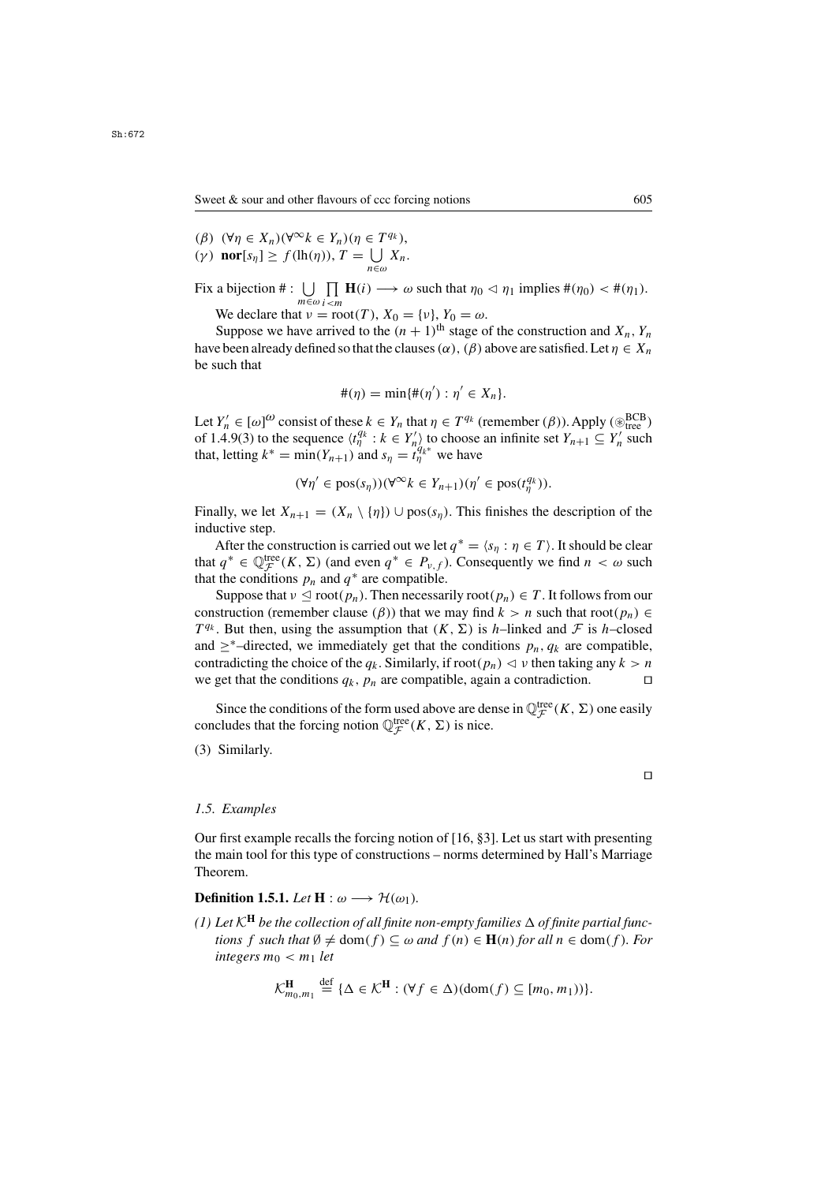($\beta$) $(\forall \eta \in X_n)(\forall^\infty k \in Y_n)(\eta \in T^{q_k})$,

($\gamma$) $\mathbf{nor}[s_\eta] \geq f(\mathrm{lh}(\eta))$, $T = \bigcup\limits_{n\in\omega} X_n$.

Fix a bijection $\# : \bigcup\limits_{m\in\omega} \prod\limits_{i<m} \mathbf{H}(i) \longrightarrow \omega$ such that $\eta_0 \lhd \eta_1$ implies $\#(\eta_0) < \#(\eta_1)$.

We declare that $\nu = \mathrm{root}(T)$, $X_0 = \{\nu\}$, $Y_0 = \omega$.

Suppose we have arrived to the $(n+1)^{\text{th}}$ stage of the construction and $X_n$, $Y_n$ have been already defined so that the clauses ($\alpha$), ($\beta$) above are satisfied. Let $\eta \in X_n$ be such that

$$\#(\eta) = \min\{\#(\eta') : \eta' \in X_n\}.$$

Let $Y_n' \in [\omega]^\omega$ consist of these $k \in Y_n$ that $\eta \in T^{q_k}$ (remember ($\beta$)). Apply ($\circledast^{\mathrm{BCB}}_{\mathrm{tree}}$) of 1.4.9(3) to the sequence $\langle t^{q_k}_\eta : k \in Y_n' \rangle$ to choose an infinite set $Y_{n+1} \subseteq Y_n'$ such that, letting $k^* = \min(Y_{n+1})$ and $s_\eta = t^{q_{k^*}}_\eta$ we have

$$(\forall \eta' \in \mathrm{pos}(s_\eta))(\forall^\infty k \in Y_{n+1})(\eta' \in \mathrm{pos}(t^{q_k}_\eta)).$$

Finally, we let $X_{n+1} = (X_n \setminus \{\eta\}) \cup \mathrm{pos}(s_\eta)$. This finishes the description of the inductive step.

After the construction is carried out we let $q^* = \langle s_\eta : \eta \in T \rangle$. It should be clear that $q^* \in \mathbb{Q}^{\mathrm{tree}}_{\mathcal{F}}(K, \Sigma)$ (and even $q^* \in P_{\nu, f}$). Consequently we find $n < \omega$ such that the conditions $p_n$ and $q^*$ are compatible.

Suppose that $\nu \trianglelefteq \mathrm{root}(p_n)$. Then necessarily $\mathrm{root}(p_n) \in T$. It follows from our construction (remember clause ($\beta$)) that we may find $k > n$ such that $\mathrm{root}(p_n) \in T^{q_k}$. But then, using the assumption that $(K, \Sigma)$ is $h$–linked and $\mathcal{F}$ is $h$–closed and $\geq^*$–directed, we immediately get that the conditions $p_n, q_k$ are compatible, contradicting the choice of the $q_k$. Similarly, if $\mathrm{root}(p_n) \lhd \nu$ then taking any $k > n$ we get that the conditions $q_k$, $p_n$ are compatible, again a contradiction. $\square$

Since the conditions of the form used above are dense in $\mathbb{Q}^{\mathrm{tree}}_{\mathcal{F}}(K, \Sigma)$ one easily concludes that the forcing notion $\mathbb{Q}^{\mathrm{tree}}_{\mathcal{F}}(K, \Sigma)$ is nice.

(3) Similarly.

$\square$

### *1.5. Examples*

Our first example recalls the forcing notion of [16, §3]. Let us start with presenting the main tool for this type of constructions – norms determined by Hall's Marriage Theorem.

**Definition 1.5.1.** *Let* $\mathbf{H} : \omega \longrightarrow \mathcal{H}(\omega_1)$.

*(1) Let* $\mathcal{K}^{\mathbf{H}}$ *be the collection of all finite non-empty families* $\Delta$ *of finite partial functions* $f$ *such that* $\emptyset \neq \mathrm{dom}(f) \subseteq \omega$ *and* $f(n) \in \mathbf{H}(n)$ *for all* $n \in \mathrm{dom}(f)$. *For integers* $m_0 < m_1$ *let*

$$\mathcal{K}^{\mathbf{H}}_{m_0,m_1} \stackrel{\mathrm{def}}{=} \{\Delta \in \mathcal{K}^{\mathbf{H}} : (\forall f \in \Delta)(\mathrm{dom}(f) \subseteq [m_0, m_1))\}.$$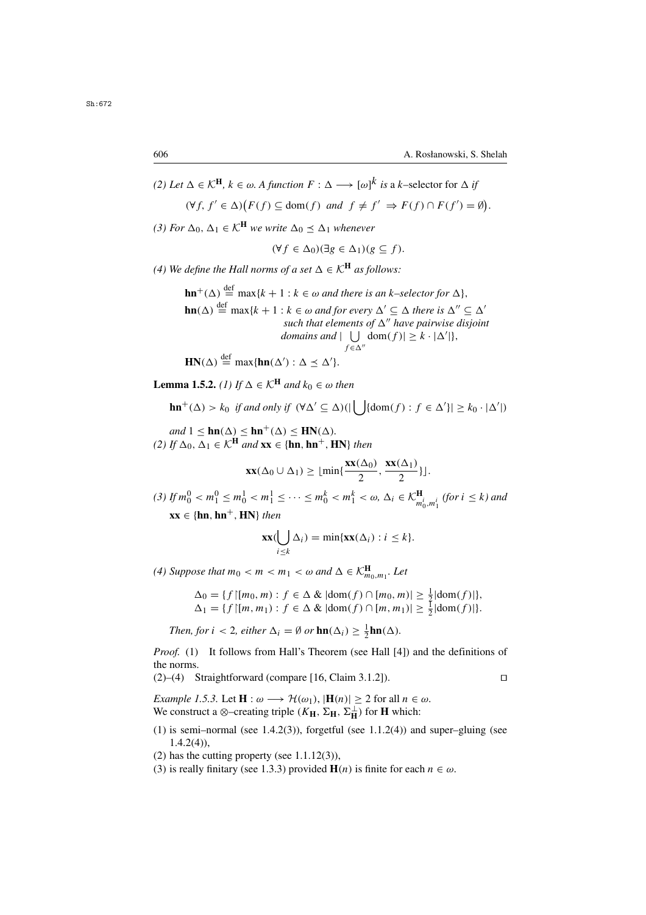(2) *Let* $\Delta \in \mathcal{K}^{\mathbf{H}}$, $k \in \omega$. *A function* $F : \Delta \longrightarrow [\omega]^k$ *is a* $k$–selector *for* $\Delta$ *if*

$$(\forall f, f' \in \Delta)\big(F(f) \subseteq \mathrm{dom}(f) \ \text{ and } \ f \neq f' \ \Rightarrow F(f) \cap F(f') = \emptyset\big).$$

(3) *For* $\Delta_0, \Delta_1 \in \mathcal{K}^{\mathbf{H}}$ *we write* $\Delta_0 \preceq \Delta_1$ *whenever*

$$(\forall f \in \Delta_0)(\exists g \in \Delta_1)(g \subseteq f).$$

(4) *We define the Hall norms of a set* $\Delta \in \mathcal{K}^{\mathbf{H}}$ *as follows:*

$$\mathbf{hn}^+(\Delta) \stackrel{\text{def}}{=} \max\{k+1 : k \in \omega \text{ and there is an } k\text{–selector for } \Delta\},$$

$$\mathbf{hn}(\Delta) \stackrel{\text{def}}{=} \max\{k+1 : k \in \omega \text{ and for every } \Delta' \subseteq \Delta \text{ there is } \Delta'' \subseteq \Delta' \text{ such that elements of } \Delta'' \text{ have pairwise disjoint domains and } |\bigcup_{f \in \Delta''} \mathrm{dom}(f)| \geq k \cdot |\Delta'|\},$$

$$\mathbf{HN}(\Delta) \stackrel{\text{def}}{=} \max\{\mathbf{hn}(\Delta') : \Delta \preceq \Delta'\}.$$

**Lemma 1.5.2.** *(1) If* $\Delta \in \mathcal{K}^{\mathbf{H}}$ *and* $k_0 \in \omega$ *then*

$$\mathbf{hn}^+(\Delta) > k_0 \ \text{ if and only if } \ (\forall \Delta' \subseteq \Delta)(|\bigcup\{\mathrm{dom}(f) : f \in \Delta'\}| \geq k_0 \cdot |\Delta'|)$$

*and* $1 \leq \mathbf{hn}(\Delta) \leq \mathbf{hn}^+(\Delta) \leq \mathbf{HN}(\Delta)$.

*(2) If* $\Delta_0, \Delta_1 \in \mathcal{K}^{\mathbf{H}}$ *and* $\mathbf{xx} \in \{\mathbf{hn}, \mathbf{hn}^+, \mathbf{HN}\}$ *then*

$$\mathbf{xx}(\Delta_0 \cup \Delta_1) \geq \lfloor \min\{\frac{\mathbf{xx}(\Delta_0)}{2}, \frac{\mathbf{xx}(\Delta_1)}{2}\}\rfloor.$$

*(3) If* $m_0^0 < m_1^0 \leq m_0^1 < m_1^1 \leq \cdots \leq m_0^k < m_1^k < \omega$, $\Delta_i \in \mathcal{K}^{\mathbf{H}}_{m_0^i, m_1^i}$ *(for* $i \leq k$*) and* $\mathbf{xx} \in \{\mathbf{hn}, \mathbf{hn}^+, \mathbf{HN}\}$ *then*

$$\mathbf{xx}(\bigcup_{i \leq k} \Delta_i) = \min\{\mathbf{xx}(\Delta_i) : i \leq k\}.$$

*(4) Suppose that* $m_0 < m < m_1 < \omega$ *and* $\Delta \in \mathcal{K}^{\mathbf{H}}_{m_0, m_1}$. *Let*

$$\Delta_0 = \{f{\restriction}[m_0, m) : f \in \Delta \ \& \ |\mathrm{dom}(f) \cap [m_0, m)| \geq \tfrac{1}{2}|\mathrm{dom}(f)|\},$$
$$\Delta_1 = \{f{\restriction}[m, m_1) : f \in \Delta \ \& \ |\mathrm{dom}(f) \cap [m, m_1)| \geq \tfrac{1}{2}|\mathrm{dom}(f)|\}.$$

*Then, for* $i < 2$, *either* $\Delta_i = \emptyset$ *or* $\mathbf{hn}(\Delta_i) \geq \frac{1}{2}\mathbf{hn}(\Delta)$.

*Proof.* (1) It follows from Hall's Theorem (see Hall [4]) and the definitions of the norms.

(2)–(4) Straightforward (compare [16, Claim 3.1.2]). $\square$

*Example 1.5.3.* Let $\mathbf{H} : \omega \longrightarrow \mathcal{H}(\omega_1)$, $|\mathbf{H}(n)| \geq 2$ for all $n \in \omega$. We construct a $\otimes$–creating triple $(K_{\mathbf{H}}, \Sigma_{\mathbf{H}}, \Sigma^{\perp}_{\mathbf{H}})$ for $\mathbf{H}$ which:

(1) is semi–normal (see 1.4.2(3)), forgetful (see 1.1.2(4)) and super–gluing (see 1.4.2(4)),
(2) has the cutting property (see 1.1.12(3)),
(3) is really finitary (see 1.3.3) provided $\mathbf{H}(n)$ is finite for each $n \in \omega$.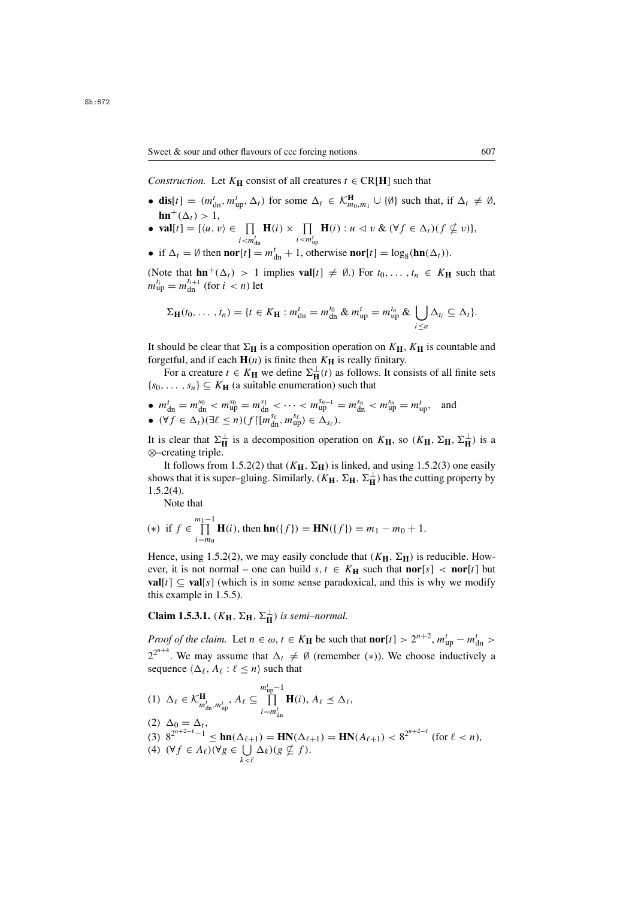*Construction.* Let $K_{\mathbf{H}}$ consist of all creatures $t \in \mathrm{CR}[\mathbf{H}]$ such that

- $\mathbf{dis}[t] = (m^t_{\mathrm{dn}}, m^t_{\mathrm{up}}, \Delta_t)$ for some $\Delta_t \in \mathcal{K}^{\mathbf{H}}_{m_0,m_1} \cup \{\emptyset\}$ such that, if $\Delta_t \neq \emptyset$, $\mathbf{hn}^+(\Delta_t) > 1$,
- $\mathbf{val}[t] = \{\langle u, v\rangle \in \prod\limits_{i<m^t_{\mathrm{dn}}} \mathbf{H}(i) \times \prod\limits_{i<m^t_{\mathrm{up}}} \mathbf{H}(i) : u \lhd v \ \&\ (\forall f \in \Delta_t)(f \not\subseteq v)\}$,
- if $\Delta_t = \emptyset$ then $\mathbf{nor}[t] = m^t_{\mathrm{dn}} + 1$, otherwise $\mathbf{nor}[t] = \log_8(\mathbf{hn}(\Delta_t))$.

(Note that $\mathbf{hn}^+(\Delta_t) > 1$ implies $\mathbf{val}[t] \neq \emptyset$.) For $t_0, \dots, t_n \in K_{\mathbf{H}}$ such that $m^{t_i}_{\mathrm{up}} = m^{t_{i+1}}_{\mathrm{dn}}$ (for $i < n$) let

$$\Sigma_{\mathbf{H}}(t_0, \dots, t_n) = \{t \in K_{\mathbf{H}} : m^t_{\mathrm{dn}} = m^{t_0}_{\mathrm{dn}} \ \&\ m^t_{\mathrm{up}} = m^{t_n}_{\mathrm{up}} \ \&\ \bigcup_{i\le n} \Delta_{t_i} \subseteq \Delta_t\}.$$

It should be clear that $\Sigma_{\mathbf{H}}$ is a composition operation on $K_{\mathbf{H}}$, $K_{\mathbf{H}}$ is countable and forgetful, and if each $\mathbf{H}(n)$ is finite then $K_{\mathbf{H}}$ is really finitary.

For a creature $t \in K_{\mathbf{H}}$ we define $\Sigma^{\perp}_{\mathbf{H}}(t)$ as follows. It consists of all finite sets $\{s_0, \dots, s_n\} \subseteq K_{\mathbf{H}}$ (a suitable enumeration) such that

- $m^t_{\mathrm{dn}} = m^{s_0}_{\mathrm{dn}} < m^{s_0}_{\mathrm{up}} = m^{s_1}_{\mathrm{dn}} < \cdots < m^{s_{n-1}}_{\mathrm{up}} = m^{s_n}_{\mathrm{dn}} < m^{s_n}_{\mathrm{up}} = m^t_{\mathrm{up}}$, and
- $(\forall f \in \Delta_t)(\exists \ell \le n)(f{\restriction}[m^{s_\ell}_{\mathrm{dn}}, m^{s_\ell}_{\mathrm{up}}) \in \Delta_{s_\ell})$.

It is clear that $\Sigma^{\perp}_{\mathbf{H}}$ is a decomposition operation on $K_{\mathbf{H}}$, so $(K_{\mathbf{H}}, \Sigma_{\mathbf{H}}, \Sigma^{\perp}_{\mathbf{H}})$ is a $\otimes$–creating triple.

It follows from 1.5.2(2) that $(K_{\mathbf{H}}, \Sigma_{\mathbf{H}})$ is linked, and using 1.5.2(3) one easily shows that it is super–gluing. Similarly, $(K_{\mathbf{H}}, \Sigma_{\mathbf{H}}, \Sigma^{\perp}_{\mathbf{H}})$ has the cutting property by 1.5.2(4).

Note that

$$(*) \ \text{ if } f \in \prod_{i=m_0}^{m_1-1} \mathbf{H}(i), \text{ then } \mathbf{hn}(\{f\}) = \mathbf{HN}(\{f\}) = m_1 - m_0 + 1.$$

Hence, using 1.5.2(2), we may easily conclude that $(K_{\mathbf{H}}, \Sigma_{\mathbf{H}})$ is reducible. However, it is not normal – one can build $s, t \in K_{\mathbf{H}}$ such that $\mathbf{nor}[s] < \mathbf{nor}[t]$ but $\mathbf{val}[t] \subseteq \mathbf{val}[s]$ (which is in some sense paradoxical, and this is why we modify this example in 1.5.5).

**Claim 1.5.3.1.** *$(K_{\mathbf{H}}, \Sigma_{\mathbf{H}}, \Sigma^{\perp}_{\mathbf{H}})$ is semi–normal.*

*Proof of the claim.* Let $n \in \omega$, $t \in K_{\mathbf{H}}$ be such that $\mathbf{nor}[t] > 2^{n+2}$, $m^t_{\mathrm{up}} - m^t_{\mathrm{dn}} > 2^{2^{n+4}}$. We may assume that $\Delta_t \neq \emptyset$ (remember $(*)$). We choose inductively a sequence $\langle \Delta_\ell, A_\ell : \ell \le n\rangle$ such that

(1) $\Delta_\ell \in \mathcal{K}^{\mathbf{H}}_{m^t_{\mathrm{dn}}, m^t_{\mathrm{up}}}$, $A_\ell \subseteq \prod\limits_{i=m^t_{\mathrm{dn}}}^{m^t_{\mathrm{up}}-1} \mathbf{H}(i)$, $A_\ell \preceq \Delta_\ell$,

(2) $\Delta_0 = \Delta_t$,

(3) $8^{2^{n+2-\ell}-1} \le \mathbf{hn}(\Delta_{\ell+1}) = \mathbf{HN}(\Delta_{\ell+1}) = \mathbf{HN}(A_{\ell+1}) < 8^{2^{n+2-\ell}}$ (for $\ell < n$),

(4) $(\forall f \in A_\ell)(\forall g \in \bigcup\limits_{k<\ell} \Delta_k)(g \not\subseteq f)$.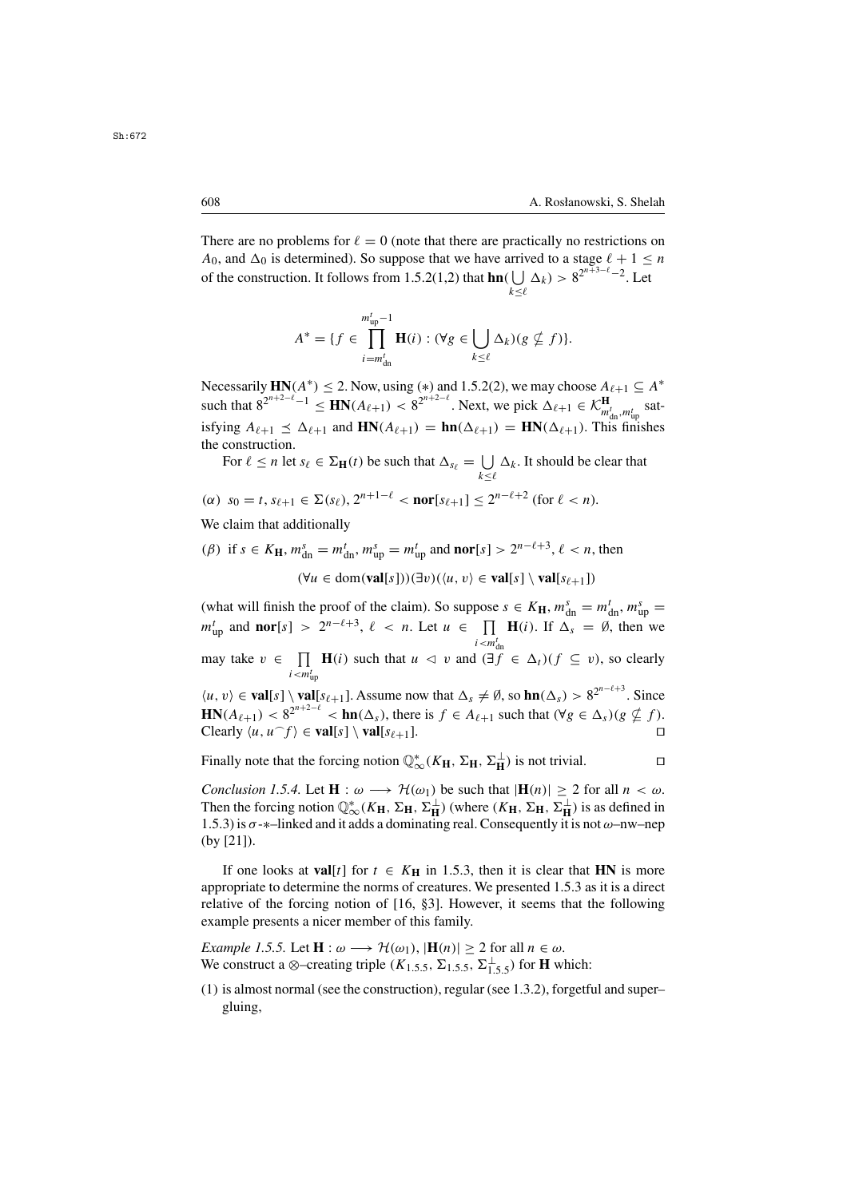There are no problems for $\ell = 0$ (note that there are practically no restrictions on $A_0$, and $\Delta_0$ is determined). So suppose that we have arrived to a stage $\ell + 1 \leq n$ of the construction. It follows from 1.5.2(1,2) that $\mathbf{hn}(\bigcup\limits_{k\leq\ell} \Delta_k) > 8^{2^{n+3-\ell}-2}$. Let

$$A^* = \{f \in \prod_{i=m^t_{\rm dn}}^{m^t_{\rm up}-1} \mathbf{H}(i) : (\forall g \in \bigcup_{k\leq\ell} \Delta_k)(g \not\subseteq f)\}.$$

Necessarily $\mathbf{HN}(A^*) \leq 2$. Now, using $(*)$ and 1.5.2(2), we may choose $A_{\ell+1} \subseteq A^*$ such that $8^{2^{n+2-\ell}-1} \leq \mathbf{HN}(A_{\ell+1}) < 8^{2^{n+2-\ell}}$. Next, we pick $\Delta_{\ell+1} \in \mathcal{K}^{\mathbf{H}}_{m^t_{\rm dn},m^t_{\rm up}}$ satisfying $A_{\ell+1} \preceq \Delta_{\ell+1}$ and $\mathbf{HN}(A_{\ell+1}) = \mathbf{hn}(\Delta_{\ell+1}) = \mathbf{HN}(\Delta_{\ell+1})$. This finishes the construction.

For $\ell \leq n$ let $s_\ell \in \Sigma_{\mathbf{H}}(t)$ be such that $\Delta_{s_\ell} = \bigcup\limits_{k\leq\ell} \Delta_k$. It should be clear that

$(\alpha)$ $s_0 = t$, $s_{\ell+1} \in \Sigma(s_\ell)$, $2^{n+1-\ell} < \mathbf{nor}[s_{\ell+1}] \leq 2^{n-\ell+2}$ (for $\ell < n$).

We claim that additionally

$(\beta)$ if $s \in K_{\mathbf{H}}$, $m^s_{\rm dn} = m^t_{\rm dn}$, $m^s_{\rm up} = m^t_{\rm up}$ and $\mathbf{nor}[s] > 2^{n-\ell+3}$, $\ell < n$, then

$$(\forall u \in \mathrm{dom}(\mathbf{val}[s]))(\exists v)(\langle u, v\rangle \in \mathbf{val}[s] \setminus \mathbf{val}[s_{\ell+1}])$$

(what will finish the proof of the claim). So suppose $s \in K_{\mathbf{H}}$, $m^s_{\rm dn} = m^t_{\rm dn}$, $m^s_{\rm up} = m^t_{\rm up}$ and $\mathbf{nor}[s] > 2^{n-\ell+3}$, $\ell < n$. Let $u \in \prod\limits_{i<m^t_{\rm dn}} \mathbf{H}(i)$. If $\Delta_s = \emptyset$, then we may take $v \in \prod\limits_{i<m^t_{\rm up}} \mathbf{H}(i)$ such that $u \lhd v$ and $(\exists f \in \Delta_t)(f \subseteq v)$, so clearly $\langle u, v\rangle \in \mathbf{val}[s] \setminus \mathbf{val}[s_{\ell+1}]$. Assume now that $\Delta_s \neq \emptyset$, so $\mathbf{hn}(\Delta_s) > 8^{2^{n-\ell+3}}$. Since $\mathbf{HN}(A_{\ell+1}) < 8^{2^{n+2-\ell}} < \mathbf{hn}(\Delta_s)$, there is $f \in A_{\ell+1}$ such that $(\forall g \in \Delta_s)(g \not\subseteq f)$. Clearly $\langle u, u^\frown f\rangle \in \mathbf{val}[s] \setminus \mathbf{val}[s_{\ell+1}]$. $\square$

Finally note that the forcing notion $\mathbb{Q}^*_\infty(K_{\mathbf{H}}, \Sigma_{\mathbf{H}}, \Sigma^\perp_{\mathbf{H}})$ is not trivial. $\square$

*Conclusion 1.5.4.* Let $\mathbf{H} : \omega \longrightarrow \mathcal{H}(\omega_1)$ be such that $|\mathbf{H}(n)| \geq 2$ for all $n < \omega$. Then the forcing notion $\mathbb{Q}^*_\infty(K_{\mathbf{H}}, \Sigma_{\mathbf{H}}, \Sigma^\perp_{\mathbf{H}})$ (where $(K_{\mathbf{H}}, \Sigma_{\mathbf{H}}, \Sigma^\perp_{\mathbf{H}})$ is as defined in 1.5.3) is $\sigma$-$*$–linked and it adds a dominating real. Consequently it is not $\omega$–nw–nep (by [21]).

If one looks at $\mathbf{val}[t]$ for $t \in K_{\mathbf{H}}$ in 1.5.3, then it is clear that $\mathbf{HN}$ is more appropriate to determine the norms of creatures. We presented 1.5.3 as it is a direct relative of the forcing notion of [16, §3]. However, it seems that the following example presents a nicer member of this family.

*Example 1.5.5.* Let $\mathbf{H} : \omega \longrightarrow \mathcal{H}(\omega_1)$, $|\mathbf{H}(n)| \geq 2$ for all $n \in \omega$.
We construct a $\otimes$–creating triple $(K_{1.5.5}, \Sigma_{1.5.5}, \Sigma^\perp_{1.5.5})$ for $\mathbf{H}$ which:

(1) is almost normal (see the construction), regular (see 1.3.2), forgetful and super–gluing,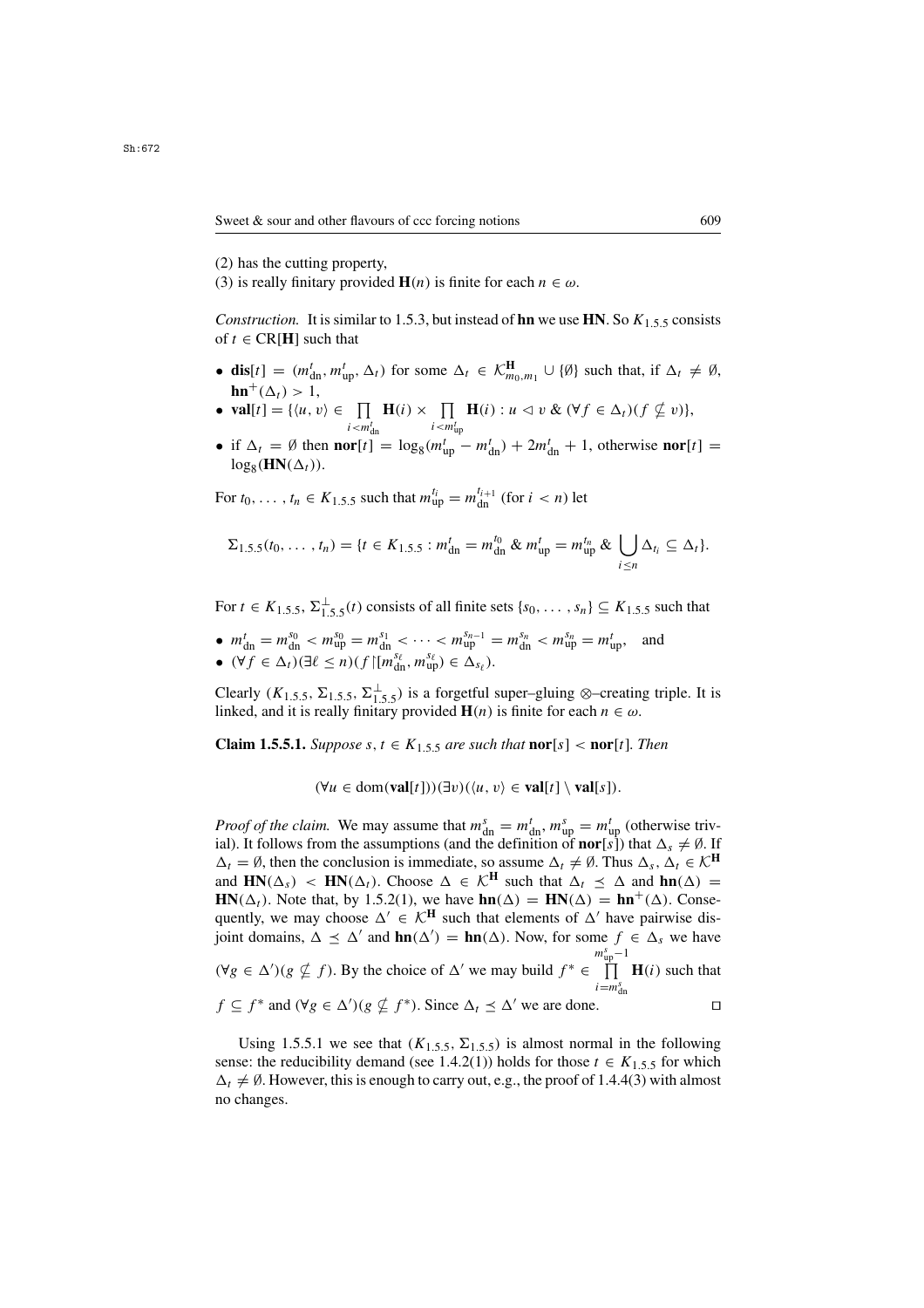(2) has the cutting property,

(3) is really finitary provided $\mathbf{H}(n)$ is finite for each $n \in \omega$.

*Construction.* It is similar to 1.5.3, but instead of **hn** we use **HN**. So $K_{1.5.5}$ consists of $t \in \mathrm{CR}[\mathbf{H}]$ such that

- $\mathbf{dis}[t] = (m^t_{\mathrm{dn}}, m^t_{\mathrm{up}}, \Delta_t)$ for some $\Delta_t \in \mathcal{K}^{\mathbf{H}}_{m_0,m_1} \cup \{\emptyset\}$ such that, if $\Delta_t \neq \emptyset$, $\mathbf{hn}^+(\Delta_t) > 1$,
- $\mathbf{val}[t] = \{\langle u, v\rangle \in \prod\limits_{i<m^t_{\mathrm{dn}}} \mathbf{H}(i) \times \prod\limits_{i<m^t_{\mathrm{up}}} \mathbf{H}(i) : u \lhd v \;\&\; (\forall f \in \Delta_t)(f \nsubseteq v)\}$,
- if $\Delta_t = \emptyset$ then $\mathbf{nor}[t] = \log_8(m^t_{\mathrm{up}} - m^t_{\mathrm{dn}}) + 2m^t_{\mathrm{dn}} + 1$, otherwise $\mathbf{nor}[t] = \log_8(\mathbf{HN}(\Delta_t))$.

For $t_0, \ldots, t_n \in K_{1.5.5}$ such that $m^{t_i}_{\mathrm{up}} = m^{t_{i+1}}_{\mathrm{dn}}$ (for $i < n$) let

$$\Sigma_{1.5.5}(t_0, \ldots, t_n) = \{t \in K_{1.5.5} : m^t_{\mathrm{dn}} = m^{t_0}_{\mathrm{dn}} \;\&\; m^t_{\mathrm{up}} = m^{t_n}_{\mathrm{up}} \;\&\; \bigcup_{i \leq n} \Delta_{t_i} \subseteq \Delta_t\}.$$

For $t \in K_{1.5.5}$, $\Sigma^{\perp}_{1.5.5}(t)$ consists of all finite sets $\{s_0, \ldots, s_n\} \subseteq K_{1.5.5}$ such that

- $m^t_{\mathrm{dn}} = m^{s_0}_{\mathrm{dn}} < m^{s_0}_{\mathrm{up}} = m^{s_1}_{\mathrm{dn}} < \cdots < m^{s_{n-1}}_{\mathrm{up}} = m^{s_n}_{\mathrm{dn}} < m^{s_n}_{\mathrm{up}} = m^t_{\mathrm{up}}$, and
- $(\forall f \in \Delta_t)(\exists \ell \leq n)(f {\restriction} [m^{s_\ell}_{\mathrm{dn}}, m^{s_\ell}_{\mathrm{up}}) \in \Delta_{s_\ell})$.

Clearly $(K_{1.5.5}, \Sigma_{1.5.5}, \Sigma^{\perp}_{1.5.5})$ is a forgetful super–gluing $\otimes$–creating triple. It is linked, and it is really finitary provided $\mathbf{H}(n)$ is finite for each $n \in \omega$.

**Claim 1.5.5.1.** *Suppose $s, t \in K_{1.5.5}$ are such that $\mathbf{nor}[s] < \mathbf{nor}[t]$. Then*

$$(\forall u \in \mathrm{dom}(\mathbf{val}[t]))(\exists v)(\langle u, v\rangle \in \mathbf{val}[t] \setminus \mathbf{val}[s]).$$

*Proof of the claim.* We may assume that $m^s_{\mathrm{dn}} = m^t_{\mathrm{dn}}$, $m^s_{\mathrm{up}} = m^t_{\mathrm{up}}$ (otherwise trivial). It follows from the assumptions (and the definition of $\mathbf{nor}[s]$) that $\Delta_s \neq \emptyset$. If $\Delta_t = \emptyset$, then the conclusion is immediate, so assume $\Delta_t \neq \emptyset$. Thus $\Delta_s, \Delta_t \in \mathcal{K}^{\mathbf{H}}$ and $\mathbf{HN}(\Delta_s) < \mathbf{HN}(\Delta_t)$. Choose $\Delta \in \mathcal{K}^{\mathbf{H}}$ such that $\Delta_t \preceq \Delta$ and $\mathbf{hn}(\Delta) = \mathbf{HN}(\Delta_t)$. Note that, by 1.5.2(1), we have $\mathbf{hn}(\Delta) = \mathbf{HN}(\Delta) = \mathbf{hn}^+(\Delta)$. Consequently, we may choose $\Delta' \in \mathcal{K}^{\mathbf{H}}$ such that elements of $\Delta'$ have pairwise disjoint domains, $\Delta \preceq \Delta'$ and $\mathbf{hn}(\Delta') = \mathbf{hn}(\Delta)$. Now, for some $f \in \Delta_s$ we have $(\forall g \in \Delta')(g \nsubseteq f)$. By the choice of $\Delta'$ we may build $f^* \in \prod\limits_{i=m^s_{\mathrm{dn}}}^{m^s_{\mathrm{up}}-1} \mathbf{H}(i)$ such that $f \subseteq f^*$ and $(\forall g \in \Delta')(g \nsubseteq f^*)$. Since $\Delta_t \preceq \Delta'$ we are done. $\square$

Using 1.5.5.1 we see that $(K_{1.5.5}, \Sigma_{1.5.5})$ is almost normal in the following sense: the reducibility demand (see 1.4.2(1)) holds for those $t \in K_{1.5.5}$ for which $\Delta_t \neq \emptyset$. However, this is enough to carry out, e.g., the proof of 1.4.4(3) with almost no changes.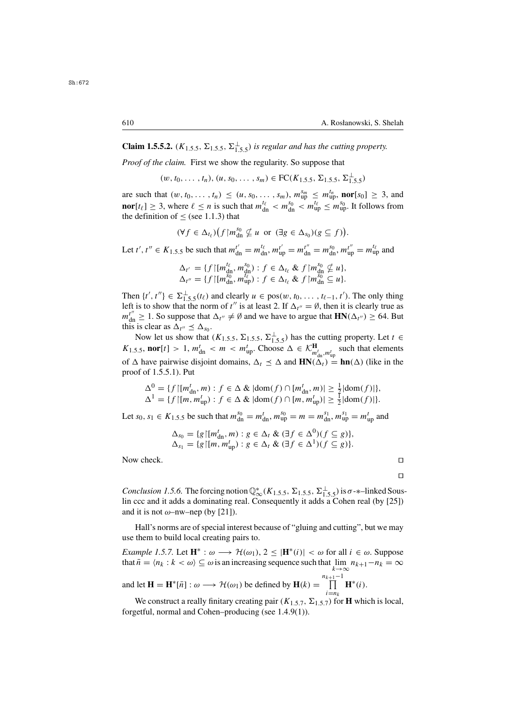**Claim 1.5.5.2.** *$(K_{1.5.5}, \Sigma_{1.5.5}, \Sigma^{\perp}_{1.5.5})$ is regular and has the cutting property.*

*Proof of the claim.* First we show the regularity. So suppose that

$$(w, t_0, \ldots, t_n), (u, s_0, \ldots, s_m) \in \mathrm{FC}(K_{1.5.5}, \Sigma_{1.5.5}, \Sigma^{\perp}_{1.5.5})$$

are such that $(w, t_0, \ldots, t_n) \leq (u, s_0, \ldots, s_m)$, $m^{s_m}_{\mathrm{up}} \leq m^{t_n}_{\mathrm{up}}$, $\mathbf{nor}[s_0] \geq 3$, and $\mathbf{nor}[t_\ell] \geq 3$, where $\ell \leq n$ is such that $m^{t_\ell}_{\mathrm{dn}} < m^{s_0}_{\mathrm{dn}} < m^{t_\ell}_{\mathrm{up}} \leq m^{s_0}_{\mathrm{up}}$. It follows from the definition of $\leq$ (see 1.1.3) that

$$(\forall f \in \Delta_{t_\ell})\big(f{\restriction}m^{s_0}_{\mathrm{dn}} \not\subseteq u \text{ or } (\exists g \in \Delta_{s_0})(g \subseteq f)\big).$$

Let $t', t'' \in K_{1.5.5}$ be such that $m^{t'}_{\mathrm{dn}} = m^{t_\ell}_{\mathrm{dn}}$, $m^{t'}_{\mathrm{up}} = m^{t''}_{\mathrm{dn}} = m^{s_0}_{\mathrm{dn}}$, $m^{t''}_{\mathrm{up}} = m^{t_\ell}_{\mathrm{up}}$ and

$$\begin{aligned}
\Delta_{t'} &= \{f{\restriction}[m^{t_\ell}_{\mathrm{dn}}, m^{s_0}_{\mathrm{dn}}) : f \in \Delta_{t_\ell} \ \&\ f{\restriction}m^{s_0}_{\mathrm{dn}} \not\subseteq u\},\\
\Delta_{t''} &= \{f{\restriction}[m^{s_0}_{\mathrm{dn}}, m^{t_\ell}_{\mathrm{up}}) : f \in \Delta_{t_\ell} \ \&\ f{\restriction}m^{s_0}_{\mathrm{dn}} \subseteq u\}.
\end{aligned}$$

Then $\{t', t''\} \in \Sigma^{\perp}_{1.5.5}(t_\ell)$ and clearly $u \in \mathrm{pos}(w, t_0, \ldots, t_{\ell-1}, t')$. The only thing left is to show that the norm of $t''$ is at least 2. If $\Delta_{t''} = \emptyset$, then it is clearly true as $m^{t''}_{\mathrm{dn}} \geq 1$. So suppose that $\Delta_{t''} \neq \emptyset$ and we have to argue that $\mathbf{HN}(\Delta_{t''}) \geq 64$. But this is clear as $\Delta_{t''} \preceq \Delta_{s_0}$.

Now let us show that $(K_{1.5.5}, \Sigma_{1.5.5}, \Sigma^{\perp}_{1.5.5})$ has the cutting property. Let $t \in K_{1.5.5}$, $\mathbf{nor}[t] > 1$, $m^t_{\mathrm{dn}} < m < m^t_{\mathrm{up}}$. Choose $\Delta \in \mathcal{K}^{\mathbf{H}}_{m^t_{\mathrm{dn}}, m^t_{\mathrm{up}}}$ such that elements of $\Delta$ have pairwise disjoint domains, $\Delta_t \preceq \Delta$ and $\mathbf{HN}(\Delta_t) = \mathbf{hn}(\Delta)$ (like in the proof of 1.5.5.1). Put

$$\begin{aligned}
\Delta^0 &= \{f{\restriction}[m^t_{\mathrm{dn}}, m) : f \in \Delta \ \&\ |\mathrm{dom}(f) \cap [m^t_{\mathrm{dn}}, m)| \geq \tfrac{1}{2}|\mathrm{dom}(f)|\},\\
\Delta^1 &= \{f{\restriction}[m, m^t_{\mathrm{up}}) : f \in \Delta \ \&\ |\mathrm{dom}(f) \cap [m, m^t_{\mathrm{up}})| \geq \tfrac{1}{2}|\mathrm{dom}(f)|\}.
\end{aligned}$$

Let $s_0, s_1 \in K_{1.5.5}$ be such that $m^{s_0}_{\mathrm{dn}} = m^t_{\mathrm{dn}}$, $m^{s_0}_{\mathrm{up}} = m = m^{s_1}_{\mathrm{dn}}$, $m^{s_1}_{\mathrm{up}} = m^t_{\mathrm{up}}$ and

$$\begin{aligned}
\Delta_{s_0} &= \{g{\restriction}[m^t_{\mathrm{dn}}, m) : g \in \Delta_t \ \&\ (\exists f \in \Delta^0)(f \subseteq g)\},\\
\Delta_{s_1} &= \{g{\restriction}[m, m^t_{\mathrm{up}}) : g \in \Delta_t \ \&\ (\exists f \in \Delta^1)(f \subseteq g)\}.
\end{aligned}$$

Now check. □

□

*Conclusion 1.5.6.* The forcing notion $\mathbb{Q}^*_\infty(K_{1.5.5}, \Sigma_{1.5.5}, \Sigma^{\perp}_{1.5.5})$ is $\sigma$-$*$–linked Souslin ccc and it adds a dominating real. Consequently it adds a Cohen real (by [25]) and it is not $\omega$–nw–nep (by [21]).

Hall's norms are of special interest because of "gluing and cutting", but we may use them to build local creating pairs to.

*Example 1.5.7.* Let $\mathbf{H}^* : \omega \longrightarrow \mathcal{H}(\omega_1)$, $2 \leq |\mathbf{H}^*(i)| < \omega$ for all $i \in \omega$. Suppose that $\bar{n} = \langle n_k : k < \omega \rangle \subseteq \omega$ is an increasing sequence such that $\lim\limits_{k\to\infty} n_{k+1} - n_k = \infty$ and let $\mathbf{H} = \mathbf{H}^*[\bar{n}] : \omega \longrightarrow \mathcal{H}(\omega_1)$ be defined by $\mathbf{H}(k) = \prod\limits_{i=n_k}^{n_{k+1}-1} \mathbf{H}^*(i)$.

We construct a really finitary creating pair $(K_{1.5.7}, \Sigma_{1.5.7})$ for $\mathbf{H}$ which is local, forgetful, normal and Cohen–producing (see 1.4.9(1)).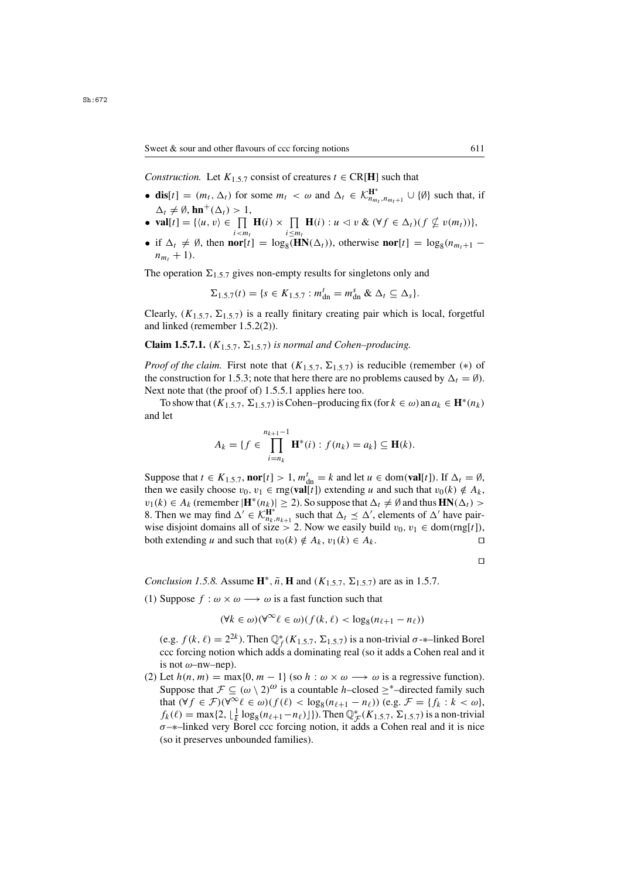*Construction.* Let $K_{1.5.7}$ consist of creatures $t \in \mathrm{CR}[\mathbf{H}]$ such that

- $\mathbf{dis}[t] = (m_t, \Delta_t)$ for some $m_t < \omega$ and $\Delta_t \in \mathcal{K}^{\mathbf{H}^*}_{n_{m_t}, n_{m_t+1}} \cup \{\emptyset\}$ such that, if $\Delta_t \neq \emptyset$, $\mathbf{hn}^+(\Delta_t) > 1$,
- $\mathbf{val}[t] = \{\langle u, v\rangle \in \prod\limits_{i<m_t} \mathbf{H}(i) \times \prod\limits_{i \leq m_t} \mathbf{H}(i) : u \lhd v \ \&\ (\forall f \in \Delta_t)(f \not\subseteq v(m_t))\}$,
- if $\Delta_t \neq \emptyset$, then $\mathbf{nor}[t] = \log_8(\mathbf{HN}(\Delta_t))$, otherwise $\mathbf{nor}[t] = \log_8(n_{m_t+1} - n_{m_t} + 1)$.

The operation $\Sigma_{1.5.7}$ gives non-empty results for singletons only and

$$\Sigma_{1.5.7}(t) = \{s \in K_{1.5.7} : m^t_{\mathrm{dn}} = m^s_{\mathrm{dn}} \ \&\ \Delta_t \subseteq \Delta_s\}.$$

Clearly, $(K_{1.5.7}, \Sigma_{1.5.7})$ is a really finitary creating pair which is local, forgetful and linked (remember 1.5.2(2)).

**Claim 1.5.7.1.** *$(K_{1.5.7}, \Sigma_{1.5.7})$ is normal and Cohen–producing.*

*Proof of the claim.* First note that $(K_{1.5.7}, \Sigma_{1.5.7})$ is reducible (remember $(*)$ of the construction for 1.5.3; note that here there are no problems caused by $\Delta_t = \emptyset$). Next note that (the proof of) 1.5.5.1 applies here too.

To show that $(K_{1.5.7}, \Sigma_{1.5.7})$ is Cohen–producing fix (for $k \in \omega$) an $a_k \in \mathbf{H}^*(n_k)$ and let

$$A_k = \{f \in \prod_{i=n_k}^{n_{k+1}-1} \mathbf{H}^*(i) : f(n_k) = a_k\} \subseteq \mathbf{H}(k).$$

Suppose that $t \in K_{1.5.7}$, $\mathbf{nor}[t] > 1$, $m^t_{\mathrm{dn}} = k$ and let $u \in \mathrm{dom}(\mathbf{val}[t])$. If $\Delta_t = \emptyset$, then we easily choose $v_0, v_1 \in \mathrm{rng}(\mathbf{val}[t])$ extending $u$ and such that $v_0(k) \notin A_k$, $v_1(k) \in A_k$ (remember $|\mathbf{H}^*(n_k)| \geq 2$). So suppose that $\Delta_t \neq \emptyset$ and thus $\mathbf{HN}(\Delta_t) > 8$. Then we may find $\Delta' \in \mathcal{K}^{\mathbf{H}^*}_{n_k, n_{k+1}}$ such that $\Delta_t \preceq \Delta'$, elements of $\Delta'$ have pairwise disjoint domains all of size $> 2$. Now we easily build $v_0, v_1 \in \mathrm{dom}(\mathrm{rng}[t])$, both extending $u$ and such that $v_0(k) \notin A_k$, $v_1(k) \in A_k$. $\square$

$\square$

*Conclusion 1.5.8.* Assume $\mathbf{H}^*, \bar{n}, \mathbf{H}$ and $(K_{1.5.7}, \Sigma_{1.5.7})$ are as in 1.5.7.

(1) Suppose $f : \omega \times \omega \longrightarrow \omega$ is a fast function such that

$$(\forall k \in \omega)(\forall^\infty \ell \in \omega)(f(k, \ell) < \log_8(n_{\ell+1} - n_\ell))$$

(e.g. $f(k, \ell) = 2^{2k}$). Then $\mathbb{Q}^*_f(K_{1.5.7}, \Sigma_{1.5.7})$ is a non-trivial $\sigma$-$*$–linked Borel ccc forcing notion which adds a dominating real (so it adds a Cohen real and it is not $\omega$–nw–nep).

(2) Let $h(n, m) = \max\{0, m - 1\}$ (so $h : \omega \times \omega \longrightarrow \omega$ is a regressive function). Suppose that $\mathcal{F} \subseteq (\omega \setminus 2)^\omega$ is a countable $h$–closed $\geq^*$–directed family such that $(\forall f \in \mathcal{F})(\forall^\infty \ell \in \omega)(f(\ell) < \log_8(n_{\ell+1} - n_\ell))$ (e.g. $\mathcal{F} = \{f_k : k < \omega\}$, $f_k(\ell) = \max\{2, \lfloor \frac{1}{k} \log_8(n_{\ell+1} - n_\ell) \rfloor\}$). Then $\mathbb{Q}^*_{\mathcal{F}}(K_{1.5.7}, \Sigma_{1.5.7})$ is a non-trivial $\sigma$–$*$–linked very Borel ccc forcing notion, it adds a Cohen real and it is nice (so it preserves unbounded families).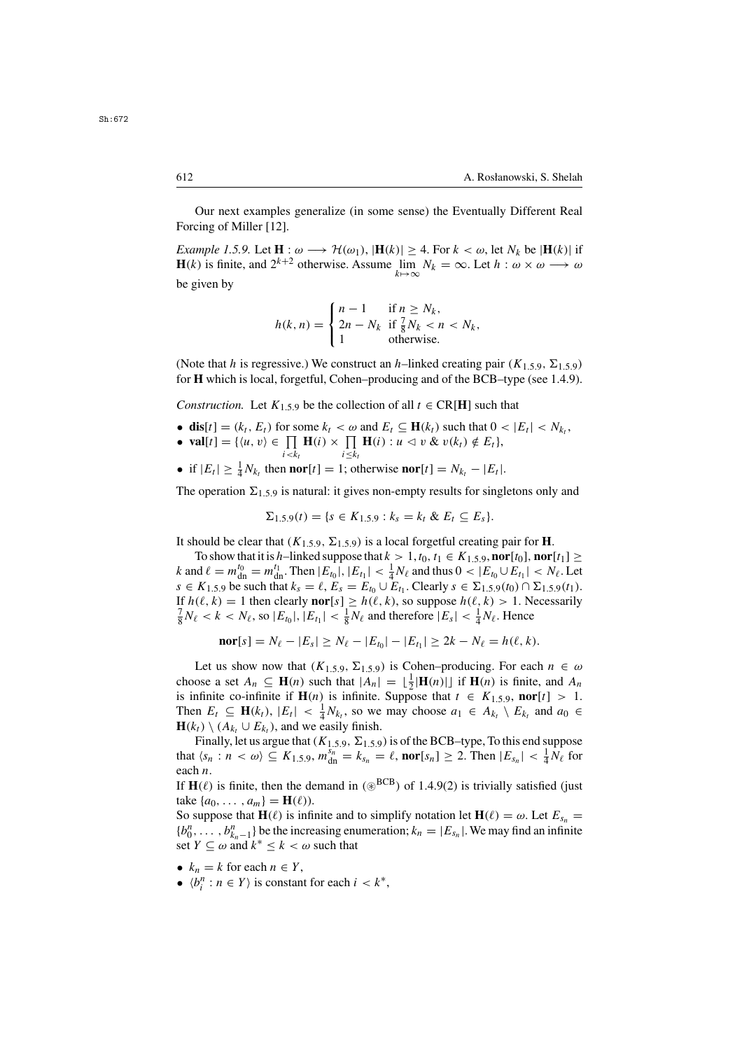Our next examples generalize (in some sense) the Eventually Different Real Forcing of Miller [12].

*Example 1.5.9.* Let $\mathbf{H} : \omega \longrightarrow \mathcal{H}(\omega_1)$, $|\mathbf{H}(k)| \geq 4$. For $k < \omega$, let $N_k$ be $|\mathbf{H}(k)|$ if $\mathbf{H}(k)$ is finite, and $2^{k+2}$ otherwise. Assume $\lim\limits_{k \mapsto \infty} N_k = \infty$. Let $h : \omega \times \omega \longrightarrow \omega$ be given by

$$h(k,n) = \begin{cases} n-1 & \text{if } n \geq N_k, \\ 2n - N_k & \text{if } \frac{7}{8}N_k < n < N_k, \\ 1 & \text{otherwise.} \end{cases}$$

(Note that $h$ is regressive.) We construct an $h$–linked creating pair $(K_{1.5.9}, \Sigma_{1.5.9})$ for $\mathbf{H}$ which is local, forgetful, Cohen–producing and of the BCB–type (see 1.4.9).

*Construction.* Let $K_{1.5.9}$ be the collection of all $t \in \mathrm{CR}[\mathbf{H}]$ such that

- $\mathbf{dis}[t] = (k_t, E_t)$ for some $k_t < \omega$ and $E_t \subseteq \mathbf{H}(k_t)$ such that $0 < |E_t| < N_{k_t}$,
- $\mathbf{val}[t] = \{\langle u, v\rangle \in \prod\limits_{i<k_t} \mathbf{H}(i) \times \prod\limits_{i \leq k_t} \mathbf{H}(i) : u \vartriangleleft v \;\&\; v(k_t) \notin E_t\}$,
- if $|E_t| \geq \frac{1}{4} N_{k_t}$ then $\mathbf{nor}[t] = 1$; otherwise $\mathbf{nor}[t] = N_{k_t} - |E_t|$.

The operation $\Sigma_{1.5.9}$ is natural: it gives non-empty results for singletons only and

$$\Sigma_{1.5.9}(t) = \{s \in K_{1.5.9} : k_s = k_t \;\&\; E_t \subseteq E_s\}.$$

It should be clear that $(K_{1.5.9}, \Sigma_{1.5.9})$ is a local forgetful creating pair for $\mathbf{H}$.

To show that it is $h$–linked suppose that $k > 1$, $t_0, t_1 \in K_{1.5.9}$, $\mathbf{nor}[t_0], \mathbf{nor}[t_1] \geq k$ and $\ell = m^{t_0}_{\mathrm{dn}} = m^{t_1}_{\mathrm{dn}}$. Then $|E_{t_0}|, |E_{t_1}| < \frac{1}{4} N_\ell$ and thus $0 < |E_{t_0} \cup E_{t_1}| < N_\ell$. Let $s \in K_{1.5.9}$ be such that $k_s = \ell$, $E_s = E_{t_0} \cup E_{t_1}$. Clearly $s \in \Sigma_{1.5.9}(t_0) \cap \Sigma_{1.5.9}(t_1)$. If $h(\ell, k) = 1$ then clearly $\mathbf{nor}[s] \geq h(\ell, k)$, so suppose $h(\ell, k) > 1$. Necessarily $\frac{7}{8} N_\ell < k < N_\ell$, so $|E_{t_0}|, |E_{t_1}| < \frac{1}{8} N_\ell$ and therefore $|E_s| < \frac{1}{4} N_\ell$. Hence

$$\mathbf{nor}[s] = N_\ell - |E_s| \geq N_\ell - |E_{t_0}| - |E_{t_1}| \geq 2k - N_\ell = h(\ell, k).$$

Let us show now that $(K_{1.5.9}, \Sigma_{1.5.9})$ is Cohen–producing. For each $n \in \omega$ choose a set $A_n \subseteq \mathbf{H}(n)$ such that $|A_n| = \lfloor \frac{1}{2} |\mathbf{H}(n)| \rfloor$ if $\mathbf{H}(n)$ is finite, and $A_n$ is infinite co-infinite if $\mathbf{H}(n)$ is infinite. Suppose that $t \in K_{1.5.9}$, $\mathbf{nor}[t] > 1$. Then $E_t \subseteq \mathbf{H}(k_t)$, $|E_t| < \frac{1}{4} N_{k_t}$, so we may choose $a_1 \in A_{k_t} \setminus E_{k_t}$ and $a_0 \in \mathbf{H}(k_t) \setminus (A_{k_t} \cup E_{k_t})$, and we easily finish.

Finally, let us argue that $(K_{1.5.9}, \Sigma_{1.5.9})$ is of the BCB–type, To this end suppose that $\langle s_n : n < \omega\rangle \subseteq K_{1.5.9}$, $m^{s_n}_{\mathrm{dn}} = k_{s_n} = \ell$, $\mathbf{nor}[s_n] \geq 2$. Then $|E_{s_n}| < \frac{1}{4} N_\ell$ for each $n$.
If $\mathbf{H}(\ell)$ is finite, then the demand in $(\circledast^{\mathrm{BCB}})$ of 1.4.9(2) is trivially satisfied (just take $\{a_0, \ldots, a_m\} = \mathbf{H}(\ell)$).
So suppose that $\mathbf{H}(\ell)$ is infinite and to simplify notation let $\mathbf{H}(\ell) = \omega$. Let $E_{s_n} = \{b^n_0, \ldots, b^n_{k_n - 1}\}$ be the increasing enumeration; $k_n = |E_{s_n}|$. We may find an infinite set $Y \subseteq \omega$ and $k^* \leq k < \omega$ such that

- $k_n = k$ for each $n \in Y$,
- $\langle b^n_i : n \in Y\rangle$ is constant for each $i < k^*$,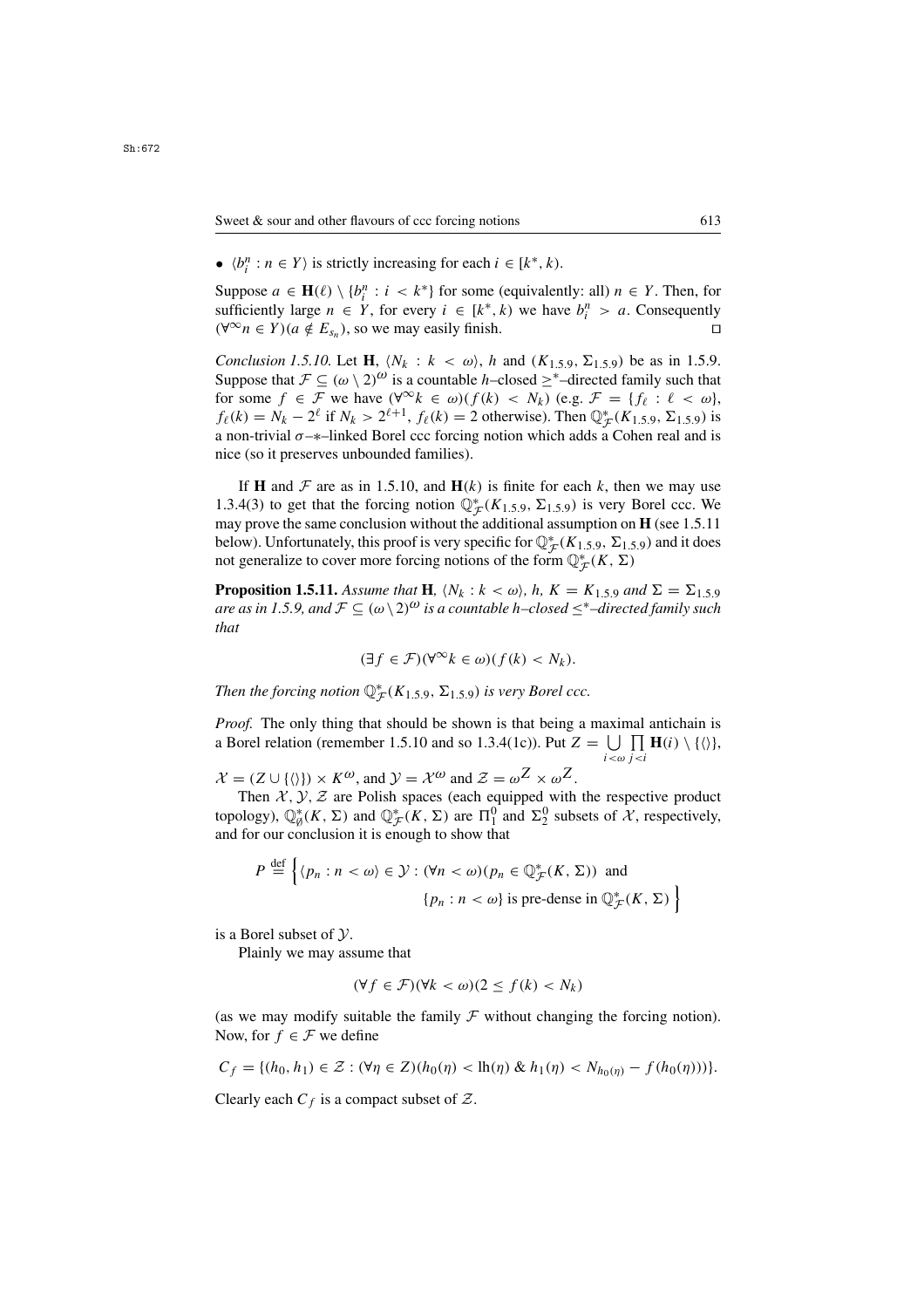- $\langle b^n_i : n \in Y\rangle$ is strictly increasing for each $i \in [k^*, k)$.

Suppose $a \in \mathbf{H}(\ell) \setminus \{b^n_i : i < k^*\}$ for some (equivalently: all) $n \in Y$. Then, for sufficiently large $n \in Y$, for every $i \in [k^*, k)$ we have $b^n_i > a$. Consequently $(\forall^\infty n \in Y)(a \notin E_{s_n})$, so we may easily finish. □

*Conclusion 1.5.10.* Let $\mathbf{H}$, $\langle N_k : k < \omega\rangle$, $h$ and $(K_{1.5.9}, \Sigma_{1.5.9})$ be as in 1.5.9. Suppose that $\mathcal{F} \subseteq (\omega \setminus 2)^\omega$ is a countable $h$–closed $\geq^*$–directed family such that for some $f \in \mathcal{F}$ we have $(\forall^\infty k \in \omega)(f(k) < N_k)$ (e.g. $\mathcal{F} = \{f_\ell : \ell < \omega\}$, $f_\ell(k) = N_k - 2^\ell$ if $N_k > 2^{\ell+1}$, $f_\ell(k) = 2$ otherwise). Then $\mathbb{Q}^*_{\mathcal{F}}(K_{1.5.9}, \Sigma_{1.5.9})$ is a non-trivial $\sigma$–$*$–linked Borel ccc forcing notion which adds a Cohen real and is nice (so it preserves unbounded families).

If $\mathbf{H}$ and $\mathcal{F}$ are as in 1.5.10, and $\mathbf{H}(k)$ is finite for each $k$, then we may use 1.3.4(3) to get that the forcing notion $\mathbb{Q}^*_{\mathcal{F}}(K_{1.5.9}, \Sigma_{1.5.9})$ is very Borel ccc. We may prove the same conclusion without the additional assumption on $\mathbf{H}$ (see 1.5.11 below). Unfortunately, this proof is very specific for $\mathbb{Q}^*_{\mathcal{F}}(K_{1.5.9}, \Sigma_{1.5.9})$ and it does not generalize to cover more forcing notions of the form $\mathbb{Q}^*_{\mathcal{F}}(K, \Sigma)$

**Proposition 1.5.11.** *Assume that $\mathbf{H}$, $\langle N_k : k < \omega\rangle$, $h$, $K = K_{1.5.9}$ and $\Sigma = \Sigma_{1.5.9}$ are as in 1.5.9, and $\mathcal{F} \subseteq (\omega \setminus 2)^\omega$ is a countable $h$–closed $\leq^*$–directed family such that*

$$(\exists f \in \mathcal{F})(\forall^\infty k \in \omega)(f(k) < N_k).$$

*Then the forcing notion $\mathbb{Q}^*_{\mathcal{F}}(K_{1.5.9}, \Sigma_{1.5.9})$ is very Borel ccc.*

*Proof.* The only thing that should be shown is that being a maximal antichain is a Borel relation (remember 1.5.10 and so 1.3.4(1c)). Put $Z = \bigcup\limits_{i<\omega} \prod\limits_{j<i} \mathbf{H}(i) \setminus \{\langle\rangle\}$, $\mathcal{X} = (Z \cup \{\langle\rangle\}) \times K^\omega$, and $\mathcal{Y} = \mathcal{X}^\omega$ and $\mathcal{Z} = \omega^Z \times \omega^Z$.

Then $\mathcal{X}, \mathcal{Y}, \mathcal{Z}$ are Polish spaces (each equipped with the respective product topology), $\mathbb{Q}^*_\emptyset(K, \Sigma)$ and $\mathbb{Q}^*_{\mathcal{F}}(K, \Sigma)$ are $\Pi^0_1$ and $\Sigma^0_2$ subsets of $\mathcal{X}$, respectively, and for our conclusion it is enough to show that

$$P \stackrel{\text{def}}{=} \Big\{\langle p_n : n < \omega\rangle \in \mathcal{Y} : (\forall n < \omega)(p_n \in \mathbb{Q}^*_{\mathcal{F}}(K, \Sigma)) \text{ and } \{p_n : n < \omega\} \text{ is pre-dense in } \mathbb{Q}^*_{\mathcal{F}}(K, \Sigma)\Big\}$$

is a Borel subset of $\mathcal{Y}$.

Plainly we may assume that

$$(\forall f \in \mathcal{F})(\forall k < \omega)(2 \leq f(k) < N_k)$$

(as we may modify suitable the family $\mathcal{F}$ without changing the forcing notion). Now, for $f \in \mathcal{F}$ we define

$$C_f = \{(h_0, h_1) \in \mathcal{Z} : (\forall \eta \in Z)(h_0(\eta) < \mathrm{lh}(\eta) \;\&\; h_1(\eta) < N_{h_0(\eta)} - f(h_0(\eta)))\}.$$

Clearly each $C_f$ is a compact subset of $\mathcal{Z}$.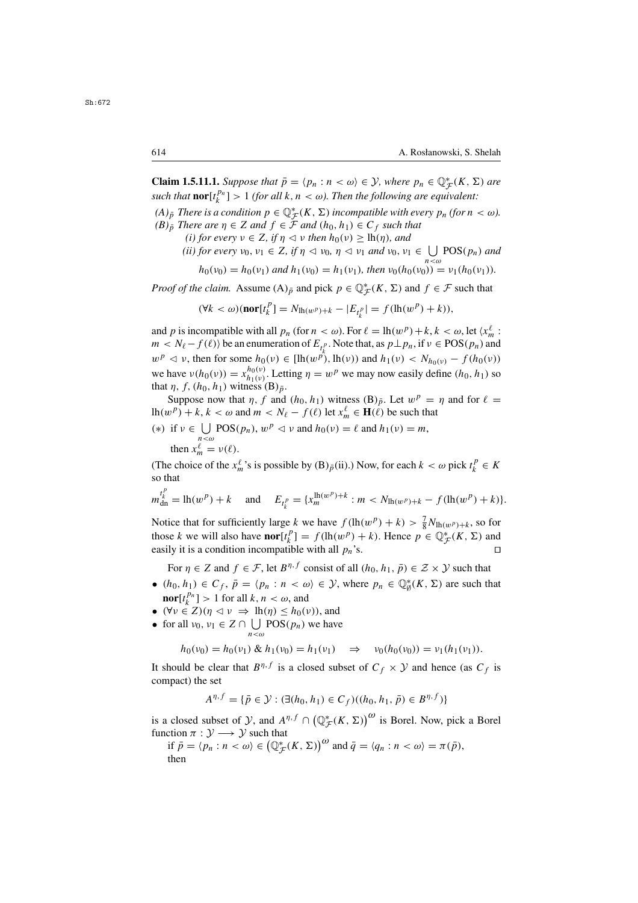**Claim 1.5.11.1.** *Suppose that $\bar{p} = \langle p_n : n < \omega\rangle \in \mathcal{Y}$, where $p_n \in \mathbb{Q}^*_{\mathcal{F}}(K,\Sigma)$ are such that $\mathbf{nor}[t^{p_n}_k] > 1$ (for all $k, n < \omega$). Then the following are equivalent:*

*$(A)_{\bar{p}}$ There is a condition $p \in \mathbb{Q}^*_{\mathcal{F}}(K,\Sigma)$ incompatible with every $p_n$ (for $n < \omega$).*

*$(B)_{\bar{p}}$ There are $\eta \in Z$ and $f \in \mathcal{F}$ and $(h_0, h_1) \in C_f$ such that*

*(i) for every $\nu \in Z$, if $\eta \vartriangleleft \nu$ then $h_0(\nu) \geq \mathrm{lh}(\eta)$, and*

*(ii) for every $\nu_0, \nu_1 \in Z$, if $\eta \vartriangleleft \nu_0$, $\eta \vartriangleleft \nu_1$ and $\nu_0, \nu_1 \in \bigcup\limits_{n<\omega} \mathrm{POS}(p_n)$ and $h_0(\nu_0) = h_0(\nu_1)$ and $h_1(\nu_0) = h_1(\nu_1)$, then $\nu_0(h_0(\nu_0)) = \nu_1(h_0(\nu_1))$.*

*Proof of the claim.* Assume $(A)_{\bar{p}}$ and pick $p \in \mathbb{Q}^*_{\mathcal{F}}(K,\Sigma)$ and $f \in \mathcal{F}$ such that

$$(\forall k < \omega)(\mathbf{nor}[t^p_k] = N_{\mathrm{lh}(w^p)+k} - |E_{t^p_k}| = f(\mathrm{lh}(w^p)+k)),$$

and $p$ is incompatible with all $p_n$ (for $n < \omega$). For $\ell = \mathrm{lh}(w^p)+k$, $k < \omega$, let $\langle x^\ell_m : m < N_\ell - f(\ell)\rangle$ be an enumeration of $E_{t^p_k}$. Note that, as $p \perp p_n$, if $\nu \in \mathrm{POS}(p_n)$ and $w^p \vartriangleleft \nu$, then for some $h_0(\nu) \in [\mathrm{lh}(w^p), \mathrm{lh}(\nu))$ and $h_1(\nu) < N_{h_0(\nu)} - f(h_0(\nu))$ we have $\nu(h_0(\nu)) = x^{h_0(\nu)}_{h_1(\nu)}$. Letting $\eta = w^p$ we may now easily define $(h_0, h_1)$ so that $\eta$, $f$, $(h_0, h_1)$ witness $(B)_{\bar{p}}$.

Suppose now that $\eta$, $f$ and $(h_0, h_1)$ witness $(B)_{\bar{p}}$. Let $w^p = \eta$ and for $\ell = \mathrm{lh}(w^p)+k$, $k < \omega$ and $m < N_\ell - f(\ell)$ let $x^\ell_m \in \mathbf{H}(\ell)$ be such that

$(*)$ if $\nu \in \bigcup\limits_{n<\omega} \mathrm{POS}(p_n)$, $w^p \vartriangleleft \nu$ and $h_0(\nu) = \ell$ and $h_1(\nu) = m$,
then $x^\ell_m = \nu(\ell)$.

(The choice of the $x^\ell_m$'s is possible by $(B)_{\bar{p}}$(ii).) Now, for each $k < \omega$ pick $t^p_k \in K$ so that

$$m^{t^p_k}_{\mathrm{dn}} = \mathrm{lh}(w^p)+k \quad \text{ and } \quad E_{t^p_k} = \{x^{\mathrm{lh}(w^p)+k}_m : m < N_{\mathrm{lh}(w^p)+k} - f(\mathrm{lh}(w^p)+k)\}.$$

Notice that for sufficiently large $k$ we have $f(\mathrm{lh}(w^p)+k) > \frac{7}{8}N_{\mathrm{lh}(w^p)+k}$, so for those $k$ we will also have $\mathbf{nor}[t^p_k] = f(\mathrm{lh}(w^p)+k)$. Hence $p \in \mathbb{Q}^*_{\mathcal{F}}(K,\Sigma)$ and easily it is a condition incompatible with all $p_n$'s. $\square$

For $\eta \in Z$ and $f \in \mathcal{F}$, let $B^{\eta,f}$ consist of all $(h_0, h_1, \bar{p}) \in \mathcal{Z} \times \mathcal{Y}$ such that

- $(h_0, h_1) \in C_f$, $\bar{p} = \langle p_n : n < \omega\rangle \in \mathcal{Y}$, where $p_n \in \mathbb{Q}^*_\emptyset(K,\Sigma)$ are such that $\mathbf{nor}[t^{p_n}_k] > 1$ for all $k, n < \omega$, and
- $(\forall \nu \in Z)(\eta \vartriangleleft \nu \Rightarrow \mathrm{lh}(\eta) \leq h_0(\nu))$, and
- for all $\nu_0, \nu_1 \in Z \cap \bigcup\limits_{n<\omega} \mathrm{POS}(p_n)$ we have

$$h_0(\nu_0) = h_0(\nu_1) \;\&\; h_1(\nu_0) = h_1(\nu_1) \quad \Rightarrow \quad \nu_0(h_0(\nu_0)) = \nu_1(h_1(\nu_1)).$$

It should be clear that $B^{\eta,f}$ is a closed subset of $C_f \times \mathcal{Y}$ and hence (as $C_f$ is compact) the set

$$A^{\eta,f} = \{\bar{p} \in \mathcal{Y} : (\exists (h_0, h_1) \in C_f)((h_0, h_1, \bar{p}) \in B^{\eta,f})\}$$

is a closed subset of $\mathcal{Y}$, and $A^{\eta,f} \cap \left(\mathbb{Q}^*_{\mathcal{F}}(K,\Sigma)\right)^\omega$ is Borel. Now, pick a Borel function $\pi : \mathcal{Y} \longrightarrow \mathcal{Y}$ such that

if $\bar{p} = \langle p_n : n < \omega\rangle \in \left(\mathbb{Q}^*_{\mathcal{F}}(K,\Sigma)\right)^\omega$ and $\bar{q} = \langle q_n : n < \omega\rangle = \pi(\bar{p})$,
then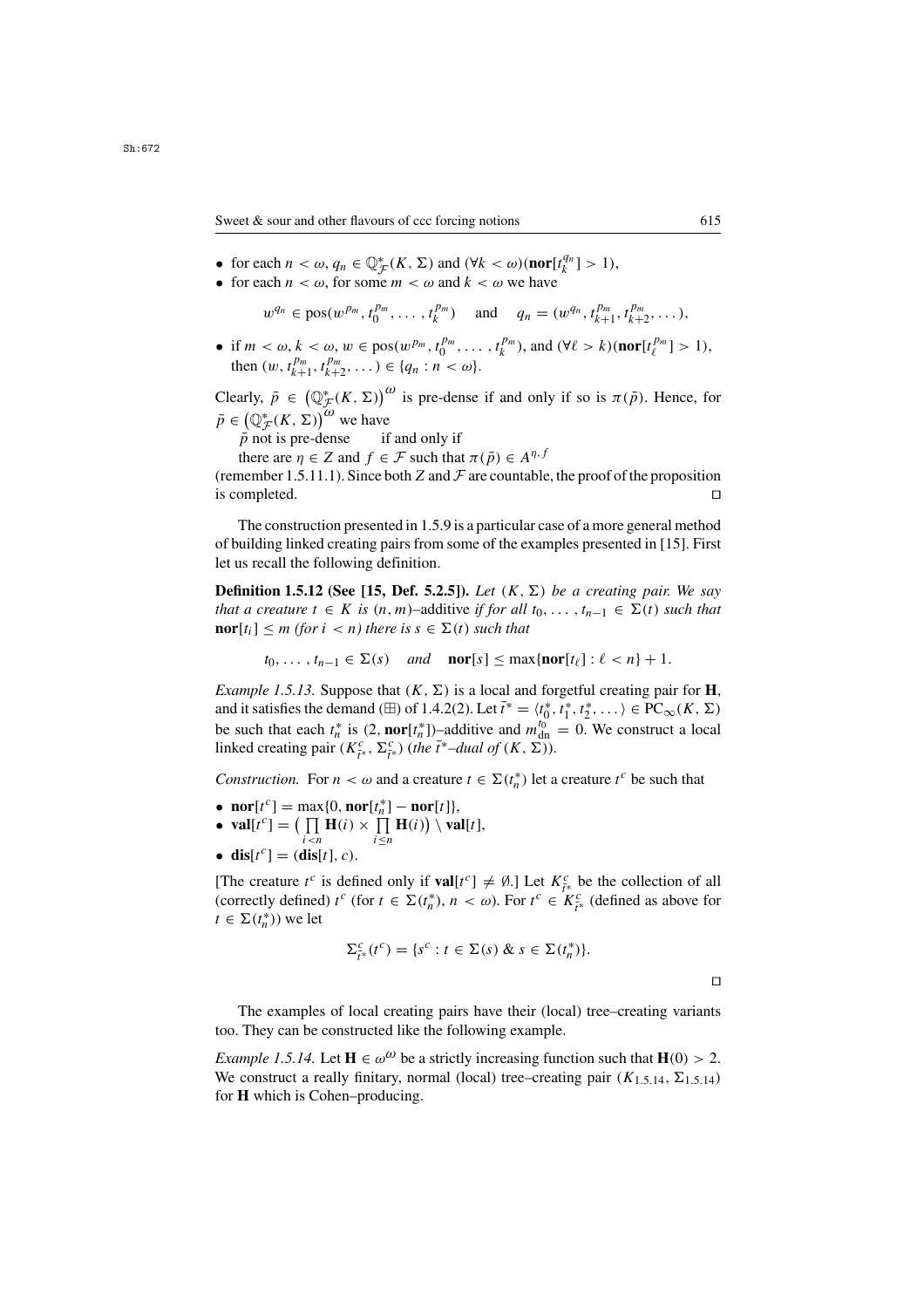- for each $n < \omega$, $q_n \in \mathbb{Q}^*_{\mathcal{F}}(K, \Sigma)$ and $(\forall k < \omega)(\mathbf{nor}[t^{q_n}_k] > 1)$,
- for each $n < \omega$, for some $m < \omega$ and $k < \omega$ we have

$$w^{q_n} \in \mathrm{pos}(w^{p_m}, t^{p_m}_0, \dots, t^{p_m}_k) \quad \text{and} \quad q_n = (w^{q_n}, t^{p_m}_{k+1}, t^{p_m}_{k+2}, \dots),$$

- if $m < \omega$, $k < \omega$, $w \in \mathrm{pos}(w^{p_m}, t^{p_m}_0, \dots, t^{p_m}_k)$, and $(\forall \ell > k)(\mathbf{nor}[t^{p_m}_\ell] > 1)$, then $(w, t^{p_m}_{k+1}, t^{p_m}_{k+2}, \dots) \in \{q_n : n < \omega\}$.

Clearly, $\bar{p} \in \left(\mathbb{Q}^*_{\mathcal{F}}(K, \Sigma)\right)^\omega$ is pre-dense if and only if so is $\pi(\bar{p})$. Hence, for $\bar{p} \in \left(\mathbb{Q}^*_{\mathcal{F}}(K, \Sigma)\right)^\omega$ we have

$\bar{p}$ not is pre-dense if and only if

there are $\eta \in Z$ and $f \in \mathcal{F}$ such that $\pi(\bar{p}) \in A^{\eta, f}$

(remember 1.5.11.1). Since both $Z$ and $\mathcal{F}$ are countable, the proof of the proposition is completed. □

The construction presented in 1.5.9 is a particular case of a more general method of building linked creating pairs from some of the examples presented in [15]. First let us recall the following definition.

**Definition 1.5.12 (See [15, Def. 5.2.5]).** *Let $(K, \Sigma)$ be a creating pair. We say that a creature $t \in K$ is $(n, m)$–*additive *if for all $t_0, \dots, t_{n-1} \in \Sigma(t)$ such that $\mathbf{nor}[t_i] \leq m$ (for $i < n$) there is $s \in \Sigma(t)$ such that*

$$t_0, \dots, t_{n-1} \in \Sigma(s) \quad \textit{and} \quad \mathbf{nor}[s] \leq \max\{\mathbf{nor}[t_\ell] : \ell < n\} + 1.$$

*Example 1.5.13.* Suppose that $(K, \Sigma)$ is a local and forgetful creating pair for $\mathbf{H}$, and it satisfies the demand $(\boxplus)$ of 1.4.2(2). Let $\bar{t}^* = \langle t^*_0, t^*_1, t^*_2, \dots \rangle \in \mathrm{PC}_\infty(K, \Sigma)$ be such that each $t^*_n$ is $(2, \mathbf{nor}[t^*_n])$–additive and $m^{t_0}_{\mathrm{dn}} = 0$. We construct a local linked creating pair $(K^c_{\bar{t}^*}, \Sigma^c_{\bar{t}^*})$ *(the $\bar{t}^*$–dual of $(K, \Sigma)$).*

*Construction.* For $n < \omega$ and a creature $t \in \Sigma(t^*_n)$ let a creature $t^c$ be such that

- $\mathbf{nor}[t^c] = \max\{0, \mathbf{nor}[t^*_n] - \mathbf{nor}[t]\}$,
- $\mathbf{val}[t^c] = \left(\prod\limits_{i<n} \mathbf{H}(i) \times \prod\limits_{i \leq n} \mathbf{H}(i)\right) \setminus \mathbf{val}[t]$,
- $\mathbf{dis}[t^c] = (\mathbf{dis}[t], c)$.

[The creature $t^c$ is defined only if $\mathbf{val}[t^c] \neq \emptyset$.] Let $K^c_{\bar{t}^*}$ be the collection of all (correctly defined) $t^c$ (for $t \in \Sigma(t^*_n)$, $n < \omega$). For $t^c \in K^c_{\bar{t}^*}$ (defined as above for $t \in \Sigma(t^*_n)$) we let

$$\Sigma^c_{\bar{t}^*}(t^c) = \{s^c : t \in \Sigma(s) \;\&\; s \in \Sigma(t^*_n)\}.$$

□

The examples of local creating pairs have their (local) tree–creating variants too. They can be constructed like the following example.

*Example 1.5.14.* Let $\mathbf{H} \in \omega^\omega$ be a strictly increasing function such that $\mathbf{H}(0) > 2$. We construct a really finitary, normal (local) tree–creating pair $(K_{1.5.14}, \Sigma_{1.5.14})$ for $\mathbf{H}$ which is Cohen–producing.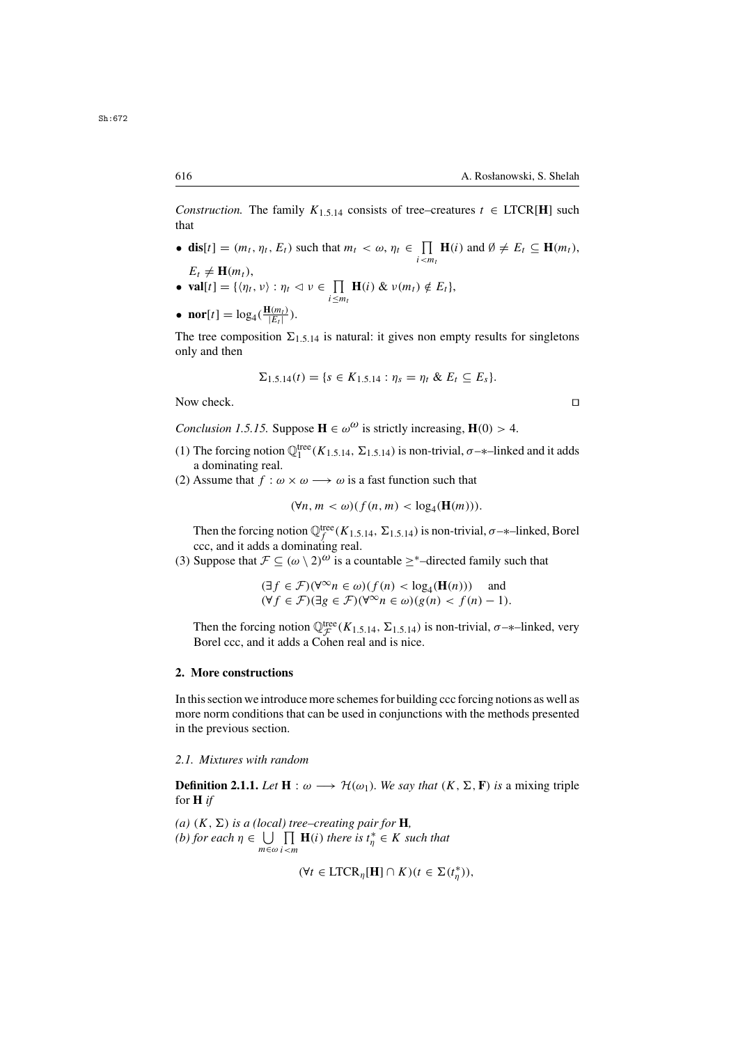*Construction.* The family $K_{1.5.14}$ consists of tree–creatures $t \in \mathrm{LTCR}[\mathbf{H}]$ such that

- $\mathbf{dis}[t] = (m_t, \eta_t, E_t)$ such that $m_t < \omega$, $\eta_t \in \prod\limits_{i<m_t} \mathbf{H}(i)$ and $\emptyset \neq E_t \subseteq \mathbf{H}(m_t)$, $E_t \neq \mathbf{H}(m_t)$,
- $\mathbf{val}[t] = \{\langle \eta_t, \nu\rangle : \eta_t \vartriangleleft \nu \in \prod\limits_{i \leq m_t} \mathbf{H}(i)\ \&\ \nu(m_t) \notin E_t\}$,
- $\mathbf{nor}[t] = \log_4(\frac{\mathbf{H}(m_t)}{|E_t|})$.

The tree composition $\Sigma_{1.5.14}$ is natural: it gives non empty results for singletons only and then

$$\Sigma_{1.5.14}(t) = \{s \in K_{1.5.14} : \eta_s = \eta_t\ \&\ E_t \subseteq E_s\}.$$

Now check. □

*Conclusion 1.5.15.* Suppose $\mathbf{H} \in \omega^\omega$ is strictly increasing, $\mathbf{H}(0) > 4$.

(1) The forcing notion $\mathbb{Q}_1^{\mathrm{tree}}(K_{1.5.14}, \Sigma_{1.5.14})$ is non-trivial, $\sigma$–$*$–linked and it adds a dominating real.

(2) Assume that $f : \omega \times \omega \longrightarrow \omega$ is a fast function such that

$$(\forall n, m < \omega)(f(n,m) < \log_4(\mathbf{H}(m))).$$

Then the forcing notion $\mathbb{Q}_f^{\mathrm{tree}}(K_{1.5.14}, \Sigma_{1.5.14})$ is non-trivial, $\sigma$–$*$–linked, Borel ccc, and it adds a dominating real.

(3) Suppose that $\mathcal{F} \subseteq (\omega \setminus 2)^\omega$ is a countable $\geq^*$–directed family such that

$$\begin{aligned}&(\exists f \in \mathcal{F})(\forall^\infty n \in \omega)(f(n) < \log_4(\mathbf{H}(n))) \quad \text{and}\\ &(\forall f \in \mathcal{F})(\exists g \in \mathcal{F})(\forall^\infty n \in \omega)(g(n) < f(n) - 1).\end{aligned}$$

Then the forcing notion $\mathbb{Q}_{\mathcal{F}}^{\mathrm{tree}}(K_{1.5.14}, \Sigma_{1.5.14})$ is non-trivial, $\sigma$–$*$–linked, very Borel ccc, and it adds a Cohen real and is nice.

## 2. More constructions

In this section we introduce more schemes for building ccc forcing notions as well as more norm conditions that can be used in conjunctions with the methods presented in the previous section.

### *2.1. Mixtures with random*

**Definition 2.1.1.** *Let $\mathbf{H} : \omega \longrightarrow \mathcal{H}(\omega_1)$. We say that $(K, \Sigma, \mathbf{F})$ is* a mixing triple for $\mathbf{H}$ *if*

*(a) $(K, \Sigma)$ is a (local) tree–creating pair for $\mathbf{H}$,*
*(b) for each $\eta \in \bigcup\limits_{m\in\omega} \prod\limits_{i<m} \mathbf{H}(i)$ there is $t^*_\eta \in K$ such that*

$$(\forall t \in \mathrm{LTCR}_\eta[\mathbf{H}] \cap K)(t \in \Sigma(t^*_\eta)),$$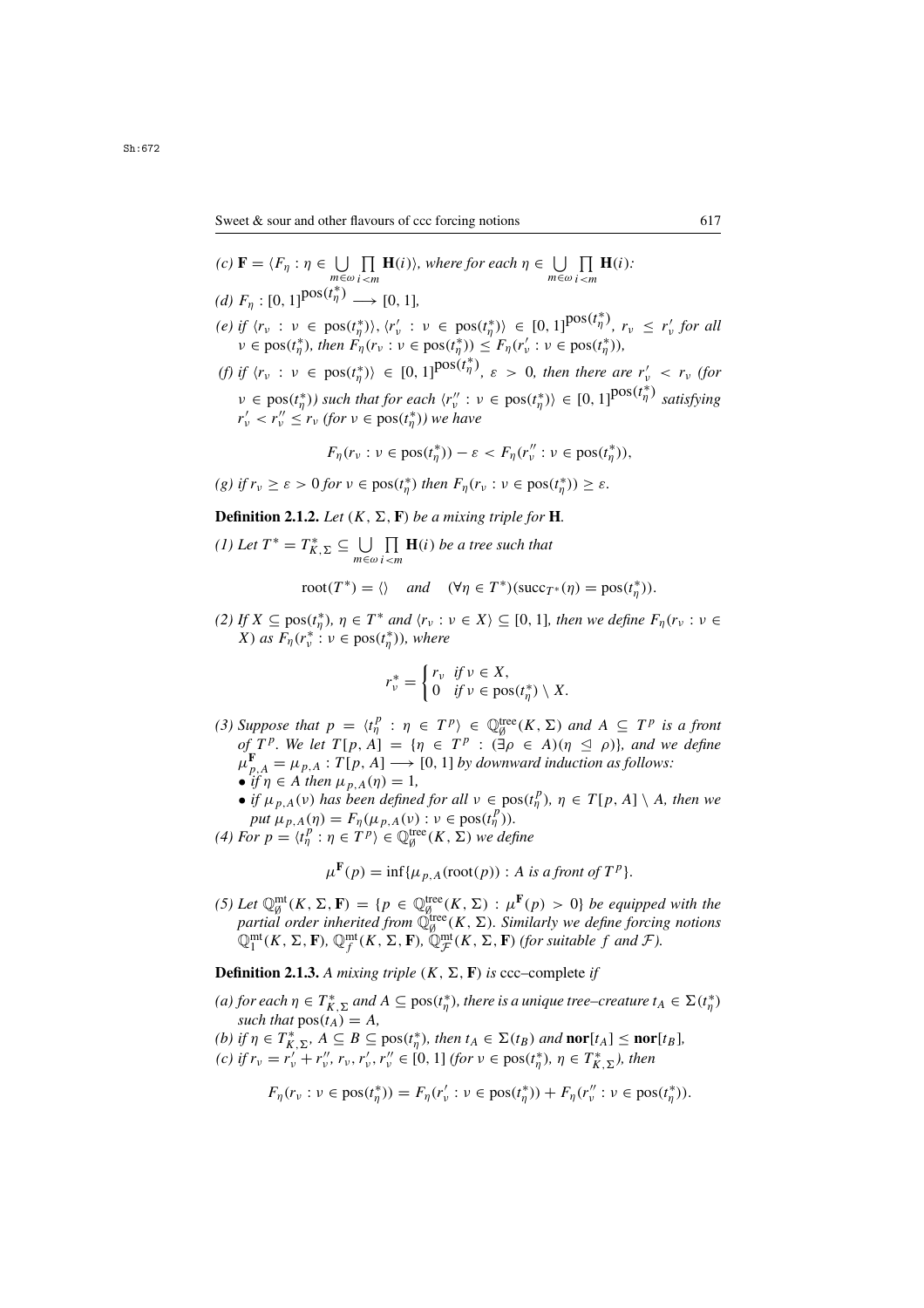*(c)* $\mathbf{F} = \langle F_\eta : \eta \in \bigcup_{m\in\omega} \prod_{i<m} \mathbf{H}(i)\rangle$, *where for each* $\eta \in \bigcup_{m\in\omega} \prod_{i<m} \mathbf{H}(i)$*:*

*(d)* $F_\eta : [0,1]^{\mathrm{pos}(t^*_\eta)} \longrightarrow [0,1]$,

*(e) if* $\langle r_\nu : \nu \in \mathrm{pos}(t^*_\eta)\rangle, \langle r'_\nu : \nu \in \mathrm{pos}(t^*_\eta)\rangle \in [0,1]^{\mathrm{pos}(t^*_\eta)}$, $r_\nu \le r'_\nu$ *for all* $\nu \in \mathrm{pos}(t^*_\eta)$*, then* $F_\eta(r_\nu : \nu \in \mathrm{pos}(t^*_\eta)) \le F_\eta(r'_\nu : \nu \in \mathrm{pos}(t^*_\eta))$,

*(f) if* $\langle r_\nu : \nu \in \mathrm{pos}(t^*_\eta)\rangle \in [0,1]^{\mathrm{pos}(t^*_\eta)}$, $\varepsilon > 0$*, then there are* $r'_\nu < r_\nu$ *(for* $\nu \in \mathrm{pos}(t^*_\eta)$*) such that for each* $\langle r''_\nu : \nu \in \mathrm{pos}(t^*_\eta)\rangle \in [0,1]^{\mathrm{pos}(t^*_\eta)}$ *satisfying* $r'_\nu < r''_\nu \le r_\nu$ *(for* $\nu \in \mathrm{pos}(t^*_\eta)$*) we have*

$$F_\eta(r_\nu : \nu \in \mathrm{pos}(t^*_\eta)) - \varepsilon < F_\eta(r''_\nu : \nu \in \mathrm{pos}(t^*_\eta)),$$

*(g) if* $r_\nu \ge \varepsilon > 0$ *for* $\nu \in \mathrm{pos}(t^*_\eta)$ *then* $F_\eta(r_\nu : \nu \in \mathrm{pos}(t^*_\eta)) \ge \varepsilon$.

**Definition 2.1.2.** *Let* $(K, \Sigma, \mathbf{F})$ *be a mixing triple for* $\mathbf{H}$.

*(1) Let* $T^* = T^*_{K,\Sigma} \subseteq \bigcup_{m\in\omega} \prod_{i<m} \mathbf{H}(i)$ *be a tree such that*

$$\mathrm{root}(T^*) = \langle\rangle \quad \textit{and} \quad (\forall \eta \in T^*)(\mathrm{succ}_{T^*}(\eta) = \mathrm{pos}(t^*_\eta)).$$

*(2) If* $X \subseteq \mathrm{pos}(t^*_\eta)$, $\eta \in T^*$ *and* $\langle r_\nu : \nu \in X\rangle \subseteq [0,1]$*, then we define* $F_\eta(r_\nu : \nu \in X)$ *as* $F_\eta(r^*_\nu : \nu \in \mathrm{pos}(t^*_\eta))$*, where*

$$r^*_\nu = \begin{cases} r_\nu & \text{if } \nu \in X, \\ 0 & \text{if } \nu \in \mathrm{pos}(t^*_\eta) \setminus X. \end{cases}$$

*(3) Suppose that* $p = \langle t^p_\eta : \eta \in T^p\rangle \in \mathbb{Q}^{\mathrm{tree}}_\emptyset(K, \Sigma)$ *and* $A \subseteq T^p$ *is a front of* $T^p$*. We let* $T[p, A] = \{\eta \in T^p : (\exists \rho \in A)(\eta \trianglelefteq \rho)\}$*, and we define* $\mu^{\mathbf{F}}_{p,A} = \mu_{p,A} : T[p, A] \longrightarrow [0,1]$ *by downward induction as follows:*

- *if* $\eta \in A$ *then* $\mu_{p,A}(\eta) = 1$,
- *if* $\mu_{p,A}(\nu)$ *has been defined for all* $\nu \in \mathrm{pos}(t^p_\eta)$, $\eta \in T[p, A] \setminus A$*, then we put* $\mu_{p,A}(\eta) = F_\eta(\mu_{p,A}(\nu) : \nu \in \mathrm{pos}(t^p_\eta))$.

*(4) For* $p = \langle t^p_\eta : \eta \in T^p\rangle \in \mathbb{Q}^{\mathrm{tree}}_\emptyset(K, \Sigma)$ *we define*

$$\mu^{\mathbf{F}}(p) = \inf\{\mu_{p,A}(\mathrm{root}(p)) : A \text{ is a front of } T^p\}.$$

*(5) Let* $\mathbb{Q}^{\mathrm{mt}}_\emptyset(K, \Sigma, \mathbf{F}) = \{p \in \mathbb{Q}^{\mathrm{tree}}_\emptyset(K, \Sigma) : \mu^{\mathbf{F}}(p) > 0\}$ *be equipped with the partial order inherited from* $\mathbb{Q}^{\mathrm{tree}}_\emptyset(K, \Sigma)$*. Similarly we define forcing notions* $\mathbb{Q}^{\mathrm{mt}}_1(K, \Sigma, \mathbf{F})$, $\mathbb{Q}^{\mathrm{mt}}_f(K, \Sigma, \mathbf{F})$, $\mathbb{Q}^{\mathrm{mt}}_{\mathcal{F}}(K, \Sigma, \mathbf{F})$ *(for suitable* $f$ *and* $\mathcal{F}$*).*

**Definition 2.1.3.** *A mixing triple* $(K, \Sigma, \mathbf{F})$ *is* ccc–complete *if*

*(a) for each* $\eta \in T^*_{K,\Sigma}$ *and* $A \subseteq \mathrm{pos}(t^*_\eta)$*, there is a unique tree–creature* $t_A \in \Sigma(t^*_\eta)$ *such that* $\mathrm{pos}(t_A) = A$,

*(b) if* $\eta \in T^*_{K,\Sigma}$, $A \subseteq B \subseteq \mathrm{pos}(t^*_\eta)$*, then* $t_A \in \Sigma(t_B)$ *and* $\mathbf{nor}[t_A] \le \mathbf{nor}[t_B]$,

*(c) if* $r_\nu = r'_\nu + r''_\nu$, $r_\nu, r'_\nu, r''_\nu \in [0,1]$ *(for* $\nu \in \mathrm{pos}(t^*_\eta)$, $\eta \in T^*_{K,\Sigma}$*), then*

$$F_\eta(r_\nu : \nu \in \mathrm{pos}(t^*_\eta)) = F_\eta(r'_\nu : \nu \in \mathrm{pos}(t^*_\eta)) + F_\eta(r''_\nu : \nu \in \mathrm{pos}(t^*_\eta)).$$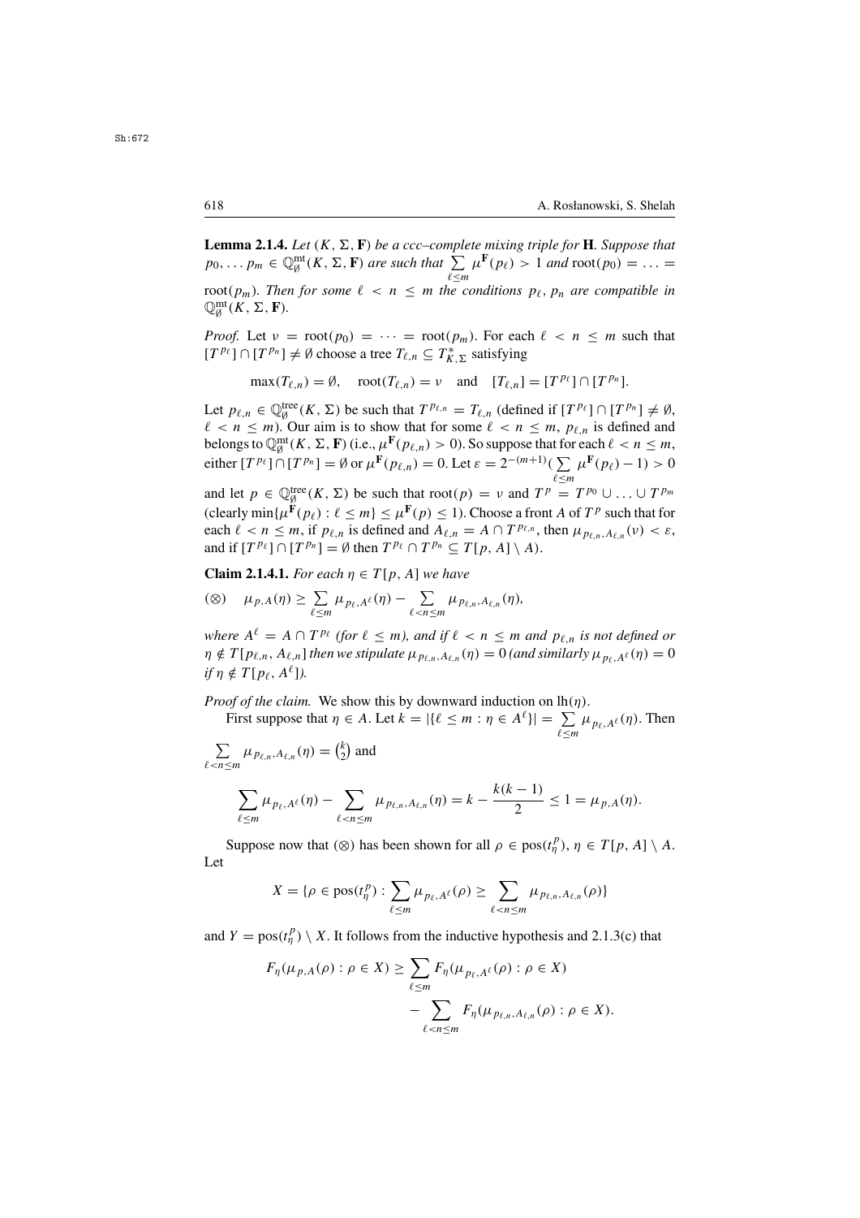**Lemma 2.1.4.** *Let $(K, \Sigma, \mathbf{F})$ be a ccc–complete mixing triple for* $\mathbf{H}$*. Suppose that $p_0, \ldots p_m \in \mathbb{Q}^{\rm mt}_\emptyset(K, \Sigma, \mathbf{F})$ are such that $\sum\limits_{\ell \le m} \mu^{\mathbf{F}}(p_\ell) > 1$ and $\mathrm{root}(p_0) = \ldots = \mathrm{root}(p_m)$. Then for some $\ell < n \le m$ the conditions $p_\ell, p_n$ are compatible in $\mathbb{Q}^{\rm mt}_\emptyset(K, \Sigma, \mathbf{F})$.*

*Proof.* Let $\nu = \mathrm{root}(p_0) = \cdots = \mathrm{root}(p_m)$. For each $\ell < n \le m$ such that $[T^{p_\ell}] \cap [T^{p_n}] \ne \emptyset$ choose a tree $T_{\ell,n} \subseteq T^*_{K,\Sigma}$ satisfying

$$\max(T_{\ell,n}) = \emptyset, \quad \mathrm{root}(T_{\ell,n}) = \nu \quad \text{and} \quad [T_{\ell,n}] = [T^{p_\ell}] \cap [T^{p_n}].$$

Let $p_{\ell,n} \in \mathbb{Q}^{\rm tree}_\emptyset(K, \Sigma)$ be such that $T^{p_{\ell,n}} = T_{\ell,n}$ (defined if $[T^{p_\ell}] \cap [T^{p_n}] \ne \emptyset$, $\ell < n \le m$). Our aim is to show that for some $\ell < n \le m$, $p_{\ell,n}$ is defined and belongs to $\mathbb{Q}^{\rm mt}_\emptyset(K, \Sigma, \mathbf{F})$ (i.e., $\mu^{\mathbf{F}}(p_{\ell,n}) > 0$). So suppose that for each $\ell < n \le m$, either $[T^{p_\ell}] \cap [T^{p_n}] = \emptyset$ or $\mu^{\mathbf{F}}(p_{\ell,n}) = 0$. Let $\varepsilon = 2^{-(m+1)}(\sum\limits_{\ell \le m} \mu^{\mathbf{F}}(p_\ell) - 1) > 0$ and let $p \in \mathbb{Q}^{\rm tree}_\emptyset(K, \Sigma)$ be such that $\mathrm{root}(p) = \nu$ and $T^p = T^{p_0} \cup \ldots \cup T^{p_m}$ (clearly $\min\{\mu^{\mathbf{F}}(p_\ell) : \ell \le m\} \le \mu^{\mathbf{F}}(p) \le 1$). Choose a front $A$ of $T^p$ such that for each $\ell < n \le m$, if $p_{\ell,n}$ is defined and $A_{\ell,n} = A \cap T^{p_{\ell,n}}$, then $\mu_{p_{\ell,n}, A_{\ell,n}}(\nu) < \varepsilon$, and if $[T^{p_\ell}] \cap [T^{p_n}] = \emptyset$ then $T^{p_\ell} \cap T^{p_n} \subseteq T[p, A] \setminus A$).

**Claim 2.1.4.1.** *For each $\eta \in T[p, A]$ we have*

$$(\otimes) \quad \mu_{p,A}(\eta) \ge \sum_{\ell \le m} \mu_{p_\ell, A^\ell}(\eta) - \sum_{\ell < n \le m} \mu_{p_{\ell,n}, A_{\ell,n}}(\eta),$$

*where $A^\ell = A \cap T^{p_\ell}$ (for $\ell \le m$), and if $\ell < n \le m$ and $p_{\ell,n}$ is not defined or $\eta \notin T[p_{\ell,n}, A_{\ell,n}]$ then we stipulate $\mu_{p_{\ell,n}, A_{\ell,n}}(\eta) = 0$ (and similarly $\mu_{p_\ell, A^\ell}(\eta) = 0$ if $\eta \notin T[p_\ell, A^\ell]$).*

*Proof of the claim.* We show this by downward induction on $\mathrm{lh}(\eta)$.

First suppose that $\eta \in A$. Let $k = |\{\ell \le m : \eta \in A^\ell\}| = \sum\limits_{\ell \le m} \mu_{p_\ell, A^\ell}(\eta)$. Then $\sum\limits_{\ell < n \le m} \mu_{p_{\ell,n}, A_{\ell,n}}(\eta) = \binom{k}{2}$ and

$$\sum_{\ell \le m} \mu_{p_\ell, A^\ell}(\eta) - \sum_{\ell < n \le m} \mu_{p_{\ell,n}, A_{\ell,n}}(\eta) = k - \frac{k(k-1)}{2} \le 1 = \mu_{p,A}(\eta).$$

Suppose now that $(\otimes)$ has been shown for all $\rho \in \mathrm{pos}(t^p_\eta)$, $\eta \in T[p, A] \setminus A$. Let

$$X = \{\rho \in \mathrm{pos}(t^p_\eta) : \sum_{\ell \le m} \mu_{p_\ell, A^\ell}(\rho) \ge \sum_{\ell < n \le m} \mu_{p_{\ell,n}, A_{\ell,n}}(\rho)\}$$

and $Y = \mathrm{pos}(t^p_\eta) \setminus X$. It follows from the inductive hypothesis and 2.1.3(c) that

$$\begin{aligned} F_\eta(\mu_{p,A}(\rho) : \rho \in X) \ge & \sum_{\ell \le m} F_\eta(\mu_{p_\ell, A^\ell}(\rho) : \rho \in X) \\ & - \sum_{\ell < n \le m} F_\eta(\mu_{p_{\ell,n}, A_{\ell,n}}(\rho) : \rho \in X). \end{aligned}$$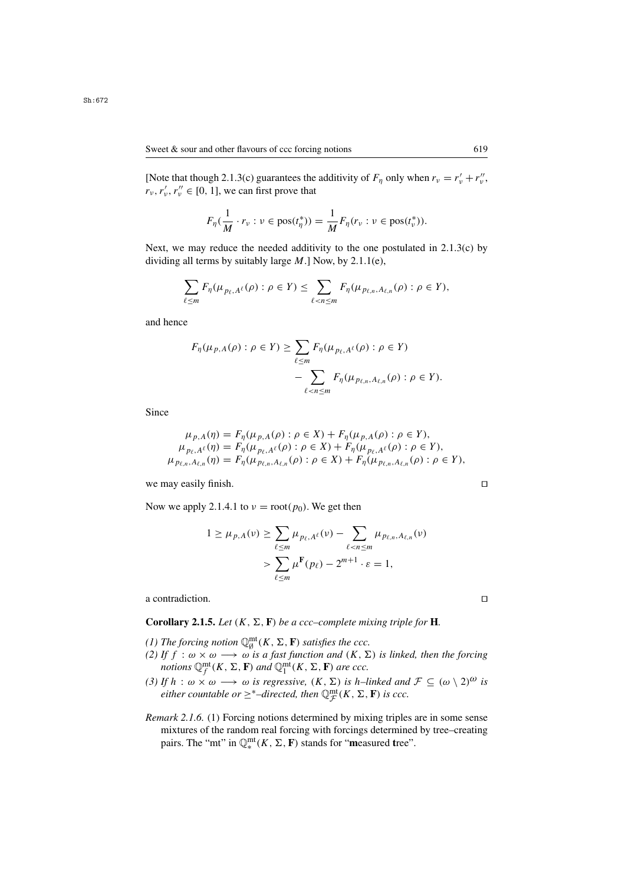[Note that though 2.1.3(c) guarantees the additivity of $F_\eta$ only when $r_\nu = r'_\nu + r''_\nu$, $r_\nu, r'_\nu, r''_\nu \in [0,1]$, we can first prove that

$$F_\eta(\frac{1}{M}\cdot r_\nu : \nu \in \mathrm{pos}(t^*_\eta)) = \frac{1}{M} F_\eta(r_\nu : \nu \in \mathrm{pos}(t^*_\nu)).$$

Next, we may reduce the needed additivity to the one postulated in 2.1.3(c) by dividing all terms by suitably large $M$.] Now, by 2.1.1(e),

$$\sum_{\ell\le m} F_\eta(\mu_{p_\ell,A^\ell}(\rho) : \rho \in Y) \le \sum_{\ell<n\le m} F_\eta(\mu_{p_{\ell,n},A_{\ell,n}}(\rho) : \rho \in Y),$$

and hence

$$F_\eta(\mu_{p,A}(\rho) : \rho \in Y) \ge \sum_{\ell\le m} F_\eta(\mu_{p_\ell,A^\ell}(\rho) : \rho \in Y) - \sum_{\ell<n\le m} F_\eta(\mu_{p_{\ell,n},A_{\ell,n}}(\rho) : \rho \in Y).$$

Since

$$\mu_{p,A}(\eta) = F_\eta(\mu_{p,A}(\rho) : \rho \in X) + F_\eta(\mu_{p,A}(\rho) : \rho \in Y),$$
$$\mu_{p_\ell,A^\ell}(\eta) = F_\eta(\mu_{p_\ell,A^\ell}(\rho) : \rho \in X) + F_\eta(\mu_{p_\ell,A^\ell}(\rho) : \rho \in Y),$$
$$\mu_{p_{\ell,n},A_{\ell,n}}(\eta) = F_\eta(\mu_{p_{\ell,n},A_{\ell,n}}(\rho) : \rho \in X) + F_\eta(\mu_{p_{\ell,n},A_{\ell,n}}(\rho) : \rho \in Y),$$

we may easily finish. $\square$

Now we apply 2.1.4.1 to $\nu = \mathrm{root}(p_0)$. We get then

$$1 \ge \mu_{p,A}(\nu) \ge \sum_{\ell\le m} \mu_{p_\ell,A^\ell}(\nu) - \sum_{\ell<n\le m} \mu_{p_{\ell,n},A_{\ell,n}}(\nu) > \sum_{\ell\le m} \mu^{\mathbf{F}}(p_\ell) - 2^{m+1}\cdot\varepsilon = 1,$$

a contradiction. $\square$

**Corollary 2.1.5.** *Let $(K,\Sigma,\mathbf{F})$ be a ccc–complete mixing triple for $\mathbf{H}$.*

*(1) The forcing notion $\mathbb{Q}^{\mathrm{mt}}_\emptyset(K,\Sigma,\mathbf{F})$ satisfies the ccc.*
*(2) If $f:\omega\times\omega\longrightarrow\omega$ is a fast function and $(K,\Sigma)$ is linked, then the forcing notions $\mathbb{Q}^{\mathrm{mt}}_f(K,\Sigma,\mathbf{F})$ and $\mathbb{Q}^{\mathrm{mt}}_1(K,\Sigma,\mathbf{F})$ are ccc.*
*(3) If $h:\omega\times\omega\longrightarrow\omega$ is regressive, $(K,\Sigma)$ is $h$–linked and $\mathcal{F}\subseteq(\omega\setminus 2)^\omega$ is either countable or $\ge^*$–directed, then $\mathbb{Q}^{\mathrm{mt}}_{\mathcal{F}}(K,\Sigma,\mathbf{F})$ is ccc.*

*Remark 2.1.6.* (1) Forcing notions determined by mixing triples are in some sense mixtures of the random real forcing with forcings determined by tree–creating pairs. The "mt" in $\mathbb{Q}^{\mathrm{mt}}_*(K,\Sigma,\mathbf{F})$ stands for "**m**easured **t**ree".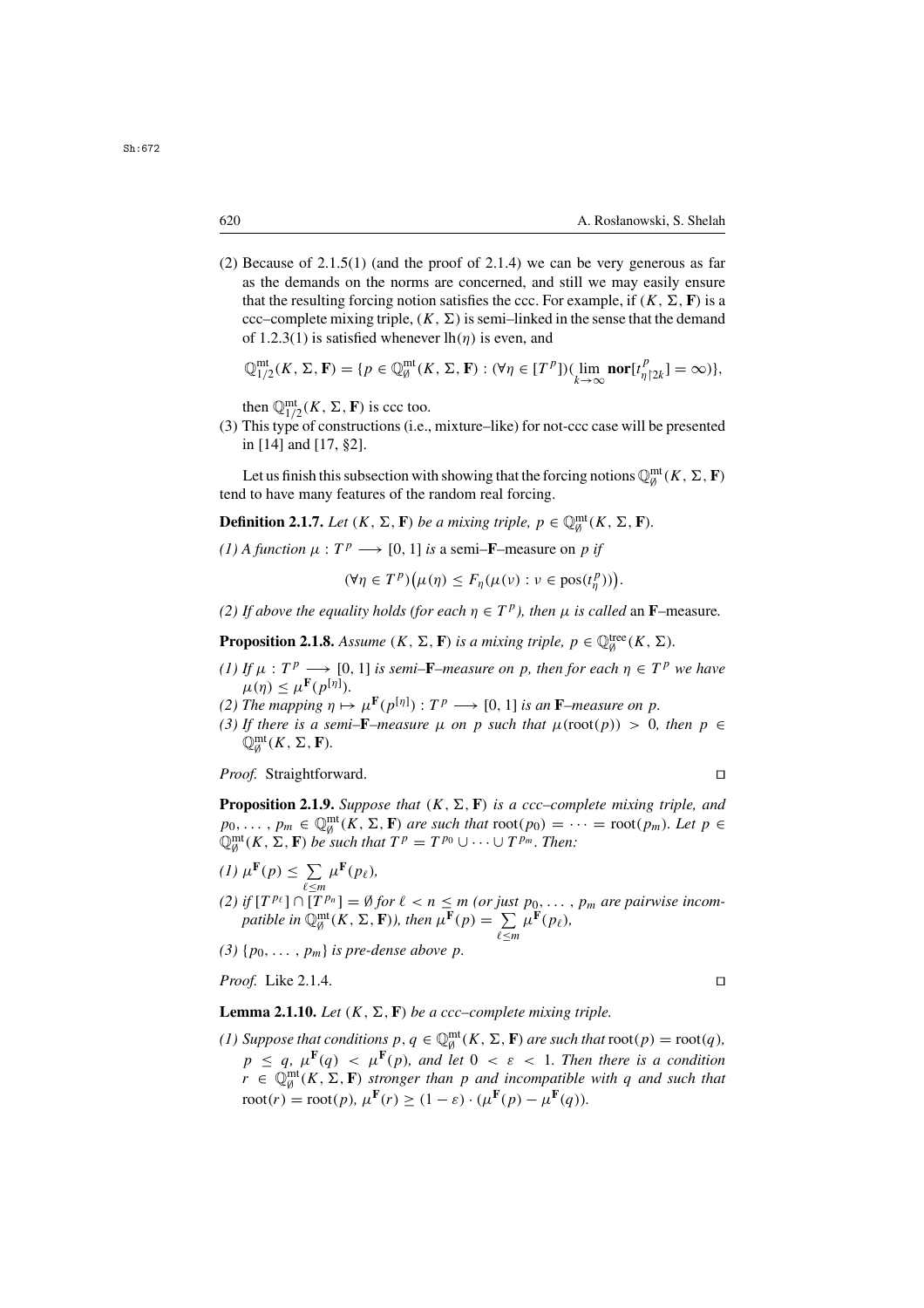(2) Because of 2.1.5(1) (and the proof of 2.1.4) we can be very generous as far as the demands on the norms are concerned, and still we may easily ensure that the resulting forcing notion satisfies the ccc. For example, if $(K, \Sigma, \mathbf{F})$ is a ccc–complete mixing triple, $(K, \Sigma)$ is semi–linked in the sense that the demand of 1.2.3(1) is satisfied whenever $\mathrm{lh}(\eta)$ is even, and

$$\mathbb{Q}^{\mathrm{mt}}_{1/2}(K, \Sigma, \mathbf{F}) = \{p \in \mathbb{Q}^{\mathrm{mt}}_{\emptyset}(K, \Sigma, \mathbf{F}) : (\forall \eta \in [T^p])(\lim_{k\to\infty} \mathbf{nor}[t^p_{\eta\restriction 2k}] = \infty)\},$$

then $\mathbb{Q}^{\mathrm{mt}}_{1/2}(K, \Sigma, \mathbf{F})$ is ccc too.

(3) This type of constructions (i.e., mixture–like) for not-ccc case will be presented in [14] and [17, §2].

Let us finish this subsection with showing that the forcing notions $\mathbb{Q}^{\mathrm{mt}}_{\emptyset}(K, \Sigma, \mathbf{F})$ tend to have many features of the random real forcing.

**Definition 2.1.7.** *Let $(K, \Sigma, \mathbf{F})$ be a mixing triple, $p \in \mathbb{Q}^{\mathrm{mt}}_{\emptyset}(K, \Sigma, \mathbf{F})$.*

*(1) A function $\mu : T^p \longrightarrow [0, 1]$ is* a semi–$\mathbf{F}$–measure on *$p$ if*

$$(\forall \eta \in T^p)\big(\mu(\eta) \le F_\eta(\mu(\nu) : \nu \in \mathrm{pos}(t^p_\eta))\big).$$

*(2) If above the equality holds (for each $\eta \in T^p$), then $\mu$ is called* an $\mathbf{F}$–measure*.*

**Proposition 2.1.8.** *Assume $(K, \Sigma, \mathbf{F})$ is a mixing triple, $p \in \mathbb{Q}^{\mathrm{tree}}_{\emptyset}(K, \Sigma)$.*

*(1) If $\mu : T^p \longrightarrow [0, 1]$ is semi–$\mathbf{F}$–measure on $p$, then for each $\eta \in T^p$ we have $\mu(\eta) \le \mu^{\mathbf{F}}(p^{[\eta]})$.*

*(2) The mapping $\eta \mapsto \mu^{\mathbf{F}}(p^{[\eta]}) : T^p \longrightarrow [0, 1]$ is an $\mathbf{F}$–measure on $p$.*

*(3) If there is a semi–$\mathbf{F}$–measure $\mu$ on $p$ such that $\mu(\mathrm{root}(p)) > 0$, then $p \in \mathbb{Q}^{\mathrm{mt}}_{\emptyset}(K, \Sigma, \mathbf{F})$.*

*Proof.* Straightforward. □

**Proposition 2.1.9.** *Suppose that $(K, \Sigma, \mathbf{F})$ is a ccc–complete mixing triple, and $p_0, \ldots, p_m \in \mathbb{Q}^{\mathrm{mt}}_{\emptyset}(K, \Sigma, \mathbf{F})$ are such that $\mathrm{root}(p_0) = \cdots = \mathrm{root}(p_m)$. Let $p \in \mathbb{Q}^{\mathrm{mt}}_{\emptyset}(K, \Sigma, \mathbf{F})$ be such that $T^p = T^{p_0} \cup \cdots \cup T^{p_m}$. Then:*

*(1) $\mu^{\mathbf{F}}(p) \le \sum\limits_{\ell \le m} \mu^{\mathbf{F}}(p_\ell)$,*

*(2) if $[T^{p_\ell}] \cap [T^{p_n}] = \emptyset$ for $\ell < n \le m$ (or just $p_0, \ldots, p_m$ are pairwise incompatible in $\mathbb{Q}^{\mathrm{mt}}_{\emptyset}(K, \Sigma, \mathbf{F})$), then $\mu^{\mathbf{F}}(p) = \sum\limits_{\ell \le m} \mu^{\mathbf{F}}(p_\ell)$,*

*(3) $\{p_0, \ldots, p_m\}$ is pre-dense above $p$.*

*Proof.* Like 2.1.4. □

**Lemma 2.1.10.** *Let $(K, \Sigma, \mathbf{F})$ be a ccc–complete mixing triple.*

*(1) Suppose that conditions $p, q \in \mathbb{Q}^{\mathrm{mt}}_{\emptyset}(K, \Sigma, \mathbf{F})$ are such that $\mathrm{root}(p) = \mathrm{root}(q)$, $p \le q$, $\mu^{\mathbf{F}}(q) < \mu^{\mathbf{F}}(p)$, and let $0 < \varepsilon < 1$. Then there is a condition $r \in \mathbb{Q}^{\mathrm{mt}}_{\emptyset}(K, \Sigma, \mathbf{F})$ stronger than $p$ and incompatible with $q$ and such that $\mathrm{root}(r) = \mathrm{root}(p)$, $\mu^{\mathbf{F}}(r) \ge (1 - \varepsilon) \cdot (\mu^{\mathbf{F}}(p) - \mu^{\mathbf{F}}(q))$.*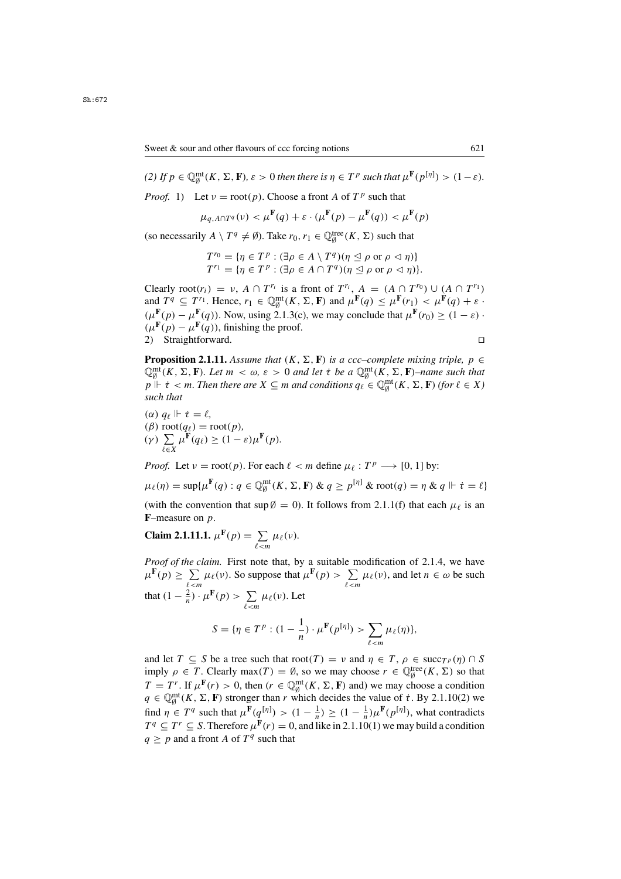*(2) If $p \in \mathbb{Q}^{\rm mt}_\emptyset(K,\Sigma,\mathbf{F})$, $\varepsilon > 0$ then there is $\eta \in T^p$ such that $\mu^{\mathbf{F}}(p^{[\eta]}) > (1-\varepsilon)$.*

*Proof.* 1) Let $\nu = \mathrm{root}(p)$. Choose a front $A$ of $T^p$ such that

$$\mu_{q,A\cap T^q}(\nu) < \mu^{\mathbf{F}}(q) + \varepsilon \cdot (\mu^{\mathbf{F}}(p) - \mu^{\mathbf{F}}(q)) < \mu^{\mathbf{F}}(p)$$

(so necessarily $A \setminus T^q \neq \emptyset$). Take $r_0, r_1 \in \mathbb{Q}^{\rm tree}_\emptyset(K,\Sigma)$ such that

$$T^{r_0} = \{\eta \in T^p : (\exists \rho \in A \setminus T^q)(\eta \trianglelefteq \rho \text{ or } \rho \vartriangleleft \eta)\}$$
$$T^{r_1} = \{\eta \in T^p : (\exists \rho \in A \cap T^q)(\eta \trianglelefteq \rho \text{ or } \rho \vartriangleleft \eta)\}.$$

Clearly $\mathrm{root}(r_i) = \nu$, $A \cap T^{r_i}$ is a front of $T^{r_i}$, $A = (A \cap T^{r_0}) \cup (A \cap T^{r_1})$ and $T^q \subseteq T^{r_1}$. Hence, $r_1 \in \mathbb{Q}^{\rm mt}_\emptyset(K,\Sigma,\mathbf{F})$ and $\mu^{\mathbf{F}}(q) \le \mu^{\mathbf{F}}(r_1) < \mu^{\mathbf{F}}(q) + \varepsilon \cdot (\mu^{\mathbf{F}}(p) - \mu^{\mathbf{F}}(q))$. Now, using 2.1.3(c), we may conclude that $\mu^{\mathbf{F}}(r_0) \ge (1-\varepsilon)\cdot(\mu^{\mathbf{F}}(p) - \mu^{\mathbf{F}}(q))$, finishing the proof.

2) Straightforward. □

**Proposition 2.1.11.** *Assume that $(K,\Sigma,\mathbf{F})$ is a ccc–complete mixing triple, $p \in \mathbb{Q}^{\rm mt}_\emptyset(K,\Sigma,\mathbf{F})$. Let $m < \omega$, $\varepsilon > 0$ and let $\dot\tau$ be a $\mathbb{Q}^{\rm mt}_\emptyset(K,\Sigma,\mathbf{F})$–name such that $p \Vdash \dot\tau < m$. Then there are $X \subseteq m$ and conditions $q_\ell \in \mathbb{Q}^{\rm mt}_\emptyset(K,\Sigma,\mathbf{F})$ (for $\ell \in X$) such that*

*($\alpha$) $q_\ell \Vdash \dot\tau = \ell$,*
*($\beta$) $\mathrm{root}(q_\ell) = \mathrm{root}(p)$,*
*($\gamma$) $\sum\limits_{\ell\in X} \mu^{\mathbf{F}}(q_\ell) \ge (1-\varepsilon)\mu^{\mathbf{F}}(p)$.*

*Proof.* Let $\nu = \mathrm{root}(p)$. For each $\ell < m$ define $\mu_\ell : T^p \longrightarrow [0,1]$ by:

$\mu_\ell(\eta) = \sup\{\mu^{\mathbf{F}}(q) : q \in \mathbb{Q}^{\rm mt}_\emptyset(K,\Sigma,\mathbf{F})\ \&\ q \ge p^{[\eta]}\ \&\ \mathrm{root}(q) = \eta\ \&\ q \Vdash \dot\tau = \ell\}$

(with the convention that $\sup\emptyset = 0$). It follows from 2.1.1(f) that each $\mu_\ell$ is an $\mathbf{F}$–measure on $p$.

**Claim 2.1.11.1.** $\mu^{\mathbf{F}}(p) = \sum\limits_{\ell<m} \mu_\ell(\nu)$.

*Proof of the claim.* First note that, by a suitable modification of 2.1.4, we have $\mu^{\mathbf{F}}(p) \ge \sum\limits_{\ell<m} \mu_\ell(\nu)$. So suppose that $\mu^{\mathbf{F}}(p) > \sum\limits_{\ell<m} \mu_\ell(\nu)$, and let $n \in \omega$ be such that $(1-\frac{2}{n})\cdot\mu^{\mathbf{F}}(p) > \sum\limits_{\ell<m}\mu_\ell(\nu)$. Let

$$S = \{\eta \in T^p : (1-\frac{1}{n})\cdot \mu^{\mathbf{F}}(p^{[\eta]}) > \sum_{\ell<m}\mu_\ell(\eta)\},$$

and let $T \subseteq S$ be a tree such that $\mathrm{root}(T) = \nu$ and $\eta \in T$, $\rho \in \mathrm{succ}_{T^p}(\eta) \cap S$ imply $\rho \in T$. Clearly $\max(T) = \emptyset$, so we may choose $r \in \mathbb{Q}^{\rm tree}_\emptyset(K,\Sigma)$ so that $T = T^r$. If $\mu^{\mathbf{F}}(r) > 0$, then ($r \in \mathbb{Q}^{\rm mt}_\emptyset(K,\Sigma,\mathbf{F})$ and) we may choose a condition $q \in \mathbb{Q}^{\rm mt}_\emptyset(K,\Sigma,\mathbf{F})$ stronger than $r$ which decides the value of $\dot\tau$. By 2.1.10(2) we find $\eta \in T^q$ such that $\mu^{\mathbf{F}}(q^{[\eta]}) > (1-\frac{1}{n}) \ge (1-\frac{1}{n})\mu^{\mathbf{F}}(p^{[\eta]})$, what contradicts $T^q \subseteq T^r \subseteq S$. Therefore $\mu^{\mathbf{F}}(r) = 0$, and like in 2.1.10(1) we may build a condition $q \ge p$ and a front $A$ of $T^q$ such that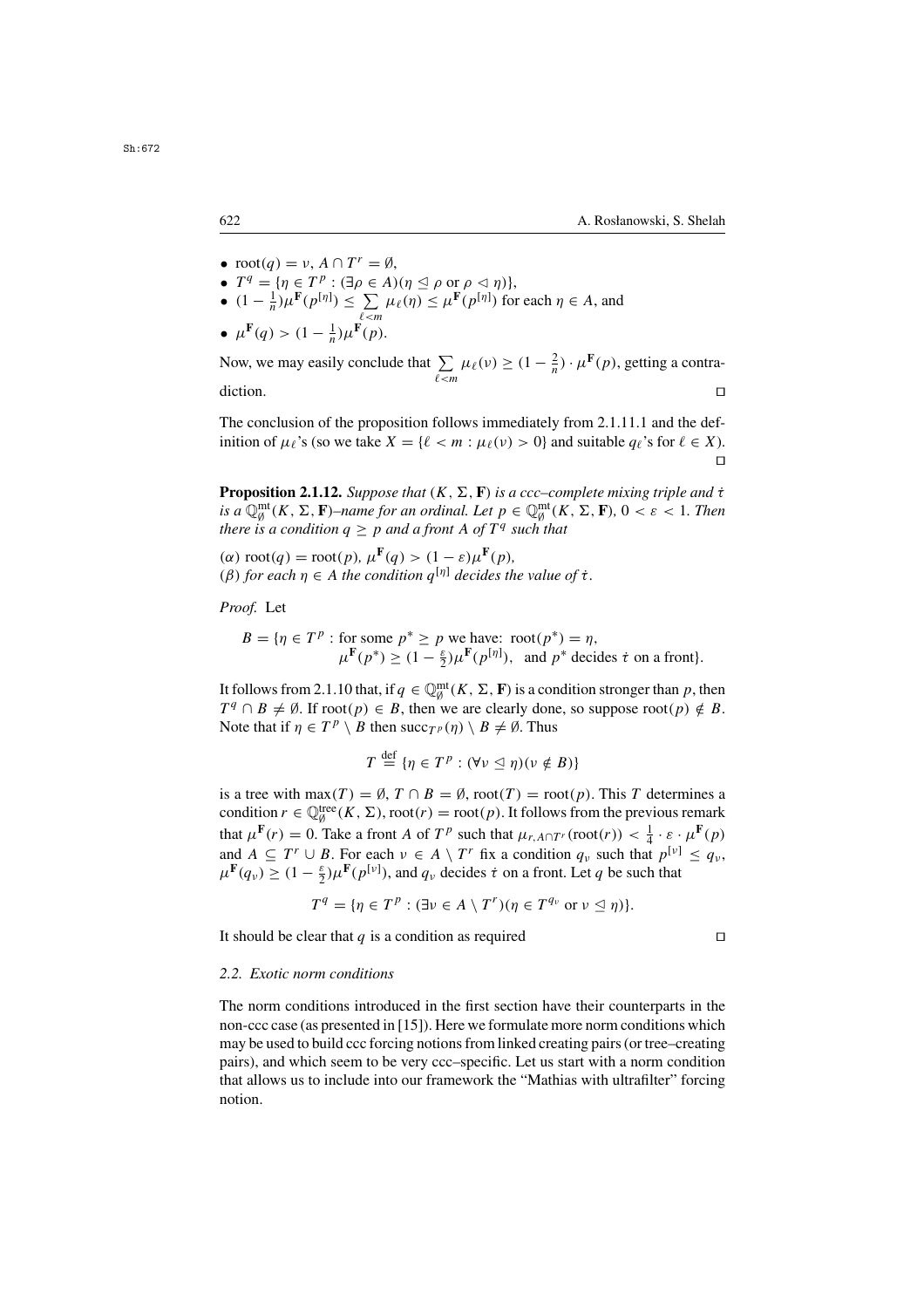- $\mathrm{root}(q) = \nu$, $A \cap T^r = \emptyset$,
- $T^q = \{\eta \in T^p : (\exists \rho \in A)(\eta \trianglelefteq \rho \text{ or } \rho \lhd \eta)\}$,
- $(1 - \frac{1}{n})\mu^{\mathbf{F}}(p^{[\eta]}) \leq \sum\limits_{\ell < m} \mu_\ell(\eta) \leq \mu^{\mathbf{F}}(p^{[\eta]})$ for each $\eta \in A$, and
- $\mu^{\mathbf{F}}(q) > (1 - \frac{1}{n})\mu^{\mathbf{F}}(p)$.

Now, we may easily conclude that $\sum\limits_{\ell < m} \mu_\ell(\nu) \geq (1 - \frac{2}{n}) \cdot \mu^{\mathbf{F}}(p)$, getting a contradiction. $\square$

The conclusion of the proposition follows immediately from 2.1.11.1 and the definition of $\mu_\ell$'s (so we take $X = \{\ell < m : \mu_\ell(\nu) > 0\}$ and suitable $q_\ell$'s for $\ell \in X$). $\square$

**Proposition 2.1.12.** *Suppose that $(K, \Sigma, \mathbf{F})$ is a ccc–complete mixing triple and $\dot\tau$ is a $\mathbb{Q}^{\mathrm{mt}}_\emptyset(K, \Sigma, \mathbf{F})$–name for an ordinal. Let $p \in \mathbb{Q}^{\mathrm{mt}}_\emptyset(K, \Sigma, \mathbf{F})$, $0 < \varepsilon < 1$. Then there is a condition $q \geq p$ and a front $A$ of $T^q$ such that*

($\alpha$) $\mathrm{root}(q) = \mathrm{root}(p)$, $\mu^{\mathbf{F}}(q) > (1 - \varepsilon)\mu^{\mathbf{F}}(p)$,
($\beta$) *for each $\eta \in A$ the condition $q^{[\eta]}$ decides the value of $\dot\tau$.*

*Proof.* Let

$$B = \{\eta \in T^p : \text{for some } p^* \geq p \text{ we have: } \mathrm{root}(p^*) = \eta,\ \mu^{\mathbf{F}}(p^*) \geq (1 - \tfrac{\varepsilon}{2})\mu^{\mathbf{F}}(p^{[\eta]}), \text{ and } p^* \text{ decides } \dot\tau \text{ on a front}\}.$$

It follows from 2.1.10 that, if $q \in \mathbb{Q}^{\mathrm{mt}}_\emptyset(K, \Sigma, \mathbf{F})$ is a condition stronger than $p$, then $T^q \cap B \neq \emptyset$. If $\mathrm{root}(p) \in B$, then we are clearly done, so suppose $\mathrm{root}(p) \notin B$. Note that if $\eta \in T^p \setminus B$ then $\mathrm{succ}_{T^p}(\eta) \setminus B \neq \emptyset$. Thus

$$T \stackrel{\mathrm{def}}{=} \{\eta \in T^p : (\forall \nu \trianglelefteq \eta)(\nu \notin B)\}$$

is a tree with $\max(T) = \emptyset$, $T \cap B = \emptyset$, $\mathrm{root}(T) = \mathrm{root}(p)$. This $T$ determines a condition $r \in \mathbb{Q}^{\mathrm{tree}}_\emptyset(K, \Sigma)$, $\mathrm{root}(r) = \mathrm{root}(p)$. It follows from the previous remark that $\mu^{\mathbf{F}}(r) = 0$. Take a front $A$ of $T^p$ such that $\mu_{r, A \cap T^r}(\mathrm{root}(r)) < \frac{1}{4} \cdot \varepsilon \cdot \mu^{\mathbf{F}}(p)$ and $A \subseteq T^r \cup B$. For each $\nu \in A \setminus T^r$ fix a condition $q_\nu$ such that $p^{[\nu]} \leq q_\nu$, $\mu^{\mathbf{F}}(q_\nu) \geq (1 - \frac{\varepsilon}{2})\mu^{\mathbf{F}}(p^{[\nu]})$, and $q_\nu$ decides $\dot\tau$ on a front. Let $q$ be such that

$$T^q = \{\eta \in T^p : (\exists \nu \in A \setminus T^r)(\eta \in T^{q_\nu} \text{ or } \nu \trianglelefteq \eta)\}.$$

It should be clear that $q$ is a condition as required $\square$

### 2.2. Exotic norm conditions

The norm conditions introduced in the first section have their counterparts in the non-ccc case (as presented in [15]). Here we formulate more norm conditions which may be used to build ccc forcing notions from linked creating pairs (or tree–creating pairs), and which seem to be very ccc–specific. Let us start with a norm condition that allows us to include into our framework the "Mathias with ultrafilter" forcing notion.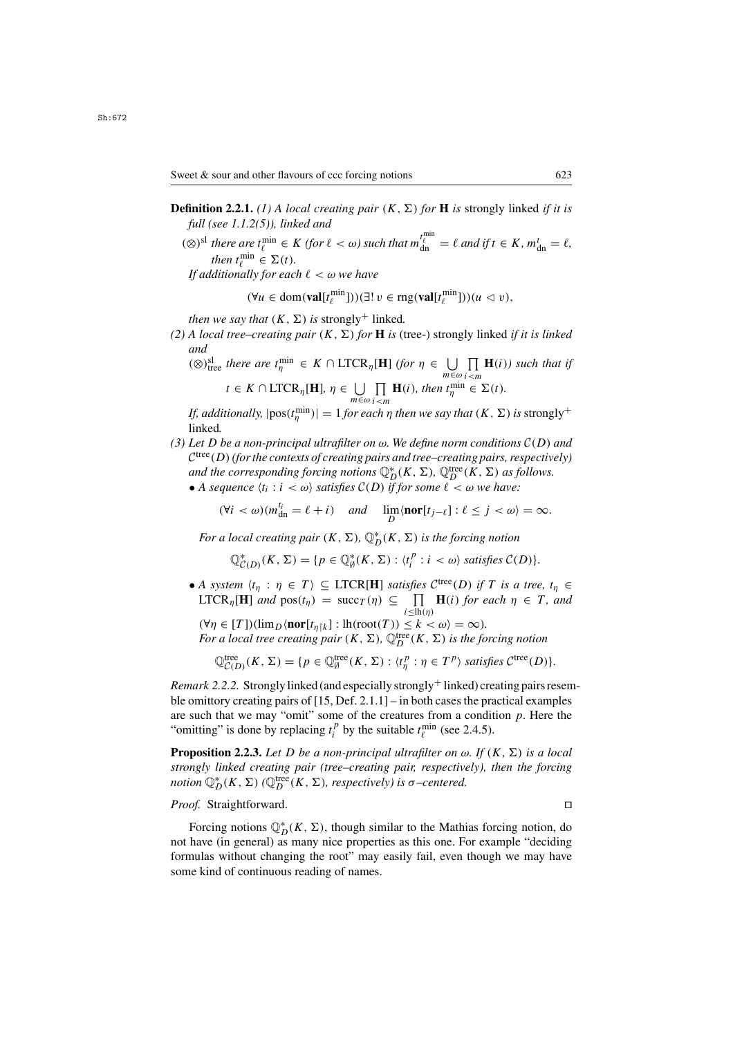**Definition 2.2.1.** *(1) A local creating pair $(K, \Sigma)$ for $\mathbf{H}$ is* strongly linked *if it is full (see 1.1.2(5)), linked and*

$(\otimes)^{\rm sl}$ *there are $t^{\min}_\ell \in K$ (for $\ell < \omega$) such that $m^{t^{\min}_\ell}_{\rm dn} = \ell$ and if $t \in K$, $m^t_{\rm dn} = \ell$, then $t^{\min}_\ell \in \Sigma(t)$.*

*If additionally for each $\ell < \omega$ we have*

$$(\forall u \in {\rm dom}(\mathbf{val}[t^{\min}_\ell]))(\exists!\, v \in {\rm rng}(\mathbf{val}[t^{\min}_\ell]))(u \lhd v),$$

*then we say that $(K, \Sigma)$ is* strongly$^+$ linked.

*(2) A local tree–creating pair $(K, \Sigma)$ for $\mathbf{H}$ is* (tree-) strongly linked *if it is linked and*

$(\otimes)^{\rm sl}_{\rm tree}$ *there are $t^{\min}_\eta \in K \cap {\rm LTCR}_\eta[\mathbf{H}]$ (for $\eta \in \bigcup\limits_{m\in\omega}\prod\limits_{i<m}\mathbf{H}(i)$) such that if $t \in K \cap {\rm LTCR}_\eta[\mathbf{H}]$, $\eta \in \bigcup\limits_{m\in\omega}\prod\limits_{i<m}\mathbf{H}(i)$, then $t^{\min}_\eta \in \Sigma(t)$.*

*If, additionally, $|{\rm pos}(t^{\min}_\eta)| = 1$ for each $\eta$ then we say that $(K, \Sigma)$ is* strongly$^+$ linked*.*

*(3) Let $D$ be a non-principal ultrafilter on $\omega$. We define norm conditions $\mathcal{C}(D)$ and $\mathcal{C}^{\rm tree}(D)$ (for the contexts of creating pairs and tree–creating pairs, respectively) and the corresponding forcing notions $\mathbb{Q}^*_D(K, \Sigma)$, $\mathbb{Q}^{\rm tree}_D(K, \Sigma)$ as follows.*

- *A sequence $\langle t_i : i < \omega\rangle$ satisfies $\mathcal{C}(D)$ if for some $\ell < \omega$ we have:*

$$(\forall i < \omega)(m^{t_i}_{\rm dn} = \ell + i) \quad \text{and} \quad \lim_D \langle \mathbf{nor}[t_{j-\ell}] : \ell \le j < \omega\rangle = \infty.$$

*For a local creating pair $(K, \Sigma)$, $\mathbb{Q}^*_D(K, \Sigma)$ is the forcing notion*

$$\mathbb{Q}^*_{\mathcal{C}(D)}(K, \Sigma) = \{p \in \mathbb{Q}^*_\emptyset(K, \Sigma) : \langle t^p_i : i < \omega\rangle \text{ satisfies } \mathcal{C}(D)\}.$$

- *A system $\langle t_\eta : \eta \in T\rangle \subseteq {\rm LTCR}[\mathbf{H}]$ satisfies $\mathcal{C}^{\rm tree}(D)$ if $T$ is a tree, $t_\eta \in {\rm LTCR}_\eta[\mathbf{H}]$ and ${\rm pos}(t_\eta) = {\rm succ}_T(\eta) \subseteq \prod\limits_{i\le {\rm lh}(\eta)}\mathbf{H}(i)$ for each $\eta \in T$, and $(\forall \eta \in [T])(\lim_D \langle \mathbf{nor}[t_{\eta\restriction k}] : {\rm lh}({\rm root}(T)) \le k < \omega\rangle = \infty)$.*
*For a local tree creating pair $(K, \Sigma)$, $\mathbb{Q}^{\rm tree}_D(K, \Sigma)$ is the forcing notion*

$$\mathbb{Q}^{\rm tree}_{\mathcal{C}(D)}(K, \Sigma) = \{p \in \mathbb{Q}^{\rm tree}_\emptyset(K, \Sigma) : \langle t^p_\eta : \eta \in T^p\rangle \text{ satisfies } \mathcal{C}^{\rm tree}(D)\}.$$

*Remark 2.2.2.* Strongly linked (and especially strongly$^+$ linked) creating pairs resemble omittory creating pairs of [15, Def. 2.1.1] – in both cases the practical examples are such that we may "omit" some of the creatures from a condition $p$. Here the "omitting" is done by replacing $t^p_i$ by the suitable $t^{\min}_\ell$ (see 2.4.5).

**Proposition 2.2.3.** *Let $D$ be a non-principal ultrafilter on $\omega$. If $(K, \Sigma)$ is a local strongly linked creating pair (tree–creating pair, respectively), then the forcing notion $\mathbb{Q}^*_D(K, \Sigma)$ ($\mathbb{Q}^{\rm tree}_D(K, \Sigma)$, respectively) is $\sigma$–centered.*

*Proof.* Straightforward. □

Forcing notions $\mathbb{Q}^*_D(K, \Sigma)$, though similar to the Mathias forcing notion, do not have (in general) as many nice properties as this one. For example "deciding formulas without changing the root" may easily fail, even though we may have some kind of continuous reading of names.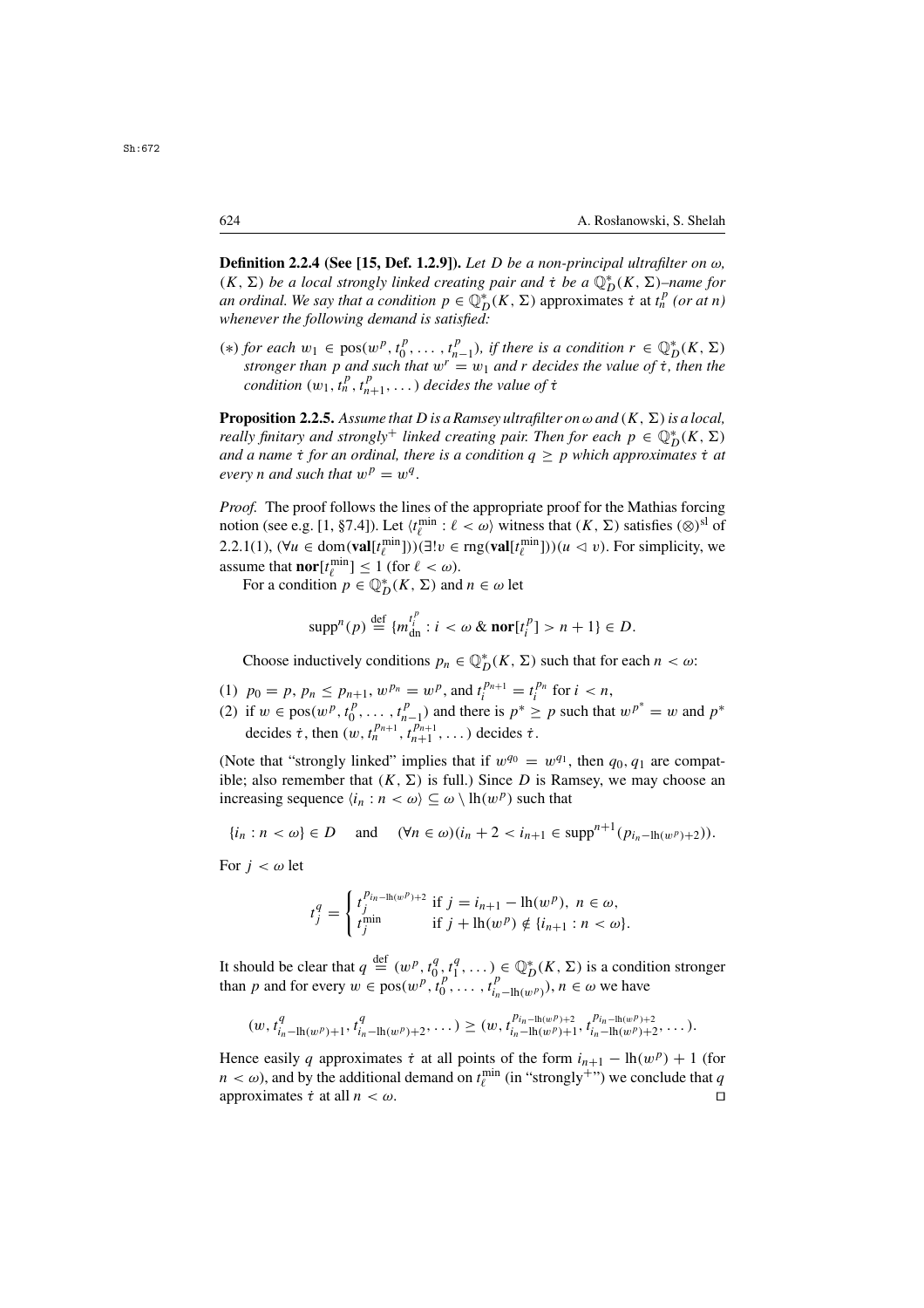**Definition 2.2.4 (See [15, Def. 1.2.9]).** *Let $D$ be a non-principal ultrafilter on $\omega$, $(K, \Sigma)$ be a local strongly linked creating pair and $\dot{\tau}$ be a $\mathbb{Q}^*_D(K,\Sigma)$–name for an ordinal. We say that a condition $p \in \mathbb{Q}^*_D(K,\Sigma)$ approximates $\dot{\tau}$ at $t^p_n$ (or at $n$) whenever the following demand is satisfied:*

($*$) *for each $w_1 \in \mathrm{pos}(w^p, t^p_0, \dots, t^p_{n-1})$, if there is a condition $r \in \mathbb{Q}^*_D(K,\Sigma)$ stronger than $p$ and such that $w^r = w_1$ and $r$ decides the value of $\dot{\tau}$, then the condition $(w_1, t^p_n, t^p_{n+1}, \dots)$ decides the value of $\dot{\tau}$*

**Proposition 2.2.5.** *Assume that $D$ is a Ramsey ultrafilter on $\omega$ and $(K,\Sigma)$ is a local, really finitary and strongly$^+$ linked creating pair. Then for each $p \in \mathbb{Q}^*_D(K,\Sigma)$ and a name $\dot{\tau}$ for an ordinal, there is a condition $q \geq p$ which approximates $\dot{\tau}$ at every $n$ and such that $w^p = w^q$.*

*Proof.* The proof follows the lines of the appropriate proof for the Mathias forcing notion (see e.g. [1, §7.4]). Let $\langle t^{\min}_\ell : \ell < \omega\rangle$ witness that $(K,\Sigma)$ satisfies $(\otimes)^{\mathrm{sl}}$ of 2.2.1(1), $(\forall u \in \mathrm{dom}(\mathbf{val}[t^{\min}_\ell]))(\exists! v \in \mathrm{rng}(\mathbf{val}[t^{\min}_\ell]))(u \lhd v)$. For simplicity, we assume that $\mathbf{nor}[t^{\min}_\ell] \leq 1$ (for $\ell < \omega$).

For a condition $p \in \mathbb{Q}^*_D(K,\Sigma)$ and $n \in \omega$ let

$$\mathrm{supp}^n(p) \stackrel{\mathrm{def}}{=} \{m^{t^p_i}_{\mathrm{dn}} : i < \omega \ \&\ \mathbf{nor}[t^p_i] > n+1\} \in D.$$

Choose inductively conditions $p_n \in \mathbb{Q}^*_D(K,\Sigma)$ such that for each $n < \omega$:

(1) $p_0 = p$, $p_n \leq p_{n+1}$, $w^{p_n} = w^p$, and $t^{p_{n+1}}_i = t^{p_n}_i$ for $i < n$,

(2) if $w \in \mathrm{pos}(w^p, t^p_0, \dots, t^p_{n-1})$ and there is $p^* \geq p$ such that $w^{p^*} = w$ and $p^*$ decides $\dot{\tau}$, then $(w, t^{p_{n+1}}_n, t^{p_{n+1}}_{n+1}, \dots)$ decides $\dot{\tau}$.

(Note that "strongly linked" implies that if $w^{q_0} = w^{q_1}$, then $q_0, q_1$ are compatible; also remember that $(K,\Sigma)$ is full.) Since $D$ is Ramsey, we may choose an increasing sequence $\langle i_n : n < \omega\rangle \subseteq \omega \setminus \mathrm{lh}(w^p)$ such that

$$\{i_n : n < \omega\} \in D \quad \text{ and } \quad (\forall n \in \omega)(i_n + 2 < i_{n+1} \in \mathrm{supp}^{n+1}(p_{i_n - \mathrm{lh}(w^p)+2})).$$

For $j < \omega$ let

$$t^q_j = \begin{cases} t^{p_{i_n - \mathrm{lh}(w^p)+2}}_j & \text{if } j = i_{n+1} - \mathrm{lh}(w^p),\ n \in \omega, \\ t^{\min}_j & \text{if } j + \mathrm{lh}(w^p) \notin \{i_{n+1} : n < \omega\}. \end{cases}$$

It should be clear that $q \stackrel{\mathrm{def}}{=} (w^p, t^q_0, t^q_1, \dots) \in \mathbb{Q}^*_D(K,\Sigma)$ is a condition stronger than $p$ and for every $w \in \mathrm{pos}(w^p, t^p_0, \dots, t^p_{i_n - \mathrm{lh}(w^p)})$, $n \in \omega$ we have

$$(w, t^q_{i_n - \mathrm{lh}(w^p)+1}, t^q_{i_n - \mathrm{lh}(w^p)+2}, \dots) \geq (w, t^{p_{i_n - \mathrm{lh}(w^p)+2}}_{i_n - \mathrm{lh}(w^p)+1}, t^{p_{i_n - \mathrm{lh}(w^p)+2}}_{i_n - \mathrm{lh}(w^p)+2}, \dots).$$

Hence easily $q$ approximates $\dot{\tau}$ at all points of the form $i_{n+1} - \mathrm{lh}(w^p) + 1$ (for $n < \omega$), and by the additional demand on $t^{\min}_\ell$ (in "strongly$^+$") we conclude that $q$ approximates $\dot{\tau}$ at all $n < \omega$. $\square$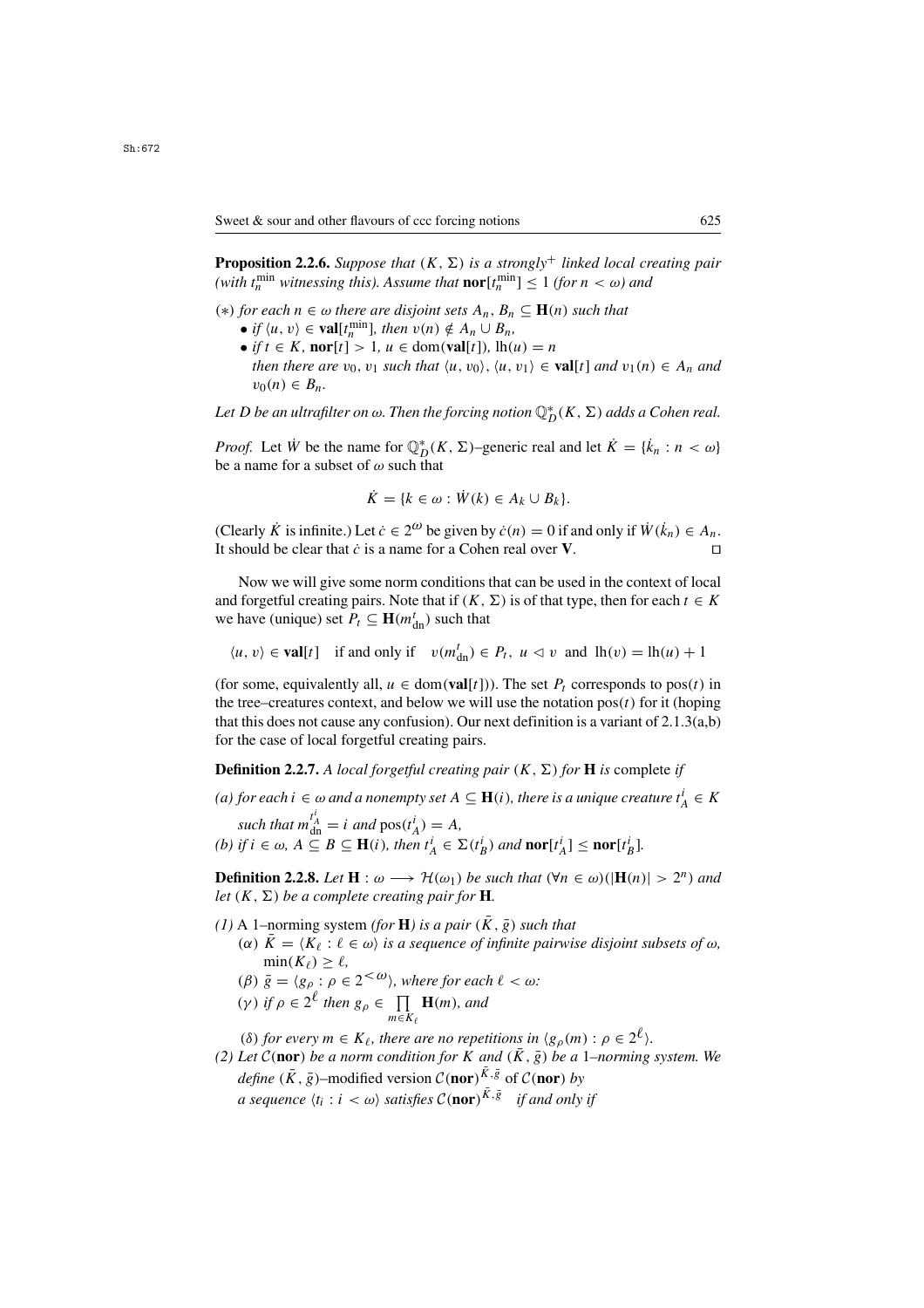**Proposition 2.2.6.** *Suppose that $(K, \Sigma)$ is a strongly$^+$ linked local creating pair (with $t^{\min}_n$ witnessing this). Assume that $\mathbf{nor}[t^{\min}_n] \leq 1$ (for $n < \omega$) and*

$(*)$ *for each $n \in \omega$ there are disjoint sets $A_n, B_n \subseteq \mathbf{H}(n)$ such that*

- *if $\langle u, v\rangle \in \mathbf{val}[t^{\min}_n]$, then $v(n) \notin A_n \cup B_n$,*
- *if $t \in K$, $\mathbf{nor}[t] > 1$, $u \in \mathrm{dom}(\mathbf{val}[t])$, $\mathrm{lh}(u) = n$ then there are $v_0, v_1$ such that $\langle u, v_0\rangle, \langle u, v_1\rangle \in \mathbf{val}[t]$ and $v_1(n) \in A_n$ and $v_0(n) \in B_n$.*

*Let $D$ be an ultrafilter on $\omega$. Then the forcing notion $\mathbb{Q}^*_D(K, \Sigma)$ adds a Cohen real.*

*Proof.* Let $\dot{W}$ be the name for $\mathbb{Q}^*_D(K, \Sigma)$–generic real and let $\dot{K} = \{\dot{k}_n : n < \omega\}$ be a name for a subset of $\omega$ such that

$$\dot{K} = \{k \in \omega : \dot{W}(k) \in A_k \cup B_k\}.$$

(Clearly $\dot{K}$ is infinite.) Let $\dot{c} \in 2^\omega$ be given by $\dot{c}(n) = 0$ if and only if $\dot{W}(\dot{k}_n) \in A_n$. It should be clear that $\dot{c}$ is a name for a Cohen real over $\mathbf{V}$. □

Now we will give some norm conditions that can be used in the context of local and forgetful creating pairs. Note that if $(K, \Sigma)$ is of that type, then for each $t \in K$ we have (unique) set $P_t \subseteq \mathbf{H}(m^t_{\mathrm{dn}})$ such that

$$\langle u, v\rangle \in \mathbf{val}[t] \quad \text{if and only if} \quad v(m^t_{\mathrm{dn}}) \in P_t,\ u \lhd v \ \text{ and } \ \mathrm{lh}(v) = \mathrm{lh}(u) + 1$$

(for some, equivalently all, $u \in \mathrm{dom}(\mathbf{val}[t])$). The set $P_t$ corresponds to $\mathrm{pos}(t)$ in the tree–creatures context, and below we will use the notation $\mathrm{pos}(t)$ for it (hoping that this does not cause any confusion). Our next definition is a variant of 2.1.3(a,b) for the case of local forgetful creating pairs.

**Definition 2.2.7.** *A local forgetful creating pair $(K, \Sigma)$ for $\mathbf{H}$ is* complete *if*

*(a) for each $i \in \omega$ and a nonempty set $A \subseteq \mathbf{H}(i)$, there is a unique creature $t^i_A \in K$ such that $m^{t^i_A}_{\mathrm{dn}} = i$ and $\mathrm{pos}(t^i_A) = A$,*
*(b) if $i \in \omega$, $A \subseteq B \subseteq \mathbf{H}(i)$, then $t^i_A \in \Sigma(t^i_B)$ and $\mathbf{nor}[t^i_A] \leq \mathbf{nor}[t^i_B]$.*

**Definition 2.2.8.** *Let $\mathbf{H} : \omega \longrightarrow \mathcal{H}(\omega_1)$ be such that $(\forall n \in \omega)(|\mathbf{H}(n)| > 2^n)$ and let $(K, \Sigma)$ be a complete creating pair for $\mathbf{H}$.*

*(1)* A 1–norming system *(for $\mathbf{H}$) is a pair $(\bar{K}, \bar{g})$ such that*
  - *($\alpha$) $\bar{K} = \langle K_\ell : \ell \in \omega\rangle$ is a sequence of infinite pairwise disjoint subsets of $\omega$, $\min(K_\ell) \geq \ell$,*
  - *($\beta$) $\bar{g} = \langle g_\rho : \rho \in 2^{<\omega}\rangle$, where for each $\ell < \omega$:*
  - *($\gamma$) if $\rho \in 2^\ell$ then $g_\rho \in \prod\limits_{m \in K_\ell} \mathbf{H}(m)$, and*
  - *($\delta$) for every $m \in K_\ell$, there are no repetitions in $\langle g_\rho(m) : \rho \in 2^\ell\rangle$.*

*(2) Let $\mathcal{C}(\mathbf{nor})$ be a norm condition for $K$ and $(\bar{K}, \bar{g})$ be a 1–norming system. We define $(\bar{K}, \bar{g})$–modified version $\mathcal{C}(\mathbf{nor})^{\bar{K},\bar{g}}$ of $\mathcal{C}(\mathbf{nor})$ by a sequence $\langle t_i : i < \omega\rangle$ satisfies $\mathcal{C}(\mathbf{nor})^{\bar{K},\bar{g}}$ if and only if*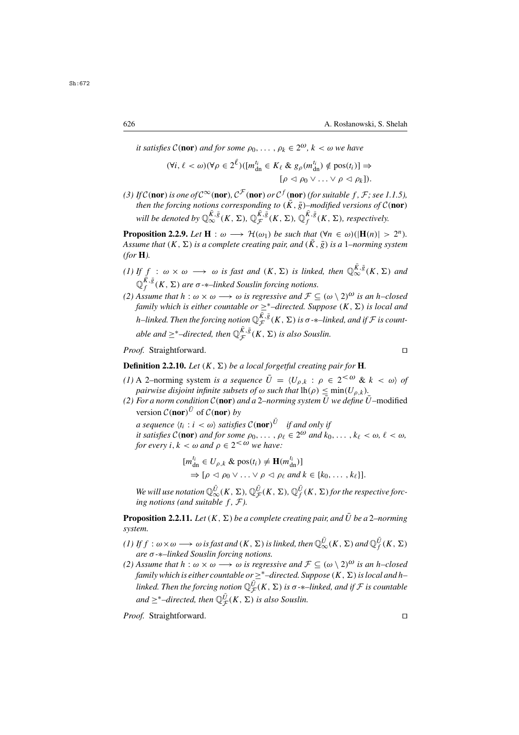*it satisfies $\mathcal{C}(\mathbf{nor})$ and for some $\rho_0, \ldots, \rho_k \in 2^\omega$, $k < \omega$ we have*

$$(\forall i, \ell < \omega)(\forall \rho \in 2^\ell)([m^{t_i}_{\rm dn} \in K_\ell \ \& \ g_\rho(m^{t_i}_{\rm dn}) \notin \mathrm{pos}(t_i)] \Rightarrow [\rho \lhd \rho_0 \vee \ldots \vee \rho \lhd \rho_k]).$$

*(3) If $\mathcal{C}(\mathbf{nor})$ is one of $\mathcal{C}^\infty(\mathbf{nor})$, $\mathcal{C}^{\mathcal{F}}(\mathbf{nor})$ or $\mathcal{C}^f(\mathbf{nor})$ (for suitable $f$, $\mathcal{F}$; see 1.1.5), then the forcing notions corresponding to $(\bar{K}, \bar{g})$–modified versions of $\mathcal{C}(\mathbf{nor})$ will be denoted by $\mathbb{Q}^{\bar{K},\bar{g}}_\infty(K, \Sigma)$, $\mathbb{Q}^{\bar{K},\bar{g}}_{\mathcal{F}}(K, \Sigma)$, $\mathbb{Q}^{\bar{K},\bar{g}}_f(K, \Sigma)$, respectively.*

**Proposition 2.2.9.** *Let $\mathbf{H} : \omega \longrightarrow \mathcal{H}(\omega_1)$ be such that $(\forall n \in \omega)(|\mathbf{H}(n)| > 2^n)$. Assume that $(K, \Sigma)$ is a complete creating pair, and $(\bar{K}, \bar{g})$ is a 1–norming system (for $\mathbf{H}$).*

*(1) If $f : \omega \times \omega \longrightarrow \omega$ is fast and $(K, \Sigma)$ is linked, then $\mathbb{Q}^{\bar{K},\bar{g}}_\infty(K, \Sigma)$ and $\mathbb{Q}^{\bar{K},\bar{g}}_f(K, \Sigma)$ are $\sigma$-$*$–linked Souslin forcing notions.*

*(2) Assume that $h : \omega \times \omega \longrightarrow \omega$ is regressive and $\mathcal{F} \subseteq (\omega \setminus 2)^\omega$ is an $h$–closed family which is either countable or $\geq^*$–directed. Suppose $(K, \Sigma)$ is local and $h$–linked. Then the forcing notion $\mathbb{Q}^{\bar{K},\bar{g}}_{\mathcal{F}}(K, \Sigma)$ is $\sigma$-$*$–linked, and if $\mathcal{F}$ is countable and $\geq^*$–directed, then $\mathbb{Q}^{\bar{K},\bar{g}}_{\mathcal{F}}(K, \Sigma)$ is also Souslin.*

*Proof.* Straightforward. □

**Definition 2.2.10.** *Let $(K, \Sigma)$ be a local forgetful creating pair for $\mathbf{H}$.*

*(1)* A 2–norming system *is a sequence $\bar{U} = \langle U_{\rho,k} : \rho \in 2^{<\omega} \ \& \ k < \omega\rangle$ of pairwise disjoint infinite subsets of $\omega$ such that $\mathrm{lh}(\rho) \leq \min(U_{\rho,k})$.*

*(2) For a norm condition $\mathcal{C}(\mathbf{nor})$ and a 2–norming system $\bar{U}$ we define $\bar{U}$–*modified version *$\mathcal{C}(\mathbf{nor})^{\bar{U}}$ of $\mathcal{C}(\mathbf{nor})$ by*

*a sequence $\langle t_i : i < \omega\rangle$ satisfies $\mathcal{C}(\mathbf{nor})^{\bar{U}}$ if and only if it satisfies $\mathcal{C}(\mathbf{nor})$ and for some $\rho_0, \ldots, \rho_\ell \in 2^\omega$ and $k_0, \ldots, k_\ell < \omega$, $\ell < \omega$, for every $i, k < \omega$ and $\rho \in 2^{<\omega}$ we have:*

$$[m^{t_i}_{\rm dn} \in U_{\rho,k} \ \& \ \mathrm{pos}(t_i) \neq \mathbf{H}(m^{t_i}_{\rm dn})] \Rightarrow [\rho \lhd \rho_0 \vee \ldots \vee \rho \lhd \rho_\ell \text{ and } k \in \{k_0, \ldots, k_\ell\}].$$

*We will use notation $\mathbb{Q}^{\bar{U}}_\infty(K, \Sigma)$, $\mathbb{Q}^{\bar{U}}_{\mathcal{F}}(K, \Sigma)$, $\mathbb{Q}^{\bar{U}}_f(K, \Sigma)$ for the respective forcing notions (and suitable $f$, $\mathcal{F}$).*

**Proposition 2.2.11.** *Let $(K, \Sigma)$ be a complete creating pair, and $\bar{U}$ be a 2–norming system.*

*(1) If $f : \omega \times \omega \longrightarrow \omega$ is fast and $(K, \Sigma)$ is linked, then $\mathbb{Q}^{\bar{U}}_\infty(K, \Sigma)$ and $\mathbb{Q}^{\bar{U}}_f(K, \Sigma)$ are $\sigma$-$*$–linked Souslin forcing notions.*

*(2) Assume that $h : \omega \times \omega \longrightarrow \omega$ is regressive and $\mathcal{F} \subseteq (\omega \setminus 2)^\omega$ is an $h$–closed family which is either countable or $\geq^*$–directed. Suppose $(K, \Sigma)$ is local and $h$–linked. Then the forcing notion $\mathbb{Q}^{\bar{U}}_{\mathcal{F}}(K, \Sigma)$ is $\sigma$-$*$–linked, and if $\mathcal{F}$ is countable and $\geq^*$–directed, then $\mathbb{Q}^{\bar{U}}_{\mathcal{F}}(K, \Sigma)$ is also Souslin.*

*Proof.* Straightforward. □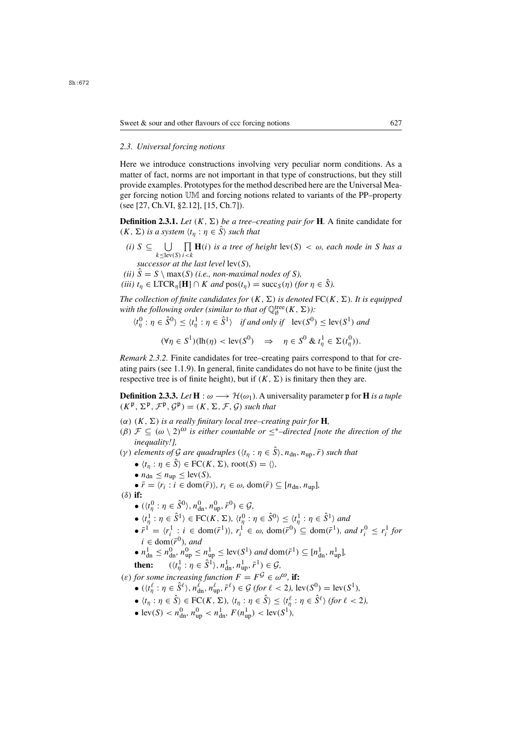### 2.3. Universal forcing notions

Here we introduce constructions involving very peculiar norm conditions. As a matter of fact, norms are not important in that type of constructions, but they still provide examples. Prototypes for the method described here are the Universal Meager forcing notion $\mathbb{UM}$ and forcing notions related to variants of the PP–property (see [27, Ch.VI, §2.12], [15, Ch.7]).

**Definition 2.3.1.** *Let $(K, \Sigma)$ be a tree–creating pair for* $\mathbf{H}$*. A* finite candidate for $(K, \Sigma)$ *is a system $\langle t_\eta : \eta \in \hat{S}\rangle$ such that*

*(i) $S \subseteq \bigcup\limits_{k \le \text{lev}(S)} \prod\limits_{i<k} \mathbf{H}(i)$ is a tree of height $\text{lev}(S) < \omega$, each node in $S$ has a successor at the last level $\text{lev}(S)$,*

*(ii) $\hat{S} = S \setminus \max(S)$ (i.e., non-maximal nodes of $S$),*

*(iii) $t_\eta \in \text{LTCR}_\eta[\mathbf{H}] \cap K$ and $\text{pos}(t_\eta) = \text{succ}_S(\eta)$ (for $\eta \in \hat{S}$).*

*The collection of finite candidates for $(K, \Sigma)$ is denoted $\text{FC}(K, \Sigma)$. It is equipped with the following order (similar to that of $\mathbb{Q}^{\text{tree}}_\emptyset(K, \Sigma)$):*

$$\langle t^0_\eta : \eta \in \hat{S}^0\rangle \le \langle t^1_\eta : \eta \in \hat{S}^1\rangle \quad \text{if and only if} \quad \text{lev}(S^0) \le \text{lev}(S^1) \text{ and}$$

$$(\forall \eta \in S^1)(\text{lh}(\eta) < \text{lev}(S^0) \quad \Rightarrow \quad \eta \in S^0 \ \&\ t^1_\eta \in \Sigma(t^0_\eta)).$$

*Remark 2.3.2.* Finite candidates for tree–creating pairs correspond to that for creating pairs (see 1.1.9). In general, finite candidates do not have to be finite (just the respective tree is of finite height), but if $(K, \Sigma)$ is finitary then they are.

**Definition 2.3.3.** *Let $\mathbf{H} : \omega \longrightarrow \mathcal{H}(\omega_1)$. A* universality parameter $\mathfrak{p}$ for $\mathbf{H}$ *is a tuple $(K^{\mathfrak{p}}, \Sigma^{\mathfrak{p}}, \mathcal{F}^{\mathfrak{p}}, \mathcal{G}^{\mathfrak{p}}) = (K, \Sigma, \mathcal{F}, \mathcal{G})$ such that*

*$(\alpha)$ $(K, \Sigma)$ is a really finitary local tree–creating pair for* $\mathbf{H}$*,*

*$(\beta)$ $\mathcal{F} \subseteq (\omega \setminus 2)^\omega$ is either countable or $\le^*$–directed [note the direction of the inequality!],*

*$(\gamma)$ elements of $\mathcal{G}$ are quadruples $(\langle t_\eta : \eta \in \hat{S}\rangle, n_{\text{dn}}, n_{\text{up}}, \bar{r})$ such that*

- *$\langle t_\eta : \eta \in \hat{S}\rangle \in \text{FC}(K, \Sigma)$, $\text{root}(S) = \langle\rangle$,*
- *$n_{\text{dn}} \le n_{\text{up}} \le \text{lev}(S)$,*
- *$\bar{r} = \langle r_i : i \in \text{dom}(\bar{r})\rangle$, $r_i \in \omega$, $\text{dom}(\bar{r}) \subseteq [n_{\text{dn}}, n_{\text{up}}]$,*

*$(\delta)$* **if:**

- *$(\langle t^0_\eta : \eta \in \hat{S}^0\rangle, n^0_{\text{dn}}, n^0_{\text{up}}, \bar{r}^0) \in \mathcal{G}$,*
- *$\langle t^1_\eta : \eta \in \hat{S}^1\rangle \in \text{FC}(K, \Sigma)$, $\langle t^0_\eta : \eta \in \hat{S}^0\rangle \le \langle t^1_\eta : \eta \in \hat{S}^1\rangle$ and*
- *$\bar{r}^1 = \langle r^1_i : i \in \text{dom}(\bar{r}^1)\rangle$, $r^1_i \in \omega$, $\text{dom}(\bar{r}^0) \subseteq \text{dom}(\bar{r}^1)$, and $r^0_i \le r^1_i$ for $i \in \text{dom}(\bar{r}^0)$, and*
- *$n^1_{\text{dn}} \le n^0_{\text{dn}}$, $n^0_{\text{up}} \le n^1_{\text{up}} \le \text{lev}(S^1)$ and $\text{dom}(\bar{r}^1) \subseteq [n^1_{\text{dn}}, n^1_{\text{up}}]$,*

**then:** $\quad (\langle t^1_\eta : \eta \in \hat{S}^1\rangle, n^1_{\text{dn}}, n^1_{\text{up}}, \bar{r}^1) \in \mathcal{G}$,

*$(\varepsilon)$ for some increasing function $F = F^{\mathcal{G}} \in \omega^\omega$,* **if:**

- *$(\langle t^\ell_\eta : \eta \in \hat{S}^\ell\rangle, n^\ell_{\text{dn}}, n^\ell_{\text{up}}, \bar{r}^\ell) \in \mathcal{G}$ (for $\ell < 2$), $\text{lev}(S^0) = \text{lev}(S^1)$,*
- *$\langle t_\eta : \eta \in \hat{S}\rangle \in \text{FC}(K, \Sigma)$, $\langle t_\eta : \eta \in \hat{S}\rangle \le \langle t^\ell_\eta : \eta \in \hat{S}^\ell\rangle$ (for $\ell < 2$),*
- *$\text{lev}(S) < n^0_{\text{dn}}$, $n^0_{\text{up}} < n^1_{\text{dn}}$, $F(n^1_{\text{up}}) < \text{lev}(S^1)$,*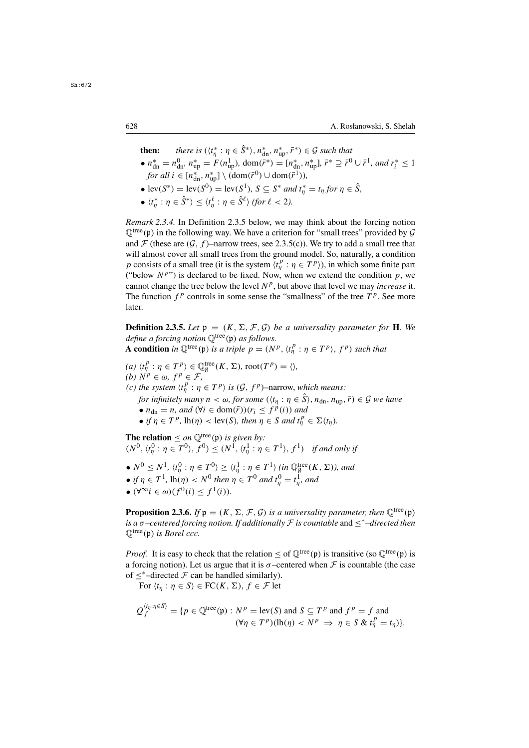**then:** *there is* $(\langle t^*_\eta : \eta \in \hat{S}^*\rangle, n^*_{\rm dn}, n^*_{\rm up}, \bar{r}^*) \in \mathcal{G}$ *such that*

- $n^*_{\rm dn} = n^0_{\rm dn}$, $n^*_{\rm up} = F(n^1_{\rm up})$, $\mathrm{dom}(\bar{r}^*) = [n^*_{\rm dn}, n^*_{\rm up}]$, $\bar{r}^* \supseteq \bar{r}^0 \cup \bar{r}^1$, *and* $r^*_i \leq 1$ *for all* $i \in [n^*_{\rm dn}, n^*_{\rm up}] \setminus (\mathrm{dom}(\bar{r}^0) \cup \mathrm{dom}(\bar{r}^1))$,
- $\mathrm{lev}(S^*) = \mathrm{lev}(S^0) = \mathrm{lev}(S^1)$, $S \subseteq S^*$ *and* $t^*_\eta = t_\eta$ *for* $\eta \in \hat{S}$,
- $\langle t^*_\eta : \eta \in \hat{S}^*\rangle \leq \langle t^\ell_\eta : \eta \in \hat{S}^\ell\rangle$ *(for* $\ell < 2$*).*

*Remark 2.3.4.* In Definition 2.3.5 below, we may think about the forcing notion $\mathbb{Q}^{\rm tree}(\mathfrak{p})$ in the following way. We have a criterion for "small trees" provided by $\mathcal{G}$ and $\mathcal{F}$ (these are $(\mathcal{G}, f)$–narrow trees, see 2.3.5(c)). We try to add a small tree that will almost cover all small trees from the ground model. So, naturally, a condition $p$ consists of a small tree (it is the system $\langle t^p_\eta : \eta \in T^p\rangle$), in which some finite part ("below $N^p$") is declared to be fixed. Now, when we extend the condition $p$, we cannot change the tree below the level $N^p$, but above that level we may *increase* it. The function $f^p$ controls in some sense the "smallness" of the tree $T^p$. See more later.

**Definition 2.3.5.** *Let* $\mathfrak{p} = (K, \Sigma, \mathcal{F}, \mathcal{G})$ *be a universality parameter for* **H**. *We define a forcing notion* $\mathbb{Q}^{\rm tree}(\mathfrak{p})$ *as follows.*
**A condition** *in* $\mathbb{Q}^{\rm tree}(\mathfrak{p})$ *is a triple* $p = (N^p, \langle t^p_\eta : \eta \in T^p\rangle, f^p)$ *such that*

*(a)* $\langle t^p_\eta : \eta \in T^p\rangle \in \mathbb{Q}^{\rm tree}_\emptyset(K, \Sigma)$, $\mathrm{root}(T^p) = \langle\rangle$,
*(b)* $N^p \in \omega$, $f^p \in \mathcal{F}$,
*(c) the system* $\langle t^p_\eta : \eta \in T^p\rangle$ *is* $(\mathcal{G}, f^p)$–narrow, *which means:*
*for infinitely many* $n < \omega$, *for some* $(\langle t_\eta : \eta \in \hat{S}\rangle, n_{\rm dn}, n_{\rm up}, \bar{r}) \in \mathcal{G}$ *we have*
- $n_{\rm dn} = n$, *and* $(\forall i \in \mathrm{dom}(\bar{r}))(r_i \leq f^p(i))$ *and*
- *if* $\eta \in T^p$, $\mathrm{lh}(\eta) < \mathrm{lev}(S)$, *then* $\eta \in S$ *and* $t^p_\eta \in \Sigma(t_\eta)$.

**The relation** $\leq$ *on* $\mathbb{Q}^{\rm tree}(\mathfrak{p})$ *is given by:*
$(N^0, \langle t^0_\eta : \eta \in T^0\rangle, f^0) \leq (N^1, \langle t^1_\eta : \eta \in T^1\rangle, f^1)$ *if and only if*

- $N^0 \leq N^1$, $\langle t^0_\eta : \eta \in T^0\rangle \geq \langle t^1_\eta : \eta \in T^1\rangle$ *(in* $\mathbb{Q}^{\rm tree}_\emptyset(K, \Sigma)$*), and*
- *if* $\eta \in T^1$, $\mathrm{lh}(\eta) < N^0$ *then* $\eta \in T^0$ *and* $t^0_\eta = t^1_\eta$, *and*
- $(\forall^\infty i \in \omega)(f^0(i) \leq f^1(i))$.

**Proposition 2.3.6.** *If* $\mathfrak{p} = (K, \Sigma, \mathcal{F}, \mathcal{G})$ *is a universality parameter, then* $\mathbb{Q}^{\rm tree}(\mathfrak{p})$ *is a* $\sigma$*–centered forcing notion. If additionally* $\mathcal{F}$ *is countable* and $\leq^*$*–directed then* $\mathbb{Q}^{\rm tree}(\mathfrak{p})$ *is Borel ccc.*

*Proof.* It is easy to check that the relation $\leq$ of $\mathbb{Q}^{\rm tree}(\mathfrak{p})$ is transitive (so $\mathbb{Q}^{\rm tree}(\mathfrak{p})$ is a forcing notion). Let us argue that it is $\sigma$–centered when $\mathcal{F}$ is countable (the case of $\leq^*$–directed $\mathcal{F}$ can be handled similarly).

For $\langle t_\eta : \eta \in S\rangle \in \mathrm{FC}(K, \Sigma)$, $f \in \mathcal{F}$ let

$$Q^{\langle t_\eta:\eta\in S\rangle}_f = \{p \in \mathbb{Q}^{\rm tree}(\mathfrak{p}) : N^p = \mathrm{lev}(S) \text{ and } S \subseteq T^p \text{ and } f^p = f \text{ and } (\forall \eta \in T^p)(\mathrm{lh}(\eta) < N^p \Rightarrow \eta \in S \ \&\ t^p_\eta = t_\eta)\}.$$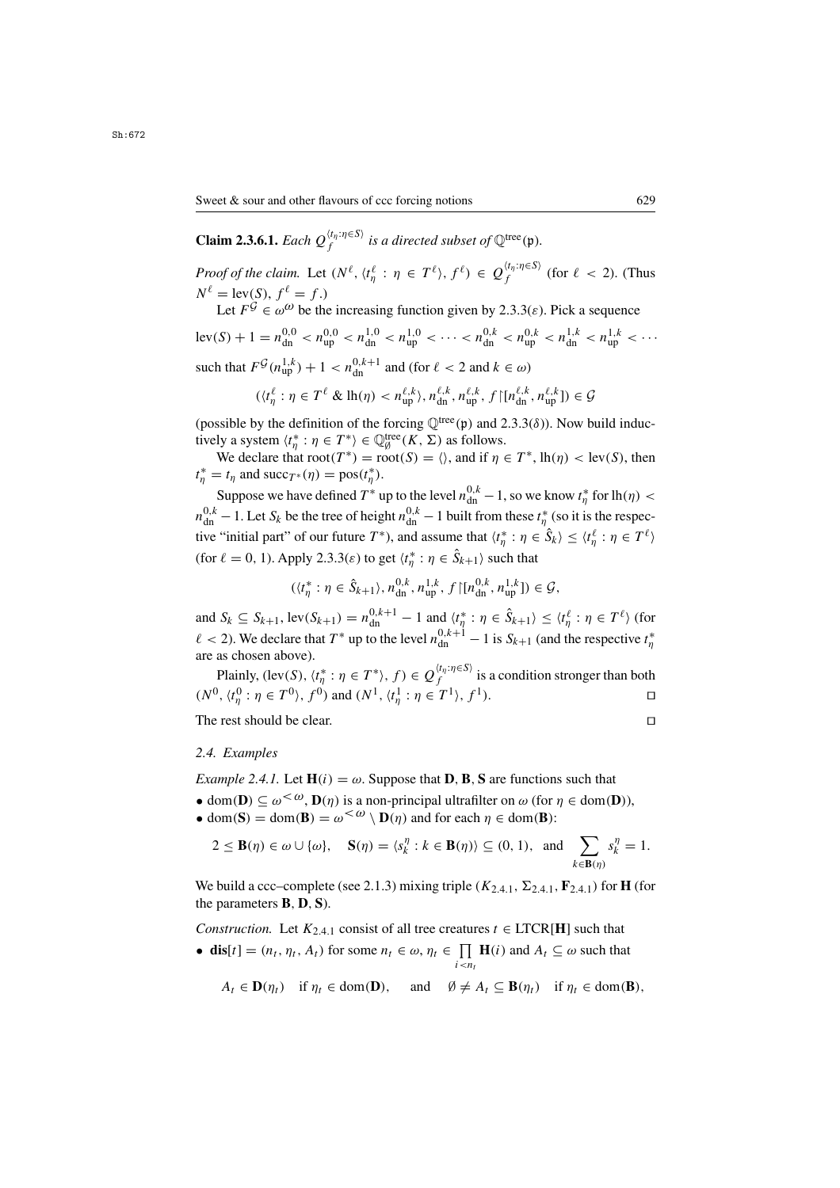**Claim 2.3.6.1.** *Each $Q_f^{\langle t_\eta:\eta\in S\rangle}$ is a directed subset of $\mathbb{Q}^{\rm tree}(\mathfrak{p})$.*

*Proof of the claim.* Let $(N^\ell, \langle t^\ell_\eta : \eta \in T^\ell\rangle, f^\ell) \in Q_f^{\langle t_\eta:\eta\in S\rangle}$ (for $\ell < 2$). (Thus $N^\ell = {\rm lev}(S)$, $f^\ell = f$.)

Let $F^{\mathcal{G}} \in \omega^\omega$ be the increasing function given by 2.3.3($\varepsilon$). Pick a sequence

$$
{\rm lev}(S)+1 = n^{0,0}_{\rm dn} < n^{0,0}_{\rm up} < n^{1,0}_{\rm dn} < n^{1,0}_{\rm up} < \cdots < n^{0,k}_{\rm dn} < n^{0,k}_{\rm up} < n^{1,k}_{\rm dn} < n^{1,k}_{\rm up} < \cdots
$$

such that $F^{\mathcal{G}}(n^{1,k}_{\rm up}) + 1 < n^{0,k+1}_{\rm dn}$ and (for $\ell < 2$ and $k \in \omega$)

$$
(\langle t^\ell_\eta : \eta \in T^\ell \ \&\ {\rm lh}(\eta) < n^{\ell,k}_{\rm up}\rangle, n^{\ell,k}_{\rm dn}, n^{\ell,k}_{\rm up}, f{\restriction}[n^{\ell,k}_{\rm dn}, n^{\ell,k}_{\rm up}]) \in \mathcal{G}
$$

(possible by the definition of the forcing $\mathbb{Q}^{\rm tree}(\mathfrak{p})$ and 2.3.3($\delta$)). Now build inductively a system $\langle t^*_\eta : \eta \in T^*\rangle \in \mathbb{Q}^{\rm tree}_\emptyset(K,\Sigma)$ as follows.

We declare that ${\rm root}(T^*) = {\rm root}(S) = \langle\rangle$, and if $\eta \in T^*$, ${\rm lh}(\eta) < {\rm lev}(S)$, then $t^*_\eta = t_\eta$ and ${\rm succ}_{T^*}(\eta) = {\rm pos}(t^*_\eta)$.

Suppose we have defined $T^*$ up to the level $n^{0,k}_{\rm dn} - 1$, so we know $t^*_\eta$ for ${\rm lh}(\eta) < n^{0,k}_{\rm dn} - 1$. Let $S_k$ be the tree of height $n^{0,k}_{\rm dn} - 1$ built from these $t^*_\eta$ (so it is the respective "initial part" of our future $T^*$), and assume that $\langle t^*_\eta : \eta \in \hat{S}_k\rangle \le \langle t^\ell_\eta : \eta \in T^\ell\rangle$ (for $\ell = 0, 1$). Apply 2.3.3($\varepsilon$) to get $\langle t^*_\eta : \eta \in \hat{S}_{k+1}\rangle$ such that

$$
(\langle t^*_\eta : \eta \in \hat{S}_{k+1}\rangle, n^{0,k}_{\rm dn}, n^{1,k}_{\rm up}, f{\restriction}[n^{0,k}_{\rm dn}, n^{1,k}_{\rm up}]) \in \mathcal{G},
$$

and $S_k \subseteq S_{k+1}$, ${\rm lev}(S_{k+1}) = n^{0,k+1}_{\rm dn} - 1$ and $\langle t^*_\eta : \eta \in \hat{S}_{k+1}\rangle \le \langle t^\ell_\eta : \eta \in T^\ell\rangle$ (for $\ell < 2$). We declare that $T^*$ up to the level $n^{0,k+1}_{\rm dn} - 1$ is $S_{k+1}$ (and the respective $t^*_\eta$ are as chosen above).

Plainly, $({\rm lev}(S), \langle t^*_\eta : \eta \in T^*\rangle, f) \in Q_f^{\langle t_\eta:\eta\in S\rangle}$ is a condition stronger than both $(N^0, \langle t^0_\eta : \eta \in T^0\rangle, f^0)$ and $(N^1, \langle t^1_\eta : \eta \in T^1\rangle, f^1)$. □

The rest should be clear. □

*2.4. Examples*

*Example 2.4.1.* Let $\mathbf{H}(i) = \omega$. Suppose that $\mathbf{D}, \mathbf{B}, \mathbf{S}$ are functions such that

- ${\rm dom}(\mathbf{D}) \subseteq \omega^{<\omega}$, $\mathbf{D}(\eta)$ is a non-principal ultrafilter on $\omega$ (for $\eta \in {\rm dom}(\mathbf{D})$),
- ${\rm dom}(\mathbf{S}) = {\rm dom}(\mathbf{B}) = \omega^{<\omega} \setminus \mathbf{D}(\eta)$ and for each $\eta \in {\rm dom}(\mathbf{B})$:

$$
2 \le \mathbf{B}(\eta) \in \omega \cup \{\omega\}, \quad \mathbf{S}(\eta) = \langle s^\eta_k : k \in \mathbf{B}(\eta)\rangle \subseteq (0,1), \quad \text{and} \quad \sum_{k\in\mathbf{B}(\eta)} s^\eta_k = 1.
$$

We build a ccc–complete (see 2.1.3) mixing triple $(K_{2.4.1}, \Sigma_{2.4.1}, \mathbf{F}_{2.4.1})$ for $\mathbf{H}$ (for the parameters $\mathbf{B}, \mathbf{D}, \mathbf{S}$).

*Construction.* Let $K_{2.4.1}$ consist of all tree creatures $t \in {\rm LTCR}[\mathbf{H}]$ such that

- $\mathbf{dis}[t] = (n_t, \eta_t, A_t)$ for some $n_t \in \omega$, $\eta_t \in \prod\limits_{i<n_t} \mathbf{H}(i)$ and $A_t \subseteq \omega$ such that

$$
A_t \in \mathbf{D}(\eta_t) \quad \text{if } \eta_t \in {\rm dom}(\mathbf{D}), \qquad \text{and} \qquad \emptyset \ne A_t \subseteq \mathbf{B}(\eta_t) \quad \text{if } \eta_t \in {\rm dom}(\mathbf{B}),
$$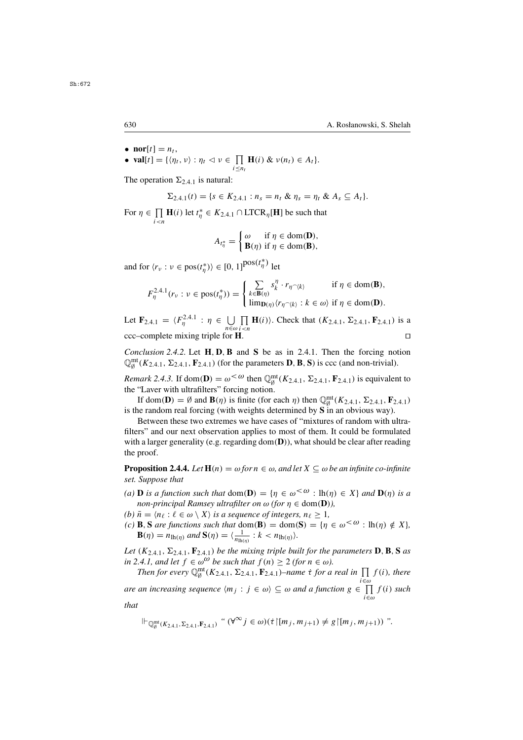- $\mathbf{nor}[t] = n_t$,
- $\mathbf{val}[t] = \{\langle \eta_t, \nu\rangle : \eta_t \lhd \nu \in \prod\limits_{i \le n_t} \mathbf{H}(i) \ \&\ \nu(n_t) \in A_t\}$.

The operation $\Sigma_{2.4.1}$ is natural:

$$\Sigma_{2.4.1}(t) = \{s \in K_{2.4.1} : n_s = n_t \ \&\ \eta_s = \eta_t \ \&\ A_s \subseteq A_t\}.$$

For $\eta \in \prod\limits_{i<n} \mathbf{H}(i)$ let $t^*_\eta \in K_{2.4.1} \cap \mathrm{LTCR}_\eta[\mathbf{H}]$ be such that

$$A_{t^*_\eta} = \begin{cases} \omega & \text{if } \eta \in \mathrm{dom}(\mathbf{D}),\\ \mathbf{B}(\eta) & \text{if } \eta \in \mathrm{dom}(\mathbf{B}),\end{cases}$$

and for $\langle r_\nu : \nu \in \mathrm{pos}(t^*_\eta)\rangle \in [0,1]^{\mathrm{pos}(t^*_\eta)}$ let

$$F^{2.4.1}_\eta(r_\nu : \nu \in \mathrm{pos}(t^*_\eta)) = \begin{cases} \sum\limits_{k \in \mathbf{B}(\eta)} s^\eta_k \cdot r_{\eta^\frown\langle k\rangle} & \text{if } \eta \in \mathrm{dom}(\mathbf{B}),\\ \lim_{\mathbf{D}(\eta)} \langle r_{\eta^\frown\langle k\rangle} : k \in \omega\rangle & \text{if } \eta \in \mathrm{dom}(\mathbf{D}).\end{cases}$$

Let $\mathbf{F}_{2.4.1} = \langle F^{2.4.1}_\eta : \eta \in \bigcup\limits_{n\in\omega} \prod\limits_{i<n} \mathbf{H}(i)\rangle$. Check that $(K_{2.4.1}, \Sigma_{2.4.1}, \mathbf{F}_{2.4.1})$ is a ccc–complete mixing triple for $\mathbf{H}$. ◻

*Conclusion 2.4.2.* Let $\mathbf{H}, \mathbf{D}, \mathbf{B}$ and $\mathbf{S}$ be as in 2.4.1. Then the forcing notion $\mathbb{Q}^{\mathrm{mt}}_\emptyset(K_{2.4.1}, \Sigma_{2.4.1}, \mathbf{F}_{2.4.1})$ (for the parameters $\mathbf{D}, \mathbf{B}, \mathbf{S}$) is ccc (and non-trivial).

*Remark 2.4.3.* If $\mathrm{dom}(\mathbf{D}) = \omega^{<\omega}$ then $\mathbb{Q}^{\mathrm{mt}}_\emptyset(K_{2.4.1}, \Sigma_{2.4.1}, \mathbf{F}_{2.4.1})$ is equivalent to the "Laver with ultrafilters" forcing notion.

If $\mathrm{dom}(\mathbf{D}) = \emptyset$ and $\mathbf{B}(\eta)$ is finite (for each $\eta$) then $\mathbb{Q}^{\mathrm{mt}}_\emptyset(K_{2.4.1}, \Sigma_{2.4.1}, \mathbf{F}_{2.4.1})$ is the random real forcing (with weights determined by $\mathbf{S}$ in an obvious way).

Between these two extremes we have cases of "mixtures of random with ultrafilters" and our next observation applies to most of them. It could be formulated with a larger generality (e.g. regarding $\mathrm{dom}(\mathbf{D})$), what should be clear after reading the proof.

**Proposition 2.4.4.** *Let $\mathbf{H}(n) = \omega$ for $n \in \omega$, and let $X \subseteq \omega$ be an infinite co-infinite set. Suppose that*

*(a) $\mathbf{D}$ is a function such that $\mathrm{dom}(\mathbf{D}) = \{\eta \in \omega^{<\omega} : \mathrm{lh}(\eta) \in X\}$ and $\mathbf{D}(\eta)$ is a non-principal Ramsey ultrafilter on $\omega$ (for $\eta \in \mathrm{dom}(\mathbf{D})$),*

*(b) $\bar{n} = \langle n_\ell : \ell \in \omega \setminus X\rangle$ is a sequence of integers, $n_\ell \ge 1$,*

*(c) $\mathbf{B}, \mathbf{S}$ are functions such that $\mathrm{dom}(\mathbf{B}) = \mathrm{dom}(\mathbf{S}) = \{\eta \in \omega^{<\omega} : \mathrm{lh}(\eta) \notin X\}$, $\mathbf{B}(\eta) = n_{\mathrm{lh}(\eta)}$ and $\mathbf{S}(\eta) = \langle \frac{1}{n_{\mathrm{lh}(\eta)}} : k < n_{\mathrm{lh}(\eta)}\rangle$.*

*Let $(K_{2.4.1}, \Sigma_{2.4.1}, \mathbf{F}_{2.4.1})$ be the mixing triple built for the parameters $\mathbf{D}, \mathbf{B}, \mathbf{S}$ as in 2.4.1, and let $f \in \omega^\omega$ be such that $f(n) \ge 2$ (for $n \in \omega$).*

*Then for every $\mathbb{Q}^{\mathrm{mt}}_\emptyset(K_{2.4.1}, \Sigma_{2.4.1}, \mathbf{F}_{2.4.1})$–name $\dot{\tau}$ for a real in $\prod\limits_{i\in\omega} f(i)$, there are an increasing sequence $\langle m_j : j \in \omega\rangle \subseteq \omega$ and a function $g \in \prod\limits_{i\in\omega} f(i)$ such that*

$$\Vdash_{\mathbb{Q}^{\mathrm{mt}}_\emptyset(K_{2.4.1}, \Sigma_{2.4.1}, \mathbf{F}_{2.4.1})} \text{" } (\forall^\infty j \in \omega)(\dot{\tau}{\restriction}[m_j, m_{j+1}) \neq g{\restriction}[m_j, m_{j+1})) \text{ ".}$$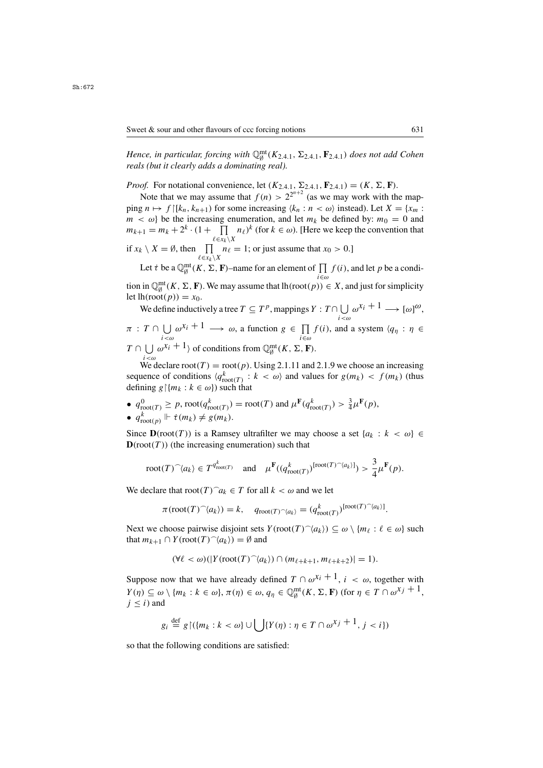*Hence, in particular, forcing with $\mathbb{Q}^{\rm mt}_\emptyset(K_{2.4.1},\Sigma_{2.4.1},\mathbf{F}_{2.4.1})$ does not add Cohen reals (but it clearly adds a dominating real).*

*Proof.* For notational convenience, let $(K_{2.4.1},\Sigma_{2.4.1},\mathbf{F}_{2.4.1})=(K,\Sigma,\mathbf{F})$.

Note that we may assume that $f(n)>2^{2^{n+2}}$ (as we may work with the mapping $n\mapsto f{\restriction}[k_n,k_{n+1})$ for some increasing $\langle k_n:n<\omega\rangle$ instead). Let $X=\{x_m: m<\omega\}$ be the increasing enumeration, and let $m_k$ be defined by: $m_0=0$ and $m_{k+1}=m_k+2^k\cdot(1+\prod\limits_{\ell\in x_k\setminus X}n_\ell)^k$ (for $k\in\omega$). [Here we keep the convention that if $x_k\setminus X=\emptyset$, then $\prod\limits_{\ell\in x_k\setminus X}n_\ell=1$; or just assume that $x_0>0$.]

Let $\dot\tau$ be a $\mathbb{Q}^{\rm mt}_\emptyset(K,\Sigma,\mathbf{F})$–name for an element of $\prod\limits_{i\in\omega}f(i)$, and let $p$ be a condition in $\mathbb{Q}^{\rm mt}_\emptyset(K,\Sigma,\mathbf{F})$. We may assume that $\mathrm{lh}(\mathrm{root}(p))\in X$, and just for simplicity let $\mathrm{lh}(\mathrm{root}(p))=x_0$.

We define inductively a tree $T\subseteq T^p$, mappings $Y:T\cap\bigcup\limits_{i<\omega}\omega^{x_i+1}\longrightarrow[\omega]^\omega$, $\pi:T\cap\bigcup\limits_{i<\omega}\omega^{x_i+1}\longrightarrow\omega$, a function $g\in\prod\limits_{i\in\omega}f(i)$, and a system $\langle q_\eta:\eta\in T\cap\bigcup\limits_{i<\omega}\omega^{x_i+1}\rangle$ of conditions from $\mathbb{Q}^{\rm mt}_\emptyset(K,\Sigma,\mathbf{F})$.

We declare $\mathrm{root}(T)=\mathrm{root}(p)$. Using 2.1.11 and 2.1.9 we choose an increasing sequence of conditions $\langle q^k_{\mathrm{root}(T)}:k<\omega\rangle$ and values for $g(m_k)<f(m_k)$ (thus defining $g{\restriction}\{m_k:k\in\omega\}$) such that

- $q^0_{\mathrm{root}(T)}\ge p$, $\mathrm{root}(q^k_{\mathrm{root}(T)})=\mathrm{root}(T)$ and $\mu^{\mathbf{F}}(q^k_{\mathrm{root}(T)})>\frac34\mu^{\mathbf{F}}(p)$,
- $q^k_{\mathrm{root}(p)}\Vdash\dot\tau(m_k)\neq g(m_k)$.

Since $\mathbf{D}(\mathrm{root}(T))$ is a Ramsey ultrafilter we may choose a set $\{a_k:k<\omega\}\in\mathbf{D}(\mathrm{root}(T))$ (the increasing enumeration) such that

$$\mathrm{root}(T)^\frown\langle a_k\rangle\in T^{q^k_{\mathrm{root}(T)}}\quad\text{and}\quad\mu^{\mathbf{F}}((q^k_{\mathrm{root}(T)})^{[\mathrm{root}(T)^\frown\langle a_k\rangle]})>\frac34\mu^{\mathbf{F}}(p).$$

We declare that $\mathrm{root}(T)^\frown a_k\in T$ for all $k<\omega$ and we let

$$\pi(\mathrm{root}(T)^\frown\langle a_k\rangle)=k,\quad q_{\mathrm{root}(T)^\frown\langle a_k\rangle}=(q^k_{\mathrm{root}(T)})^{[\mathrm{root}(T)^\frown\langle a_k\rangle]}.$$

Next we choose pairwise disjoint sets $Y(\mathrm{root}(T)^\frown\langle a_k\rangle)\subseteq\omega\setminus\{m_\ell:\ell\in\omega\}$ such that $m_{k+1}\cap Y(\mathrm{root}(T)^\frown\langle a_k\rangle)=\emptyset$ and

$$(\forall\ell<\omega)(|Y(\mathrm{root}(T)^\frown\langle a_k\rangle)\cap(m_{\ell+k+1},m_{\ell+k+2})|=1).$$

Suppose now that we have already defined $T\cap\omega^{x_i+1}$, $i<\omega$, together with $Y(\eta)\subseteq\omega\setminus\{m_k:k\in\omega\}$, $\pi(\eta)\in\omega$, $q_\eta\in\mathbb{Q}^{\rm mt}_\emptyset(K,\Sigma,\mathbf{F})$ (for $\eta\in T\cap\omega^{x_j+1}$, $j\le i$) and

$$g_i\stackrel{\rm def}{=}g{\restriction}(\{m_k:k<\omega\}\cup\bigcup\{Y(\eta):\eta\in T\cap\omega^{x_j+1},\ j<i\})$$

so that the following conditions are satisfied: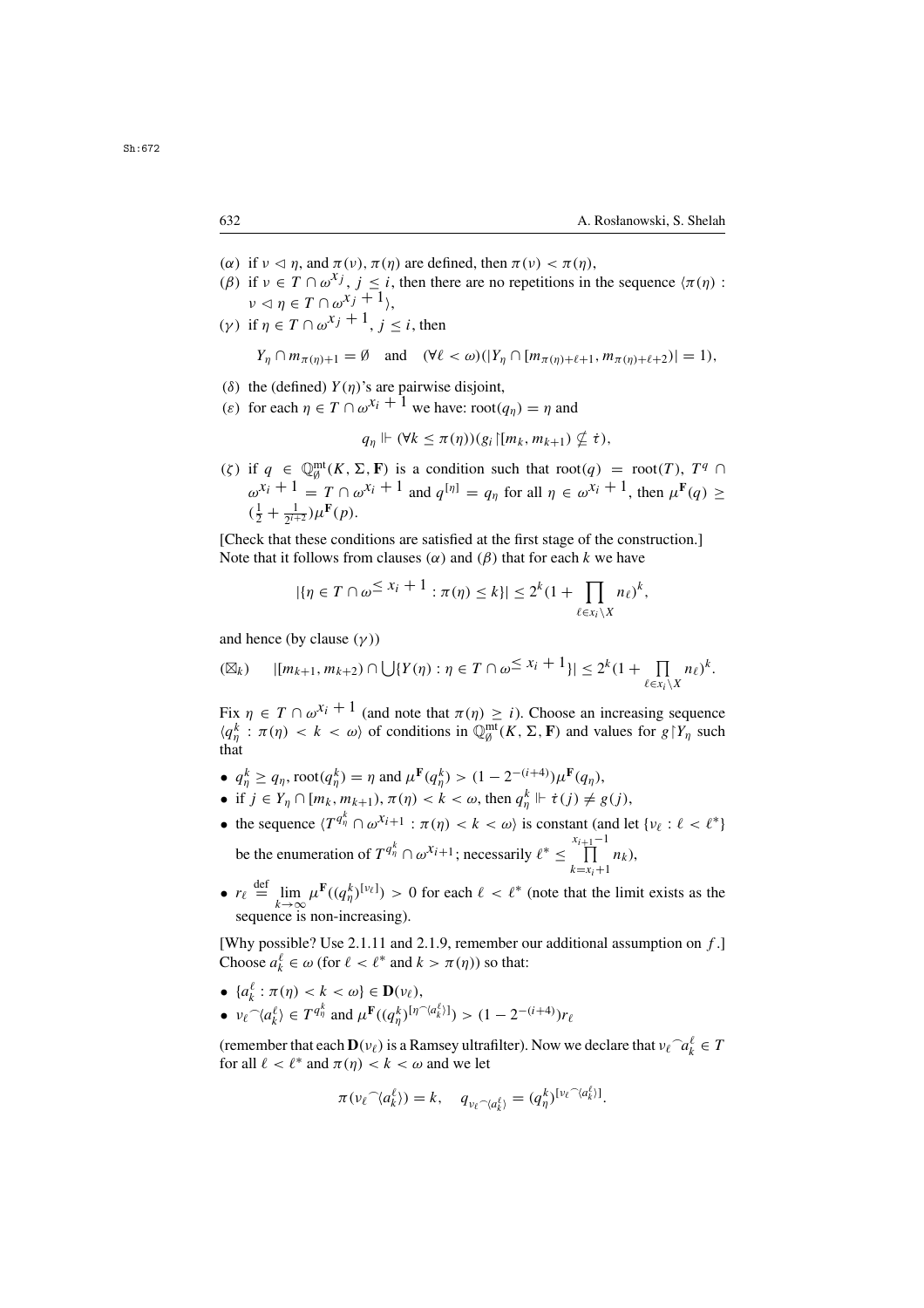($\alpha$) if $\nu \lhd \eta$, and $\pi(\nu), \pi(\eta)$ are defined, then $\pi(\nu) < \pi(\eta)$,

($\beta$) if $\nu \in T \cap \omega^{x_j}$, $j \le i$, then there are no repetitions in the sequence $\langle \pi(\eta) : \nu \lhd \eta \in T \cap \omega^{x_j+1} \rangle$,

($\gamma$) if $\eta \in T \cap \omega^{x_j+1}$, $j \le i$, then

$$Y_\eta \cap m_{\pi(\eta)+1} = \emptyset \quad \text{and} \quad (\forall \ell < \omega)(|Y_\eta \cap [m_{\pi(\eta)+\ell+1}, m_{\pi(\eta)+\ell+2})| = 1),$$

($\delta$) the (defined) $Y(\eta)$'s are pairwise disjoint,

($\varepsilon$) for each $\eta \in T \cap \omega^{x_i+1}$ we have: $\mathrm{root}(q_\eta) = \eta$ and

$$q_\eta \Vdash (\forall k \le \pi(\eta))(g_i {\restriction} [m_k, m_{k+1}) \not\subseteq \dot{\tau}),$$

($\zeta$) if $q \in \mathbb{Q}^{\mathrm{mt}}_\emptyset(K, \Sigma, \mathbf{F})$ is a condition such that $\mathrm{root}(q) = \mathrm{root}(T)$, $T^q \cap \omega^{x_i+1} = T \cap \omega^{x_i+1}$ and $q^{[\eta]} = q_\eta$ for all $\eta \in \omega^{x_i+1}$, then $\mu^{\mathbf{F}}(q) \ge (\frac{1}{2} + \frac{1}{2^{i+2}})\mu^{\mathbf{F}}(p)$.

[Check that these conditions are satisfied at the first stage of the construction.] Note that it follows from clauses ($\alpha$) and ($\beta$) that for each $k$ we have

$$|\{\eta \in T \cap \omega^{\le x_i+1} : \pi(\eta) \le k\}| \le 2^k (1 + \prod_{\ell \in x_i \setminus X} n_\ell)^k,$$

and hence (by clause ($\gamma$))

$$(\boxtimes_k) \qquad |[m_{k+1}, m_{k+2}) \cap \bigcup \{Y(\eta) : \eta \in T \cap \omega^{\le x_i+1}\}| \le 2^k (1 + \prod_{\ell \in x_i \setminus X} n_\ell)^k.$$

Fix $\eta \in T \cap \omega^{x_i+1}$ (and note that $\pi(\eta) \ge i$). Choose an increasing sequence $\langle q^k_\eta : \pi(\eta) < k < \omega \rangle$ of conditions in $\mathbb{Q}^{\mathrm{mt}}_\emptyset(K, \Sigma, \mathbf{F})$ and values for $g {\restriction} Y_\eta$ such that

- $q^k_\eta \ge q_\eta$, $\mathrm{root}(q^k_\eta) = \eta$ and $\mu^{\mathbf{F}}(q^k_\eta) > (1 - 2^{-(i+4)})\mu^{\mathbf{F}}(q_\eta)$,
- if $j \in Y_\eta \cap [m_k, m_{k+1})$, $\pi(\eta) < k < \omega$, then $q^k_\eta \Vdash \dot{\tau}(j) \ne g(j)$,
- the sequence $\langle T^{q^k_\eta} \cap \omega^{x_i+1} : \pi(\eta) < k < \omega \rangle$ is constant (and let $\{\nu_\ell : \ell < \ell^*\}$ be the enumeration of $T^{q^k_\eta} \cap \omega^{x_{i+1}}$; necessarily $\ell^* \le \prod\limits_{k=x_i+1}^{x_{i+1}-1} n_k$),
- $r_\ell \stackrel{\mathrm{def}}{=} \lim\limits_{k\to\infty} \mu^{\mathbf{F}}((q^k_\eta)^{[\nu_\ell]}) > 0$ for each $\ell < \ell^*$ (note that the limit exists as the sequence is non-increasing).

[Why possible? Use 2.1.11 and 2.1.9, remember our additional assumption on $f$.] Choose $a^\ell_k \in \omega$ (for $\ell < \ell^*$ and $k > \pi(\eta)$) so that:

- $\{a^\ell_k : \pi(\eta) < k < \omega\} \in \mathbf{D}(\nu_\ell)$,
- $\nu_\ell{}^\frown\langle a^\ell_k \rangle \in T^{q^k_\eta}$ and $\mu^{\mathbf{F}}((q^k_\eta)^{[\eta^\frown\langle a^\ell_k \rangle]}) > (1 - 2^{-(i+4)})r_\ell$

(remember that each $\mathbf{D}(\nu_\ell)$ is a Ramsey ultrafilter). Now we declare that $\nu_\ell{}^\frown a^\ell_k \in T$ for all $\ell < \ell^*$ and $\pi(\eta) < k < \omega$ and we let

$$\pi(\nu_\ell{}^\frown\langle a^\ell_k \rangle) = k, \quad q_{\nu_\ell{}^\frown\langle a^\ell_k \rangle} = (q^k_\eta)^{[\nu_\ell{}^\frown\langle a^\ell_k \rangle]}.$$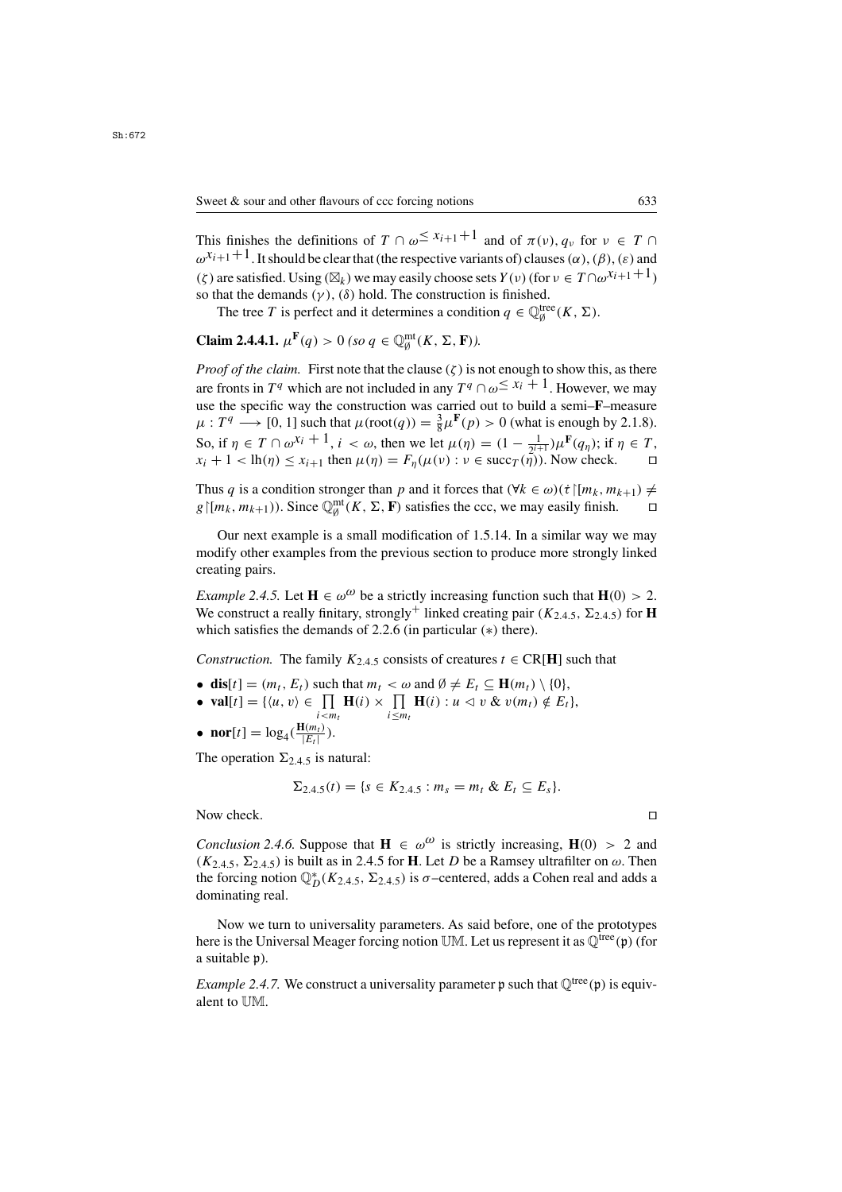This finishes the definitions of $T \cap \omega^{\leq x_{i+1}+1}$ and of $\pi(\nu), q_\nu$ for $\nu \in T \cap \omega^{x_{i+1}+1}$. It should be clear that (the respective variants of) clauses $(\alpha)$, $(\beta)$, $(\varepsilon)$ and $(\zeta)$ are satisfied. Using $(\boxtimes_k)$ we may easily choose sets $Y(\nu)$ (for $\nu \in T \cap \omega^{x_{i+1}+1}$) so that the demands $(\gamma)$, $(\delta)$ hold. The construction is finished.

The tree $T$ is perfect and it determines a condition $q \in \mathbb{Q}^{\rm tree}_\emptyset(K, \Sigma)$.

**Claim 2.4.4.1.** *$\mu^{\mathbf{F}}(q) > 0$ (so $q \in \mathbb{Q}^{\rm mt}_\emptyset(K, \Sigma, \mathbf{F})$).*

*Proof of the claim.* First note that the clause $(\zeta)$ is not enough to show this, as there are fronts in $T^q$ which are not included in any $T^q \cap \omega^{\leq x_i+1}$. However, we may use the specific way the construction was carried out to build a semi–$\mathbf{F}$–measure $\mu : T^q \longrightarrow [0, 1]$ such that $\mu(\mathrm{root}(q)) = \frac{3}{8}\mu^{\mathbf{F}}(p) > 0$ (what is enough by 2.1.8). So, if $\eta \in T \cap \omega^{x_i+1}$, $i < \omega$, then we let $\mu(\eta) = (1 - \frac{1}{2^{i+1}})\mu^{\mathbf{F}}(q_\eta)$; if $\eta \in T$, $x_i + 1 < \mathrm{lh}(\eta) \leq x_{i+1}$ then $\mu(\eta) = F_\eta(\mu(\nu) : \nu \in \mathrm{succ}_T(\eta))$. Now check. $\square$

Thus $q$ is a condition stronger than $p$ and it forces that $(\forall k \in \omega)(\dot{\tau}{\restriction}[m_k, m_{k+1}) \neq g{\restriction}[m_k, m_{k+1}))$. Since $\mathbb{Q}^{\rm mt}_\emptyset(K, \Sigma, \mathbf{F})$ satisfies the ccc, we may easily finish. $\square$

Our next example is a small modification of 1.5.14. In a similar way we may modify other examples from the previous section to produce more strongly linked creating pairs.

*Example 2.4.5.* Let $\mathbf{H} \in \omega^\omega$ be a strictly increasing function such that $\mathbf{H}(0) > 2$. We construct a really finitary, strongly$^+$ linked creating pair $(K_{2.4.5}, \Sigma_{2.4.5})$ for $\mathbf{H}$ which satisfies the demands of 2.2.6 (in particular $(*)$ there).

*Construction.* The family $K_{2.4.5}$ consists of creatures $t \in \mathrm{CR}[\mathbf{H}]$ such that

- $\mathbf{dis}[t] = (m_t, E_t)$ such that $m_t < \omega$ and $\emptyset \neq E_t \subseteq \mathbf{H}(m_t) \setminus \{0\}$,
- $\mathbf{val}[t] = \{\langle u, v\rangle \in \prod\limits_{i<m_t} \mathbf{H}(i) \times \prod\limits_{i\leq m_t} \mathbf{H}(i) : u \vartriangleleft v \ \&\ v(m_t) \notin E_t\}$,
- $\mathbf{nor}[t] = \log_4(\frac{\mathbf{H}(m_t)}{|E_t|})$.

The operation $\Sigma_{2.4.5}$ is natural:

$$\Sigma_{2.4.5}(t) = \{s \in K_{2.4.5} : m_s = m_t \ \&\ E_t \subseteq E_s\}.$$

Now check. $\square$

*Conclusion 2.4.6.* Suppose that $\mathbf{H} \in \omega^\omega$ is strictly increasing, $\mathbf{H}(0) > 2$ and $(K_{2.4.5}, \Sigma_{2.4.5})$ is built as in 2.4.5 for $\mathbf{H}$. Let $D$ be a Ramsey ultrafilter on $\omega$. Then the forcing notion $\mathbb{Q}^*_D(K_{2.4.5}, \Sigma_{2.4.5})$ is $\sigma$–centered, adds a Cohen real and adds a dominating real.

Now we turn to universality parameters. As said before, one of the prototypes here is the Universal Meager forcing notion $\mathbb{UM}$. Let us represent it as $\mathbb{Q}^{\rm tree}(\mathfrak{p})$ (for a suitable $\mathfrak{p}$).

*Example 2.4.7.* We construct a universality parameter $\mathfrak{p}$ such that $\mathbb{Q}^{\rm tree}(\mathfrak{p})$ is equivalent to $\mathbb{UM}$.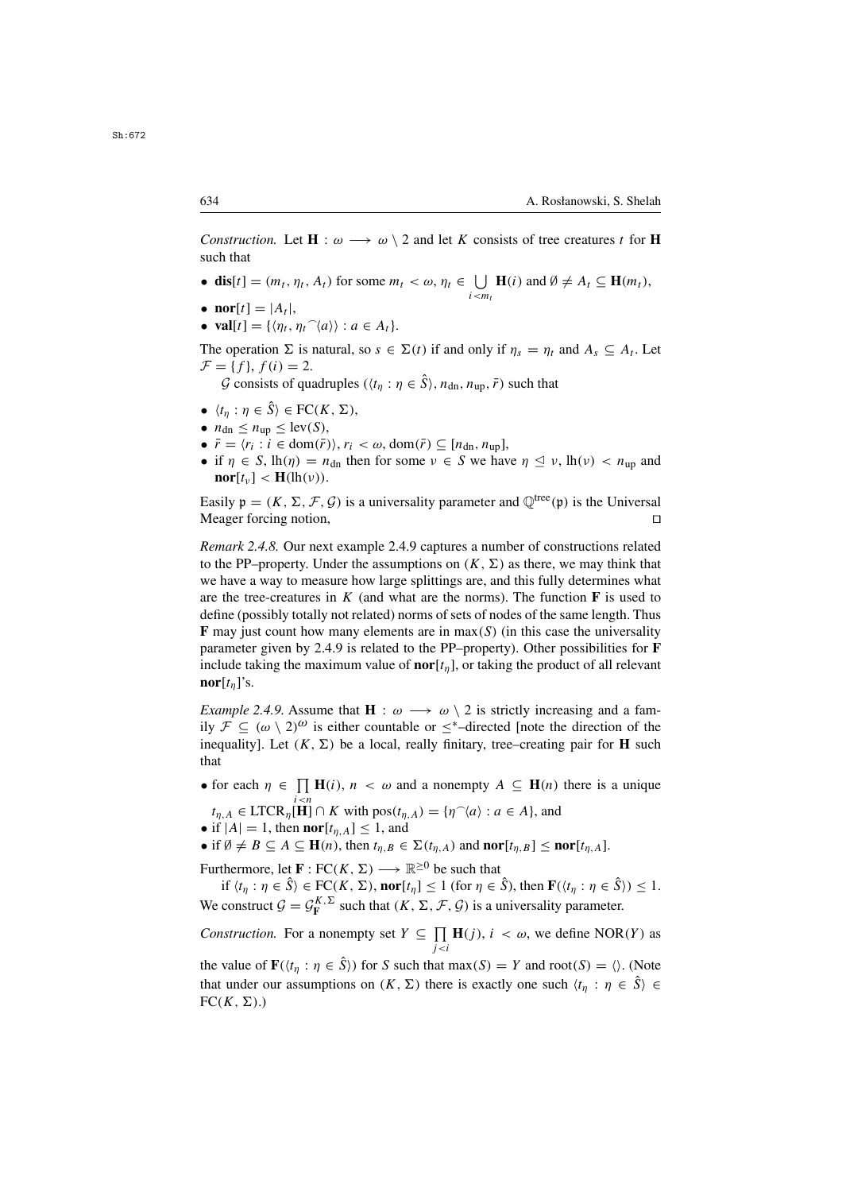*Construction.* Let $\mathbf{H} : \omega \longrightarrow \omega \setminus 2$ and let $K$ consists of tree creatures $t$ for $\mathbf{H}$ such that

- $\mathbf{dis}[t] = (m_t, \eta_t, A_t)$ for some $m_t < \omega$, $\eta_t \in \bigcup\limits_{i<m_t} \mathbf{H}(i)$ and $\emptyset \neq A_t \subseteq \mathbf{H}(m_t)$,
- $\mathbf{nor}[t] = |A_t|$,
- $\mathbf{val}[t] = \{\langle \eta_t, \eta_t{}^\frown\langle a\rangle\rangle : a \in A_t\}$.

The operation $\Sigma$ is natural, so $s \in \Sigma(t)$ if and only if $\eta_s = \eta_t$ and $A_s \subseteq A_t$. Let $\mathcal{F} = \{f\}$, $f(i) = 2$.

$\mathcal{G}$ consists of quadruples $(\langle t_\eta : \eta \in \hat{S}\rangle, n_{\rm dn}, n_{\rm up}, \bar{r})$ such that

- $\langle t_\eta : \eta \in \hat{S}\rangle \in {\rm FC}(K, \Sigma)$,
- $n_{\rm dn} \leq n_{\rm up} \leq {\rm lev}(S)$,
- $\bar{r} = \langle r_i : i \in {\rm dom}(\bar{r})\rangle$, $r_i < \omega$, ${\rm dom}(\bar{r}) \subseteq [n_{\rm dn}, n_{\rm up}]$,
- if $\eta \in S$, ${\rm lh}(\eta) = n_{\rm dn}$ then for some $\nu \in S$ we have $\eta \trianglelefteq \nu$, ${\rm lh}(\nu) < n_{\rm up}$ and $\mathbf{nor}[t_\nu] < \mathbf{H}({\rm lh}(\nu))$.

Easily $\mathfrak{p} = (K, \Sigma, \mathcal{F}, \mathcal{G})$ is a universality parameter and $\mathbb{Q}^{\rm tree}(\mathfrak{p})$ is the Universal Meager forcing notion, $\square$

*Remark 2.4.8.* Our next example 2.4.9 captures a number of constructions related to the PP–property. Under the assumptions on $(K, \Sigma)$ as there, we may think that we have a way to measure how large splittings are, and this fully determines what are the tree-creatures in $K$ (and what are the norms). The function $\mathbf{F}$ is used to define (possibly totally not related) norms of sets of nodes of the same length. Thus $\mathbf{F}$ may just count how many elements are in $\max(S)$ (in this case the universality parameter given by 2.4.9 is related to the PP–property). Other possibilities for $\mathbf{F}$ include taking the maximum value of $\mathbf{nor}[t_\eta]$, or taking the product of all relevant $\mathbf{nor}[t_\eta]$'s.

*Example 2.4.9.* Assume that $\mathbf{H} : \omega \longrightarrow \omega \setminus 2$ is strictly increasing and a family $\mathcal{F} \subseteq (\omega \setminus 2)^\omega$ is either countable or $\leq^*$–directed [note the direction of the inequality]. Let $(K, \Sigma)$ be a local, really finitary, tree–creating pair for $\mathbf{H}$ such that

- for each $\eta \in \prod\limits_{i<n} \mathbf{H}(i)$, $n < \omega$ and a nonempty $A \subseteq \mathbf{H}(n)$ there is a unique $t_{\eta,A} \in {\rm LTCR}_\eta[\mathbf{H}] \cap K$ with ${\rm pos}(t_{\eta,A}) = \{\eta{}^\frown\langle a\rangle : a \in A\}$, and
- if $|A| = 1$, then $\mathbf{nor}[t_{\eta,A}] \leq 1$, and
- if $\emptyset \neq B \subseteq A \subseteq \mathbf{H}(n)$, then $t_{\eta,B} \in \Sigma(t_{\eta,A})$ and $\mathbf{nor}[t_{\eta,B}] \leq \mathbf{nor}[t_{\eta,A}]$.

Furthermore, let $\mathbf{F} : {\rm FC}(K, \Sigma) \longrightarrow \mathbb{R}^{\geq 0}$ be such that

if $\langle t_\eta : \eta \in \hat{S}\rangle \in {\rm FC}(K, \Sigma)$, $\mathbf{nor}[t_\eta] \leq 1$ (for $\eta \in \hat{S}$), then $\mathbf{F}(\langle t_\eta : \eta \in \hat{S}\rangle) \leq 1$.

We construct $\mathcal{G} = \mathcal{G}^{K,\Sigma}_{\mathbf{F}}$ such that $(K, \Sigma, \mathcal{F}, \mathcal{G})$ is a universality parameter.

*Construction.* For a nonempty set $Y \subseteq \prod\limits_{j<i} \mathbf{H}(j)$, $i < \omega$, we define ${\rm NOR}(Y)$ as the value of $\mathbf{F}(\langle t_\eta : \eta \in \hat{S}\rangle)$ for $S$ such that $\max(S) = Y$ and ${\rm root}(S) = \langle\rangle$. (Note that under our assumptions on $(K, \Sigma)$ there is exactly one such $\langle t_\eta : \eta \in \hat{S}\rangle \in {\rm FC}(K, \Sigma)$.)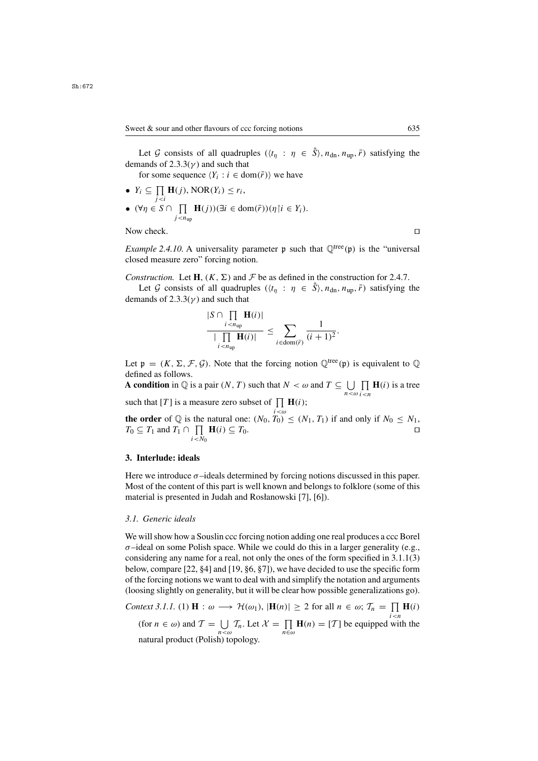Let $\mathcal{G}$ consists of all quadruples $(\langle t_\eta : \eta \in \hat{S}\rangle, n_{\rm dn}, n_{\rm up}, \bar{r})$ satisfying the demands of 2.3.3($\gamma$) and such that

for some sequence $\langle Y_i : i \in \mathrm{dom}(\bar{r})\rangle$ we have

- $Y_i \subseteq \prod\limits_{j<i} \mathbf{H}(j)$, $\mathrm{NOR}(Y_i) \leq r_i$,
- $(\forall \eta \in S \cap \prod\limits_{j<n_{\rm up}} \mathbf{H}(j))(\exists i \in \mathrm{dom}(\bar{r}))(\eta{\restriction}i \in Y_i)$.

Now check. $\square$

*Example 2.4.10.* A universality parameter $\mathfrak{p}$ such that $\mathbb{Q}^{\rm tree}(\mathfrak{p})$ is the "universal closed measure zero" forcing notion.

*Construction.* Let $\mathbf{H}$, $(K, \Sigma)$ and $\mathcal{F}$ be as defined in the construction for 2.4.7.

Let $\mathcal{G}$ consists of all quadruples $(\langle t_\eta : \eta \in \hat{S}\rangle, n_{\rm dn}, n_{\rm up}, \bar{r})$ satisfying the demands of 2.3.3($\gamma$) and such that

$$\frac{|S \cap \prod\limits_{i<n_{\rm up}} \mathbf{H}(i)|}{|\prod\limits_{i<n_{\rm up}} \mathbf{H}(i)|} \leq \sum_{i \in \mathrm{dom}(\bar{r})} \frac{1}{(i+1)^2}.$$

Let $\mathfrak{p} = (K, \Sigma, \mathcal{F}, \mathcal{G})$. Note that the forcing notion $\mathbb{Q}^{\rm tree}(\mathfrak{p})$ is equivalent to $\mathbb{Q}$ defined as follows.

**A condition** in $\mathbb{Q}$ is a pair $(N, T)$ such that $N < \omega$ and $T \subseteq \bigcup\limits_{n<\omega} \prod\limits_{i<n} \mathbf{H}(i)$ is a tree such that $[T]$ is a measure zero subset of $\prod\limits_{i<\omega} \mathbf{H}(i)$;

**the order** of $\mathbb{Q}$ is the natural one: $(N_0, T_0) \leq (N_1, T_1)$ if and only if $N_0 \leq N_1$, $T_0 \subseteq T_1$ and $T_1 \cap \prod\limits_{i<N_0} \mathbf{H}(i) \subseteq T_0$. $\square$

## 3. Interlude: ideals

Here we introduce $\sigma$–ideals determined by forcing notions discussed in this paper. Most of the content of this part is well known and belongs to folklore (some of this material is presented in Judah and Rosłanowski [7], [6]).

### 3.1. Generic ideals

We will show how a Souslin ccc forcing notion adding one real produces a ccc Borel $\sigma$–ideal on some Polish space. While we could do this in a larger generality (e.g., considering any name for a real, not only the ones of the form specified in 3.1.1(3) below, compare [22, §4] and [19, §6, §7]), we have decided to use the specific form of the forcing notions we want to deal with and simplify the notation and arguments (loosing slightly on generality, but it will be clear how possible generalizations go).

*Context 3.1.1.* (1) $\mathbf{H} : \omega \longrightarrow \mathcal{H}(\omega_1)$, $|\mathbf{H}(n)| \geq 2$ for all $n \in \omega$; $\mathcal{T}_n = \prod\limits_{i<n} \mathbf{H}(i)$ (for $n \in \omega$) and $\mathcal{T} = \bigcup\limits_{n<\omega} \mathcal{T}_n$. Let $\mathcal{X} = \prod\limits_{n\in\omega} \mathbf{H}(n) = [\mathcal{T}]$ be equipped with the natural product (Polish) topology.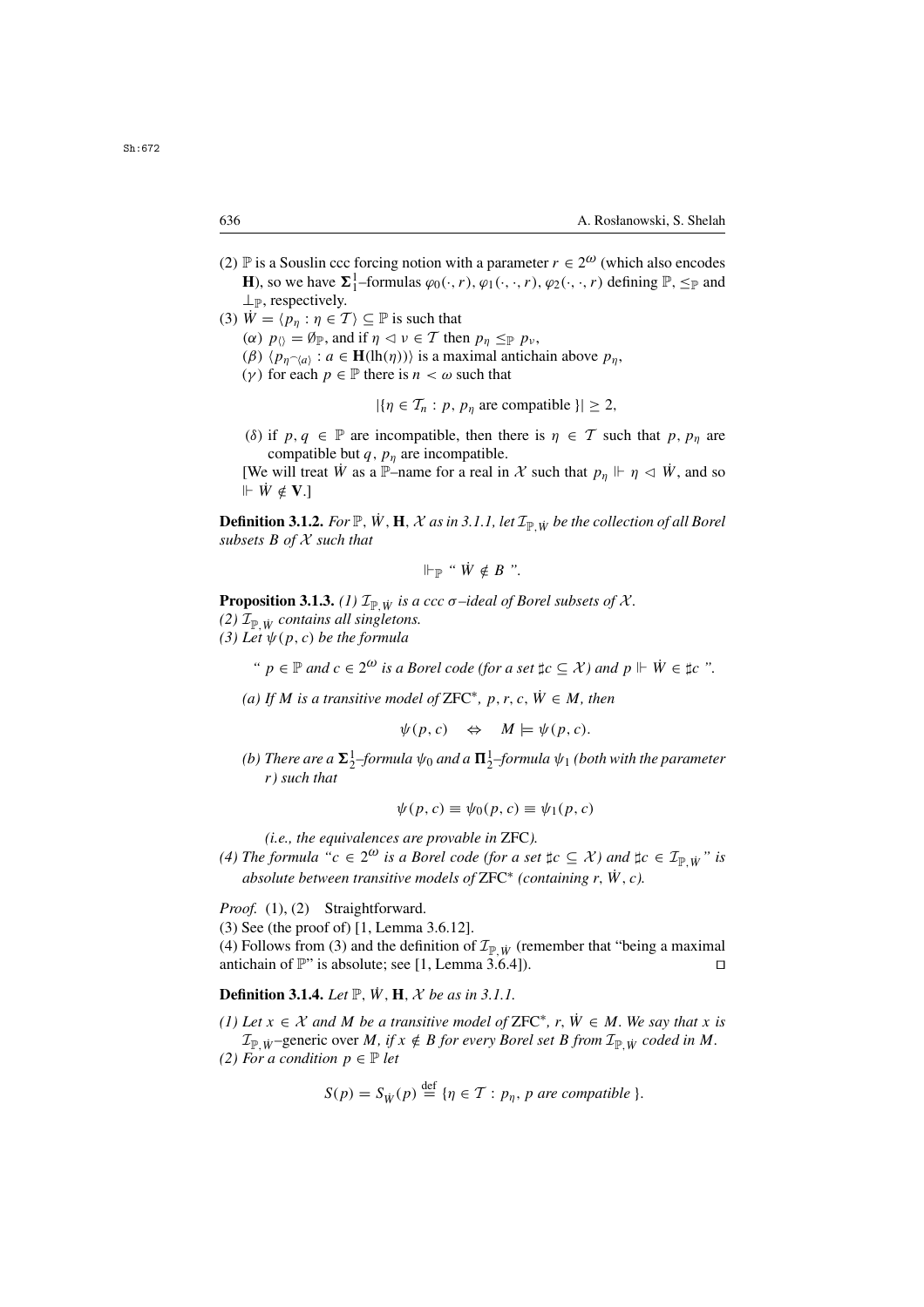(2) $\mathbb{P}$ is a Souslin ccc forcing notion with a parameter $r \in 2^\omega$ (which also encodes $\mathbf{H}$), so we have $\mathbf{\Sigma}^1_1$–formulas $\varphi_0(\cdot, r)$, $\varphi_1(\cdot,\cdot,r)$, $\varphi_2(\cdot,\cdot,r)$ defining $\mathbb{P}$, $\leq_{\mathbb{P}}$ and $\perp_{\mathbb{P}}$, respectively.

(3) $\dot{W} = \langle p_\eta : \eta \in \mathcal{T}\rangle \subseteq \mathbb{P}$ is such that

($\alpha$) $p_{\langle\rangle} = \emptyset_{\mathbb{P}}$, and if $\eta \vartriangleleft \nu \in \mathcal{T}$ then $p_\eta \leq_{\mathbb{P}} p_\nu$,

($\beta$) $\langle p_{\eta^\frown\langle a\rangle} : a \in \mathbf{H}(\mathrm{lh}(\eta))\rangle$ is a maximal antichain above $p_\eta$,

($\gamma$) for each $p \in \mathbb{P}$ there is $n < \omega$ such that

$$|\{\eta \in \mathcal{T}_n : p,\ p_\eta \text{ are compatible }\}| \geq 2,$$

($\delta$) if $p, q \in \mathbb{P}$ are incompatible, then there is $\eta \in \mathcal{T}$ such that $p, p_\eta$ are compatible but $q, p_\eta$ are incompatible.

[We will treat $\dot{W}$ as a $\mathbb{P}$–name for a real in $\mathcal{X}$ such that $p_\eta \Vdash \eta \vartriangleleft \dot{W}$, and so $\Vdash \dot{W} \notin \mathbf{V}$.]

**Definition 3.1.2.** *For $\mathbb{P}$, $\dot{W}$, $\mathbf{H}$, $\mathcal{X}$ as in 3.1.1, let $\mathcal{I}_{\mathbb{P},\dot{W}}$ be the collection of all Borel subsets $B$ of $\mathcal{X}$ such that*

$$\Vdash_{\mathbb{P}} \text{“ } \dot{W} \notin B \text{ ”}.$$

**Proposition 3.1.3.** *(1) $\mathcal{I}_{\mathbb{P},\dot{W}}$ is a ccc $\sigma$–ideal of Borel subsets of $\mathcal{X}$.*
*(2) $\mathcal{I}_{\mathbb{P},\dot{W}}$ contains all singletons.*
*(3) Let $\psi(p, c)$ be the formula*

*“ $p \in \mathbb{P}$ and $c \in 2^\omega$ is a Borel code (for a set $\sharp c \subseteq \mathcal{X}$) and $p \Vdash \dot{W} \in \sharp c$ ”.*

*(a) If $M$ is a transitive model of ZFC$^*$, $p, r, c, \dot{W} \in M$, then*

$$\psi(p, c) \quad \Leftrightarrow \quad M \models \psi(p, c).$$

*(b) There are a $\mathbf{\Sigma}^1_2$–formula $\psi_0$ and a $\mathbf{\Pi}^1_2$–formula $\psi_1$ (both with the parameter $r$) such that*

$$\psi(p, c) \equiv \psi_0(p, c) \equiv \psi_1(p, c)$$

*(i.e., the equivalences are provable in ZFC).*

*(4) The formula “$c \in 2^\omega$ is a Borel code (for a set $\sharp c \subseteq \mathcal{X}$) and $\sharp c \in \mathcal{I}_{\mathbb{P},\dot{W}}$” is absolute between transitive models of ZFC$^*$ (containing $r$, $\dot{W}$, $c$).*

*Proof.* (1), (2) Straightforward.
(3) See (the proof of) [1, Lemma 3.6.12].
(4) Follows from (3) and the definition of $\mathcal{I}_{\mathbb{P},\dot{W}}$ (remember that “being a maximal antichain of $\mathbb{P}$” is absolute; see [1, Lemma 3.6.4]). $\square$

**Definition 3.1.4.** *Let $\mathbb{P}$, $\dot{W}$, $\mathbf{H}$, $\mathcal{X}$ be as in 3.1.1.*

*(1) Let $x \in \mathcal{X}$ and $M$ be a transitive model of ZFC$^*$, $r, \dot{W} \in M$. We say that $x$ is $\mathcal{I}_{\mathbb{P},\dot{W}}$–generic over $M$, if $x \notin B$ for every Borel set $B$ from $\mathcal{I}_{\mathbb{P},\dot{W}}$ coded in $M$.*
*(2) For a condition $p \in \mathbb{P}$ let*

$$S(p) = S_{\dot{W}}(p) \stackrel{\text{def}}{=} \{\eta \in \mathcal{T} : p_\eta,\ p \text{ are compatible }\}.$$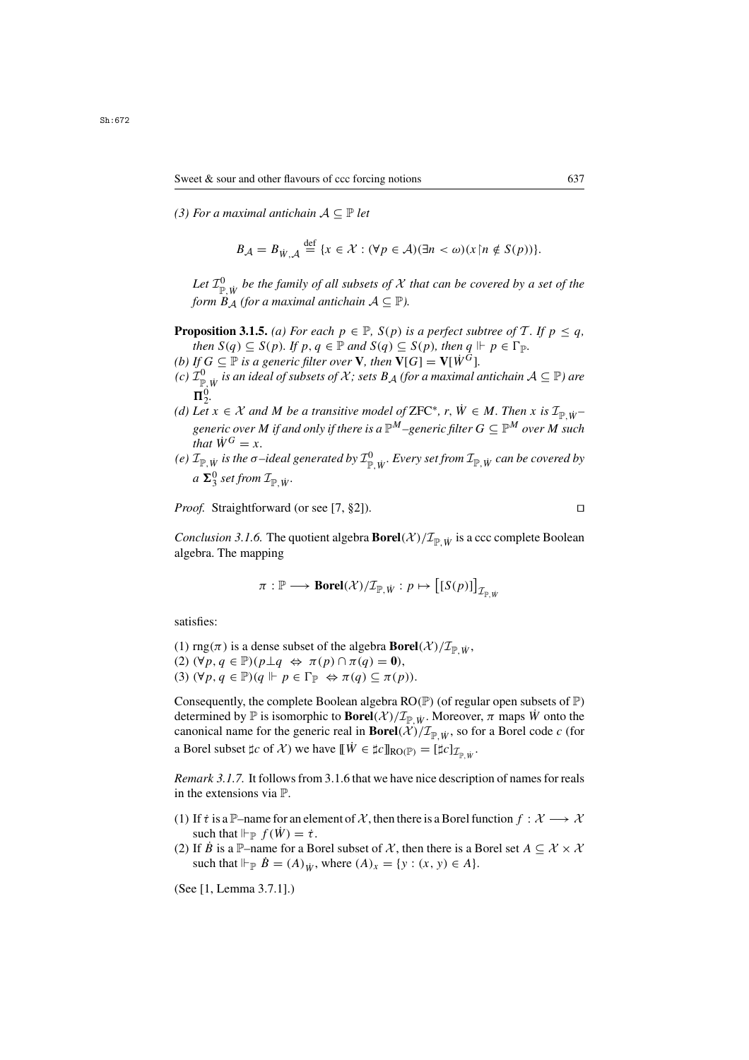(3) For a maximal antichain $\mathcal{A} \subseteq \mathbb{P}$ let

$$B_{\mathcal{A}} = B_{\dot{W},\mathcal{A}} \stackrel{\text{def}}{=} \{x \in \mathcal{X} : (\forall p \in \mathcal{A})(\exists n < \omega)(x{\restriction}n \notin S(p))\}.$$

Let $\mathcal{I}^0_{\mathbb{P},\dot{W}}$ be the family of all subsets of $\mathcal{X}$ that can be covered by a set of the form $B_{\mathcal{A}}$ (for a maximal antichain $\mathcal{A} \subseteq \mathbb{P}$).

**Proposition 3.1.5.** *(a) For each $p \in \mathbb{P}$, $S(p)$ is a perfect subtree of $\mathcal{T}$. If $p \leq q$, then $S(q) \subseteq S(p)$. If $p, q \in \mathbb{P}$ and $S(q) \subseteq S(p)$, then $q \Vdash p \in \Gamma_{\mathbb{P}}$.*
*(b) If $G \subseteq \mathbb{P}$ is a generic filter over $\mathbf{V}$, then $\mathbf{V}[G] = \mathbf{V}[\dot{W}^G]$.*
*(c) $\mathcal{I}^0_{\mathbb{P},\dot{W}}$ is an ideal of subsets of $\mathcal{X}$; sets $B_{\mathcal{A}}$ (for a maximal antichain $\mathcal{A} \subseteq \mathbb{P}$) are $\mathbf{\Pi}^0_2$.*
*(d) Let $x \in \mathcal{X}$ and $M$ be a transitive model of ZFC$^*$, $r$, $\dot{W} \in M$. Then $x$ is $\mathcal{I}_{\mathbb{P},\dot{W}}$–generic over $M$ if and only if there is a $\mathbb{P}^M$–generic filter $G \subseteq \mathbb{P}^M$ over $M$ such that $\dot{W}^G = x$.*
*(e) $\mathcal{I}_{\mathbb{P},\dot{W}}$ is the $\sigma$–ideal generated by $\mathcal{I}^0_{\mathbb{P},\dot{W}}$. Every set from $\mathcal{I}_{\mathbb{P},\dot{W}}$ can be covered by a $\mathbf{\Sigma}^0_3$ set from $\mathcal{I}_{\mathbb{P},\dot{W}}$.*

*Proof.* Straightforward (or see [7, §2]). □

*Conclusion 3.1.6.* The quotient algebra $\mathbf{Borel}(\mathcal{X})/\mathcal{I}_{\mathbb{P},\dot{W}}$ is a ccc complete Boolean algebra. The mapping

$$\pi : \mathbb{P} \longrightarrow \mathbf{Borel}(\mathcal{X})/\mathcal{I}_{\mathbb{P},\dot{W}} : p \mapsto \big[[S(p)]\big]_{\mathcal{I}_{\mathbb{P},W}}$$

satisfies:

(1) $\mathrm{rng}(\pi)$ is a dense subset of the algebra $\mathbf{Borel}(\mathcal{X})/\mathcal{I}_{\mathbb{P},\dot{W}}$,
(2) $(\forall p, q \in \mathbb{P})(p \perp q \Leftrightarrow \pi(p) \cap \pi(q) = \mathbf{0})$,
(3) $(\forall p, q \in \mathbb{P})(q \Vdash p \in \Gamma_{\mathbb{P}} \Leftrightarrow \pi(q) \subseteq \pi(p))$.

Consequently, the complete Boolean algebra RO($\mathbb{P}$) (of regular open subsets of $\mathbb{P}$) determined by $\mathbb{P}$ is isomorphic to $\mathbf{Borel}(\mathcal{X})/\mathcal{I}_{\mathbb{P},\dot{W}}$. Moreover, $\pi$ maps $\dot{W}$ onto the canonical name for the generic real in $\mathbf{Borel}(\mathcal{X})/\mathcal{I}_{\mathbb{P},\dot{W}}$, so for a Borel code $c$ (for a Borel subset $\sharp c$ of $\mathcal{X}$) we have $[\![\dot{W} \in \sharp c]\!]_{\mathrm{RO}(\mathbb{P})} = [\sharp c]_{\mathcal{I}_{\mathbb{P},\dot{W}}}$.

*Remark 3.1.7.* It follows from 3.1.6 that we have nice description of names for reals in the extensions via $\mathbb{P}$.

(1) If $\dot{\tau}$ is a $\mathbb{P}$–name for an element of $\mathcal{X}$, then there is a Borel function $f : \mathcal{X} \longrightarrow \mathcal{X}$ such that $\Vdash_{\mathbb{P}} f(\dot{W}) = \dot{\tau}$.
(2) If $\dot{B}$ is a $\mathbb{P}$–name for a Borel subset of $\mathcal{X}$, then there is a Borel set $A \subseteq \mathcal{X} \times \mathcal{X}$ such that $\Vdash_{\mathbb{P}} \dot{B} = (A)_{\dot{W}}$, where $(A)_x = \{y : (x, y) \in A\}$.

(See [1, Lemma 3.7.1].)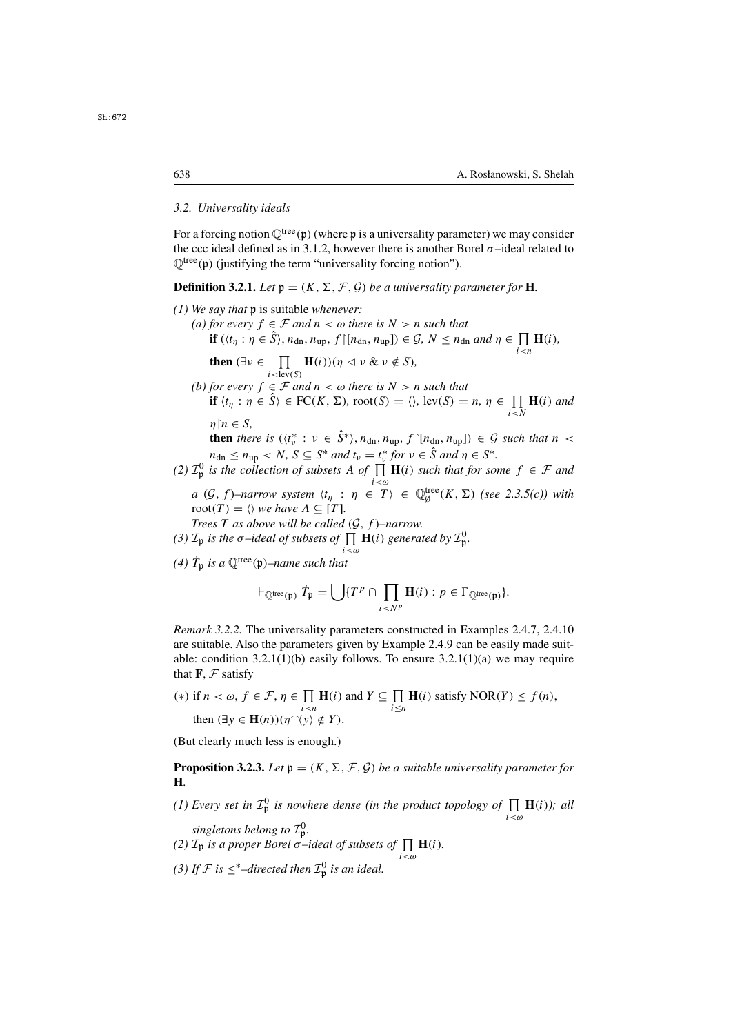### 3.2. Universality ideals

For a forcing notion $\mathbb{Q}^{\rm tree}(\mathfrak{p})$ (where $\mathfrak{p}$ is a universality parameter) we may consider the ccc ideal defined as in 3.1.2, however there is another Borel $\sigma$–ideal related to $\mathbb{Q}^{\rm tree}(\mathfrak{p})$ (justifying the term "universality forcing notion").

**Definition 3.2.1.** *Let $\mathfrak{p} = (K, \Sigma, \mathcal{F}, \mathcal{G})$ be a universality parameter for $\mathbf{H}$.*

*(1) We say that $\mathfrak{p}$ is* suitable *whenever:*

*(a) for every $f \in \mathcal{F}$ and $n < \omega$ there is $N > n$ such that*
**if** $(\langle t_\eta : \eta \in \hat{S}\rangle, n_{\rm dn}, n_{\rm up}, f{\restriction}[n_{\rm dn}, n_{\rm up}]) \in \mathcal{G}$, $N \le n_{\rm dn}$ *and* $\eta \in \prod\limits_{i<n} \mathbf{H}(i)$,
**then** $(\exists \nu \in \prod\limits_{i<{\rm lev}(S)} \mathbf{H}(i))(\eta \vartriangleleft \nu \ \&\ \nu \notin S)$,

*(b) for every $f \in \mathcal{F}$ and $n < \omega$ there is $N > n$ such that*
**if** $\langle t_\eta : \eta \in \hat{S}\rangle \in {\rm FC}(K, \Sigma)$, ${\rm root}(S) = \langle\rangle$, ${\rm lev}(S) = n$, $\eta \in \prod\limits_{i<N} \mathbf{H}(i)$ *and* $\eta{\restriction}n \in S$,
**then** *there is* $(\langle t^*_\nu : \nu \in \hat{S}^*\rangle, n_{\rm dn}, n_{\rm up}, f{\restriction}[n_{\rm dn}, n_{\rm up}]) \in \mathcal{G}$ *such that* $n < n_{\rm dn} \le n_{\rm up} < N$, $S \subseteq S^*$ *and* $t_\nu = t^*_\nu$ *for* $\nu \in \hat{S}$ *and* $\eta \in S^*$.

*(2) $\mathcal{I}^0_{\mathfrak{p}}$ is the collection of subsets $A$ of $\prod\limits_{i<\omega} \mathbf{H}(i)$ such that for some $f \in \mathcal{F}$ and a $(\mathcal{G}, f)$–narrow system $\langle t_\eta : \eta \in T\rangle \in \mathbb{Q}^{\rm tree}_{\emptyset}(K, \Sigma)$ (see 2.3.5(c)) with ${\rm root}(T) = \langle\rangle$ we have $A \subseteq [T]$.*
*Trees $T$ as above will be called $(\mathcal{G}, f)$–narrow.*

*(3) $\mathcal{I}_{\mathfrak{p}}$ is the $\sigma$–ideal of subsets of $\prod\limits_{i<\omega} \mathbf{H}(i)$ generated by $\mathcal{I}^0_{\mathfrak{p}}$.*

*(4) $\dot{T}_{\mathfrak{p}}$ is a $\mathbb{Q}^{\rm tree}(\mathfrak{p})$–name such that*

$$\Vdash_{\mathbb{Q}^{\rm tree}(\mathfrak{p})} \dot{T}_{\mathfrak{p}} = \bigcup\{T^p \cap \prod_{i<N^p} \mathbf{H}(i) : p \in \Gamma_{\mathbb{Q}^{\rm tree}(\mathfrak{p})}\}.$$

*Remark 3.2.2.* The universality parameters constructed in Examples 2.4.7, 2.4.10 are suitable. Also the parameters given by Example 2.4.9 can be easily made suitable: condition 3.2.1(1)(b) easily follows. To ensure 3.2.1(1)(a) we may require that $\mathbf{F}$, $\mathcal{F}$ satisfy

$(*)$ if $n < \omega$, $f \in \mathcal{F}$, $\eta \in \prod\limits_{i<n} \mathbf{H}(i)$ and $Y \subseteq \prod\limits_{i\le n} \mathbf{H}(i)$ satisfy ${\rm NOR}(Y) \le f(n)$,
then $(\exists y \in \mathbf{H}(n))(\eta^\frown\langle y\rangle \notin Y)$.

(But clearly much less is enough.)

**Proposition 3.2.3.** *Let $\mathfrak{p} = (K, \Sigma, \mathcal{F}, \mathcal{G})$ be a suitable universality parameter for $\mathbf{H}$.*

*(1) Every set in $\mathcal{I}^0_{\mathfrak{p}}$ is nowhere dense (in the product topology of $\prod\limits_{i<\omega} \mathbf{H}(i)$); all singletons belong to $\mathcal{I}^0_{\mathfrak{p}}$.*

*(2) $\mathcal{I}_{\mathfrak{p}}$ is a proper Borel $\sigma$–ideal of subsets of $\prod\limits_{i<\omega} \mathbf{H}(i)$.*

*(3) If $\mathcal{F}$ is $\le^*$–directed then $\mathcal{I}^0_{\mathfrak{p}}$ is an ideal.*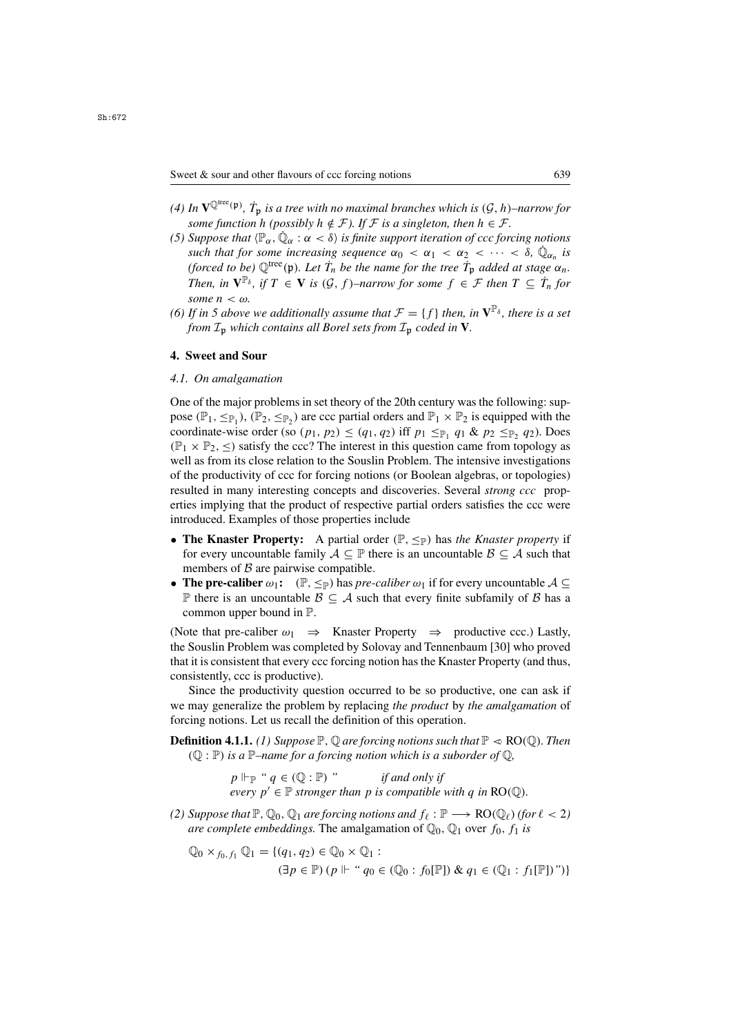*(4) In $\mathbf{V}^{\mathbb{Q}^{\rm tree}(\mathfrak{p})}$, $\dot{T}_{\mathfrak{p}}$ is a tree with no maximal branches which is $(\mathcal{G}, h)$–narrow for some function $h$ (possibly $h \notin \mathcal{F}$). If $\mathcal{F}$ is a singleton, then $h \in \mathcal{F}$.*

*(5) Suppose that $\langle \mathbb{P}_\alpha, \dot{\mathbb{Q}}_\alpha : \alpha < \delta \rangle$ is finite support iteration of ccc forcing notions such that for some increasing sequence $\alpha_0 < \alpha_1 < \alpha_2 < \cdots < \delta$, $\dot{\mathbb{Q}}_{\alpha_n}$ is (forced to be) $\mathbb{Q}^{\rm tree}(\mathfrak{p})$. Let $\dot{T}_n$ be the name for the tree $\dot{T}_{\mathfrak{p}}$ added at stage $\alpha_n$. Then, in $\mathbf{V}^{\mathbb{P}_\delta}$, if $T \in \mathbf{V}$ is $(\mathcal{G}, f)$–narrow for some $f \in \mathcal{F}$ then $T \subseteq \dot{T}_n$ for some $n < \omega$.*

*(6) If in 5 above we additionally assume that $\mathcal{F} = \{f\}$ then, in $\mathbf{V}^{\mathbb{P}_\delta}$, there is a set from $\mathcal{I}_{\mathfrak{p}}$ which contains all Borel sets from $\mathcal{I}_{\mathfrak{p}}$ coded in $\mathbf{V}$.*

## 4. Sweet and Sour

### 4.1. On amalgamation

One of the major problems in set theory of the 20th century was the following: suppose $(\mathbb{P}_1, \leq_{\mathbb{P}_1})$, $(\mathbb{P}_2, \leq_{\mathbb{P}_2})$ are ccc partial orders and $\mathbb{P}_1 \times \mathbb{P}_2$ is equipped with the coordinate-wise order (so $(p_1, p_2) \leq (q_1, q_2)$ iff $p_1 \leq_{\mathbb{P}_1} q_1$ & $p_2 \leq_{\mathbb{P}_2} q_2$). Does $(\mathbb{P}_1 \times \mathbb{P}_2, \leq)$ satisfy the ccc? The interest in this question came from topology as well as from its close relation to the Souslin Problem. The intensive investigations of the productivity of ccc for forcing notions (or Boolean algebras, or topologies) resulted in many interesting concepts and discoveries. Several *strong ccc* properties implying that the product of respective partial orders satisfies the ccc were introduced. Examples of those properties include

- **The Knaster Property:** A partial order $(\mathbb{P}, \leq_{\mathbb{P}})$ has *the Knaster property* if for every uncountable family $\mathcal{A} \subseteq \mathbb{P}$ there is an uncountable $\mathcal{B} \subseteq \mathcal{A}$ such that members of $\mathcal{B}$ are pairwise compatible.
- **The pre-caliber $\omega_1$:** $(\mathbb{P}, \leq_{\mathbb{P}})$ has *pre-caliber* $\omega_1$ if for every uncountable $\mathcal{A} \subseteq \mathbb{P}$ there is an uncountable $\mathcal{B} \subseteq \mathcal{A}$ such that every finite subfamily of $\mathcal{B}$ has a common upper bound in $\mathbb{P}$.

(Note that pre-caliber $\omega_1 \Rightarrow$ Knaster Property $\Rightarrow$ productive ccc.) Lastly, the Souslin Problem was completed by Solovay and Tennenbaum [30] who proved that it is consistent that every ccc forcing notion has the Knaster Property (and thus, consistently, ccc is productive).

Since the productivity question occurred to be so productive, one can ask if we may generalize the problem by replacing *the product* by *the amalgamation* of forcing notions. Let us recall the definition of this operation.

**Definition 4.1.1.** *(1) Suppose $\mathbb{P}, \mathbb{Q}$ are forcing notions such that $\mathbb{P} \lessdot \mathrm{RO}(\mathbb{Q})$. Then $(\mathbb{Q} : \mathbb{P})$ is a $\mathbb{P}$–name for a forcing notion which is a suborder of $\mathbb{Q}$,*

$$p \Vdash_{\mathbb{P}} \text{“ } q \in (\mathbb{Q} : \mathbb{P}) \text{ ”} \quad \textit{if and only if}$$
*every $p' \in \mathbb{P}$ stronger than $p$ is compatible with $q$ in $\mathrm{RO}(\mathbb{Q})$.*

*(2) Suppose that $\mathbb{P}, \mathbb{Q}_0, \mathbb{Q}_1$ are forcing notions and $f_\ell : \mathbb{P} \longrightarrow \mathrm{RO}(\mathbb{Q}_\ell)$ (for $\ell < 2$) are complete embeddings.* The amalgamation of $\mathbb{Q}_0, \mathbb{Q}_1$ over $f_0, f_1$ *is*

$$\mathbb{Q}_0 \times_{f_0, f_1} \mathbb{Q}_1 = \{(q_1, q_2) \in \mathbb{Q}_0 \times \mathbb{Q}_1 :$$
$$(\exists p \in \mathbb{P}) (p \Vdash \text{“ } q_0 \in (\mathbb{Q}_0 : f_0[\mathbb{P}]) \;\&\; q_1 \in (\mathbb{Q}_1 : f_1[\mathbb{P}]) \text{ ”})\}$$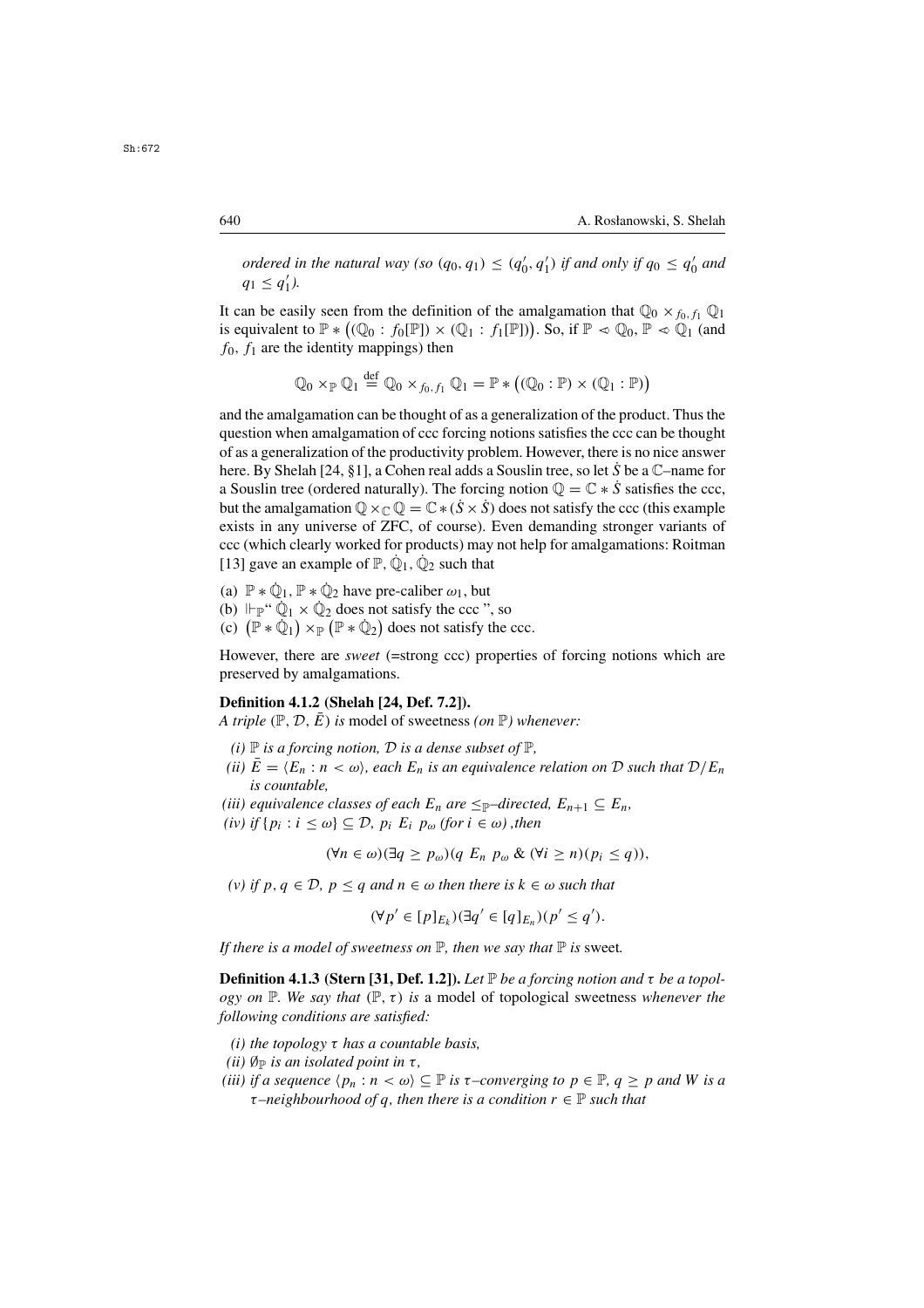*ordered in the natural way (so $(q_0, q_1) \leq (q_0', q_1')$ if and only if $q_0 \leq q_0'$ and $q_1 \leq q_1'$).*

It can be easily seen from the definition of the amalgamation that $\mathbb{Q}_0 \times_{f_0, f_1} \mathbb{Q}_1$ is equivalent to $\mathbb{P} * \big((\mathbb{Q}_0 : f_0[\mathbb{P}]) \times (\mathbb{Q}_1 : f_1[\mathbb{P}])\big)$. So, if $\mathbb{P} \lessdot \mathbb{Q}_0$, $\mathbb{P} \lessdot \mathbb{Q}_1$ (and $f_0$, $f_1$ are the identity mappings) then

$$\mathbb{Q}_0 \times_{\mathbb{P}} \mathbb{Q}_1 \stackrel{\text{def}}{=} \mathbb{Q}_0 \times_{f_0, f_1} \mathbb{Q}_1 = \mathbb{P} * \big((\mathbb{Q}_0 : \mathbb{P}) \times (\mathbb{Q}_1 : \mathbb{P})\big)$$

and the amalgamation can be thought of as a generalization of the product. Thus the question when amalgamation of ccc forcing notions satisfies the ccc can be thought of as a generalization of the productivity problem. However, there is no nice answer here. By Shelah [24, §1], a Cohen real adds a Souslin tree, so let $\dot{S}$ be a $\mathbb{C}$–name for a Souslin tree (ordered naturally). The forcing notion $\mathbb{Q} = \mathbb{C} * \dot{S}$ satisfies the ccc, but the amalgamation $\mathbb{Q} \times_{\mathbb{C}} \mathbb{Q} = \mathbb{C} * (\dot{S} \times \dot{S})$ does not satisfy the ccc (this example exists in any universe of ZFC, of course). Even demanding stronger variants of ccc (which clearly worked for products) may not help for amalgamations: Roitman [13] gave an example of $\mathbb{P}$, $\dot{\mathbb{Q}}_1$, $\dot{\mathbb{Q}}_2$ such that

(a) $\mathbb{P} * \dot{\mathbb{Q}}_1$, $\mathbb{P} * \dot{\mathbb{Q}}_2$ have pre-caliber $\omega_1$, but
(b) $\Vdash_{\mathbb{P}}$" $\dot{\mathbb{Q}}_1 \times \dot{\mathbb{Q}}_2$ does not satisfy the ccc ", so
(c) $\big(\mathbb{P} * \dot{\mathbb{Q}}_1\big) \times_{\mathbb{P}} \big(\mathbb{P} * \dot{\mathbb{Q}}_2\big)$ does not satisfy the ccc.

However, there are *sweet* (=strong ccc) properties of forcing notions which are preserved by amalgamations.

**Definition 4.1.2 (Shelah [24, Def. 7.2]).**
*A triple $(\mathbb{P}, \mathcal{D}, \bar{E})$ is* model of sweetness *(on $\mathbb{P}$) whenever:*

*(i) $\mathbb{P}$ is a forcing notion, $\mathcal{D}$ is a dense subset of $\mathbb{P}$,*
*(ii) $\bar{E} = \langle E_n : n < \omega\rangle$, each $E_n$ is an equivalence relation on $\mathcal{D}$ such that $\mathcal{D}/E_n$ is countable,*
*(iii) equivalence classes of each $E_n$ are $\leq_{\mathbb{P}}$–directed, $E_{n+1} \subseteq E_n$,*
*(iv) if $\{p_i : i \leq \omega\} \subseteq \mathcal{D}$, $p_i\ E_i\ p_\omega$ (for $i \in \omega$) ,then*

$$(\forall n \in \omega)(\exists q \geq p_\omega)(q\ E_n\ p_\omega\ \&\ (\forall i \geq n)(p_i \leq q)),$$

*(v) if $p, q \in \mathcal{D}$, $p \leq q$ and $n \in \omega$ then there is $k \in \omega$ such that*

$$(\forall p' \in [p]_{E_k})(\exists q' \in [q]_{E_n})(p' \leq q').$$

*If there is a model of sweetness on $\mathbb{P}$, then we say that $\mathbb{P}$ is* sweet*.*

**Definition 4.1.3 (Stern [31, Def. 1.2]).** *Let $\mathbb{P}$ be a forcing notion and $\tau$ be a topology on $\mathbb{P}$. We say that $(\mathbb{P}, \tau)$ is* a model of topological sweetness *whenever the following conditions are satisfied:*

*(i) the topology $\tau$ has a countable basis,*
*(ii) $\emptyset_{\mathbb{P}}$ is an isolated point in $\tau$,*
*(iii) if a sequence $\langle p_n : n < \omega\rangle \subseteq \mathbb{P}$ is $\tau$–converging to $p \in \mathbb{P}$, $q \geq p$ and $W$ is a $\tau$–neighbourhood of $q$, then there is a condition $r \in \mathbb{P}$ such that*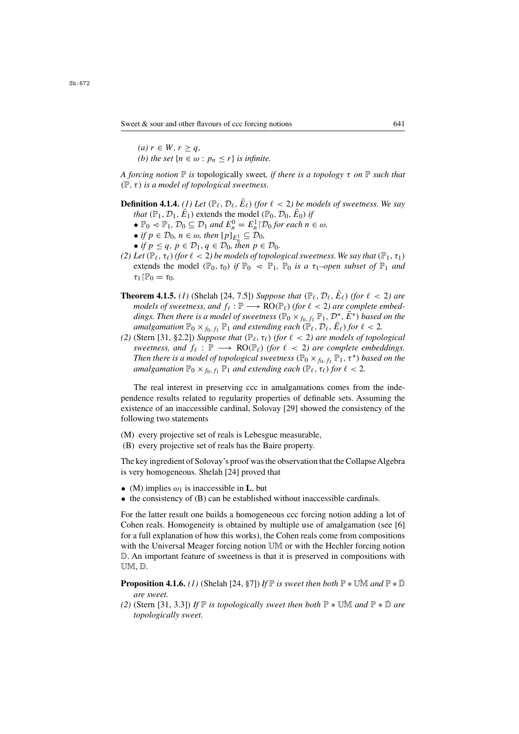*(a)* $r \in W$, $r \geq q$,

*(b)* the set $\{n \in \omega : p_n \leq r\}$ is infinite.

*A forcing notion* $\mathbb{P}$ *is* topologically sweet*, if there is a topology* $\tau$ *on* $\mathbb{P}$ *such that* $(\mathbb{P}, \tau)$ *is a model of topological sweetness.*

**Definition 4.1.4.** *(1) Let* $(\mathbb{P}_\ell, \mathcal{D}_\ell, \bar{E}_\ell)$ *(for* $\ell < 2$*) be models of sweetness. We say that* $(\mathbb{P}_1, \mathcal{D}_1, \bar{E}_1)$ extends the model $(\mathbb{P}_0, \mathcal{D}_0, \bar{E}_0)$ *if*

- $\mathbb{P}_0 \lessdot \mathbb{P}_1$, $\mathcal{D}_0 \subseteq \mathcal{D}_1$ *and* $E^0_n = E^1_n{\restriction}\mathcal{D}_0$ *for each* $n \in \omega$,
- *if* $p \in \mathcal{D}_0$, $n \in \omega$, *then* $[p]_{E^1_n} \subseteq \mathcal{D}_0$,
- *if* $p \leq q$, $p \in \mathcal{D}_1$, $q \in \mathcal{D}_0$, *then* $p \in \mathcal{D}_0$.

*(2) Let* $(\mathbb{P}_\ell, \tau_\ell)$ *(for* $\ell < 2$*) be models of topological sweetness. We say that* $(\mathbb{P}_1, \tau_1)$ extends the model $(\mathbb{P}_0, \tau_0)$ *if* $\mathbb{P}_0 \lessdot \mathbb{P}_1$, $\mathbb{P}_0$ *is a* $\tau_1$*–open subset of* $\mathbb{P}_1$ *and* $\tau_1{\restriction}\mathbb{P}_0 = \tau_0$.

**Theorem 4.1.5.** *(1)* (Shelah [24, 7.5]) *Suppose that* $(\mathbb{P}_\ell, \mathcal{D}_\ell, \bar{E}_\ell)$ *(for* $\ell < 2$*) are models of sweetness, and* $f_\ell : \mathbb{P} \longrightarrow \mathrm{RO}(\mathbb{P}_\ell)$ *(for* $\ell < 2$*) are complete embeddings. Then there is a model of sweetness* $(\mathbb{P}_0 \times_{f_0, f_1} \mathbb{P}_1, \mathcal{D}^*, \bar{E}^*)$ *based on the amalgamation* $\mathbb{P}_0 \times_{f_0, f_1} \mathbb{P}_1$ *and extending each* $(\mathbb{P}_\ell, \mathcal{D}_\ell, \bar{E}_\ell)$ *for* $\ell < 2$.

*(2)* (Stern [31, §2.2]) *Suppose that* $(\mathbb{P}_\ell, \tau_\ell)$ *(for* $\ell < 2$*) are models of topological sweetness, and* $f_\ell : \mathbb{P} \longrightarrow \mathrm{RO}(\mathbb{P}_\ell)$ *(for* $\ell < 2$*) are complete embeddings. Then there is a model of topological sweetness* $(\mathbb{P}_0 \times_{f_0, f_1} \mathbb{P}_1, \tau^*)$ *based on the amalgamation* $\mathbb{P}_0 \times_{f_0, f_1} \mathbb{P}_1$ *and extending each* $(\mathbb{P}_\ell, \tau_\ell)$ *for* $\ell < 2$.

The real interest in preserving ccc in amalgamations comes from the independence results related to regularity properties of definable sets. Assuming the existence of an inaccessible cardinal, Solovay [29] showed the consistency of the following two statements

(M) every projective set of reals is Lebesgue measurable,

(B) every projective set of reals has the Baire property.

The key ingredient of Solovay's proof was the observation that the Collapse Algebra is very homogeneous. Shelah [24] proved that

- (M) implies $\omega_1$ is inaccessible in $\mathbf{L}$, but
- the consistency of (B) can be established without inaccessible cardinals.

For the latter result one builds a homogeneous ccc forcing notion adding a lot of Cohen reals. Homogeneity is obtained by multiple use of amalgamation (see [6] for a full explanation of how this works), the Cohen reals come from compositions with the Universal Meager forcing notion $\mathbb{UM}$ or with the Hechler forcing notion $\mathbb{D}$. An important feature of sweetness is that it is preserved in compositions with $\mathbb{UM}$, $\mathbb{D}$.

**Proposition 4.1.6.** *(1)* (Shelah [24, §7]) *If* $\mathbb{P}$ *is sweet then both* $\mathbb{P} * \dot{\mathbb{UM}}$ *and* $\mathbb{P} * \dot{\mathbb{D}}$ *are sweet.*

*(2)* (Stern [31, 3.3]) *If* $\mathbb{P}$ *is topologically sweet then both* $\mathbb{P} * \dot{\mathbb{UM}}$ *and* $\mathbb{P} * \dot{\mathbb{D}}$ *are topologically sweet.*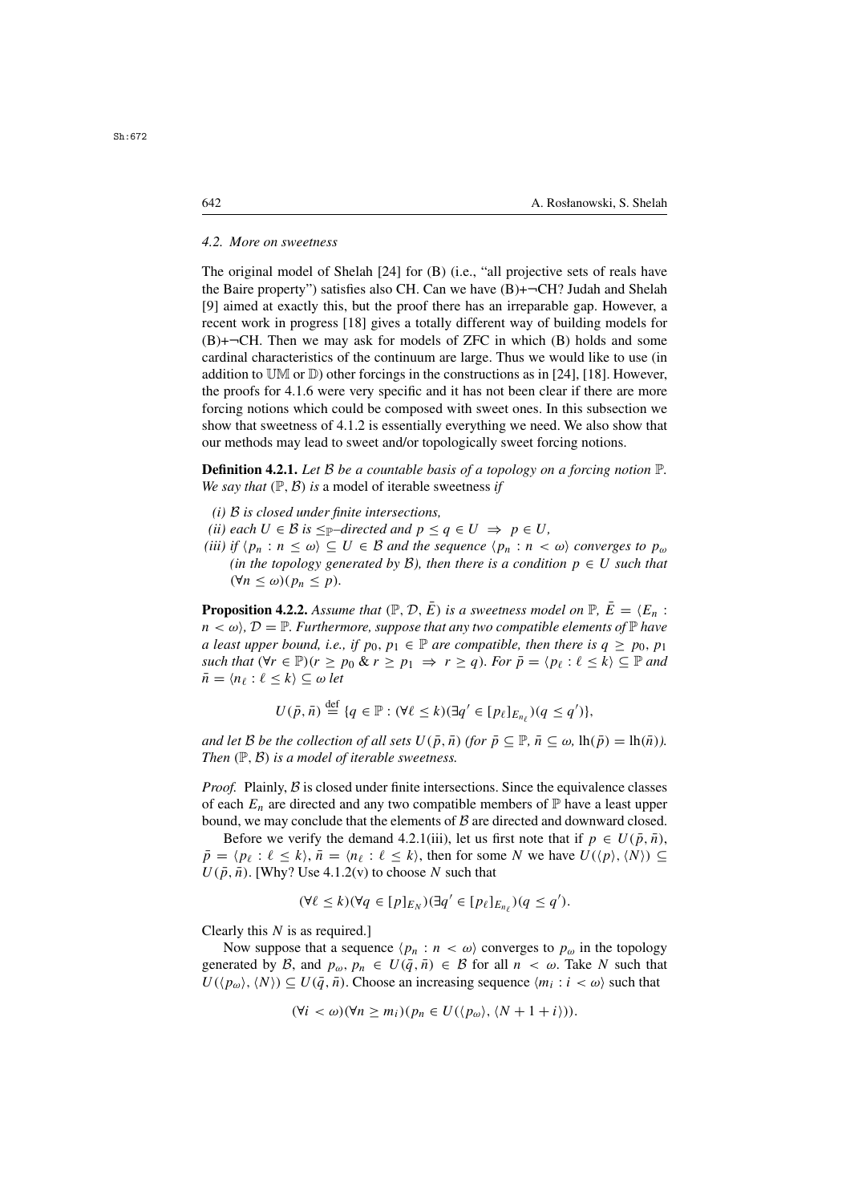### 4.2. More on sweetness

The original model of Shelah [24] for (B) (i.e., "all projective sets of reals have the Baire property") satisfies also CH. Can we have (B)+¬CH? Judah and Shelah [9] aimed at exactly this, but the proof there has an irreparable gap. However, a recent work in progress [18] gives a totally different way of building models for (B)+¬CH. Then we may ask for models of ZFC in which (B) holds and some cardinal characteristics of the continuum are large. Thus we would like to use (in addition to $\mathbb{UM}$ or $\mathbb{D}$) other forcings in the constructions as in [24], [18]. However, the proofs for 4.1.6 were very specific and it has not been clear if there are more forcing notions which could be composed with sweet ones. In this subsection we show that sweetness of 4.1.2 is essentially everything we need. We also show that our methods may lead to sweet and/or topologically sweet forcing notions.

**Definition 4.2.1.** *Let $\mathcal{B}$ be a countable basis of a topology on a forcing notion $\mathbb{P}$. We say that $(\mathbb{P}, \mathcal{B})$ is* a model of iterable sweetness *if*

*(i) $\mathcal{B}$ is closed under finite intersections,*

*(ii) each $U \in \mathcal{B}$ is $\leq_{\mathbb{P}}$–directed and $p \leq q \in U \Rightarrow p \in U$,*

*(iii) if $\langle p_n : n \leq \omega \rangle \subseteq U \in \mathcal{B}$ and the sequence $\langle p_n : n < \omega \rangle$ converges to $p_\omega$ (in the topology generated by $\mathcal{B}$), then there is a condition $p \in U$ such that $(\forall n \leq \omega)(p_n \leq p)$.*

**Proposition 4.2.2.** *Assume that $(\mathbb{P}, \mathcal{D}, \bar{E})$ is a sweetness model on $\mathbb{P}$, $\bar{E} = \langle E_n : n < \omega \rangle$, $\mathcal{D} = \mathbb{P}$. Furthermore, suppose that any two compatible elements of $\mathbb{P}$ have a least upper bound, i.e., if $p_0, p_1 \in \mathbb{P}$ are compatible, then there is $q \geq p_0, p_1$ such that $(\forall r \in \mathbb{P})(r \geq p_0 \ \& \ r \geq p_1 \Rightarrow r \geq q)$. For $\bar{p} = \langle p_\ell : \ell \leq k \rangle \subseteq \mathbb{P}$ and $\bar{n} = \langle n_\ell : \ell \leq k \rangle \subseteq \omega$ let*

$$U(\bar{p}, \bar{n}) \stackrel{\text{def}}{=} \{q \in \mathbb{P} : (\forall \ell \leq k)(\exists q' \in [p_\ell]_{E_{n_\ell}})(q \leq q')\},$$

*and let $\mathcal{B}$ be the collection of all sets $U(\bar{p}, \bar{n})$ (for $\bar{p} \subseteq \mathbb{P}$, $\bar{n} \subseteq \omega$, $\mathrm{lh}(\bar{p}) = \mathrm{lh}(\bar{n})$). Then $(\mathbb{P}, \mathcal{B})$ is a model of iterable sweetness.*

*Proof.* Plainly, $\mathcal{B}$ is closed under finite intersections. Since the equivalence classes of each $E_n$ are directed and any two compatible members of $\mathbb{P}$ have a least upper bound, we may conclude that the elements of $\mathcal{B}$ are directed and downward closed.

Before we verify the demand 4.2.1(iii), let us first note that if $p \in U(\bar{p}, \bar{n})$, $\bar{p} = \langle p_\ell : \ell \leq k \rangle$, $\bar{n} = \langle n_\ell : \ell \leq k \rangle$, then for some $N$ we have $U(\langle p \rangle, \langle N \rangle) \subseteq U(\bar{p}, \bar{n})$. [Why? Use 4.1.2(v) to choose $N$ such that

$$(\forall \ell \leq k)(\forall q \in [p]_{E_N})(\exists q' \in [p_\ell]_{E_{n_\ell}})(q \leq q').$$

Clearly this $N$ is as required.]

Now suppose that a sequence $\langle p_n : n < \omega \rangle$ converges to $p_\omega$ in the topology generated by $\mathcal{B}$, and $p_\omega, p_n \in U(\bar{q}, \bar{n}) \in \mathcal{B}$ for all $n < \omega$. Take $N$ such that $U(\langle p_\omega \rangle, \langle N \rangle) \subseteq U(\bar{q}, \bar{n})$. Choose an increasing sequence $\langle m_i : i < \omega \rangle$ such that

$$(\forall i < \omega)(\forall n \geq m_i)(p_n \in U(\langle p_\omega \rangle, \langle N + 1 + i \rangle)).$$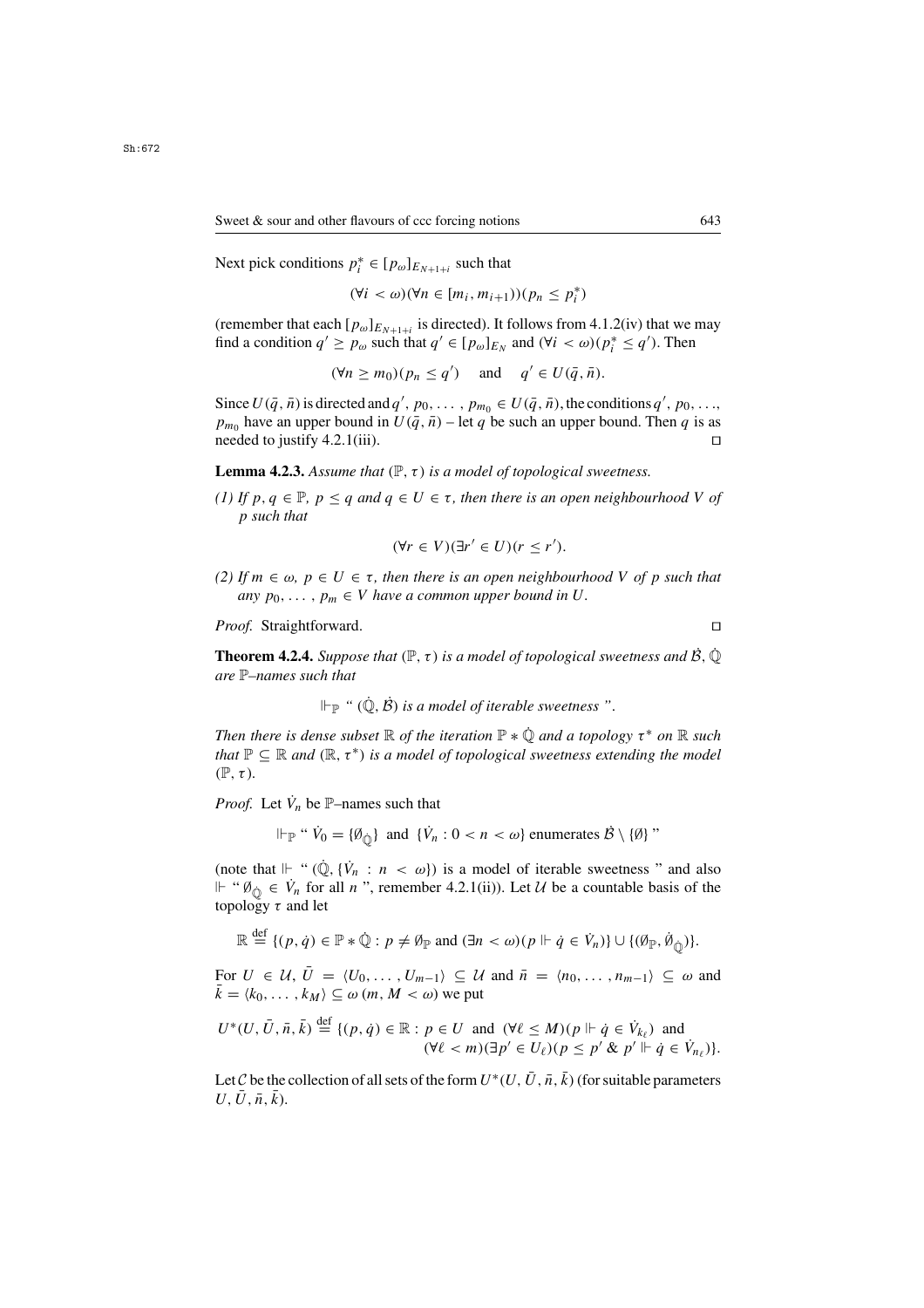Next pick conditions $p^*_i \in [p_\omega]_{E_{N+1+i}}$ such that

$$(\forall i < \omega)(\forall n \in [m_i, m_{i+1}))(p_n \leq p^*_i)$$

(remember that each $[p_\omega]_{E_{N+1+i}}$ is directed). It follows from 4.1.2(iv) that we may find a condition $q' \geq p_\omega$ such that $q' \in [p_\omega]_{E_N}$ and $(\forall i < \omega)(p^*_i \leq q')$. Then

$$(\forall n \geq m_0)(p_n \leq q') \quad \text{and} \quad q' \in U(\bar{q}, \bar{n}).$$

Since $U(\bar{q}, \bar{n})$ is directed and $q', p_0, \ldots, p_{m_0} \in U(\bar{q}, \bar{n})$, the conditions $q', p_0, \ldots, p_{m_0}$ have an upper bound in $U(\bar{q}, \bar{n})$ – let $q$ be such an upper bound. Then $q$ is as needed to justify 4.2.1(iii). □

**Lemma 4.2.3.** *Assume that* $(\mathbb{P}, \tau)$ *is a model of topological sweetness.*

*(1) If* $p, q \in \mathbb{P}$*,* $p \leq q$ *and* $q \in U \in \tau$*, then there is an open neighbourhood* $V$ *of* $p$ *such that*

$$(\forall r \in V)(\exists r' \in U)(r \leq r').$$

*(2) If* $m \in \omega$*,* $p \in U \in \tau$*, then there is an open neighbourhood* $V$ *of* $p$ *such that any* $p_0, \ldots, p_m \in V$ *have a common upper bound in* $U$*.*

*Proof.* Straightforward. □

**Theorem 4.2.4.** *Suppose that* $(\mathbb{P}, \tau)$ *is a model of topological sweetness and* $\dot{\mathcal{B}}, \dot{\mathbb{Q}}$ *are* $\mathbb{P}$*–names such that*

$$\Vdash_{\mathbb{P}} \text{“ } (\dot{\mathbb{Q}}, \dot{\mathcal{B}}) \text{ is a model of iterable sweetness ”}.$$

*Then there is dense subset* $\mathbb{R}$ *of the iteration* $\mathbb{P} * \dot{\mathbb{Q}}$ *and a topology* $\tau^*$ *on* $\mathbb{R}$ *such that* $\mathbb{P} \subseteq \mathbb{R}$ *and* $(\mathbb{R}, \tau^*)$ *is a model of topological sweetness extending the model* $(\mathbb{P}, \tau)$*.*

*Proof.* Let $\dot{V}_n$ be $\mathbb{P}$–names such that

$$\Vdash_{\mathbb{P}} \text{“ } \dot{V}_0 = \{\emptyset_{\dot{\mathbb{Q}}}\} \text{ and } \{\dot{V}_n : 0 < n < \omega\} \text{ enumerates } \dot{\mathcal{B}} \setminus \{\emptyset\} \text{ ”}$$

(note that $\Vdash$ “ $(\dot{\mathbb{Q}}, \{\dot{V}_n : n < \omega\})$ is a model of iterable sweetness ” and also $\Vdash$ “ $\emptyset_{\dot{\mathbb{Q}}} \in \dot{V}_n$ for all $n$ ”, remember 4.2.1(ii)). Let $\mathcal{U}$ be a countable basis of the topology $\tau$ and let

$$\mathbb{R} \stackrel{\text{def}}{=} \{(p, \dot{q}) \in \mathbb{P} * \dot{\mathbb{Q}} : p \neq \emptyset_{\mathbb{P}} \text{ and } (\exists n < \omega)(p \Vdash \dot{q} \in \dot{V}_n)\} \cup \{(\emptyset_{\mathbb{P}}, \dot{\emptyset}_{\dot{\mathbb{Q}}})\}.$$

For $U \in \mathcal{U}$, $\bar{U} = \langle U_0, \ldots, U_{m-1}\rangle \subseteq \mathcal{U}$ and $\bar{n} = \langle n_0, \ldots, n_{m-1}\rangle \subseteq \omega$ and $\bar{k} = \langle k_0, \ldots, k_M\rangle \subseteq \omega$ $(m, M < \omega)$ we put

$$U^*(U, \bar{U}, \bar{n}, \bar{k}) \stackrel{\text{def}}{=} \{(p, \dot{q}) \in \mathbb{R} : p \in U \text{ and } (\forall \ell \leq M)(p \Vdash \dot{q} \in \dot{V}_{k_\ell}) \text{ and } (\forall \ell < m)(\exists p' \in U_\ell)(p \leq p' \;\&\; p' \Vdash \dot{q} \in \dot{V}_{n_\ell})\}.$$

Let $\mathcal{C}$ be the collection of all sets of the form $U^*(U, \bar{U}, \bar{n}, \bar{k})$ (for suitable parameters $U, \bar{U}, \bar{n}, \bar{k}$).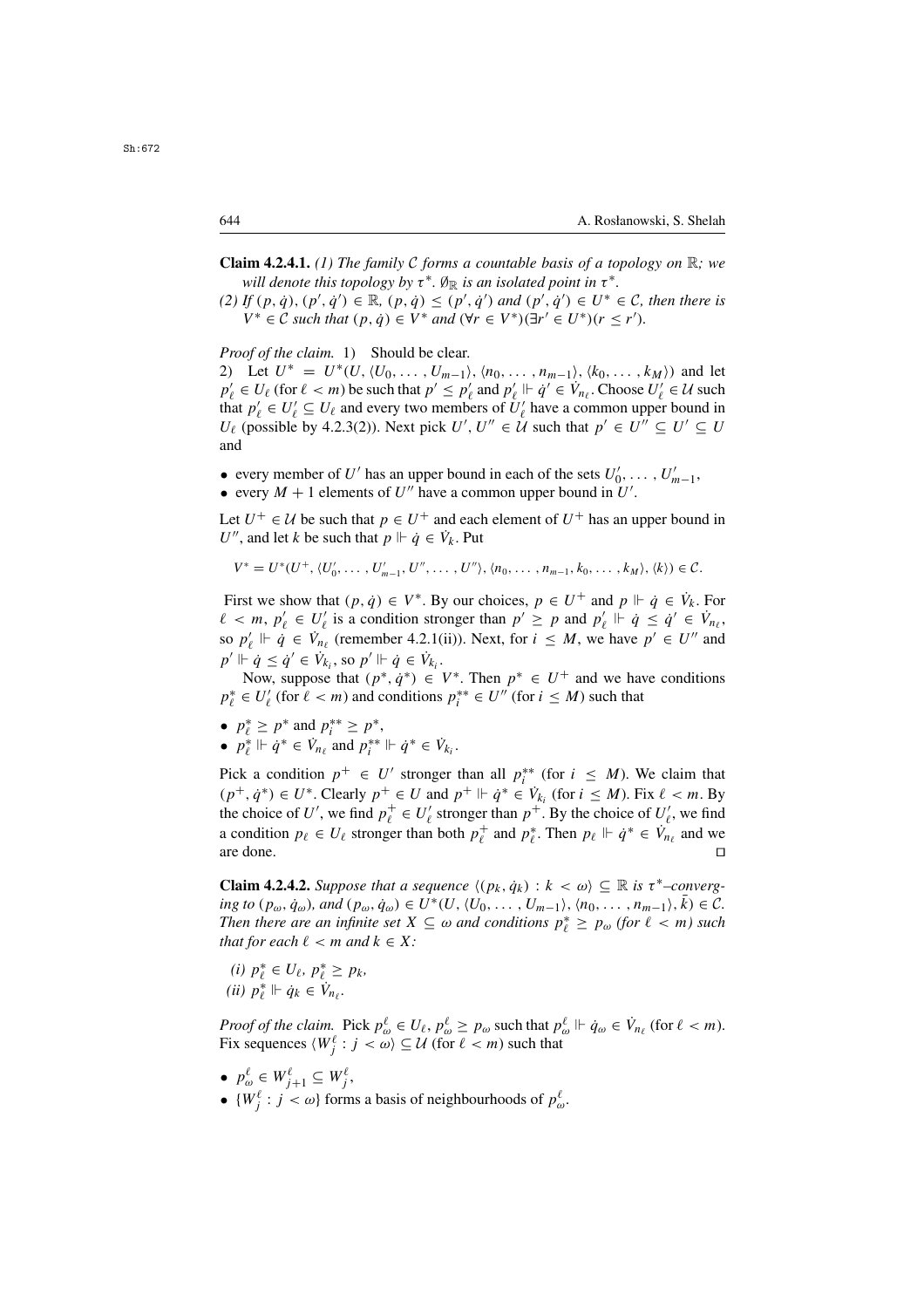**Claim 4.2.4.1.** *(1) The family $\mathcal{C}$ forms a countable basis of a topology on $\mathbb{R}$; we will denote this topology by $\tau^*$. $\emptyset_{\mathbb{R}}$ is an isolated point in $\tau^*$.*

*(2) If $(p, \dot{q}), (p', \dot{q}') \in \mathbb{R}$, $(p, \dot{q}) \leq (p', \dot{q}')$ and $(p', \dot{q}') \in U^* \in \mathcal{C}$, then there is $V^* \in \mathcal{C}$ such that $(p, \dot{q}) \in V^*$ and $(\forall r \in V^*)(\exists r' \in U^*)(r \leq r')$.*

*Proof of the claim.* 1) Should be clear.

2) Let $U^* = U^*(U, \langle U_0, \dots, U_{m-1}\rangle, \langle n_0, \dots, n_{m-1}\rangle, \langle k_0, \dots, k_M\rangle)$ and let $p'_\ell \in U_\ell$ (for $\ell < m$) be such that $p' \leq p'_\ell$ and $p'_\ell \Vdash \dot{q}' \in \dot{V}_{n_\ell}$. Choose $U'_\ell \in \mathcal{U}$ such that $p'_\ell \in U'_\ell \subseteq U_\ell$ and every two members of $U'_\ell$ have a common upper bound in $U_\ell$ (possible by 4.2.3(2)). Next pick $U', U'' \in \mathcal{U}$ such that $p' \in U'' \subseteq U' \subseteq U$ and

- every member of $U'$ has an upper bound in each of the sets $U'_0, \dots, U'_{m-1}$,
- every $M + 1$ elements of $U''$ have a common upper bound in $U'$.

Let $U^+ \in \mathcal{U}$ be such that $p \in U^+$ and each element of $U^+$ has an upper bound in $U''$, and let $k$ be such that $p \Vdash \dot{q} \in \dot{V}_k$. Put

$$V^* = U^*(U^+, \langle U'_0, \dots, U'_{m-1}, U'', \dots, U''\rangle, \langle n_0, \dots, n_{m-1}, k_0, \dots, k_M\rangle, \langle k\rangle) \in \mathcal{C}.$$

First we show that $(p, \dot{q}) \in V^*$. By our choices, $p \in U^+$ and $p \Vdash \dot{q} \in \dot{V}_k$. For $\ell < m$, $p'_\ell \in U'_\ell$ is a condition stronger than $p' \geq p$ and $p'_\ell \Vdash \dot{q} \leq \dot{q}' \in \dot{V}_{n_\ell}$, so $p'_\ell \Vdash \dot{q} \in \dot{V}_{n_\ell}$ (remember 4.2.1(ii)). Next, for $i \leq M$, we have $p' \in U''$ and $p' \Vdash \dot{q} \leq \dot{q}' \in \dot{V}_{k_i}$, so $p' \Vdash \dot{q} \in \dot{V}_{k_i}$.

Now, suppose that $(p^*, \dot{q}^*) \in V^*$. Then $p^* \in U^+$ and we have conditions $p^*_\ell \in U'_\ell$ (for $\ell < m$) and conditions $p^{**}_i \in U''$ (for $i \leq M$) such that

- $p^*_\ell \geq p^*$ and $p^{**}_i \geq p^*$,
- $p^*_\ell \Vdash \dot{q}^* \in \dot{V}_{n_\ell}$ and $p^{**}_i \Vdash \dot{q}^* \in \dot{V}_{k_i}$.

Pick a condition $p^+ \in U'$ stronger than all $p^{**}_i$ (for $i \leq M$). We claim that $(p^+, \dot{q}^*) \in U^*$. Clearly $p^+ \in U$ and $p^+ \Vdash \dot{q}^* \in \dot{V}_{k_i}$ (for $i \leq M$). Fix $\ell < m$. By the choice of $U'$, we find $p^+_\ell \in U'_\ell$ stronger than $p^+$. By the choice of $U'_\ell$, we find a condition $p_\ell \in U_\ell$ stronger than both $p^+_\ell$ and $p^*_\ell$. Then $p_\ell \Vdash \dot{q}^* \in \dot{V}_{n_\ell}$ and we are done. $\square$

**Claim 4.2.4.2.** *Suppose that a sequence $\langle (p_k, \dot{q}_k) : k < \omega\rangle \subseteq \mathbb{R}$ is $\tau^*$–converging to $(p_\omega, \dot{q}_\omega)$, and $(p_\omega, \dot{q}_\omega) \in U^*(U, \langle U_0, \dots, U_{m-1}\rangle, \langle n_0, \dots, n_{m-1}\rangle, \bar{k}) \in \mathcal{C}$. Then there are an infinite set $X \subseteq \omega$ and conditions $p^*_\ell \geq p_\omega$ (for $\ell < m$) such that for each $\ell < m$ and $k \in X$:*

*(i) $p^*_\ell \in U_\ell$, $p^*_\ell \geq p_k$,*
*(ii) $p^*_\ell \Vdash \dot{q}_k \in \dot{V}_{n_\ell}$.*

*Proof of the claim.* Pick $p^\ell_\omega \in U_\ell$, $p^\ell_\omega \geq p_\omega$ such that $p^\ell_\omega \Vdash \dot{q}_\omega \in \dot{V}_{n_\ell}$ (for $\ell < m$). Fix sequences $\langle W^\ell_j : j < \omega\rangle \subseteq \mathcal{U}$ (for $\ell < m$) such that

- $p^\ell_\omega \in W^\ell_{j+1} \subseteq W^\ell_j$,
- $\{W^\ell_j : j < \omega\}$ forms a basis of neighbourhoods of $p^\ell_\omega$.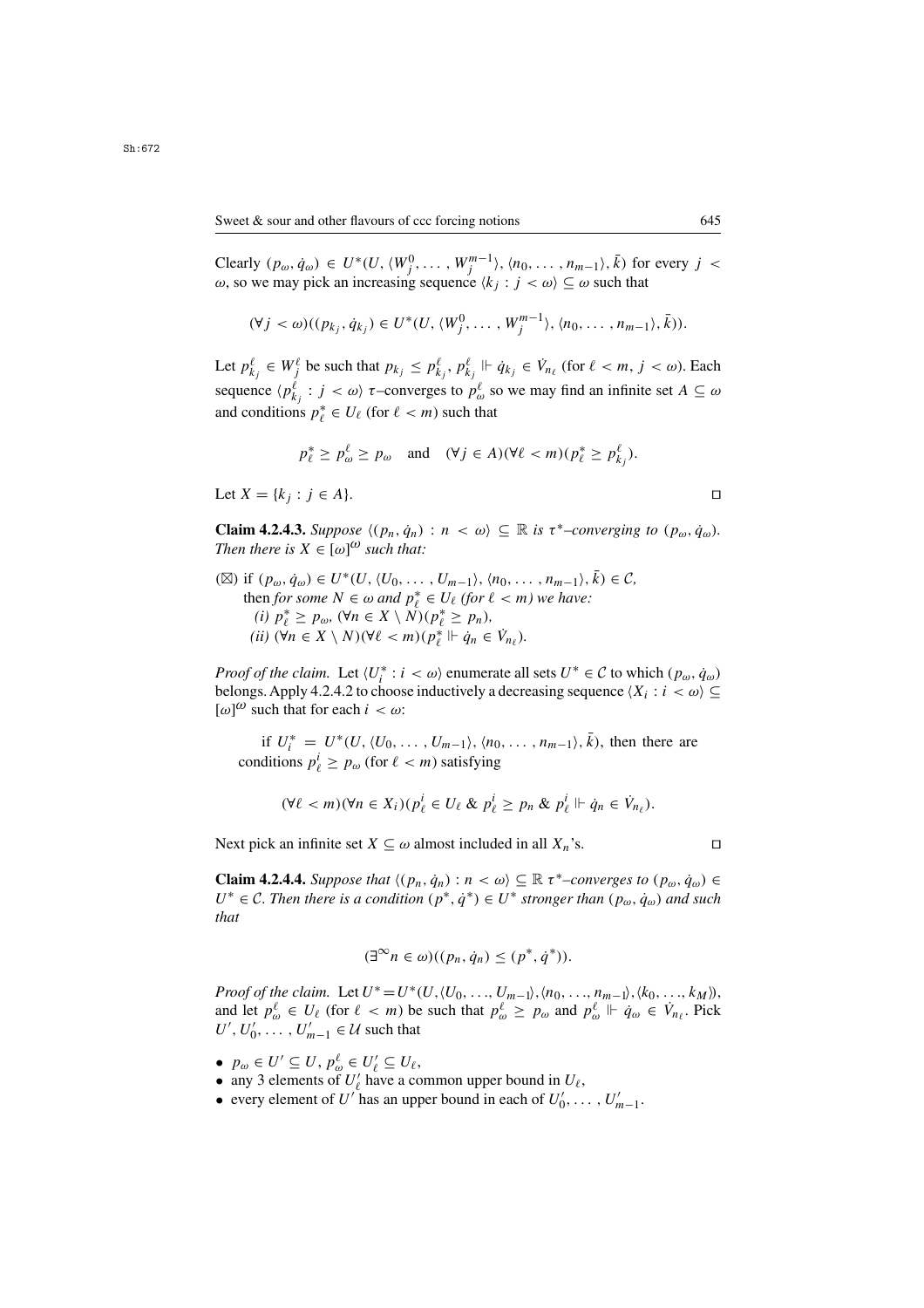Clearly $(p_\omega, \dot{q}_\omega) \in U^*(U, \langle W^0_j, \ldots, W^{m-1}_j\rangle, \langle n_0, \ldots, n_{m-1}\rangle, \bar{k})$ for every $j < \omega$, so we may pick an increasing sequence $\langle k_j : j < \omega\rangle \subseteq \omega$ such that

$$(\forall j < \omega)((p_{k_j}, \dot{q}_{k_j}) \in U^*(U, \langle W^0_j, \ldots, W^{m-1}_j\rangle, \langle n_0, \ldots, n_{m-1}\rangle, \bar{k})).$$

Let $p^\ell_{k_j} \in W^\ell_j$ be such that $p_{k_j} \le p^\ell_{k_j}$, $p^\ell_{k_j} \Vdash \dot{q}_{k_j} \in \dot{V}_{n_\ell}$ (for $\ell < m$, $j < \omega$). Each sequence $\langle p^\ell_{k_j} : j < \omega\rangle$ $\tau$–converges to $p^\ell_\omega$ so we may find an infinite set $A \subseteq \omega$ and conditions $p^*_\ell \in U_\ell$ (for $\ell < m$) such that

$$p^*_\ell \ge p^\ell_\omega \ge p_\omega \quad \text{and} \quad (\forall j \in A)(\forall \ell < m)(p^*_\ell \ge p^\ell_{k_j}).$$

Let $X = \{k_j : j \in A\}$. $\square$

**Claim 4.2.4.3.** *Suppose $\langle (p_n, \dot{q}_n) : n < \omega\rangle \subseteq \mathbb{R}$ is $\tau^*$–converging to $(p_\omega, \dot{q}_\omega)$. Then there is $X \in [\omega]^\omega$ such that:*

($\boxtimes$) if $(p_\omega, \dot{q}_\omega) \in U^*(U, \langle U_0, \ldots, U_{m-1}\rangle, \langle n_0, \ldots, n_{m-1}\rangle, \bar{k}) \in \mathcal{C}$,
then *for some $N \in \omega$ and $p^*_\ell \in U_\ell$ (for $\ell < m$) we have:*
*(i) $p^*_\ell \ge p_\omega$, $(\forall n \in X \setminus N)(p^*_\ell \ge p_n)$,*
*(ii) $(\forall n \in X \setminus N)(\forall \ell < m)(p^*_\ell \Vdash \dot{q}_n \in \dot{V}_{n_\ell})$.*

*Proof of the claim.* Let $\langle U^*_i : i < \omega\rangle$ enumerate all sets $U^* \in \mathcal{C}$ to which $(p_\omega, \dot{q}_\omega)$ belongs. Apply 4.2.4.2 to choose inductively a decreasing sequence $\langle X_i : i < \omega\rangle \subseteq [\omega]^\omega$ such that for each $i < \omega$:

if $U^*_i = U^*(U, \langle U_0, \ldots, U_{m-1}\rangle, \langle n_0, \ldots, n_{m-1}\rangle, \bar{k})$, then there are conditions $p^i_\ell \ge p_\omega$ (for $\ell < m$) satisfying

$$(\forall \ell < m)(\forall n \in X_i)(p^i_\ell \in U_\ell \;\&\; p^i_\ell \ge p_n \;\&\; p^i_\ell \Vdash \dot{q}_n \in \dot{V}_{n_\ell}).$$

Next pick an infinite set $X \subseteq \omega$ almost included in all $X_n$'s. $\square$

**Claim 4.2.4.4.** *Suppose that $\langle (p_n, \dot{q}_n) : n < \omega\rangle \subseteq \mathbb{R}$ $\tau^*$–converges to $(p_\omega, \dot{q}_\omega) \in U^* \in \mathcal{C}$. Then there is a condition $(p^*, \dot{q}^*) \in U^*$ stronger than $(p_\omega, \dot{q}_\omega)$ and such that*

$$(\exists^\infty n \in \omega)((p_n, \dot{q}_n) \le (p^*, \dot{q}^*)).$$

*Proof of the claim.* Let $U^* = U^*(U, \langle U_0, \ldots, U_{m-1}\rangle, \langle n_0, \ldots, n_{m-1}\rangle, \langle k_0, \ldots, k_M\rangle)$, and let $p^\ell_\omega \in U_\ell$ (for $\ell < m$) be such that $p^\ell_\omega \ge p_\omega$ and $p^\ell_\omega \Vdash \dot{q}_\omega \in \dot{V}_{n_\ell}$. Pick $U', U'_0, \ldots, U'_{m-1} \in \mathcal{U}$ such that

- $p_\omega \in U' \subseteq U$, $p^\ell_\omega \in U'_\ell \subseteq U_\ell$,
- any 3 elements of $U'_\ell$ have a common upper bound in $U_\ell$,
- every element of $U'$ has an upper bound in each of $U'_0, \ldots, U'_{m-1}$.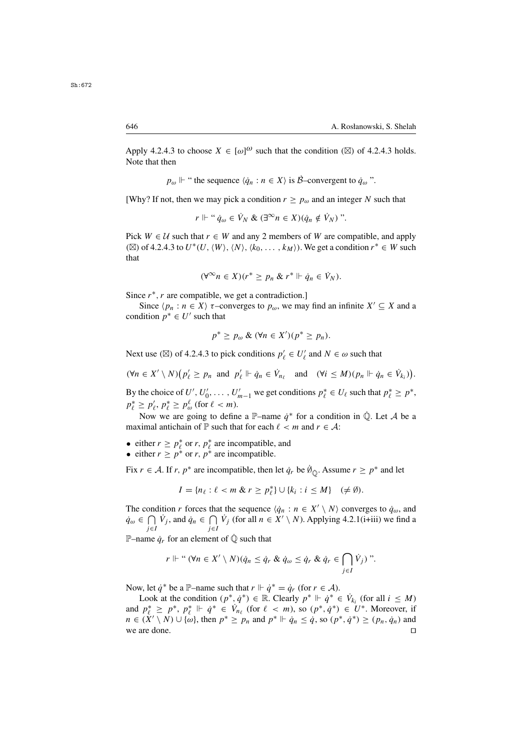Apply 4.2.4.3 to choose $X \in [\omega]^\omega$ such that the condition ($\boxtimes$) of 4.2.4.3 holds. Note that then

$$p_\omega \Vdash \text{“ the sequence } \langle \dot{q}_n : n \in X \rangle \text{ is } \dot{\mathcal{B}}\text{–convergent to } \dot{q}_\omega \text{ ”.}$$

[Why? If not, then we may pick a condition $r \geq p_\omega$ and an integer $N$ such that

$$r \Vdash \text{“ } \dot{q}_\omega \in \dot{V}_N \ \& \ (\exists^\infty n \in X)(\dot{q}_n \notin \dot{V}_N) \text{ ”.}$$

Pick $W \in \mathcal{U}$ such that $r \in W$ and any 2 members of $W$ are compatible, and apply ($\boxtimes$) of 4.2.4.3 to $U^*(U, \langle W \rangle, \langle N \rangle, \langle k_0, \dots, k_M \rangle)$. We get a condition $r^* \in W$ such that

$$(\forall^\infty n \in X)(r^* \geq p_n \ \& \ r^* \Vdash \dot{q}_n \in \dot{V}_N).$$

Since $r^*, r$ are compatible, we get a contradiction.]

Since $\langle p_n : n \in X \rangle$ $\tau$–converges to $p_\omega$, we may find an infinite $X' \subseteq X$ and a condition $p^* \in U'$ such that

$$p^* \geq p_\omega \ \& \ (\forall n \in X')(p^* \geq p_n).$$

Next use ($\boxtimes$) of 4.2.4.3 to pick conditions $p'_\ell \in U'_\ell$ and $N \in \omega$ such that

$$(\forall n \in X' \setminus N)\big(p'_\ell \geq p_n \ \text{ and } \ p'_\ell \Vdash \dot{q}_n \in \dot{V}_{n_\ell} \quad \text{and} \quad (\forall i \leq M)(p_n \Vdash \dot{q}_n \in \dot{V}_{k_i})\big).$$

By the choice of $U', U'_0, \dots, U'_{m-1}$ we get conditions $p^*_\ell \in U_\ell$ such that $p^*_\ell \geq p^*$, $p^*_\ell \geq p'_\ell$, $p^*_\ell \geq p^\ell_\omega$ (for $\ell < m$).

Now we are going to define a $\mathbb{P}$–name $\dot{q}^*$ for a condition in $\dot{\mathbb{Q}}$. Let $\mathcal{A}$ be a maximal antichain of $\mathbb{P}$ such that for each $\ell < m$ and $r \in \mathcal{A}$:

- either $r \geq p^*_\ell$ or $r, p^*_\ell$ are incompatible, and
- either $r \geq p^*$ or $r, p^*$ are incompatible.

Fix $r \in \mathcal{A}$. If $r, p^*$ are incompatible, then let $\dot{q}_r$ be $\dot{\emptyset}_{\dot{\mathbb{Q}}}$. Assume $r \geq p^*$ and let

$$I = \{n_\ell : \ell < m \ \& \ r \geq p^*_\ell\} \cup \{k_i : i \leq M\} \quad (\neq \emptyset).$$

The condition $r$ forces that the sequence $\langle \dot{q}_n : n \in X' \setminus N \rangle$ converges to $\dot{q}_\omega$, and $\dot{q}_\omega \in \bigcap\limits_{j \in I} \dot{V}_j$, and $\dot{q}_n \in \bigcap\limits_{j \in I} \dot{V}_j$ (for all $n \in X' \setminus N$). Applying 4.2.1(i+iii) we find a $\mathbb{P}$–name $\dot{q}_r$ for an element of $\dot{\mathbb{Q}}$ such that

$$r \Vdash \text{“ } (\forall n \in X' \setminus N)(\dot{q}_n \leq \dot{q}_r \ \& \ \dot{q}_\omega \leq \dot{q}_r \ \& \ \dot{q}_r \in \bigcap_{j \in I} \dot{V}_j) \text{ ”.}$$

Now, let $\dot{q}^*$ be a $\mathbb{P}$–name such that $r \Vdash \dot{q}^* = \dot{q}_r$ (for $r \in \mathcal{A}$).

Look at the condition $(p^*, \dot{q}^*) \in \mathbb{R}$. Clearly $p^* \Vdash \dot{q}^* \in \dot{V}_{k_i}$ (for all $i \leq M$) and $p^*_\ell \geq p^*$, $p^*_\ell \Vdash \dot{q}^* \in \dot{V}_{n_\ell}$ (for $\ell < m$), so $(p^*, \dot{q}^*) \in U^*$. Moreover, if $n \in (X' \setminus N) \cup \{\omega\}$, then $p^* \geq p_n$ and $p^* \Vdash \dot{q}_n \leq \dot{q}$, so $(p^*, \dot{q}^*) \geq (p_n, \dot{q}_n)$ and we are done. $\square$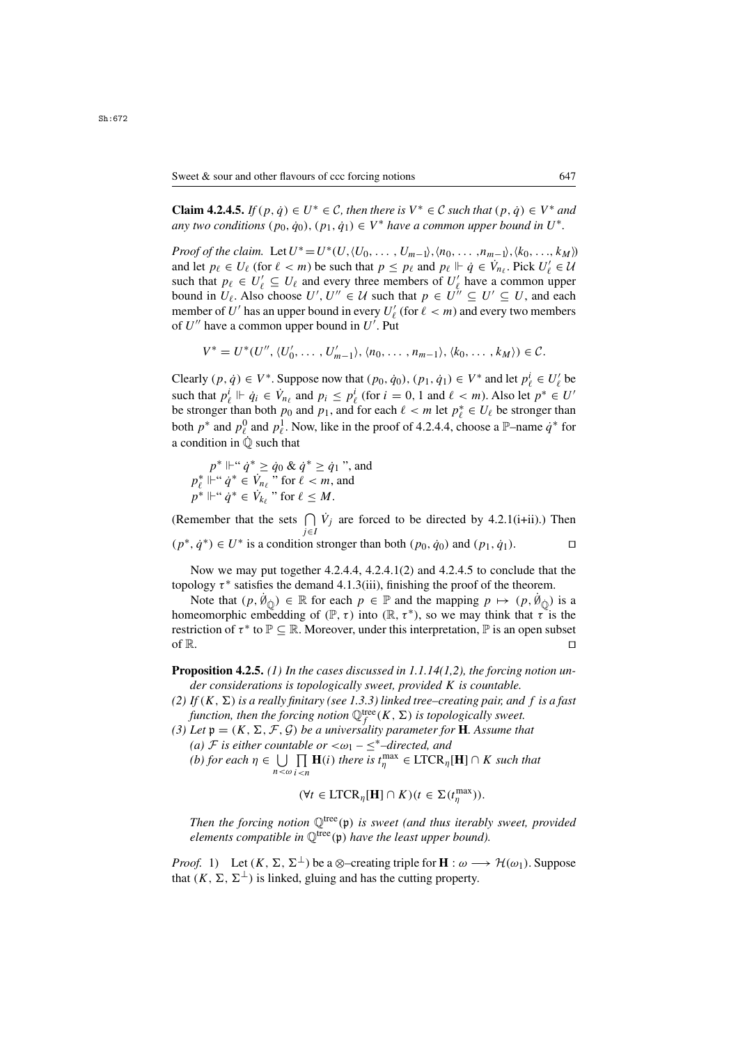**Claim 4.2.4.5.** *If $(p, \dot{q}) \in U^* \in \mathcal{C}$, then there is $V^* \in \mathcal{C}$ such that $(p, \dot{q}) \in V^*$ and any two conditions $(p_0, \dot{q}_0), (p_1, \dot{q}_1) \in V^*$ have a common upper bound in $U^*$.*

*Proof of the claim.* Let $U^* = U^*(U, \langle U_0, \ldots, U_{m-1}\rangle, \langle n_0, \ldots, n_{m-1}\rangle, \langle k_0, \ldots, k_M\rangle)$ and let $p_\ell \in U_\ell$ (for $\ell < m$) be such that $p \leq p_\ell$ and $p_\ell \Vdash \dot{q} \in \dot{V}_{n_\ell}$. Pick $U'_\ell \in \mathcal{U}$ such that $p_\ell \in U'_\ell \subseteq U_\ell$ and every three members of $U'_\ell$ have a common upper bound in $U_\ell$. Also choose $U', U'' \in \mathcal{U}$ such that $p \in U'' \subseteq U' \subseteq U$, and each member of $U'$ has an upper bound in every $U'_\ell$ (for $\ell < m$) and every two members of $U''$ have a common upper bound in $U'$. Put

$$V^* = U^*(U'', \langle U'_0, \ldots, U'_{m-1}\rangle, \langle n_0, \ldots, n_{m-1}\rangle, \langle k_0, \ldots, k_M\rangle) \in \mathcal{C}.$$

Clearly $(p, \dot{q}) \in V^*$. Suppose now that $(p_0, \dot{q}_0), (p_1, \dot{q}_1) \in V^*$ and let $p^i_\ell \in U'_\ell$ be such that $p^i_\ell \Vdash \dot{q}_i \in \dot{V}_{n_\ell}$ and $p_i \leq p^i_\ell$ (for $i = 0, 1$ and $\ell < m$). Also let $p^* \in U'$ be stronger than both $p_0$ and $p_1$, and for each $\ell < m$ let $p^*_\ell \in U_\ell$ be stronger than both $p^*$ and $p^0_\ell$ and $p^1_\ell$. Now, like in the proof of 4.2.4.4, choose a $\mathbb{P}$–name $\dot{q}^*$ for a condition in $\dot{\mathbb{Q}}$ such that

$p^* \Vdash$" $\dot{q}^* \geq \dot{q}_0$ & $\dot{q}^* \geq \dot{q}_1$ ", and
$p^*_\ell \Vdash$" $\dot{q}^* \in \dot{V}_{n_\ell}$ " for $\ell < m$, and
$p^* \Vdash$" $\dot{q}^* \in \dot{V}_{k_\ell}$ " for $\ell \leq M$.

(Remember that the sets $\bigcap\limits_{j \in I} \dot{V}_j$ are forced to be directed by 4.2.1(i+ii).) Then $(p^*, \dot{q}^*) \in U^*$ is a condition stronger than both $(p_0, \dot{q}_0)$ and $(p_1, \dot{q}_1)$. ◻

Now we may put together 4.2.4.4, 4.2.4.1(2) and 4.2.4.5 to conclude that the topology $\tau^*$ satisfies the demand 4.1.3(iii), finishing the proof of the theorem.

Note that $(p, \dot{\emptyset}_{\dot{\mathbb{Q}}}) \in \mathbb{R}$ for each $p \in \mathbb{P}$ and the mapping $p \mapsto (p, \dot{\emptyset}_{\dot{\mathbb{Q}}})$ is a homeomorphic embedding of $(\mathbb{P}, \tau)$ into $(\mathbb{R}, \tau^*)$, so we may think that $\tau$ is the restriction of $\tau^*$ to $\mathbb{P} \subseteq \mathbb{R}$. Moreover, under this interpretation, $\mathbb{P}$ is an open subset of $\mathbb{R}$. ◻

**Proposition 4.2.5.** *(1) In the cases discussed in 1.1.14(1,2), the forcing notion under considerations is topologically sweet, provided $K$ is countable.*

*(2) If $(K, \Sigma)$ is a really finitary (see 1.3.3) linked tree–creating pair, and $f$ is a fast function, then the forcing notion $\mathbb{Q}^{\rm tree}_f(K, \Sigma)$ is topologically sweet.*

*(3) Let $\mathfrak{p} = (K, \Sigma, \mathcal{F}, \mathcal{G})$ be a universality parameter for $\mathbf{H}$. Assume that*

*(a) $\mathcal{F}$ is either countable or $<\omega_1 - \leq^*$–directed, and*

*(b) for each $\eta \in \bigcup\limits_{n<\omega} \prod\limits_{i<n} \mathbf{H}(i)$ there is $t^{\max}_\eta \in {\rm LTCR}_\eta[\mathbf{H}] \cap K$ such that*

$$(\forall t \in {\rm LTCR}_\eta[\mathbf{H}] \cap K)(t \in \Sigma(t^{\max}_\eta)).$$

*Then the forcing notion $\mathbb{Q}^{\rm tree}(\mathfrak{p})$ is sweet (and thus iterably sweet, provided elements compatible in $\mathbb{Q}^{\rm tree}(\mathfrak{p})$ have the least upper bound).*

*Proof.* 1) Let $(K, \Sigma, \Sigma^\perp)$ be a $\otimes$–creating triple for $\mathbf{H} : \omega \longrightarrow \mathcal{H}(\omega_1)$. Suppose that $(K, \Sigma, \Sigma^\perp)$ is linked, gluing and has the cutting property.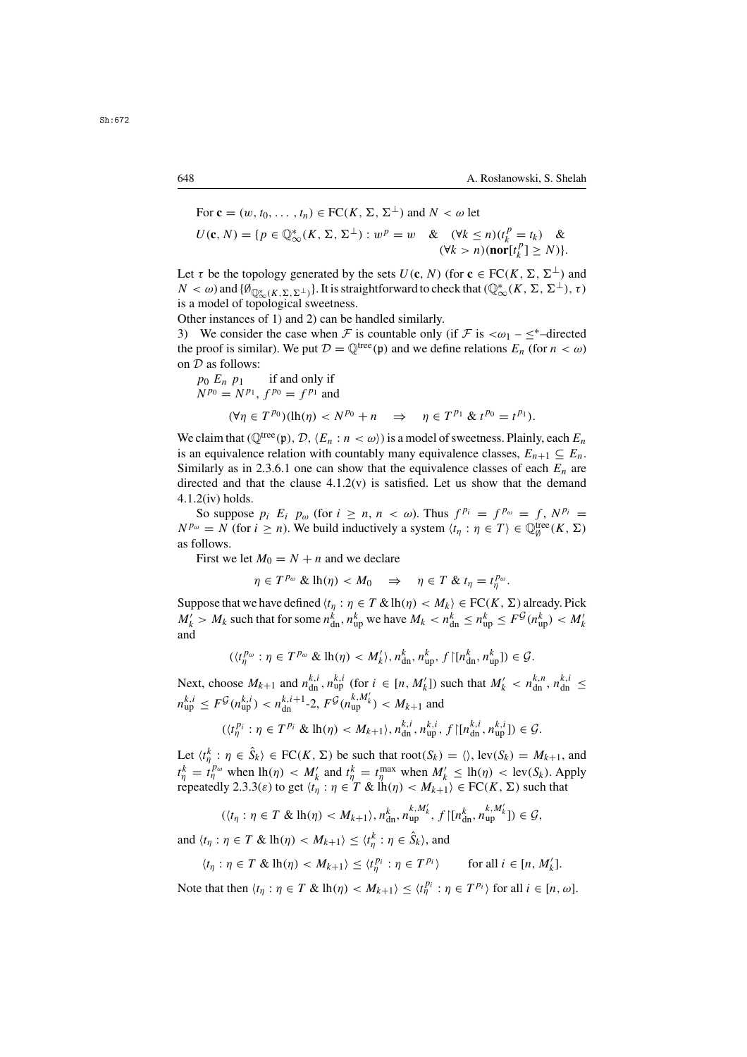For $\mathbf{c} = (w, t_0, \ldots, t_n) \in \mathrm{FC}(K, \Sigma, \Sigma^\perp)$ and $N < \omega$ let

$$U(\mathbf{c}, N) = \{p \in \mathbb{Q}^*_\infty(K, \Sigma, \Sigma^\perp) : w^p = w \quad \& \quad (\forall k \le n)(t^p_k = t_k) \quad \& \quad (\forall k > n)(\mathbf{nor}[t^p_k] \ge N)\}.$$

Let $\tau$ be the topology generated by the sets $U(\mathbf{c}, N)$ (for $\mathbf{c} \in \mathrm{FC}(K, \Sigma, \Sigma^\perp)$ and $N < \omega$) and $\{\emptyset_{\mathbb{Q}^*_\infty(K,\Sigma,\Sigma^\perp)}\}$. It is straightforward to check that $(\mathbb{Q}^*_\infty(K, \Sigma, \Sigma^\perp), \tau)$ is a model of topological sweetness.

Other instances of 1) and 2) can be handled similarly.

3) We consider the case when $\mathcal{F}$ is countable only (if $\mathcal{F}$ is $<\omega_1 - \le^*$–directed the proof is similar). We put $\mathcal{D} = \mathbb{Q}^{\mathrm{tree}}(\mathfrak{p})$ and we define relations $E_n$ (for $n < \omega$) on $\mathcal{D}$ as follows:

$p_0 \; E_n \; p_1$ if and only if
$N^{p_0} = N^{p_1}$, $f^{p_0} = f^{p_1}$ and

$$(\forall \eta \in T^{p_0})(\mathrm{lh}(\eta) < N^{p_0} + n \quad \Rightarrow \quad \eta \in T^{p_1} \;\&\; t^{p_0} = t^{p_1}).$$

We claim that $(\mathbb{Q}^{\mathrm{tree}}(\mathfrak{p}), \mathcal{D}, \langle E_n : n < \omega \rangle)$ is a model of sweetness. Plainly, each $E_n$ is an equivalence relation with countably many equivalence classes, $E_{n+1} \subseteq E_n$. Similarly as in 2.3.6.1 one can show that the equivalence classes of each $E_n$ are directed and that the clause 4.1.2(v) is satisfied. Let us show that the demand 4.1.2(iv) holds.

So suppose $p_i \; E_i \; p_\omega$ (for $i \ge n$, $n < \omega$). Thus $f^{p_i} = f^{p_\omega} = f$, $N^{p_i} = N^{p_\omega} = N$ (for $i \ge n$). We build inductively a system $\langle t_\eta : \eta \in T \rangle \in \mathbb{Q}^{\mathrm{tree}}_\emptyset(K, \Sigma)$ as follows.

First we let $M_0 = N + n$ and we declare

$$\eta \in T^{p_\omega} \;\&\; \mathrm{lh}(\eta) < M_0 \quad \Rightarrow \quad \eta \in T \;\&\; t_\eta = t^{p_\omega}_\eta.$$

Suppose that we have defined $\langle t_\eta : \eta \in T \;\&\; \mathrm{lh}(\eta) < M_k \rangle \in \mathrm{FC}(K, \Sigma)$ already. Pick $M'_k > M_k$ such that for some $n^k_{\mathrm{dn}}, n^k_{\mathrm{up}}$ we have $M_k < n^k_{\mathrm{dn}} \le n^k_{\mathrm{up}} \le F^{\mathcal{G}}(n^k_{\mathrm{up}}) < M'_k$ and

$$(\langle t^{p_\omega}_\eta : \eta \in T^{p_\omega} \;\&\; \mathrm{lh}(\eta) < M'_k \rangle, n^k_{\mathrm{dn}}, n^k_{\mathrm{up}}, f{\restriction}[n^k_{\mathrm{dn}}, n^k_{\mathrm{up}}]) \in \mathcal{G}.$$

Next, choose $M_{k+1}$ and $n^{k,i}_{\mathrm{dn}}, n^{k,i}_{\mathrm{up}}$ (for $i \in [n, M'_k]$) such that $M'_k < n^{k,n}_{\mathrm{dn}}, n^{k,i}_{\mathrm{dn}} \le n^{k,i}_{\mathrm{up}} \le F^{\mathcal{G}}(n^{k,i}_{\mathrm{up}}) < n^{k,i+1}_{\mathrm{dn}}$-2, $F^{\mathcal{G}}(n^{k,M'_k}_{\mathrm{up}}) < M_{k+1}$ and

$$(\langle t^{p_i}_\eta : \eta \in T^{p_i} \;\&\; \mathrm{lh}(\eta) < M_{k+1} \rangle, n^{k,i}_{\mathrm{dn}}, n^{k,i}_{\mathrm{up}}, f{\restriction}[n^{k,i}_{\mathrm{dn}}, n^{k,i}_{\mathrm{up}}]) \in \mathcal{G}.$$

Let $\langle t^k_\eta : \eta \in \hat{S}_k \rangle \in \mathrm{FC}(K, \Sigma)$ be such that $\mathrm{root}(S_k) = \langle\rangle$, $\mathrm{lev}(S_k) = M_{k+1}$, and $t^k_\eta = t^{p_\omega}_\eta$ when $\mathrm{lh}(\eta) < M'_k$ and $t^k_\eta = t^{\max}_\eta$ when $M'_k \le \mathrm{lh}(\eta) < \mathrm{lev}(S_k)$. Apply repeatedly 2.3.3($\varepsilon$) to get $\langle t_\eta : \eta \in T \;\&\; \mathrm{lh}(\eta) < M_{k+1} \rangle \in \mathrm{FC}(K, \Sigma)$ such that

$$(\langle t_\eta : \eta \in T \;\&\; \mathrm{lh}(\eta) < M_{k+1} \rangle, n^k_{\mathrm{dn}}, n^{k,M'_k}_{\mathrm{up}}, f{\restriction}[n^k_{\mathrm{dn}}, n^{k,M'_k}_{\mathrm{up}}]) \in \mathcal{G},$$

and $\langle t_\eta : \eta \in T \;\&\; \mathrm{lh}(\eta) < M_{k+1} \rangle \le \langle t^k_\eta : \eta \in \hat{S}_k \rangle$, and

$$\langle t_\eta : \eta \in T \;\&\; \mathrm{lh}(\eta) < M_{k+1} \rangle \le \langle t^{p_i}_\eta : \eta \in T^{p_i} \rangle \qquad \text{for all } i \in [n, M'_k].$$

Note that then $\langle t_\eta : \eta \in T \;\&\; \mathrm{lh}(\eta) < M_{k+1} \rangle \le \langle t^{p_i}_\eta : \eta \in T^{p_i} \rangle$ for all $i \in [n, \omega]$.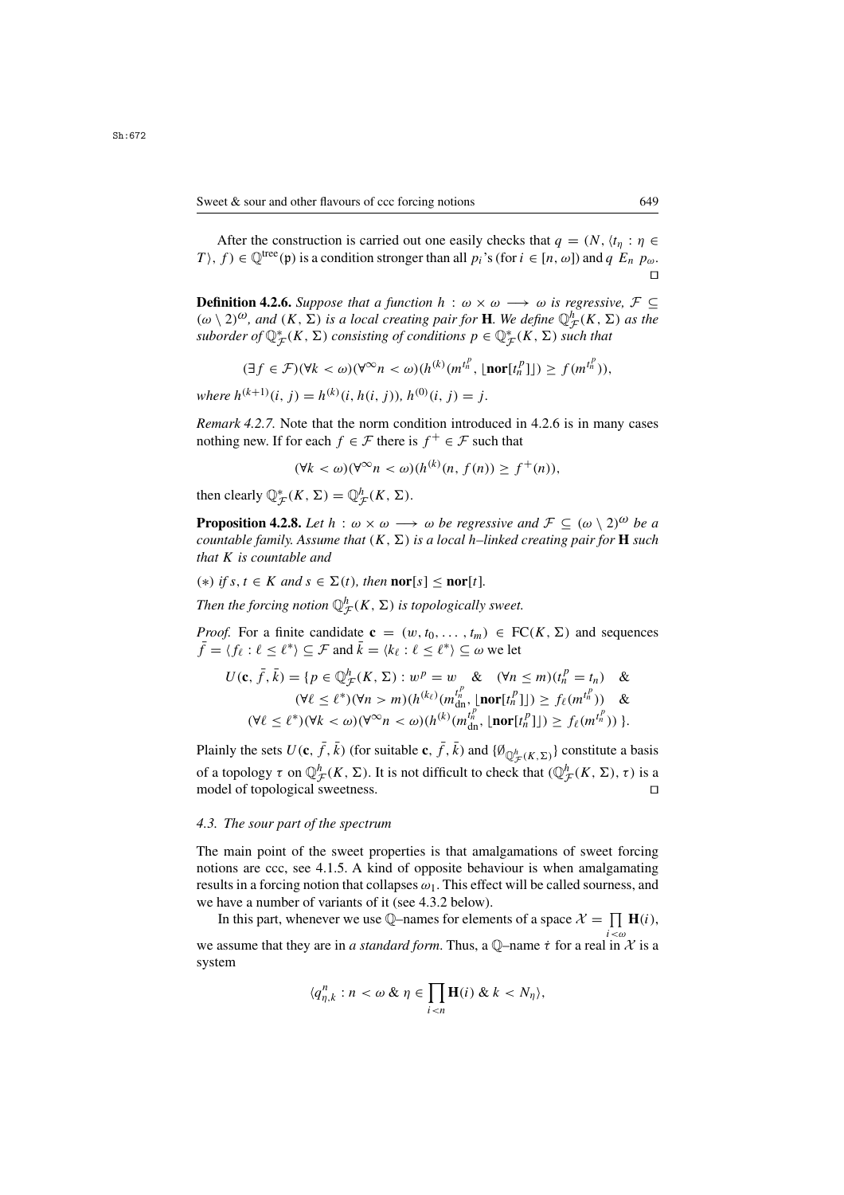After the construction is carried out one easily checks that $q = (N, \langle t_\eta : \eta \in T\rangle, f) \in \mathbb{Q}^{\rm tree}(\mathfrak{p})$ is a condition stronger than all $p_i$'s (for $i \in [n, \omega]$) and $q\ E_n\ p_\omega$. $\square$

**Definition 4.2.6.** *Suppose that a function $h : \omega \times \omega \longrightarrow \omega$ is regressive, $\mathcal{F} \subseteq (\omega \setminus 2)^\omega$, and $(K, \Sigma)$ is a local creating pair for $\mathbf{H}$. We define $\mathbb{Q}^h_{\mathcal{F}}(K, \Sigma)$ as the suborder of $\mathbb{Q}^*_{\mathcal{F}}(K, \Sigma)$ consisting of conditions $p \in \mathbb{Q}^*_{\mathcal{F}}(K, \Sigma)$ such that*

$$(\exists f \in \mathcal{F})(\forall k < \omega)(\forall^\infty n < \omega)(h^{(k)}(m^{t^p_n}, \lfloor \mathbf{nor}[t^p_n] \rfloor) \geq f(m^{t^p_n})),$$

*where $h^{(k+1)}(i, j) = h^{(k)}(i, h(i, j))$, $h^{(0)}(i, j) = j$.*

*Remark 4.2.7.* Note that the norm condition introduced in 4.2.6 is in many cases nothing new. If for each $f \in \mathcal{F}$ there is $f^+ \in \mathcal{F}$ such that

$$(\forall k < \omega)(\forall^\infty n < \omega)(h^{(k)}(n, f(n)) \geq f^+(n)),$$

then clearly $\mathbb{Q}^*_{\mathcal{F}}(K, \Sigma) = \mathbb{Q}^h_{\mathcal{F}}(K, \Sigma)$.

**Proposition 4.2.8.** *Let $h : \omega \times \omega \longrightarrow \omega$ be regressive and $\mathcal{F} \subseteq (\omega \setminus 2)^\omega$ be a countable family. Assume that $(K, \Sigma)$ is a local $h$–linked creating pair for $\mathbf{H}$ such that $K$ is countable and*

$(*)$ *if $s, t \in K$ and $s \in \Sigma(t)$, then $\mathbf{nor}[s] \leq \mathbf{nor}[t]$.*

*Then the forcing notion $\mathbb{Q}^h_{\mathcal{F}}(K, \Sigma)$ is topologically sweet.*

*Proof.* For a finite candidate $\mathbf{c} = (w, t_0, \ldots, t_m) \in \mathrm{FC}(K, \Sigma)$ and sequences $\bar{f} = \langle f_\ell : \ell \leq \ell^* \rangle \subseteq \mathcal{F}$ and $\bar{k} = \langle k_\ell : \ell \leq \ell^* \rangle \subseteq \omega$ we let

$$\begin{aligned} U(\mathbf{c}, \bar{f}, \bar{k}) = \{p \in \mathbb{Q}^h_{\mathcal{F}}(K, \Sigma) : w^p = w \quad \& \quad (\forall n \leq m)(t^p_n = t_n) \quad \& \\ (\forall \ell \leq \ell^*)(\forall n > m)(h^{(k_\ell)}(m^{t^p_n}_{\rm dn}, \lfloor \mathbf{nor}[t^p_n] \rfloor) \geq f_\ell(m^{t^p_n})) \quad \& \\ (\forall \ell \leq \ell^*)(\forall k < \omega)(\forall^\infty n < \omega)(h^{(k)}(m^{t^p_n}_{\rm dn}, \lfloor \mathbf{nor}[t^p_n] \rfloor) \geq f_\ell(m^{t^p_n}))\ \}. \end{aligned}$$

Plainly the sets $U(\mathbf{c}, \bar{f}, \bar{k})$ (for suitable $\mathbf{c}, \bar{f}, \bar{k}$) and $\{\emptyset_{\mathbb{Q}^h_{\mathcal{F}}(K,\Sigma)}\}$ constitute a basis of a topology $\tau$ on $\mathbb{Q}^h_{\mathcal{F}}(K, \Sigma)$. It is not difficult to check that $(\mathbb{Q}^h_{\mathcal{F}}(K, \Sigma), \tau)$ is a model of topological sweetness. $\square$

### 4.3. The sour part of the spectrum

The main point of the sweet properties is that amalgamations of sweet forcing notions are ccc, see 4.1.5. A kind of opposite behaviour is when amalgamating results in a forcing notion that collapses $\omega_1$. This effect will be called sourness, and we have a number of variants of it (see 4.3.2 below).

In this part, whenever we use $\mathbb{Q}$–names for elements of a space $\mathcal{X} = \prod\limits_{i<\omega} \mathbf{H}(i)$, we assume that they are in *a standard form*. Thus, a $\mathbb{Q}$–name $\dot{\tau}$ for a real in $\mathcal{X}$ is a system

$$\langle q^n_{\eta,k} : n < \omega \ \&\ \eta \in \prod_{i<n} \mathbf{H}(i) \ \&\ k < N_\eta \rangle,$$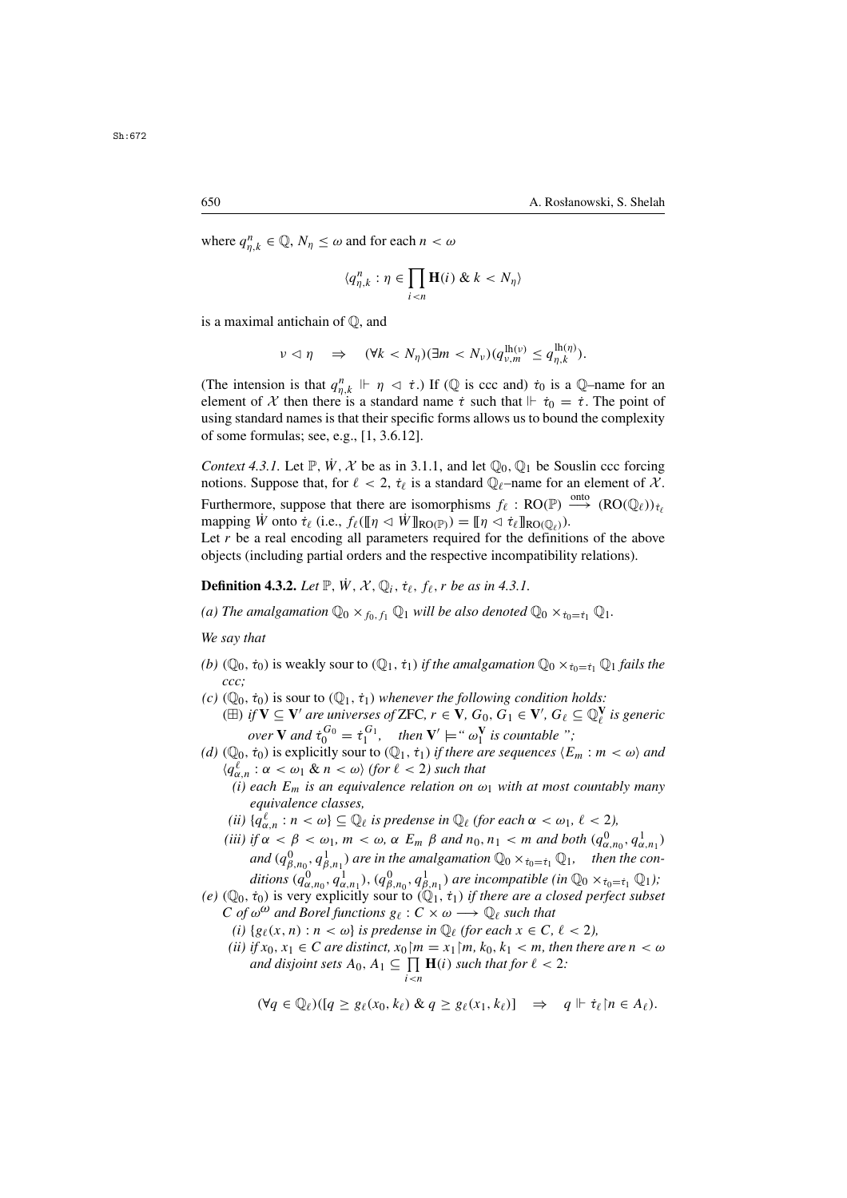where $q^n_{\eta,k} \in \mathbb{Q}$, $N_\eta \le \omega$ and for each $n < \omega$

$$\langle q^n_{\eta,k} : \eta \in \prod_{i<n} \mathbf{H}(i) \ \&\ k < N_\eta \rangle$$

is a maximal antichain of $\mathbb{Q}$, and

$$\nu \vartriangleleft \eta \quad \Rightarrow \quad (\forall k < N_\eta)(\exists m < N_\nu)(q^{\mathrm{lh}(\nu)}_{\nu,m} \le q^{\mathrm{lh}(\eta)}_{\eta,k}).$$

(The intension is that $q^n_{\eta,k} \Vdash \eta \vartriangleleft \dot{\tau}$.) If ($\mathbb{Q}$ is ccc and) $\dot{\tau}_0$ is a $\mathbb{Q}$–name for an element of $\mathcal{X}$ then there is a standard name $\dot{\tau}$ such that $\Vdash \dot{\tau}_0 = \dot{\tau}$. The point of using standard names is that their specific forms allows us to bound the complexity of some formulas; see, e.g., [1, 3.6.12].

*Context 4.3.1.* Let $\mathbb{P}$, $\dot{W}$, $\mathcal{X}$ be as in 3.1.1, and let $\mathbb{Q}_0$, $\mathbb{Q}_1$ be Souslin ccc forcing notions. Suppose that, for $\ell < 2$, $\dot{\tau}_\ell$ is a standard $\mathbb{Q}_\ell$–name for an element of $\mathcal{X}$. Furthermore, suppose that there are isomorphisms $f_\ell : \mathrm{RO}(\mathbb{P}) \xrightarrow{\text{onto}} (\mathrm{RO}(\mathbb{Q}_\ell))_{\dot{\tau}_\ell}$ mapping $\dot{W}$ onto $\dot{\tau}_\ell$ (i.e., $f_\ell([\![\eta \vartriangleleft \dot{W}]\!]_{\mathrm{RO}(\mathbb{P})}) = [\![\eta \vartriangleleft \dot{\tau}_\ell]\!]_{\mathrm{RO}(\mathbb{Q}_\ell)}$).
Let $r$ be a real encoding all parameters required for the definitions of the above objects (including partial orders and the respective incompatibility relations).

**Definition 4.3.2.** *Let $\mathbb{P}$, $\dot{W}$, $\mathcal{X}$, $\mathbb{Q}_i$, $\dot{\tau}_\ell$, $f_\ell$, $r$ be as in 4.3.1.*

*(a) The amalgamation $\mathbb{Q}_0 \times_{f_0,f_1} \mathbb{Q}_1$ will be also denoted $\mathbb{Q}_0 \times_{\dot{\tau}_0=\dot{\tau}_1} \mathbb{Q}_1$.*

*We say that*

- *(b)* $(\mathbb{Q}_0, \dot{\tau}_0)$ is weakly sour to $(\mathbb{Q}_1, \dot{\tau}_1)$ *if the amalgamation $\mathbb{Q}_0 \times_{\dot{\tau}_0=\dot{\tau}_1} \mathbb{Q}_1$ fails the ccc;*
- *(c)* $(\mathbb{Q}_0, \dot{\tau}_0)$ is sour to $(\mathbb{Q}_1, \dot{\tau}_1)$ *whenever the following condition holds:*
  - ($\boxplus$) *if $\mathbf{V} \subseteq \mathbf{V}'$ are universes of* ZFC*, $r \in \mathbf{V}$, $G_0, G_1 \in \mathbf{V}'$, $G_\ell \subseteq \mathbb{Q}^{\mathbf{V}}_\ell$ is generic over $\mathbf{V}$ and $\dot{\tau}_0^{G_0} = \dot{\tau}_1^{G_1}$, then $\mathbf{V}' \models$ " $\omega_1^{\mathbf{V}}$ is countable ";*
- *(d)* $(\mathbb{Q}_0, \dot{\tau}_0)$ is explicitly sour to $(\mathbb{Q}_1, \dot{\tau}_1)$ *if there are sequences $\langle E_m : m < \omega \rangle$ and $\langle q^\ell_{\alpha,n} : \alpha < \omega_1 \ \&\ n < \omega \rangle$ (for $\ell < 2$) such that*
  - *(i) each $E_m$ is an equivalence relation on $\omega_1$ with at most countably many equivalence classes,*
  - *(ii) $\{q^\ell_{\alpha,n} : n < \omega\} \subseteq \mathbb{Q}_\ell$ is predense in $\mathbb{Q}_\ell$ (for each $\alpha < \omega_1$, $\ell < 2$),*
  - *(iii) if $\alpha < \beta < \omega_1$, $m < \omega$, $\alpha \ E_m \ \beta$ and $n_0, n_1 < m$ and both $(q^0_{\alpha,n_0}, q^1_{\alpha,n_1})$ and $(q^0_{\beta,n_0}, q^1_{\beta,n_1})$ are in the amalgamation $\mathbb{Q}_0 \times_{\dot{\tau}_0=\dot{\tau}_1} \mathbb{Q}_1$, then the conditions $(q^0_{\alpha,n_0}, q^1_{\alpha,n_1})$, $(q^0_{\beta,n_0}, q^1_{\beta,n_1})$ are incompatible (in $\mathbb{Q}_0 \times_{\dot{\tau}_0=\dot{\tau}_1} \mathbb{Q}_1$);*
- *(e)* $(\mathbb{Q}_0, \dot{\tau}_0)$ is very explicitly sour to $(\mathbb{Q}_1, \dot{\tau}_1)$ *if there are a closed perfect subset $C$ of $\omega^\omega$ and Borel functions $g_\ell : C \times \omega \longrightarrow \mathbb{Q}_\ell$ such that*
  - *(i) $\{g_\ell(x, n) : n < \omega\}$ is predense in $\mathbb{Q}_\ell$ (for each $x \in C$, $\ell < 2$),*
  - *(ii) if $x_0, x_1 \in C$ are distinct, $x_0{\restriction}m = x_1{\restriction}m$, $k_0, k_1 < m$, then there are $n < \omega$ and disjoint sets $A_0, A_1 \subseteq \prod_{i<n} \mathbf{H}(i)$ such that for $\ell < 2$:*

$$(\forall q \in \mathbb{Q}_\ell)([q \ge g_\ell(x_0, k_\ell) \ \&\ q \ge g_\ell(x_1, k_\ell)] \quad \Rightarrow \quad q \Vdash \dot{\tau}_\ell{\restriction}n \in A_\ell).$$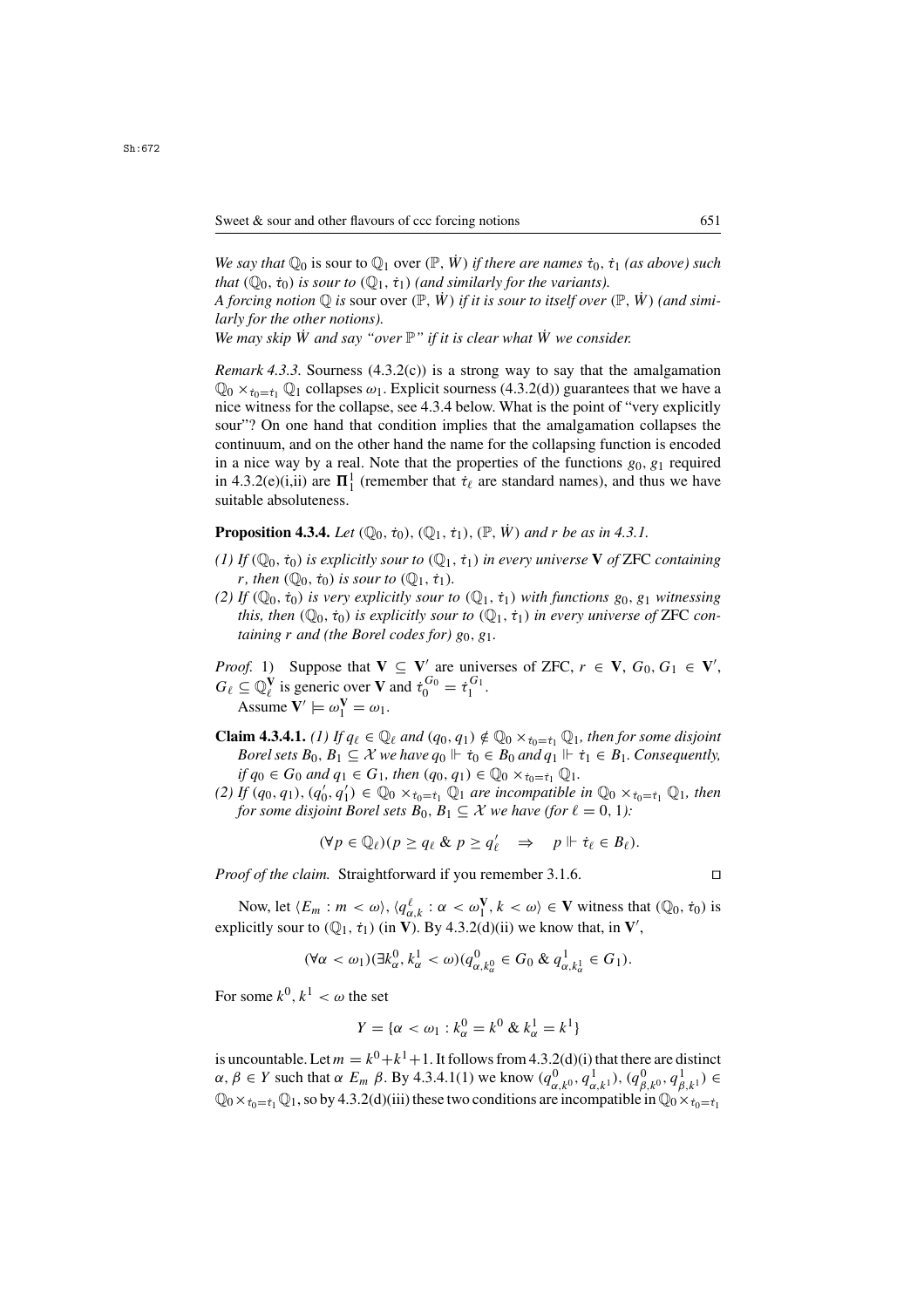*We say that* $\mathbb{Q}_0$ is sour to $\mathbb{Q}_1$ over $(\mathbb{P}, \dot{W})$ *if there are names* $\dot{\tau}_0, \dot{\tau}_1$ *(as above) such that* $(\mathbb{Q}_0, \dot{\tau}_0)$ *is sour to* $(\mathbb{Q}_1, \dot{\tau}_1)$ *(and similarly for the variants).*
*A forcing notion* $\mathbb{Q}$ *is* sour over $(\mathbb{P}, \dot{W})$ *if it is sour to itself over* $(\mathbb{P}, \dot{W})$ *(and similarly for the other notions).*
*We may skip* $\dot{W}$ *and say "over* $\mathbb{P}$*" if it is clear what* $\dot{W}$ *we consider.*

*Remark 4.3.3.* Sourness (4.3.2(c)) is a strong way to say that the amalgamation $\mathbb{Q}_0 \times_{\dot{\tau}_0 = \dot{\tau}_1} \mathbb{Q}_1$ collapses $\omega_1$. Explicit sourness (4.3.2(d)) guarantees that we have a nice witness for the collapse, see 4.3.4 below. What is the point of "very explicitly sour"? On one hand that condition implies that the amalgamation collapses the continuum, and on the other hand the name for the collapsing function is encoded in a nice way by a real. Note that the properties of the functions $g_0, g_1$ required in 4.3.2(e)(i,ii) are $\mathbf{\Pi}^1_1$ (remember that $\dot{\tau}_\ell$ are standard names), and thus we have suitable absoluteness.

**Proposition 4.3.4.** *Let* $(\mathbb{Q}_0, \dot{\tau}_0)$, $(\mathbb{Q}_1, \dot{\tau}_1)$, $(\mathbb{P}, \dot{W})$ *and* $r$ *be as in 4.3.1.*

*(1) If* $(\mathbb{Q}_0, \dot{\tau}_0)$ *is explicitly sour to* $(\mathbb{Q}_1, \dot{\tau}_1)$ *in every universe* $\mathbf{V}$ *of* ZFC *containing* $r$*, then* $(\mathbb{Q}_0, \dot{\tau}_0)$ *is sour to* $(\mathbb{Q}_1, \dot{\tau}_1)$*.*
*(2) If* $(\mathbb{Q}_0, \dot{\tau}_0)$ *is very explicitly sour to* $(\mathbb{Q}_1, \dot{\tau}_1)$ *with functions* $g_0, g_1$ *witnessing this, then* $(\mathbb{Q}_0, \dot{\tau}_0)$ *is explicitly sour to* $(\mathbb{Q}_1, \dot{\tau}_1)$ *in every universe of* ZFC *containing* $r$ *and (the Borel codes for)* $g_0, g_1$*.*

*Proof.* 1) Suppose that $\mathbf{V} \subseteq \mathbf{V}'$ are universes of ZFC, $r \in \mathbf{V}$, $G_0, G_1 \in \mathbf{V}'$, $G_\ell \subseteq \mathbb{Q}^{\mathbf{V}}_\ell$ is generic over $\mathbf{V}$ and $\dot{\tau}_0^{G_0} = \dot{\tau}_1^{G_1}$.
Assume $\mathbf{V}' \models \omega_1^{\mathbf{V}} = \omega_1$.

**Claim 4.3.4.1.** *(1) If* $q_\ell \in \mathbb{Q}_\ell$ *and* $(q_0, q_1) \notin \mathbb{Q}_0 \times_{\dot{\tau}_0 = \dot{\tau}_1} \mathbb{Q}_1$*, then for some disjoint Borel sets* $B_0, B_1 \subseteq \mathcal{X}$ *we have* $q_0 \Vdash \dot{\tau}_0 \in B_0$ *and* $q_1 \Vdash \dot{\tau}_1 \in B_1$*. Consequently, if* $q_0 \in G_0$ *and* $q_1 \in G_1$*, then* $(q_0, q_1) \in \mathbb{Q}_0 \times_{\dot{\tau}_0 = \dot{\tau}_1} \mathbb{Q}_1$*.*
*(2) If* $(q_0, q_1), (q_0', q_1') \in \mathbb{Q}_0 \times_{\dot{\tau}_0 = \dot{\tau}_1} \mathbb{Q}_1$ *are incompatible in* $\mathbb{Q}_0 \times_{\dot{\tau}_0 = \dot{\tau}_1} \mathbb{Q}_1$*, then for some disjoint Borel sets* $B_0, B_1 \subseteq \mathcal{X}$ *we have (for* $\ell = 0, 1$*):*

$$(\forall p \in \mathbb{Q}_\ell)(p \geq q_\ell \ \& \ p \geq q_\ell' \quad \Rightarrow \quad p \Vdash \dot{\tau}_\ell \in B_\ell).$$

*Proof of the claim.* Straightforward if you remember 3.1.6. $\square$

Now, let $\langle E_m : m < \omega \rangle, \langle q^\ell_{\alpha,k} : \alpha < \omega_1^{\mathbf{V}}, k < \omega \rangle \in \mathbf{V}$ witness that $(\mathbb{Q}_0, \dot{\tau}_0)$ is explicitly sour to $(\mathbb{Q}_1, \dot{\tau}_1)$ (in $\mathbf{V}$). By 4.3.2(d)(ii) we know that, in $\mathbf{V}'$,

$$(\forall \alpha < \omega_1)(\exists k^0_\alpha, k^1_\alpha < \omega)(q^0_{\alpha, k^0_\alpha} \in G_0 \ \& \ q^1_{\alpha, k^1_\alpha} \in G_1).$$

For some $k^0, k^1 < \omega$ the set

$$Y = \{\alpha < \omega_1 : k^0_\alpha = k^0 \ \& \ k^1_\alpha = k^1\}$$

is uncountable. Let $m = k^0 + k^1 + 1$. It follows from 4.3.2(d)(i) that there are distinct $\alpha, \beta \in Y$ such that $\alpha \ E_m \ \beta$. By 4.3.4.1(1) we know $(q^0_{\alpha,k^0}, q^1_{\alpha,k^1}), (q^0_{\beta,k^0}, q^1_{\beta,k^1}) \in \mathbb{Q}_0 \times_{\dot{\tau}_0 = \dot{\tau}_1} \mathbb{Q}_1$, so by 4.3.2(d)(iii) these two conditions are incompatible in $\mathbb{Q}_0 \times_{\dot{\tau}_0 = \dot{\tau}_1}$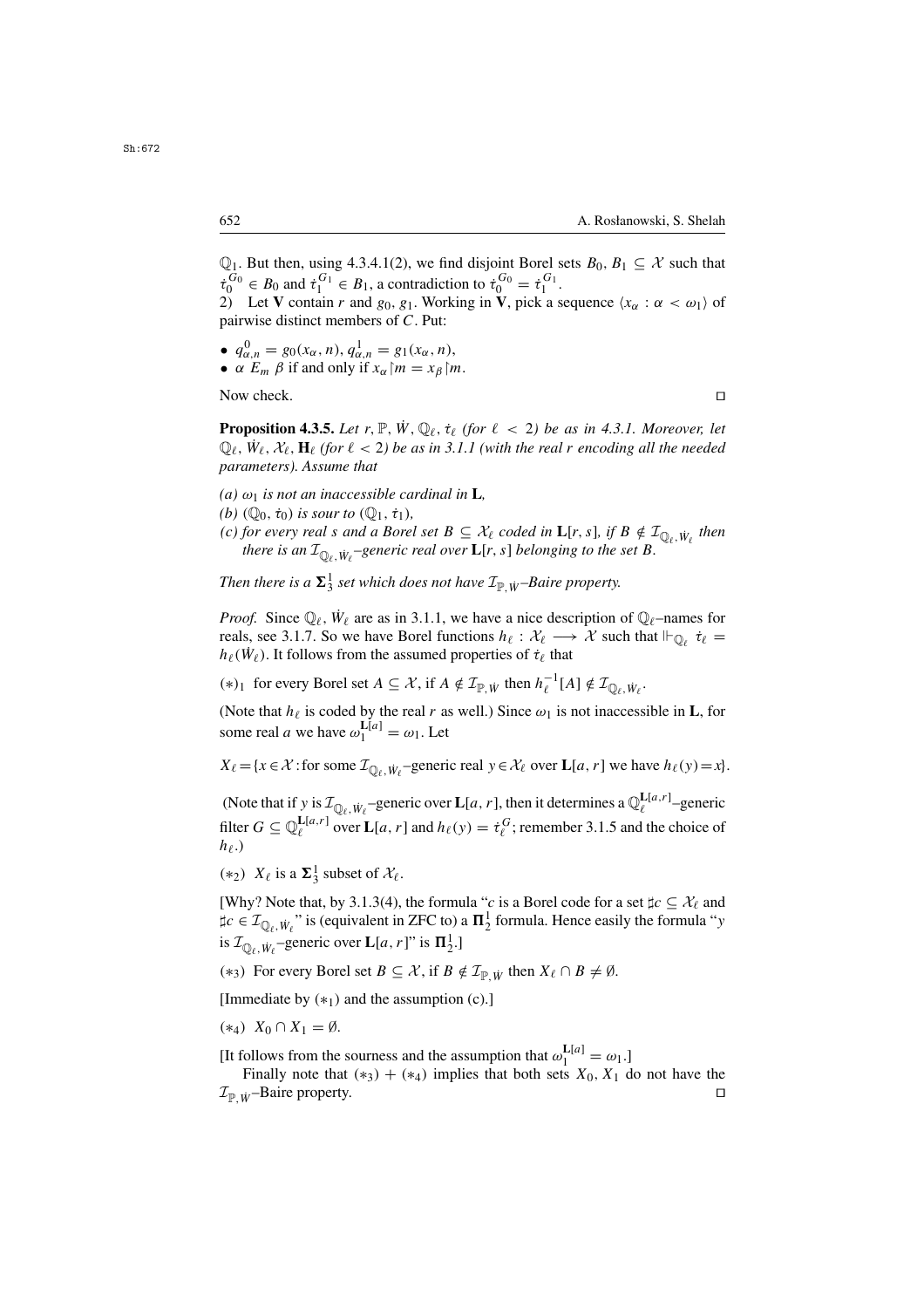$\mathbb{Q}_1$. But then, using 4.3.4.1(2), we find disjoint Borel sets $B_0, B_1 \subseteq \mathcal{X}$ such that $\dot{\tau}_0^{G_0} \in B_0$ and $\dot{\tau}_1^{G_1} \in B_1$, a contradiction to $\dot{\tau}_0^{G_0} = \dot{\tau}_1^{G_1}$.

2) Let $\mathbf{V}$ contain $r$ and $g_0, g_1$. Working in $\mathbf{V}$, pick a sequence $\langle x_\alpha : \alpha < \omega_1\rangle$ of pairwise distinct members of $C$. Put:

- $q^0_{\alpha,n} = g_0(x_\alpha, n)$, $q^1_{\alpha,n} = g_1(x_\alpha, n)$,
- $\alpha\ E_m\ \beta$ if and only if $x_\alpha \restriction m = x_\beta \restriction m$.

Now check. $\square$

**Proposition 4.3.5.** *Let $r, \mathbb{P}, \dot{W}, \mathbb{Q}_\ell, \dot{\tau}_\ell$ (for $\ell < 2$) be as in 4.3.1. Moreover, let $\mathbb{Q}_\ell, \dot{W}_\ell, \mathcal{X}_\ell, \mathbf{H}_\ell$ (for $\ell < 2$) be as in 3.1.1 (with the real $r$ encoding all the needed parameters). Assume that*

*(a) $\omega_1$ is not an inaccessible cardinal in $\mathbf{L}$,*
*(b) $(\mathbb{Q}_0, \dot{\tau}_0)$ is sour to $(\mathbb{Q}_1, \dot{\tau}_1)$,*
*(c) for every real $s$ and a Borel set $B \subseteq \mathcal{X}_\ell$ coded in $\mathbf{L}[r, s]$, if $B \notin \mathcal{I}_{\mathbb{Q}_\ell, \dot{W}_\ell}$ then there is an $\mathcal{I}_{\mathbb{Q}_\ell, \dot{W}_\ell}$–generic real over $\mathbf{L}[r, s]$ belonging to the set $B$.*

*Then there is a $\mathbf{\Sigma}^1_3$ set which does not have $\mathcal{I}_{\mathbb{P},\dot{W}}$–Baire property.*

*Proof.* Since $\mathbb{Q}_\ell, \dot{W}_\ell$ are as in 3.1.1, we have a nice description of $\mathbb{Q}_\ell$–names for reals, see 3.1.7. So we have Borel functions $h_\ell : \mathcal{X}_\ell \longrightarrow \mathcal{X}$ such that $\Vdash_{\mathbb{Q}_\ell} \dot{\tau}_\ell = h_\ell(\dot{W}_\ell)$. It follows from the assumed properties of $\dot{\tau}_\ell$ that

$(*)_1$ for every Borel set $A \subseteq \mathcal{X}$, if $A \notin \mathcal{I}_{\mathbb{P},\dot{W}}$ then $h_\ell^{-1}[A] \notin \mathcal{I}_{\mathbb{Q}_\ell, \dot{W}_\ell}$.

(Note that $h_\ell$ is coded by the real $r$ as well.) Since $\omega_1$ is not inaccessible in $\mathbf{L}$, for some real $a$ we have $\omega_1^{\mathbf{L}[a]} = \omega_1$. Let

$X_\ell = \{x \in \mathcal{X} :$ for some $\mathcal{I}_{\mathbb{Q}_\ell, \dot{W}_\ell}$–generic real $y \in \mathcal{X}_\ell$ over $\mathbf{L}[a, r]$ we have $h_\ell(y) = x\}$.

(Note that if $y$ is $\mathcal{I}_{\mathbb{Q}_\ell, \dot{W}_\ell}$–generic over $\mathbf{L}[a, r]$, then it determines a $\mathbb{Q}_\ell^{\mathbf{L}[a,r]}$–generic filter $G \subseteq \mathbb{Q}_\ell^{\mathbf{L}[a,r]}$ over $\mathbf{L}[a, r]$ and $h_\ell(y) = \dot{\tau}_\ell^G$; remember 3.1.5 and the choice of $h_\ell$.)

$(*)_2$ $X_\ell$ is a $\mathbf{\Sigma}^1_3$ subset of $\mathcal{X}_\ell$.

[Why? Note that, by 3.1.3(4), the formula "$c$ is a Borel code for a set $\sharp c \subseteq \mathcal{X}_\ell$ and $\sharp c \in \mathcal{I}_{\mathbb{Q}_\ell, \dot{W}_\ell}$" is (equivalent in ZFC to) a $\mathbf{\Pi}^1_2$ formula. Hence easily the formula "$y$ is $\mathcal{I}_{\mathbb{Q}_\ell, \dot{W}_\ell}$–generic over $\mathbf{L}[a, r]$" is $\mathbf{\Pi}^1_2$.]

$(*)_3$ For every Borel set $B \subseteq \mathcal{X}$, if $B \notin \mathcal{I}_{\mathbb{P},\dot{W}}$ then $X_\ell \cap B \neq \emptyset$.

[Immediate by $(*)_1$ and the assumption (c).]

$(*)_4$ $X_0 \cap X_1 = \emptyset$.

[It follows from the sourness and the assumption that $\omega_1^{\mathbf{L}[a]} = \omega_1$.]

Finally note that $(*_3) + (*_4)$ implies that both sets $X_0, X_1$ do not have the $\mathcal{I}_{\mathbb{P},\dot{W}}$–Baire property. $\square$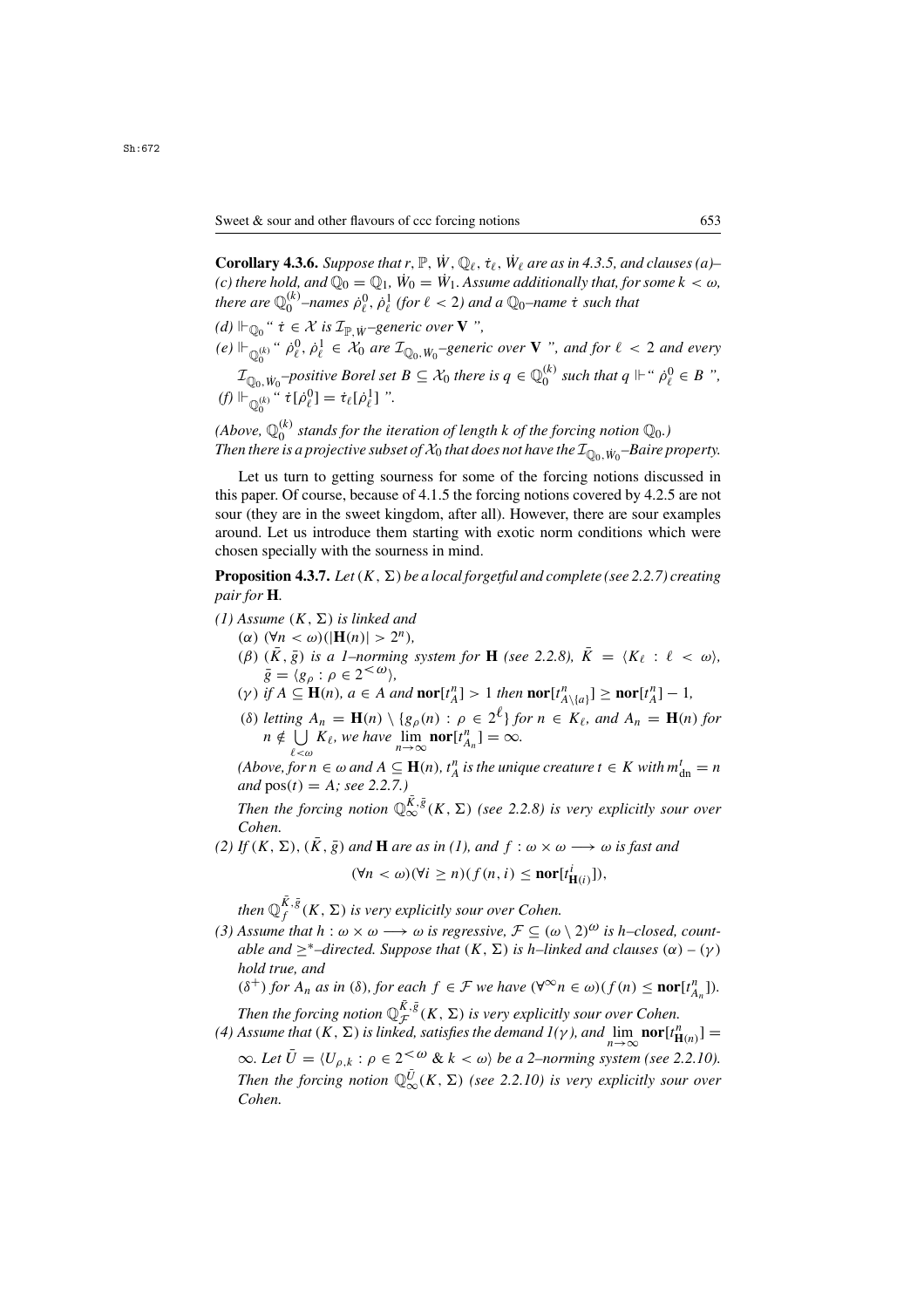**Corollary 4.3.6.** *Suppose that $r$, $\mathbb{P}$, $\dot{W}$, $\mathbb{Q}_\ell$, $\dot{\tau}_\ell$, $\dot{W}_\ell$ are as in 4.3.5, and clauses (a)–(c) there hold, and $\mathbb{Q}_0 = \mathbb{Q}_1$, $\dot{W}_0 = \dot{W}_1$. Assume additionally that, for some $k < \omega$, there are $\mathbb{Q}_0^{(k)}$–names $\dot{\rho}_\ell^0, \dot{\rho}_\ell^1$ (for $\ell < 2$) and a $\mathbb{Q}_0$–name $\dot{\tau}$ such that*

*(d) $\Vdash_{\mathbb{Q}_0}$ " $\dot{\tau} \in \mathcal{X}$ is $\mathcal{I}_{\mathbb{P},\dot{W}}$–generic over $\mathbf{V}$ ",*

*(e) $\Vdash_{\mathbb{Q}_0^{(k)}}$ " $\dot{\rho}_\ell^0, \dot{\rho}_\ell^1 \in \mathcal{X}_0$ are $\mathcal{I}_{\mathbb{Q}_0,\dot{W}_0}$–generic over $\mathbf{V}$ ", and for $\ell < 2$ and every $\mathcal{I}_{\mathbb{Q}_0,\dot{W}_0}$–positive Borel set $B \subseteq \mathcal{X}_0$ there is $q \in \mathbb{Q}_0^{(k)}$ such that $q \Vdash$ " $\dot{\rho}_\ell^0 \in B$ ",*

*(f) $\Vdash_{\mathbb{Q}_0^{(k)}}$ " $\dot{\tau}[\dot{\rho}_\ell^0] = \dot{\tau}_\ell[\dot{\rho}_\ell^1]$ ".*

*(Above, $\mathbb{Q}_0^{(k)}$ stands for the iteration of length $k$ of the forcing notion $\mathbb{Q}_0$.)*
*Then there is a projective subset of $\mathcal{X}_0$ that does not have the $\mathcal{I}_{\mathbb{Q}_0,\dot{W}_0}$–Baire property.*

Let us turn to getting sourness for some of the forcing notions discussed in this paper. Of course, because of 4.1.5 the forcing notions covered by 4.2.5 are not sour (they are in the sweet kingdom, after all). However, there are sour examples around. Let us introduce them starting with exotic norm conditions which were chosen specially with the sourness in mind.

**Proposition 4.3.7.** *Let $(K, \Sigma)$ be a local forgetful and complete (see 2.2.7) creating pair for $\mathbf{H}$.*

*(1) Assume $(K, \Sigma)$ is linked and*
- *($\alpha$) $(\forall n < \omega)(|\mathbf{H}(n)| > 2^n)$,*
- *($\beta$) $(\bar{K}, \bar{g})$ is a 1–norming system for $\mathbf{H}$ (see 2.2.8), $\bar{K} = \langle K_\ell : \ell < \omega \rangle$, $\bar{g} = \langle g_\rho : \rho \in 2^{<\omega} \rangle$,*
- *($\gamma$) if $A \subseteq \mathbf{H}(n)$, $a \in A$ and $\mathbf{nor}[t_A^n] > 1$ then $\mathbf{nor}[t_{A\setminus\{a\}}^n] \geq \mathbf{nor}[t_A^n] - 1$,*
- *($\delta$) letting $A_n = \mathbf{H}(n) \setminus \{g_\rho(n) : \rho \in 2^\ell\}$ for $n \in K_\ell$, and $A_n = \mathbf{H}(n)$ for $n \notin \bigcup\limits_{\ell<\omega} K_\ell$, we have $\lim\limits_{n\to\infty} \mathbf{nor}[t_{A_n}^n] = \infty$.*

*(Above, for $n \in \omega$ and $A \subseteq \mathbf{H}(n)$, $t_A^n$ is the unique creature $t \in K$ with $m_{\mathrm{dn}}^t = n$ and $\mathrm{pos}(t) = A$; see 2.2.7.)*

*Then the forcing notion $\mathbb{Q}_\infty^{\bar{K},\bar{g}}(K, \Sigma)$ (see 2.2.8) is very explicitly sour over Cohen.*

*(2) If $(K, \Sigma)$, $(\bar{K}, \bar{g})$ and $\mathbf{H}$ are as in (1), and $f : \omega \times \omega \longrightarrow \omega$ is fast and*

$$(\forall n < \omega)(\forall i \geq n)(f(n, i) \leq \mathbf{nor}[t_{\mathbf{H}(i)}^i]),$$

*then $\mathbb{Q}_f^{\bar{K},\bar{g}}(K, \Sigma)$ is very explicitly sour over Cohen.*

*(3) Assume that $h : \omega \times \omega \longrightarrow \omega$ is regressive, $\mathcal{F} \subseteq (\omega \setminus 2)^\omega$ is $h$–closed, countable and $\geq^*$–directed. Suppose that $(K, \Sigma)$ is $h$–linked and clauses $(\alpha)$ – $(\gamma)$ hold true, and*

*$(\delta^+)$ for $A_n$ as in $(\delta)$, for each $f \in \mathcal{F}$ we have $(\forall^\infty n \in \omega)(f(n) \leq \mathbf{nor}[t_{A_n}^n])$.*

*Then the forcing notion $\mathbb{Q}_{\mathcal{F}}^{\bar{K},\bar{g}}(K, \Sigma)$ is very explicitly sour over Cohen.*

*(4) Assume that $(K, \Sigma)$ is linked, satisfies the demand 1($\gamma$), and $\lim\limits_{n\to\infty} \mathbf{nor}[t_{\mathbf{H}(n)}^n] = \infty$. Let $\bar{U} = \langle U_{\rho,k} : \rho \in 2^{<\omega}$ & $k < \omega \rangle$ be a 2–norming system (see 2.2.10). Then the forcing notion $\mathbb{Q}_\infty^{\bar{U}}(K, \Sigma)$ (see 2.2.10) is very explicitly sour over Cohen.*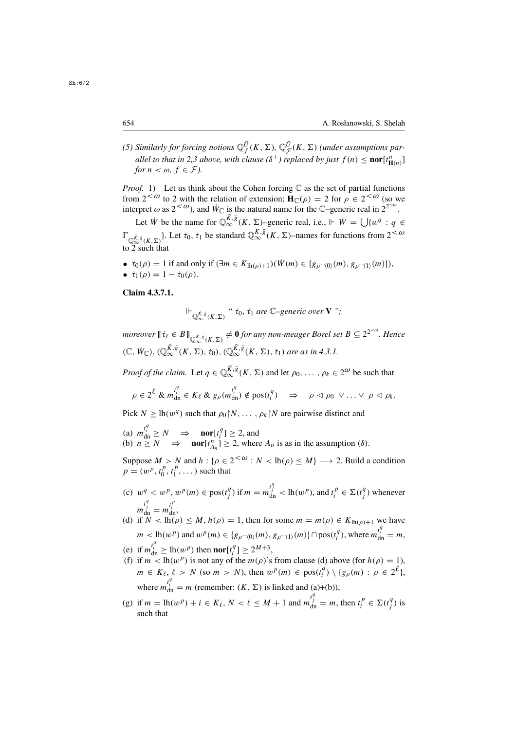*(5) Similarly for forcing notions $\mathbb{Q}^{\bar{U}}_f(K,\Sigma)$, $\mathbb{Q}^{\bar{U}}_{\mathcal{F}}(K,\Sigma)$ (under assumptions parallel to that in 2,3 above, with clause $(\delta^+)$ replaced by just $f(n) \le \mathbf{nor}[t^n_{\mathbf{H}(n)}]$ for $n<\omega$, $f\in\mathcal{F}$).*

*Proof.* 1) Let us think about the Cohen forcing $\mathbb{C}$ as the set of partial functions from $2^{<\omega}$ to 2 with the relation of extension; $\mathbf{H}_{\mathbb{C}}(\rho)=2$ for $\rho\in 2^{<\omega}$ (so we interpret $\omega$ as $2^{<\omega}$), and $\dot{W}_{\mathbb{C}}$ is the natural name for the $\mathbb{C}$–generic real in $2^{2^{<\omega}}$.

Let $\dot{W}$ be the name for $\mathbb{Q}^{\bar{K},\bar{g}}_\infty(K,\Sigma)$–generic real, i.e., $\Vdash \dot{W}=\bigcup\{w^q : q\in \Gamma_{\mathbb{Q}^{\bar{K},\bar{g}}_\infty(K,\Sigma)}\}$. Let $\dot{\tau}_0$, $\dot{\tau}_1$ be standard $\mathbb{Q}^{\bar{K},\bar{g}}_\infty(K,\Sigma)$–names for functions from $2^{<\omega}$ to 2 such that

- $\dot{\tau}_0(\rho)=1$ if and only if $(\exists m\in K_{\mathrm{lh}(\rho)+1})(\dot{W}(m)\in\{g_{\rho^\frown\langle 0\rangle}(m), g_{\rho^\frown\langle 1\rangle}(m)\})$,
- $\dot{\tau}_1(\rho)=1-\dot{\tau}_0(\rho)$.

**Claim 4.3.7.1.**

$$\Vdash_{\mathbb{Q}^{\bar{K},\bar{g}}_\infty(K,\Sigma)} \text{“ } \dot{\tau}_0,\ \dot{\tau}_1 \text{ are } \mathbb{C}\text{–generic over } \mathbf{V}\text{ ”;}$$

*moreover $[\![\dot{\tau}_\ell\in B]\!]_{\mathbb{Q}^{\bar{K},\bar{g}}_\infty(K,\Sigma)}\neq \mathbf{0}$ for any non-meager Borel set $B\subseteq 2^{2^{<\omega}}$. Hence $(\mathbb{C},\dot{W}_{\mathbb{C}})$, $(\mathbb{Q}^{\bar{K},\bar{g}}_\infty(K,\Sigma),\dot{\tau}_0)$, $(\mathbb{Q}^{\bar{K},\bar{g}}_\infty(K,\Sigma),\dot{\tau}_1)$ are as in 4.3.1.*

*Proof of the claim.* Let $q\in\mathbb{Q}^{\bar{K},\bar{g}}_\infty(K,\Sigma)$ and let $\rho_0,\dots,\rho_k\in 2^\omega$ be such that

$$\rho\in 2^\ell \;\&\; m^{t^q_i}_{\mathrm{dn}}\in K_\ell \;\&\; g_\rho(m^{t^q_i}_{\mathrm{dn}})\notin \mathrm{pos}(t^q_i) \quad\Rightarrow\quad \rho\vartriangleleft\rho_0\ \vee\ldots\vee\ \rho\vartriangleleft\rho_k.$$

Pick $N\ge \mathrm{lh}(w^q)$ such that $\rho_0{\restriction}N,\dots,\rho_k{\restriction}N$ are pairwise distinct and

(a) $m^{t^q_i}_{\mathrm{dn}}\ge N \quad\Rightarrow\quad \mathbf{nor}[t^q_i]\ge 2$, and
(b) $n\ge N \quad\Rightarrow\quad \mathbf{nor}[t^n_{A_n}]\ge 2$, where $A_n$ is as in the assumption $(\delta)$.

Suppose $M>N$ and $h:\{\rho\in 2^{<\omega}: N<\mathrm{lh}(\rho)\le M\}\longrightarrow 2$. Build a condition $p=(w^p,t^p_0,t^p_1,\dots)$ such that

(c) $w^q\vartriangleleft w^p$, $w^p(m)\in\mathrm{pos}(t^q_j)$ if $m=m^{t^q_j}_{\mathrm{dn}}<\mathrm{lh}(w^p)$, and $t^p_i\in\Sigma(t^q_j)$ whenever $m^{t^q_j}_{\mathrm{dn}}=m^{t^p_i}_{\mathrm{dn}}$,
(d) if $N<\mathrm{lh}(\rho)\le M$, $h(\rho)=1$, then for some $m=m(\rho)\in K_{\mathrm{lh}(\rho)+1}$ we have $m<\mathrm{lh}(w^p)$ and $w^p(m)\in\{g_{\rho^\frown\langle 0\rangle}(m), g_{\rho^\frown\langle 1\rangle}(m)\}\cap\mathrm{pos}(t^q_i)$, where $m^{t^q_i}_{\mathrm{dn}}=m$,
(e) if $m^{t^q_i}_{\mathrm{dn}}\ge\mathrm{lh}(w^p)$ then $\mathbf{nor}[t^q_i]\ge 2^{M+3}$,
(f) if $m<\mathrm{lh}(w^p)$ is not any of the $m(\rho)$'s from clause (d) above (for $h(\rho)=1$), $m\in K_\ell$, $\ell>N$ (so $m>N$), then $w^p(m)\in\mathrm{pos}(t^q_i)\setminus\{g_\rho(m):\rho\in 2^\ell\}$, where $m^{t^q_i}_{\mathrm{dn}}=m$ (remember: $(K,\Sigma)$ is linked and (a)+(b)),
(g) if $m=\mathrm{lh}(w^p)+i\in K_\ell$, $N<\ell\le M+1$ and $m^{t^q_j}_{\mathrm{dn}}=m$, then $t^p_i\in\Sigma(t^q_j)$ is such that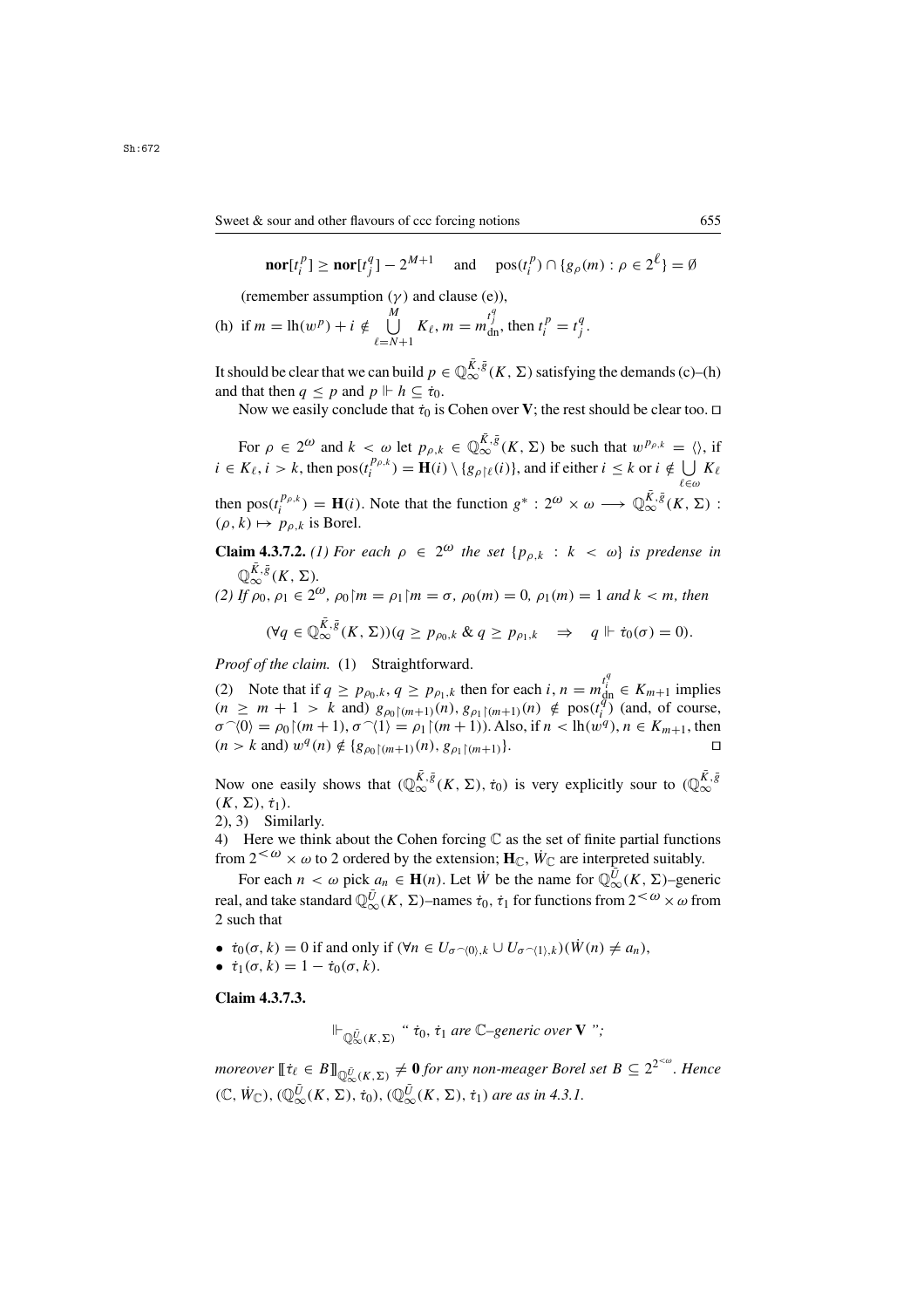$$\mathbf{nor}[t^p_i] \geq \mathbf{nor}[t^q_j] - 2^{M+1} \quad \text{and} \quad \mathrm{pos}(t^p_i) \cap \{g_\rho(m) : \rho \in 2^\ell\} = \emptyset$$

(remember assumption $(\gamma)$ and clause (e)),

(h) if $m = \mathrm{lh}(w^p) + i \notin \bigcup\limits_{\ell=N+1}^{M} K_\ell$, $m = m^{t^q_j}_{\mathrm{dn}}$, then $t^p_i = t^q_j$.

It should be clear that we can build $p \in \mathbb{Q}^{\bar{K},\bar{g}}_\infty(K,\Sigma)$ satisfying the demands (c)–(h) and that then $q \leq p$ and $p \Vdash h \subseteq \dot{\tau}_0$.

Now we easily conclude that $\dot{\tau}_0$ is Cohen over $\mathbf{V}$; the rest should be clear too. $\square$

For $\rho \in 2^\omega$ and $k < \omega$ let $p_{\rho,k} \in \mathbb{Q}^{\bar{K},\bar{g}}_\infty(K,\Sigma)$ be such that $w^{p_{\rho,k}} = \langle\rangle$, if $i \in K_\ell$, $i > k$, then $\mathrm{pos}(t^{p_{\rho,k}}_i) = \mathbf{H}(i) \setminus \{g_{\rho\restriction\ell}(i)\}$, and if either $i \leq k$ or $i \notin \bigcup\limits_{\ell\in\omega} K_\ell$ then $\mathrm{pos}(t^{p_{\rho,k}}_i) = \mathbf{H}(i)$. Note that the function $g^* : 2^\omega \times \omega \longrightarrow \mathbb{Q}^{\bar{K},\bar{g}}_\infty(K,\Sigma)$ : $(\rho,k) \mapsto p_{\rho,k}$ is Borel.

**Claim 4.3.7.2.** *(1) For each $\rho \in 2^\omega$ the set $\{p_{\rho,k} : k < \omega\}$ is predense in $\mathbb{Q}^{\bar{K},\bar{g}}_\infty(K,\Sigma)$.*
*(2) If $\rho_0, \rho_1 \in 2^\omega$, $\rho_0\restriction m = \rho_1\restriction m = \sigma$, $\rho_0(m) = 0$, $\rho_1(m) = 1$ and $k < m$, then*

$$(\forall q \in \mathbb{Q}^{\bar{K},\bar{g}}_\infty(K,\Sigma))(q \geq p_{\rho_0,k} \;\&\; q \geq p_{\rho_1,k} \quad\Rightarrow\quad q \Vdash \dot{\tau}_0(\sigma) = 0).$$

*Proof of the claim.* (1) Straightforward.

(2) Note that if $q \geq p_{\rho_0,k}$, $q \geq p_{\rho_1,k}$ then for each $i$, $n = m^{t^q_i}_{\mathrm{dn}} \in K_{m+1}$ implies ($n \geq m+1 > k$ and) $g_{\rho_0\restriction(m+1)}(n), g_{\rho_1\restriction(m+1)}(n) \notin \mathrm{pos}(t^q_i)$ (and, of course, $\sigma^\frown\langle 0\rangle = \rho_0\restriction(m+1)$, $\sigma^\frown\langle 1\rangle = \rho_1\restriction(m+1)$). Also, if $n < \mathrm{lh}(w^q)$, $n \in K_{m+1}$, then ($n > k$ and) $w^q(n) \notin \{g_{\rho_0\restriction(m+1)}(n), g_{\rho_1\restriction(m+1)}\}$. $\square$

Now one easily shows that $(\mathbb{Q}^{\bar{K},\bar{g}}_\infty(K,\Sigma), \dot{\tau}_0)$ is very explicitly sour to $(\mathbb{Q}^{\bar{K},\bar{g}}_\infty(K,\Sigma), \dot{\tau}_1)$.

2), 3) Similarly.

4) Here we think about the Cohen forcing $\mathbb{C}$ as the set of finite partial functions from $2^{<\omega} \times \omega$ to 2 ordered by the extension; $\mathbf{H}_{\mathbb{C}}$, $\dot{W}_{\mathbb{C}}$ are interpreted suitably.

For each $n < \omega$ pick $a_n \in \mathbf{H}(n)$. Let $\dot{W}$ be the name for $\mathbb{Q}^{\bar{U}}_\infty(K,\Sigma)$–generic real, and take standard $\mathbb{Q}^{\bar{U}}_\infty(K,\Sigma)$–names $\dot{\tau}_0, \dot{\tau}_1$ for functions from $2^{<\omega} \times \omega$ from 2 such that

- $\dot{\tau}_0(\sigma,k) = 0$ if and only if $(\forall n \in U_{\sigma^\frown\langle 0\rangle,k} \cup U_{\sigma^\frown\langle 1\rangle,k})(\dot{W}(n) \neq a_n)$,
- $\dot{\tau}_1(\sigma,k) = 1 - \dot{\tau}_0(\sigma,k)$.

**Claim 4.3.7.3.**

$$\Vdash_{\mathbb{Q}^{\bar{U}}_\infty(K,\Sigma)} \text{“ } \dot{\tau}_0, \dot{\tau}_1 \text{ are } \mathbb{C}\text{–generic over } \mathbf{V} \text{ ”;}$$

*moreover* $[\![\dot{\tau}_\ell \in B]\!]_{\mathbb{Q}^{\bar{U}}_\infty(K,\Sigma)} \neq \mathbf{0}$ *for any non-meager Borel set* $B \subseteq 2^{2^{<\omega}}$*. Hence* $(\mathbb{C}, \dot{W}_{\mathbb{C}})$, $(\mathbb{Q}^{\bar{U}}_\infty(K,\Sigma), \dot{\tau}_0)$, $(\mathbb{Q}^{\bar{U}}_\infty(K,\Sigma), \dot{\tau}_1)$ *are as in 4.3.1.*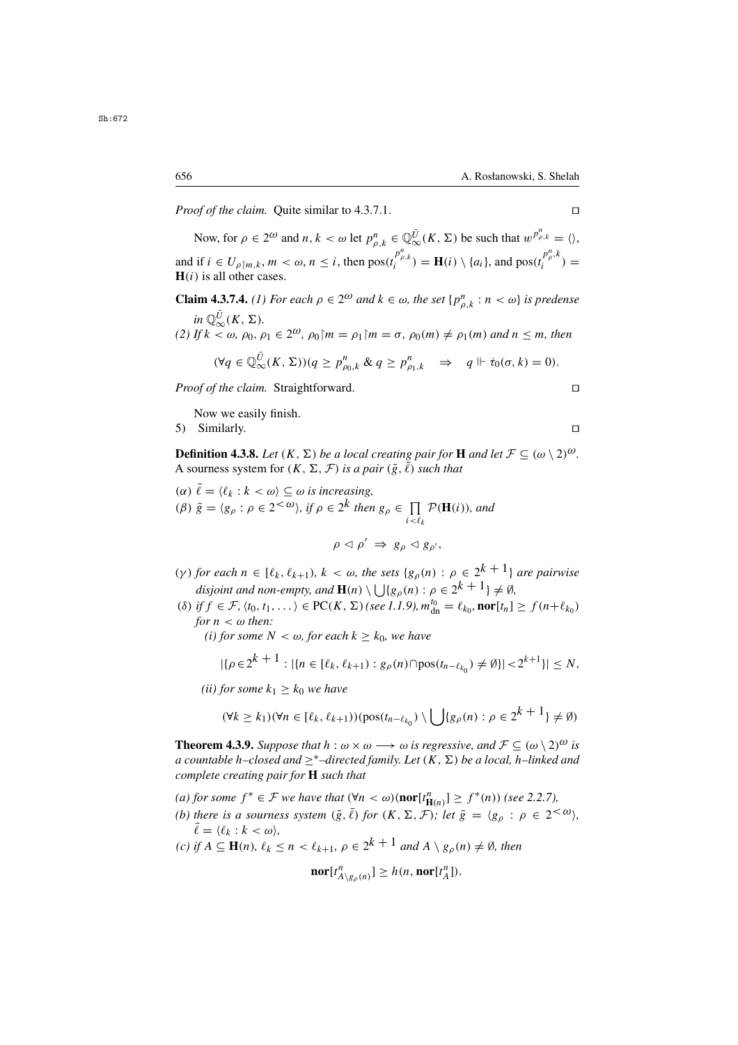*Proof of the claim.* Quite similar to 4.3.7.1. $\square$

Now, for $\rho \in 2^\omega$ and $n, k < \omega$ let $p^n_{\rho,k} \in \mathbb{Q}^{\bar{U}}_\infty(K,\Sigma)$ be such that $w^{p^n_{\rho,k}} = \langle\rangle$, and if $i \in U_{\rho\restriction m,k}$, $m < \omega$, $n \le i$, then $\mathrm{pos}(t_i^{p^n_{\rho,k}}) = \mathbf{H}(i) \setminus \{a_i\}$, and $\mathrm{pos}(t_i^{p^n_{\rho,k}}) = \mathbf{H}(i)$ is all other cases.

**Claim 4.3.7.4.** *(1) For each $\rho \in 2^\omega$ and $k \in \omega$, the set $\{p^n_{\rho,k} : n < \omega\}$ is predense in $\mathbb{Q}^{\bar{U}}_\infty(K,\Sigma)$.*
*(2) If $k < \omega$, $\rho_0, \rho_1 \in 2^\omega$, $\rho_0\restriction m = \rho_1\restriction m = \sigma$, $\rho_0(m) \neq \rho_1(m)$ and $n \le m$, then*

$$(\forall q \in \mathbb{Q}^{\bar{U}}_\infty(K,\Sigma))(q \ge p^n_{\rho_0,k} \;\&\; q \ge p^n_{\rho_1,k} \quad \Rightarrow \quad q \Vdash \dot{t}_0(\sigma,k) = 0).$$

*Proof of the claim.* Straightforward. $\square$

Now we easily finish.

5) Similarly. $\square$

**Definition 4.3.8.** *Let $(K,\Sigma)$ be a local creating pair for $\mathbf{H}$ and let $\mathcal{F} \subseteq (\omega\setminus 2)^\omega$. A sourness system for $(K,\Sigma,\mathcal{F})$ is a pair $(\bar{g},\bar{\ell})$ such that*

*($\alpha$) $\bar{\ell} = \langle \ell_k : k < \omega\rangle \subseteq \omega$ is increasing,*

*($\beta$) $\bar{g} = \langle g_\rho : \rho \in 2^{<\omega}\rangle$, if $\rho \in 2^k$ then $g_\rho \in \prod\limits_{i<\ell_k} \mathcal{P}(\mathbf{H}(i))$, and*

$$\rho \lhd \rho' \;\Rightarrow\; g_\rho \lhd g_{\rho'},$$

*($\gamma$) for each $n \in [\ell_k, \ell_{k+1})$, $k < \omega$, the sets $\{g_\rho(n) : \rho \in 2^{k+1}\}$ are pairwise disjoint and non-empty, and $\mathbf{H}(n) \setminus \bigcup\{g_\rho(n) : \rho \in 2^{k+1}\} \neq \emptyset$,*

*($\delta$) if $f \in \mathcal{F}$, $\langle t_0, t_1, \ldots\rangle \in \mathrm{PC}(K,\Sigma)$ (see 1.1.9), $m^{t_0}_{\mathrm{dn}} = \ell_{k_0}$, $\mathbf{nor}[t_n] \ge f(n+\ell_{k_0})$ for $n < \omega$ then:*

*(i) for some $N < \omega$, for each $k \ge k_0$, we have*

$$|\{\rho \in 2^{k+1} : |\{n \in [\ell_k,\ell_{k+1}) : g_\rho(n) \cap \mathrm{pos}(t_{n-\ell_{k_0}}) \neq \emptyset\}| < 2^{k+1}\}| \le N,$$

*(ii) for some $k_1 \ge k_0$ we have*

$$(\forall k \ge k_1)(\forall n \in [\ell_k,\ell_{k+1}))(\mathrm{pos}(t_{n-\ell_{k_0}}) \setminus \bigcup\{g_\rho(n) : \rho \in 2^{k+1}\} \neq \emptyset)$$

**Theorem 4.3.9.** *Suppose that $h : \omega\times\omega \longrightarrow \omega$ is regressive, and $\mathcal{F} \subseteq (\omega\setminus 2)^\omega$ is a countable $h$–closed and $\ge^*$–directed family. Let $(K,\Sigma)$ be a local, $h$–linked and complete creating pair for $\mathbf{H}$ such that*

*(a) for some $f^* \in \mathcal{F}$ we have that $(\forall n < \omega)(\mathbf{nor}[t^n_{\mathbf{H}(n)}] \ge f^*(n))$ (see 2.2.7),*

*(b) there is a sourness system $(\bar{g},\bar{\ell})$ for $(K,\Sigma,\mathcal{F})$; let $\bar{g} = \langle g_\rho : \rho \in 2^{<\omega}\rangle$, $\bar{\ell} = \langle \ell_k : k < \omega\rangle$,*

*(c) if $A \subseteq \mathbf{H}(n)$, $\ell_k \le n < \ell_{k+1}$, $\rho \in 2^{k+1}$ and $A \setminus g_\rho(n) \neq \emptyset$, then*

$$\mathbf{nor}[t^n_{A\setminus g_\rho(n)}] \ge h(n, \mathbf{nor}[t^n_A]).$$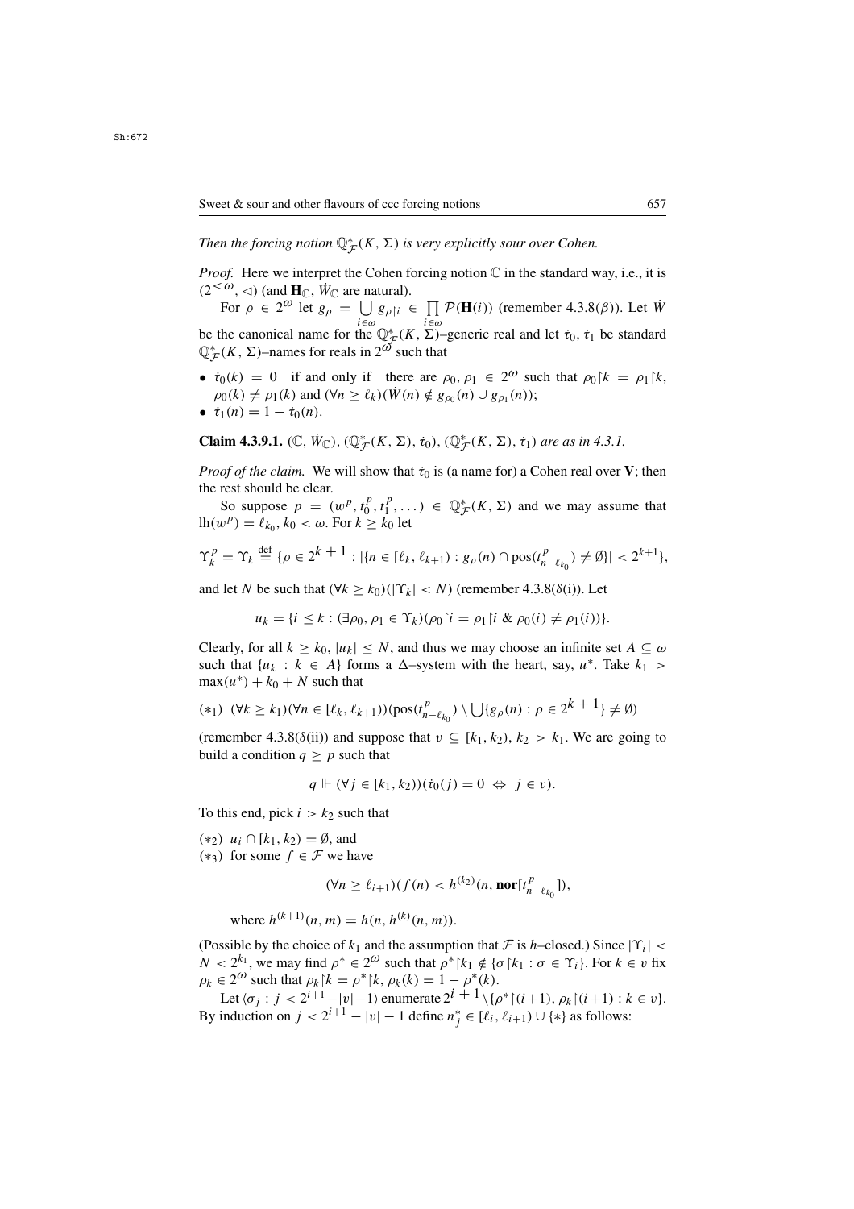*Then the forcing notion $\mathbb{Q}^*_{\mathcal{F}}(K,\Sigma)$ is very explicitly sour over Cohen.*

*Proof.* Here we interpret the Cohen forcing notion $\mathbb{C}$ in the standard way, i.e., it is $(2^{<\omega}, \vartriangleleft)$ (and $\mathbf{H}_{\mathbb{C}}$, $\dot{W}_{\mathbb{C}}$ are natural).

For $\rho \in 2^\omega$ let $g_\rho = \bigcup\limits_{i\in\omega} g_{\rho\restriction i} \in \prod\limits_{i\in\omega} \mathcal{P}(\mathbf{H}(i))$ (remember 4.3.8($\beta$)). Let $\dot{W}$ be the canonical name for the $\mathbb{Q}^*_{\mathcal{F}}(K,\Sigma)$–generic real and let $\dot{\tau}_0$, $\dot{\tau}_1$ be standard $\mathbb{Q}^*_{\mathcal{F}}(K,\Sigma)$–names for reals in $2^\omega$ such that

- $\dot{\tau}_0(k) = 0$ if and only if there are $\rho_0,\rho_1 \in 2^\omega$ such that $\rho_0\restriction k = \rho_1\restriction k$, $\rho_0(k) \neq \rho_1(k)$ and $(\forall n \geq \ell_k)(\dot{W}(n) \notin g_{\rho_0}(n) \cup g_{\rho_1}(n))$;
- $\dot{\tau}_1(n) = 1 - \dot{\tau}_0(n)$.

**Claim 4.3.9.1.** *$(\mathbb{C}, \dot{W}_{\mathbb{C}})$, $(\mathbb{Q}^*_{\mathcal{F}}(K,\Sigma), \dot{\tau}_0)$, $(\mathbb{Q}^*_{\mathcal{F}}(K,\Sigma), \dot{\tau}_1)$ are as in 4.3.1.*

*Proof of the claim.* We will show that $\dot{\tau}_0$ is (a name for) a Cohen real over $\mathbf{V}$; then the rest should be clear.

So suppose $p = (w^p, t^p_0, t^p_1, \ldots) \in \mathbb{Q}^*_{\mathcal{F}}(K,\Sigma)$ and we may assume that $\mathrm{lh}(w^p) = \ell_{k_0}$, $k_0 < \omega$. For $k \geq k_0$ let

$$\Upsilon^p_k = \Upsilon_k \stackrel{\mathrm{def}}{=} \{\rho \in 2^{k+1} : |\{n \in [\ell_k, \ell_{k+1}) : g_\rho(n) \cap \mathrm{pos}(t^p_{n-\ell_{k_0}}) \neq \emptyset\}| < 2^{k+1}\},$$

and let $N$ be such that $(\forall k \geq k_0)(|\Upsilon_k| < N)$ (remember 4.3.8($\delta$(i)). Let

$$u_k = \{i \leq k : (\exists \rho_0,\rho_1 \in \Upsilon_k)(\rho_0\restriction i = \rho_1\restriction i \ \&\ \rho_0(i) \neq \rho_1(i))\}.$$

Clearly, for all $k \geq k_0$, $|u_k| \leq N$, and thus we may choose an infinite set $A \subseteq \omega$ such that $\{u_k : k \in A\}$ forms a $\Delta$–system with the heart, say, $u^*$. Take $k_1 > \max(u^*) + k_0 + N$ such that

$(*_1)$ $(\forall k \geq k_1)(\forall n \in [\ell_k, \ell_{k+1}))(\mathrm{pos}(t^p_{n-\ell_{k_0}}) \setminus \bigcup\{g_\rho(n) : \rho \in 2^{k+1}\} \neq \emptyset)$

(remember 4.3.8($\delta$(ii)) and suppose that $v \subseteq [k_1, k_2)$, $k_2 > k_1$. We are going to build a condition $q \geq p$ such that

$$q \Vdash (\forall j \in [k_1, k_2))(\dot{\tau}_0(j) = 0 \ \Leftrightarrow\ j \in v).$$

To this end, pick $i > k_2$ such that

$(*_2)$ $u_i \cap [k_1, k_2) = \emptyset$, and

$(*_3)$ for some $f \in \mathcal{F}$ we have

$$(\forall n \geq \ell_{i+1})(f(n) < h^{(k_2)}(n, \mathbf{nor}[t^p_{n-\ell_{k_0}}]),$$

where $h^{(k+1)}(n,m) = h(n, h^{(k)}(n,m))$.

(Possible by the choice of $k_1$ and the assumption that $\mathcal{F}$ is $h$–closed.) Since $|\Upsilon_i| < N < 2^{k_1}$, we may find $\rho^* \in 2^\omega$ such that $\rho^*\restriction k_1 \notin \{\sigma\restriction k_1 : \sigma \in \Upsilon_i\}$. For $k \in v$ fix $\rho_k \in 2^\omega$ such that $\rho_k\restriction k = \rho^*\restriction k$, $\rho_k(k) = 1 - \rho^*(k)$.

Let $\langle \sigma_j : j < 2^{i+1} - |v| - 1\rangle$ enumerate $2^{i+1} \setminus \{\rho^*\restriction(i+1), \rho_k\restriction(i+1) : k \in v\}$. By induction on $j < 2^{i+1} - |v| - 1$ define $n^*_j \in [\ell_i, \ell_{i+1}) \cup \{*\}$ as follows: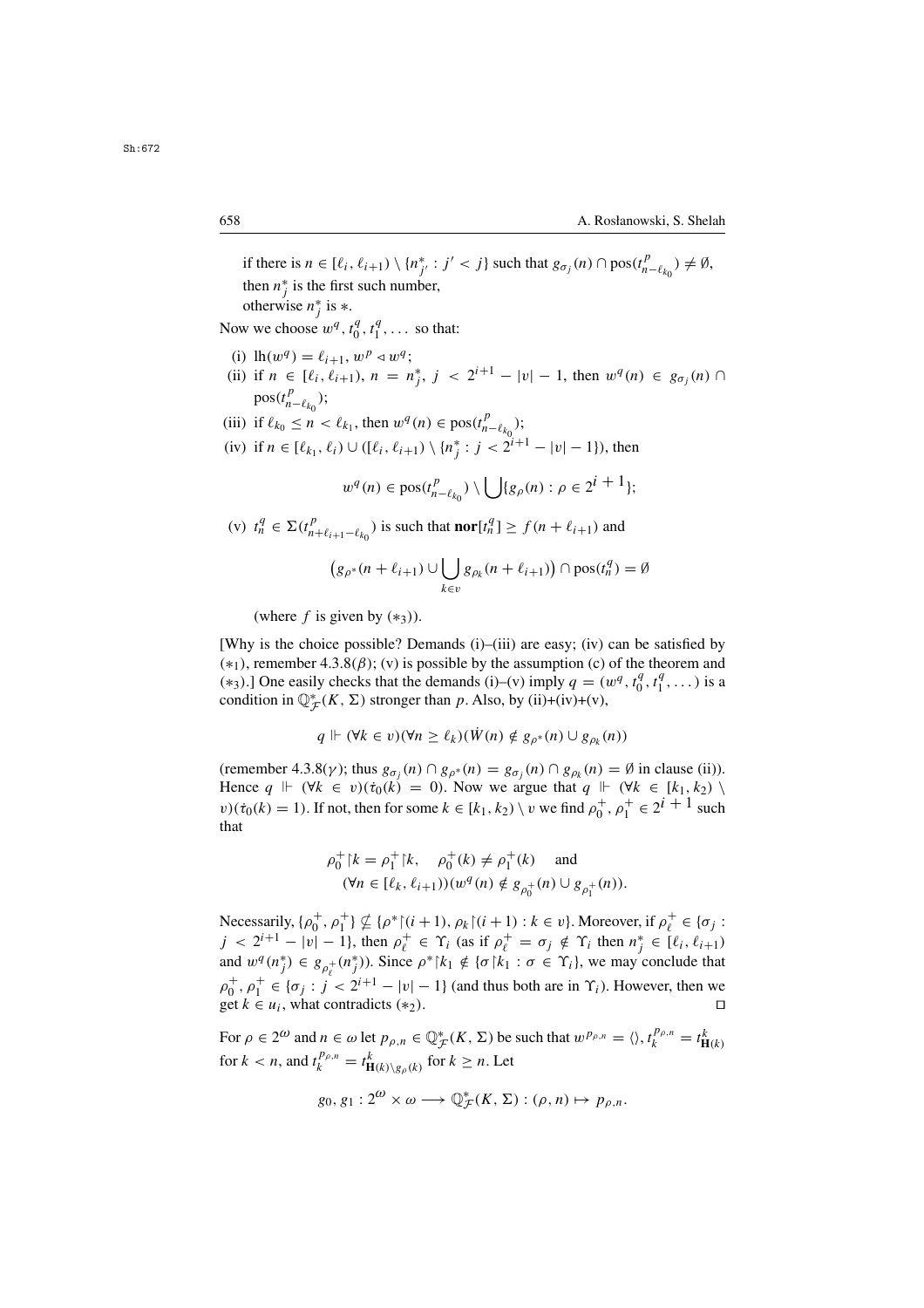if there is $n \in [\ell_i, \ell_{i+1}) \setminus \{n^*_{j'} : j' < j\}$ such that $g_{\sigma_j}(n) \cap \mathrm{pos}(t^p_{n-\ell_{k_0}}) \neq \emptyset$, then $n^*_j$ is the first such number,

otherwise $n^*_j$ is $*$.

Now we choose $w^q, t^q_0, t^q_1, \dots$ so that:

(i) $\mathrm{lh}(w^q) = \ell_{i+1}$, $w^p \lhd w^q$;

(ii) if $n \in [\ell_i, \ell_{i+1})$, $n = n^*_j$, $j < 2^{i+1} - |v| - 1$, then $w^q(n) \in g_{\sigma_j}(n) \cap \mathrm{pos}(t^p_{n-\ell_{k_0}})$;

(iii) if $\ell_{k_0} \leq n < \ell_{k_1}$, then $w^q(n) \in \mathrm{pos}(t^p_{n-\ell_{k_0}})$;

(iv) if $n \in [\ell_{k_1}, \ell_i) \cup ([\ell_i, \ell_{i+1}) \setminus \{n^*_j : j < 2^{i+1} - |v| - 1\})$, then

$$w^q(n) \in \mathrm{pos}(t^p_{n-\ell_{k_0}}) \setminus \bigcup \{g_\rho(n) : \rho \in 2^{i+1}\};$$

(v) $t^q_n \in \Sigma(t^p_{n+\ell_{i+1}-\ell_{k_0}})$ is such that $\mathbf{nor}[t^q_n] \geq f(n + \ell_{i+1})$ and

$$\big(g_{\rho^*}(n + \ell_{i+1}) \cup \bigcup_{k \in v} g_{\rho_k}(n + \ell_{i+1})\big) \cap \mathrm{pos}(t^q_n) = \emptyset$$

(where $f$ is given by $(*_3)$).

[Why is the choice possible? Demands (i)–(iii) are easy; (iv) can be satisfied by $(*_1)$, remember 4.3.8($\beta$); (v) is possible by the assumption (c) of the theorem and $(*_3)$.] One easily checks that the demands (i)–(v) imply $q = (w^q, t^q_0, t^q_1, \dots)$ is a condition in $\mathbb{Q}^*_{\mathcal{F}}(K, \Sigma)$ stronger than $p$. Also, by (ii)+(iv)+(v),

$$q \Vdash (\forall k \in v)(\forall n \geq \ell_k)(\dot{W}(n) \notin g_{\rho^*}(n) \cup g_{\rho_k}(n))$$

(remember 4.3.8($\gamma$); thus $g_{\sigma_j}(n) \cap g_{\rho^*}(n) = g_{\sigma_j}(n) \cap g_{\rho_k}(n) = \emptyset$ in clause (ii)). Hence $q \Vdash (\forall k \in v)(\dot{\tau}_0(k) = 0)$. Now we argue that $q \Vdash (\forall k \in [k_1, k_2) \setminus v)(\dot{\tau}_0(k) = 1)$. If not, then for some $k \in [k_1, k_2) \setminus v$ we find $\rho^+_0, \rho^+_1 \in 2^{i+1}$ such that

$$\rho^+_0 {\restriction} k = \rho^+_1 {\restriction} k, \quad \rho^+_0(k) \neq \rho^+_1(k) \quad \text{and}$$
$$(\forall n \in [\ell_k, \ell_{i+1}))(w^q(n) \notin g_{\rho^+_0}(n) \cup g_{\rho^+_1}(n)).$$

Necessarily, $\{\rho^+_0, \rho^+_1\} \not\subseteq \{\rho^* {\restriction}(i+1), \rho_k {\restriction}(i+1) : k \in v\}$. Moreover, if $\rho^+_\ell \in \{\sigma_j : j < 2^{i+1} - |v| - 1\}$, then $\rho^+_\ell \in \Upsilon_i$ (as if $\rho^+_\ell = \sigma_j \notin \Upsilon_i$ then $n^*_j \in [\ell_i, \ell_{i+1})$ and $w^q(n^*_j) \in g_{\rho^+_\ell}(n^*_j)$). Since $\rho^* {\restriction} k_1 \notin \{\sigma {\restriction} k_1 : \sigma \in \Upsilon_i\}$, we may conclude that $\rho^+_0, \rho^+_1 \in \{\sigma_j : j < 2^{i+1} - |v| - 1\}$ (and thus both are in $\Upsilon_i$). However, then we get $k \in u_i$, what contradicts $(*_2)$. $\square$

For $\rho \in 2^\omega$ and $n \in \omega$ let $p_{\rho,n} \in \mathbb{Q}^*_{\mathcal{F}}(K, \Sigma)$ be such that $w^{p_{\rho,n}} = \langle\rangle$, $t^{p_{\rho,n}}_k = t^k_{\mathbf{H}(k)}$ for $k < n$, and $t^{p_{\rho,n}}_k = t^k_{\mathbf{H}(k) \setminus g_\rho(k)}$ for $k \geq n$. Let

$$g_0, g_1 : 2^\omega \times \omega \longrightarrow \mathbb{Q}^*_{\mathcal{F}}(K, \Sigma) : (\rho, n) \mapsto p_{\rho,n}.$$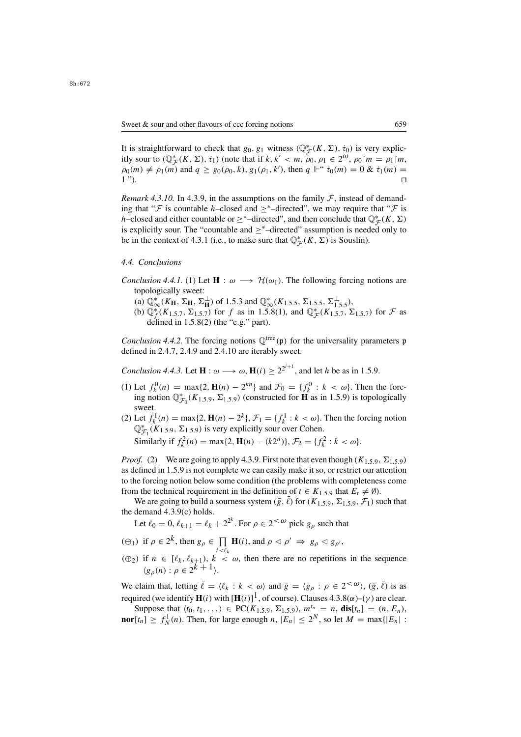It is straightforward to check that $g_0, g_1$ witness $(\mathbb{Q}^*_{\mathcal{F}}(K,\Sigma), \dot{\tau}_0)$ is very explicitly sour to $(\mathbb{Q}^*_{\mathcal{F}}(K,\Sigma), \dot{\tau}_1)$ (note that if $k, k' < m$, $\rho_0, \rho_1 \in 2^{\omega}$, $\rho_0 {\restriction} m = \rho_1 {\restriction} m$, $\rho_0(m) \neq \rho_1(m)$ and $q \geq g_0(\rho_0, k), g_1(\rho_1, k')$, then $q \Vdash$" $\dot{\tau}_0(m) = 0$ & $\dot{\tau}_1(m) = 1$ "). $\square$

*Remark 4.3.10.* In 4.3.9, in the assumptions on the family $\mathcal{F}$, instead of demanding that "$\mathcal{F}$ is countable $h$–closed and $\geq^*$–directed", we may require that "$\mathcal{F}$ is $h$–closed and either countable or $\geq^*$–directed", and then conclude that $\mathbb{Q}^*_{\mathcal{F}}(K,\Sigma)$ is explicitly sour. The "countable and $\geq^*$–directed" assumption is needed only to be in the context of 4.3.1 (i.e., to make sure that $\mathbb{Q}^*_{\mathcal{F}}(K,\Sigma)$ is Souslin).

### 4.4. Conclusions

*Conclusion 4.4.1.* (1) Let $\mathbf{H} : \omega \longrightarrow \mathcal{H}(\omega_1)$. The following forcing notions are topologically sweet:

(a) $\mathbb{Q}^*_{\infty}(K_{\mathbf{H}}, \Sigma_{\mathbf{H}}, \Sigma^{\perp}_{\mathbf{H}})$ of 1.5.3 and $\mathbb{Q}^*_{\infty}(K_{1.5.5}, \Sigma_{1.5.5}, \Sigma^{\perp}_{1.5.5})$,

(b) $\mathbb{Q}^*_{f}(K_{1.5.7}, \Sigma_{1.5.7})$ for $f$ as in 1.5.8(1), and $\mathbb{Q}^*_{\mathcal{F}}(K_{1.5.7}, \Sigma_{1.5.7})$ for $\mathcal{F}$ as defined in 1.5.8(2) (the "e.g." part).

*Conclusion 4.4.2.* The forcing notions $\mathbb{Q}^{\rm tree}(\mathfrak{p})$ for the universality parameters $\mathfrak{p}$ defined in 2.4.7, 2.4.9 and 2.4.10 are iterably sweet.

*Conclusion 4.4.3.* Let $\mathbf{H} : \omega \longrightarrow \omega$, $\mathbf{H}(i) \geq 2^{2^{i+1}}$, and let $h$ be as in 1.5.9.

(1) Let $f^0_k(n) = \max\{2, \mathbf{H}(n) - 2^{kn}\}$ and $\mathcal{F}_0 = \{f^0_k : k < \omega\}$. Then the forcing notion $\mathbb{Q}^*_{\mathcal{F}_0}(K_{1.5.9}, \Sigma_{1.5.9})$ (constructed for $\mathbf{H}$ as in 1.5.9) is topologically sweet.

(2) Let $f^1_k(n) = \max\{2, \mathbf{H}(n) - 2^k\}$, $\mathcal{F}_1 = \{f^1_k : k < \omega\}$. Then the forcing notion $\mathbb{Q}^*_{\mathcal{F}_1}(K_{1.5.9}, \Sigma_{1.5.9})$ is very explicitly sour over Cohen.
Similarly if $f^2_k(n) = \max\{2, \mathbf{H}(n) - (k2^n)\}$, $\mathcal{F}_2 = \{f^2_k : k < \omega\}$.

*Proof.* (2) We are going to apply 4.3.9. First note that even though $(K_{1.5.9}, \Sigma_{1.5.9})$ as defined in 1.5.9 is not complete we can easily make it so, or restrict our attention to the forcing notion below some condition (the problems with completeness come from the technical requirement in the definition of $t \in K_{1.5.9}$ that $E_t \neq \emptyset$).

We are going to build a sourness system $(\bar{g}, \bar{\ell})$ for $(K_{1.5.9}, \Sigma_{1.5.9}, \mathcal{F}_1)$ such that the demand 4.3.9(c) holds.

Let $\ell_0 = 0$, $\ell_{k+1} = \ell_k + 2^{2^k}$. For $\rho \in 2^{<\omega}$ pick $g_\rho$ such that

($\oplus_1$) if $\rho \in 2^k$, then $g_\rho \in \prod\limits_{i<\ell_k} \mathbf{H}(i)$, and $\rho \vartriangleleft \rho' \Rightarrow g_\rho \vartriangleleft g_{\rho'}$,

($\oplus_2$) if $n \in [\ell_k, \ell_{k+1})$, $k < \omega$, then there are no repetitions in the sequence $\langle g_\rho(n) : \rho \in 2^{k+1} \rangle$.

We claim that, letting $\bar{\ell} = \langle \ell_k : k < \omega \rangle$ and $\bar{g} = \langle g_\rho : \rho \in 2^{<\omega} \rangle$, $(\bar{g}, \bar{\ell})$ is as required (we identify $\mathbf{H}(i)$ with $[\mathbf{H}(i)]^1$, of course). Clauses 4.3.8($\alpha$)–($\gamma$) are clear.

Suppose that $\langle t_0, t_1, \ldots \rangle \in \mathrm{PC}(K_{1.5.9}, \Sigma_{1.5.9})$, $m^{t_n} = n$, $\mathbf{dis}[t_n] = (n, E_n)$, $\mathbf{nor}[t_n] \geq f^1_N(n)$. Then, for large enough $n$, $|E_n| \leq 2^N$, so let $M = \max\{|E_n| :$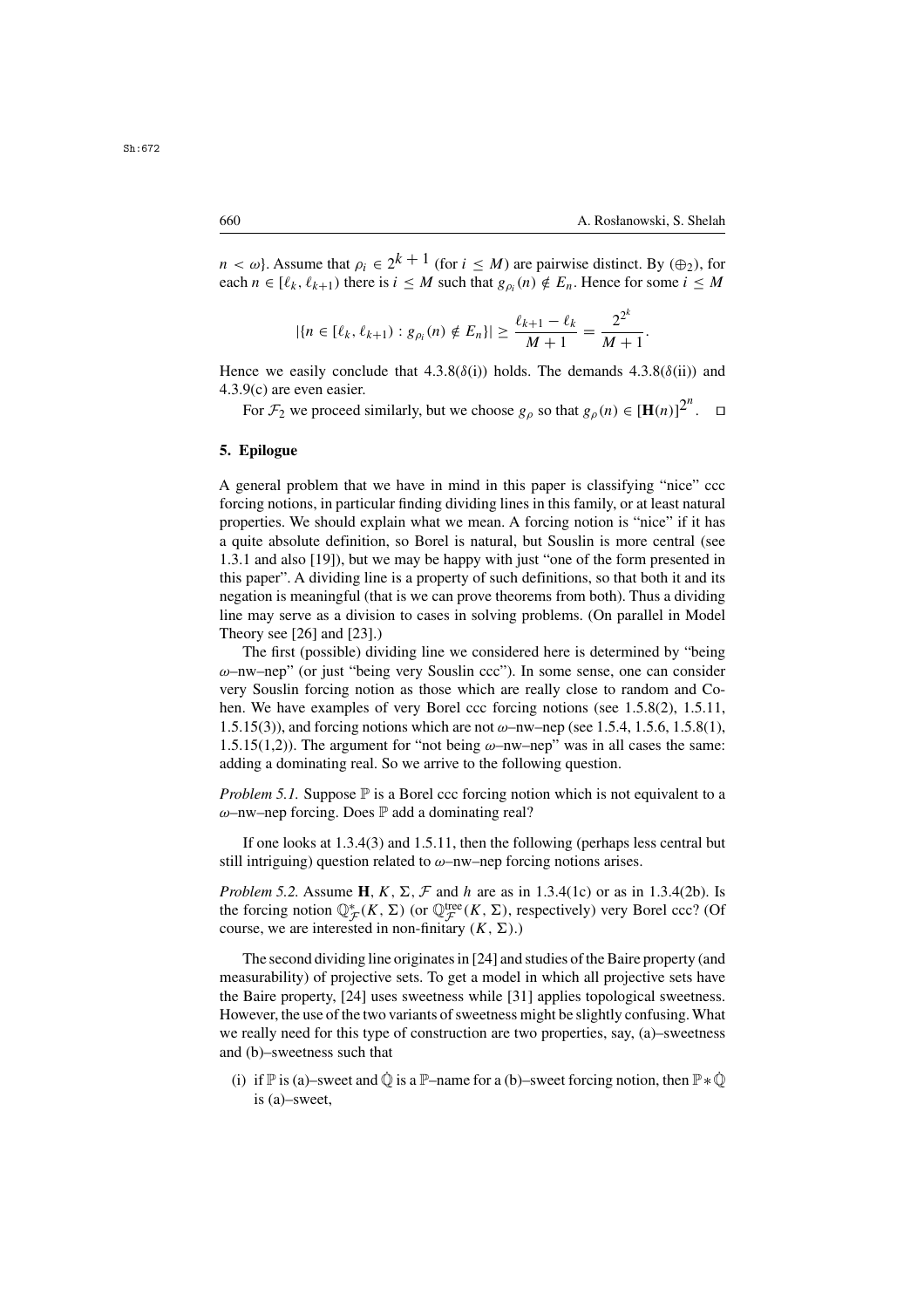$n < \omega\}$. Assume that $\rho_i \in 2^{k+1}$ (for $i \leq M$) are pairwise distinct. By $(\oplus_2)$, for each $n \in [\ell_k, \ell_{k+1})$ there is $i \leq M$ such that $g_{\rho_i}(n) \notin E_n$. Hence for some $i \leq M$

$$|\{n \in [\ell_k, \ell_{k+1}) : g_{\rho_i}(n) \notin E_n\}| \geq \frac{\ell_{k+1} - \ell_k}{M+1} = \frac{2^{2^k}}{M+1}.$$

Hence we easily conclude that 4.3.8($\delta$(i)) holds. The demands 4.3.8($\delta$(ii)) and 4.3.9(c) are even easier.

For $\mathcal{F}_2$ we proceed similarly, but we choose $g_\rho$ so that $g_\rho(n) \in [\mathbf{H}(n)]^{2^n}$. $\square$

## 5. Epilogue

A general problem that we have in mind in this paper is classifying "nice" ccc forcing notions, in particular finding dividing lines in this family, or at least natural properties. We should explain what we mean. A forcing notion is "nice" if it has a quite absolute definition, so Borel is natural, but Souslin is more central (see 1.3.1 and also [19]), but we may be happy with just "one of the form presented in this paper". A dividing line is a property of such definitions, so that both it and its negation is meaningful (that is we can prove theorems from both). Thus a dividing line may serve as a division to cases in solving problems. (On parallel in Model Theory see [26] and [23].)

The first (possible) dividing line we considered here is determined by "being $\omega$–nw–nep" (or just "being very Souslin ccc"). In some sense, one can consider very Souslin forcing notion as those which are really close to random and Cohen. We have examples of very Borel ccc forcing notions (see 1.5.8(2), 1.5.11, 1.5.15(3)), and forcing notions which are not $\omega$–nw–nep (see 1.5.4, 1.5.6, 1.5.8(1), 1.5.15(1,2)). The argument for "not being $\omega$–nw–nep" was in all cases the same: adding a dominating real. So we arrive to the following question.

*Problem 5.1.* Suppose $\mathbb{P}$ is a Borel ccc forcing notion which is not equivalent to a $\omega$–nw–nep forcing. Does $\mathbb{P}$ add a dominating real?

If one looks at 1.3.4(3) and 1.5.11, then the following (perhaps less central but still intriguing) question related to $\omega$–nw–nep forcing notions arises.

*Problem 5.2.* Assume $\mathbf{H}$, $K$, $\Sigma$, $\mathcal{F}$ and $h$ are as in 1.3.4(1c) or as in 1.3.4(2b). Is the forcing notion $\mathbb{Q}^*_{\mathcal{F}}(K, \Sigma)$ (or $\mathbb{Q}^{\rm tree}_{\mathcal{F}}(K, \Sigma)$, respectively) very Borel ccc? (Of course, we are interested in non-finitary $(K, \Sigma)$.)

The second dividing line originates in [24] and studies of the Baire property (and measurability) of projective sets. To get a model in which all projective sets have the Baire property, [24] uses sweetness while [31] applies topological sweetness. However, the use of the two variants of sweetness might be slightly confusing. What we really need for this type of construction are two properties, say, (a)–sweetness and (b)–sweetness such that

(i) if $\mathbb{P}$ is (a)–sweet and $\dot{\mathbb{Q}}$ is a $\mathbb{P}$–name for a (b)–sweet forcing notion, then $\mathbb{P} * \dot{\mathbb{Q}}$ is (a)–sweet,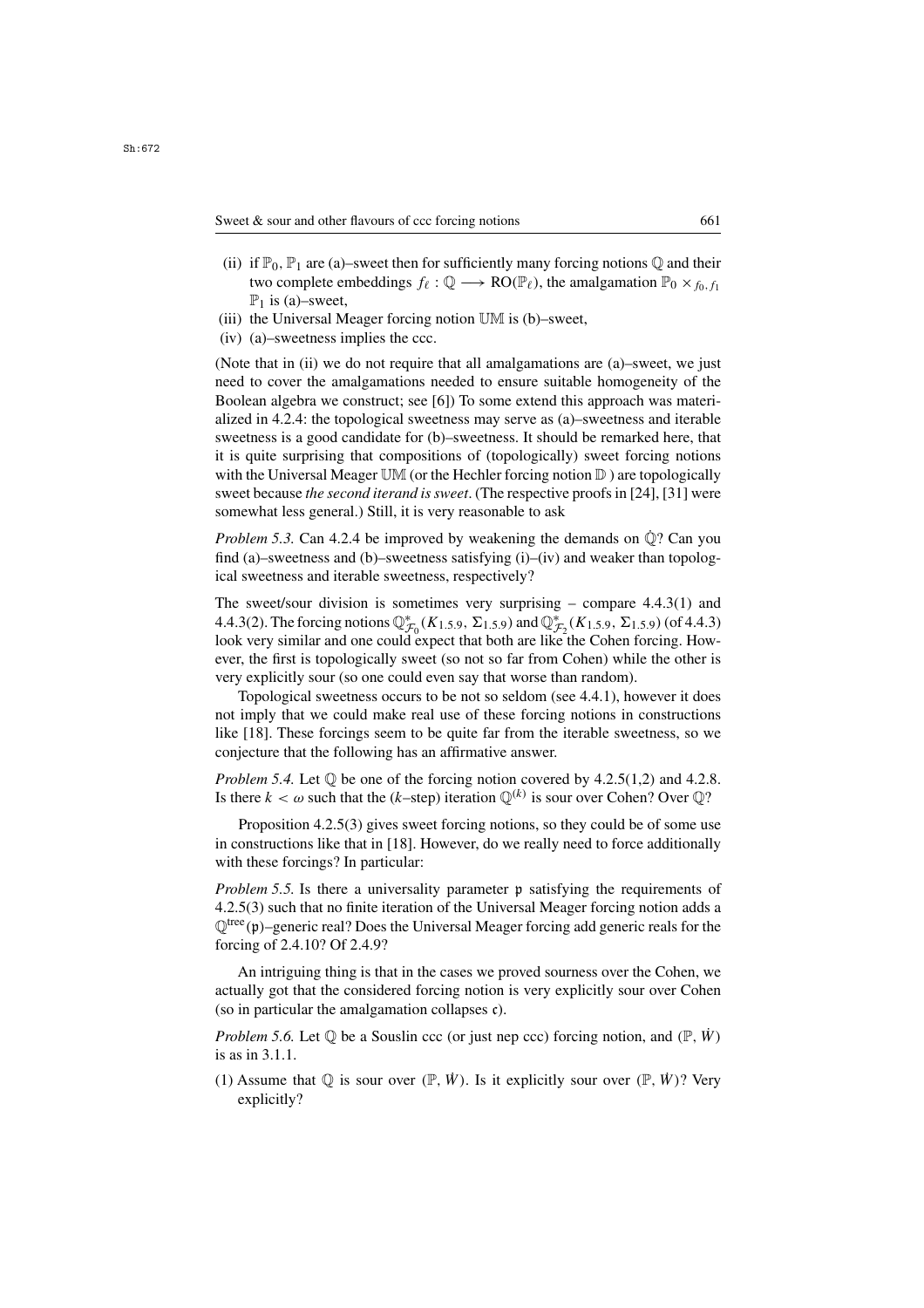(ii) if $\mathbb{P}_0, \mathbb{P}_1$ are (a)–sweet then for sufficiently many forcing notions $\mathbb{Q}$ and their two complete embeddings $f_\ell : \mathbb{Q} \longrightarrow \mathrm{RO}(\mathbb{P}_\ell)$, the amalgamation $\mathbb{P}_0 \times_{f_0, f_1} \mathbb{P}_1$ is (a)–sweet,

(iii) the Universal Meager forcing notion $\mathbb{UM}$ is (b)–sweet,

(iv) (a)–sweetness implies the ccc.

(Note that in (ii) we do not require that all amalgamations are (a)–sweet, we just need to cover the amalgamations needed to ensure suitable homogeneity of the Boolean algebra we construct; see [6]) To some extend this approach was materialized in 4.2.4: the topological sweetness may serve as (a)–sweetness and iterable sweetness is a good candidate for (b)–sweetness. It should be remarked here, that it is quite surprising that compositions of (topologically) sweet forcing notions with the Universal Meager $\mathbb{UM}$ (or the Hechler forcing notion $\mathbb{D}$ ) are topologically sweet because *the second iterand is sweet*. (The respective proofs in [24], [31] were somewhat less general.) Still, it is very reasonable to ask

*Problem 5.3.* Can 4.2.4 be improved by weakening the demands on $\dot{\mathbb{Q}}$? Can you find (a)–sweetness and (b)–sweetness satisfying (i)–(iv) and weaker than topological sweetness and iterable sweetness, respectively?

The sweet/sour division is sometimes very surprising – compare 4.4.3(1) and 4.4.3(2). The forcing notions $\mathbb{Q}^*_{\mathcal{F}_0}(K_{1.5.9}, \Sigma_{1.5.9})$ and $\mathbb{Q}^*_{\mathcal{F}_2}(K_{1.5.9}, \Sigma_{1.5.9})$ (of 4.4.3) look very similar and one could expect that both are like the Cohen forcing. However, the first is topologically sweet (so not so far from Cohen) while the other is very explicitly sour (so one could even say that worse than random).

Topological sweetness occurs to be not so seldom (see 4.4.1), however it does not imply that we could make real use of these forcing notions in constructions like [18]. These forcings seem to be quite far from the iterable sweetness, so we conjecture that the following has an affirmative answer.

*Problem 5.4.* Let $\mathbb{Q}$ be one of the forcing notion covered by 4.2.5(1,2) and 4.2.8. Is there $k < \omega$ such that the ($k$–step) iteration $\mathbb{Q}^{(k)}$ is sour over Cohen? Over $\mathbb{Q}$?

Proposition 4.2.5(3) gives sweet forcing notions, so they could be of some use in constructions like that in [18]. However, do we really need to force additionally with these forcings? In particular:

*Problem 5.5.* Is there a universality parameter $\mathfrak{p}$ satisfying the requirements of 4.2.5(3) such that no finite iteration of the Universal Meager forcing notion adds a $\mathbb{Q}^{\mathrm{tree}}(\mathfrak{p})$–generic real? Does the Universal Meager forcing add generic reals for the forcing of 2.4.10? Of 2.4.9?

An intriguing thing is that in the cases we proved sourness over the Cohen, we actually got that the considered forcing notion is very explicitly sour over Cohen (so in particular the amalgamation collapses $\mathfrak{c}$).

*Problem 5.6.* Let $\mathbb{Q}$ be a Souslin ccc (or just nep ccc) forcing notion, and $(\mathbb{P}, \dot{W})$ is as in 3.1.1.

(1) Assume that $\mathbb{Q}$ is sour over $(\mathbb{P}, \dot{W})$. Is it explicitly sour over $(\mathbb{P}, \dot{W})$? Very explicitly?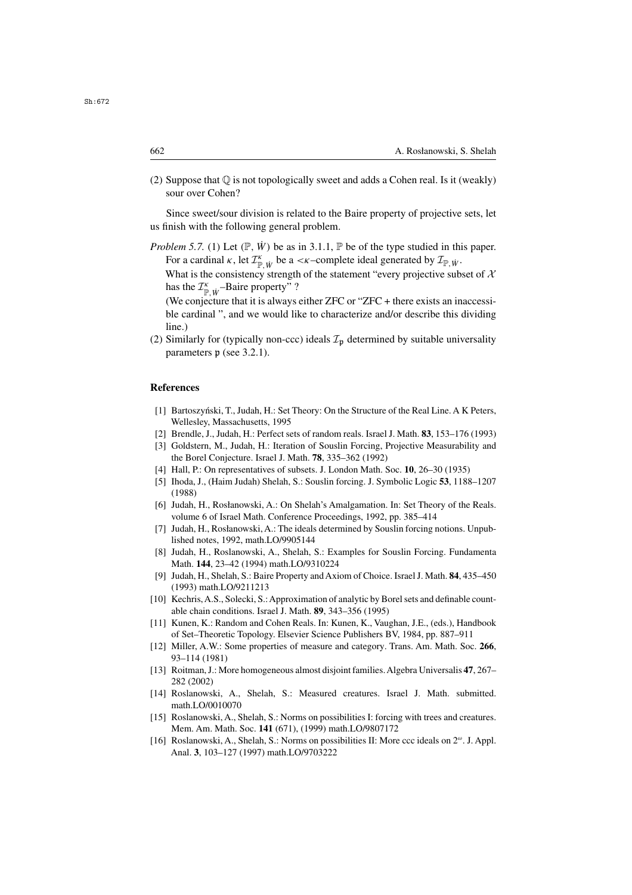(2) Suppose that $\mathbb{Q}$ is not topologically sweet and adds a Cohen real. Is it (weakly) sour over Cohen?

Since sweet/sour division is related to the Baire property of projective sets, let us finish with the following general problem.

*Problem 5.7.* (1) Let $(\mathbb{P}, \dot{W})$ be as in 3.1.1, $\mathbb{P}$ be of the type studied in this paper. For a cardinal $\kappa$, let $\mathcal{I}^{\kappa}_{\mathbb{P},\dot{W}}$ be a $<\kappa$–complete ideal generated by $\mathcal{I}_{\mathbb{P},\dot{W}}$.
What is the consistency strength of the statement "every projective subset of $\mathcal{X}$ has the $\mathcal{I}^{\kappa}_{\mathbb{P},\dot{W}}$–Baire property" ?
(We conjecture that it is always either ZFC or "ZFC + there exists an inaccessible cardinal ", and we would like to characterize and/or describe this dividing line.)

(2) Similarly for (typically non-ccc) ideals $\mathcal{I}_{\mathfrak{p}}$ determined by suitable universality parameters $\mathfrak{p}$ (see 3.2.1).

## References

[1] Bartoszyński, T., Judah, H.: Set Theory: On the Structure of the Real Line. A K Peters, Wellesley, Massachusetts, 1995

[2] Brendle, J., Judah, H.: Perfect sets of random reals. Israel J. Math. **83**, 153–176 (1993)

[3] Goldstern, M., Judah, H.: Iteration of Souslin Forcing, Projective Measurability and the Borel Conjecture. Israel J. Math. **78**, 335–362 (1992)

[4] Hall, P.: On representatives of subsets. J. London Math. Soc. **10**, 26–30 (1935)

[5] Ihoda, J., (Haim Judah) Shelah, S.: Souslin forcing. J. Symbolic Logic **53**, 1188–1207 (1988)

[6] Judah, H., Rosłanowski, A.: On Shelah's Amalgamation. In: Set Theory of the Reals. volume 6 of Israel Math. Conference Proceedings, 1992, pp. 385–414

[7] Judah, H., Rosłanowski, A.: The ideals determined by Souslin forcing notions. Unpublished notes, 1992, math.LO/9905144

[8] Judah, H., Roslanowski, A., Shelah, S.: Examples for Souslin Forcing. Fundamenta Math. **144**, 23–42 (1994) math.LO/9310224

[9] Judah, H., Shelah, S.: Baire Property and Axiom of Choice. Israel J. Math. **84**, 435–450 (1993) math.LO/9211213

[10] Kechris, A.S., Solecki, S.: Approximation of analytic by Borel sets and definable countable chain conditions. Israel J. Math. **89**, 343–356 (1995)

[11] Kunen, K.: Random and Cohen Reals. In: Kunen, K., Vaughan, J.E., (eds.), Handbook of Set–Theoretic Topology. Elsevier Science Publishers BV, 1984, pp. 887–911

[12] Miller, A.W.: Some properties of measure and category. Trans. Am. Math. Soc. **266**, 93–114 (1981)

[13] Roitman, J.: More homogeneous almost disjoint families. Algebra Universalis **47**, 267–282 (2002)

[14] Roslanowski, A., Shelah, S.: Measured creatures. Israel J. Math. submitted. math.LO/0010070

[15] Roslanowski, A., Shelah, S.: Norms on possibilities I: forcing with trees and creatures. Mem. Am. Math. Soc. **141** (671), (1999) math.LO/9807172

[16] Roslanowski, A., Shelah, S.: Norms on possibilities II: More ccc ideals on $2^{\omega}$. J. Appl. Anal. **3**, 103–127 (1997) math.LO/9703222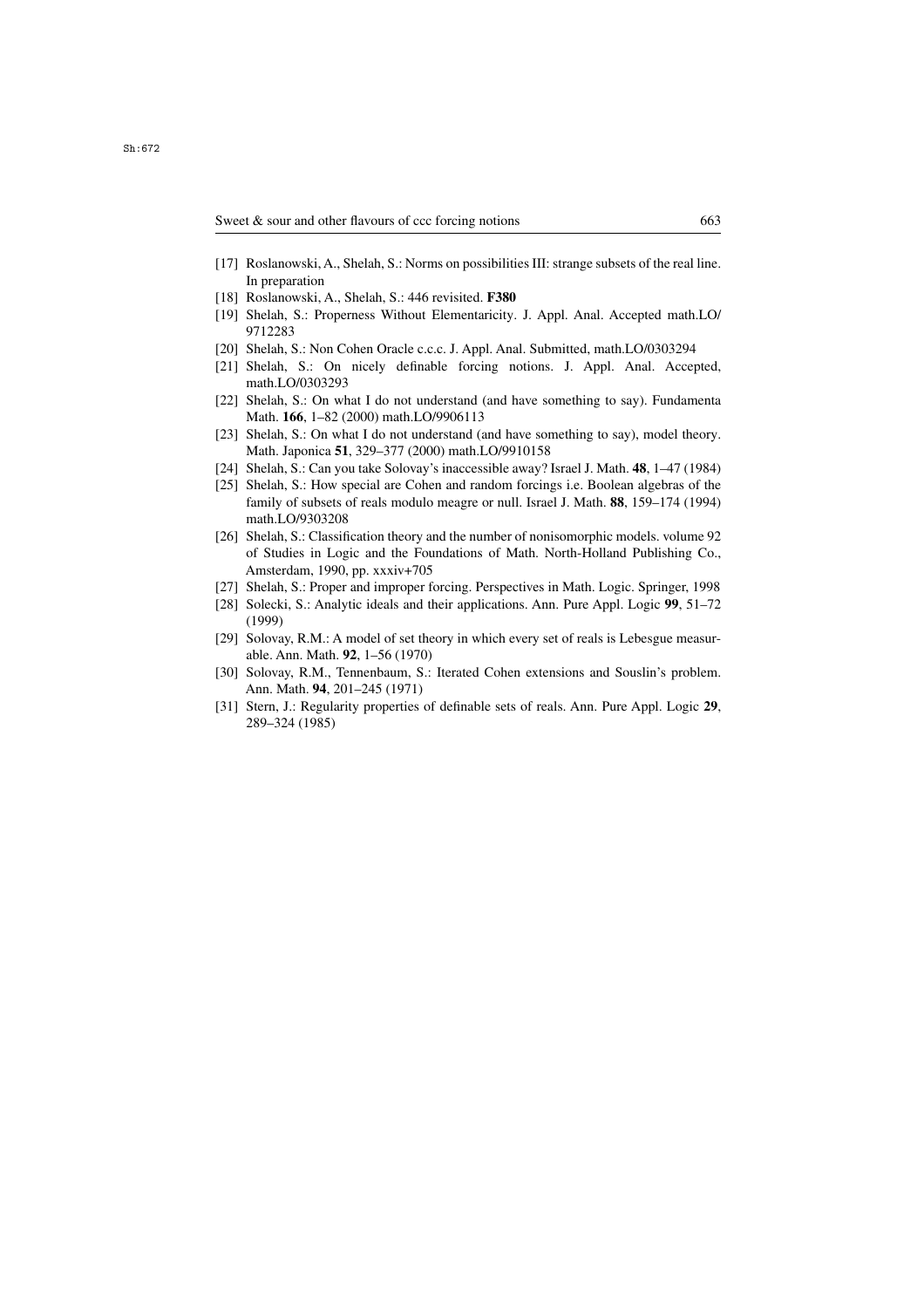[17] Roslanowski, A., Shelah, S.: Norms on possibilities III: strange subsets of the real line. In preparation

[18] Roslanowski, A., Shelah, S.: 446 revisited. **F380**

[19] Shelah, S.: Properness Without Elementaricity. J. Appl. Anal. Accepted math.LO/9712283

[20] Shelah, S.: Non Cohen Oracle c.c.c. J. Appl. Anal. Submitted, math.LO/0303294

[21] Shelah, S.: On nicely definable forcing notions. J. Appl. Anal. Accepted, math.LO/0303293

[22] Shelah, S.: On what I do not understand (and have something to say). Fundamenta Math. **166**, 1–82 (2000) math.LO/9906113

[23] Shelah, S.: On what I do not understand (and have something to say), model theory. Math. Japonica **51**, 329–377 (2000) math.LO/9910158

[24] Shelah, S.: Can you take Solovay's inaccessible away? Israel J. Math. **48**, 1–47 (1984)

[25] Shelah, S.: How special are Cohen and random forcings i.e. Boolean algebras of the family of subsets of reals modulo meagre or null. Israel J. Math. **88**, 159–174 (1994) math.LO/9303208

[26] Shelah, S.: Classification theory and the number of nonisomorphic models. volume 92 of Studies in Logic and the Foundations of Math. North-Holland Publishing Co., Amsterdam, 1990, pp. xxxiv+705

[27] Shelah, S.: Proper and improper forcing. Perspectives in Math. Logic. Springer, 1998

[28] Solecki, S.: Analytic ideals and their applications. Ann. Pure Appl. Logic **99**, 51–72 (1999)

[29] Solovay, R.M.: A model of set theory in which every set of reals is Lebesgue measurable. Ann. Math. **92**, 1–56 (1970)

[30] Solovay, R.M., Tennenbaum, S.: Iterated Cohen extensions and Souslin's problem. Ann. Math. **94**, 201–245 (1971)

[31] Stern, J.: Regularity properties of definable sets of reals. Ann. Pure Appl. Logic **29**, 289–324 (1985)